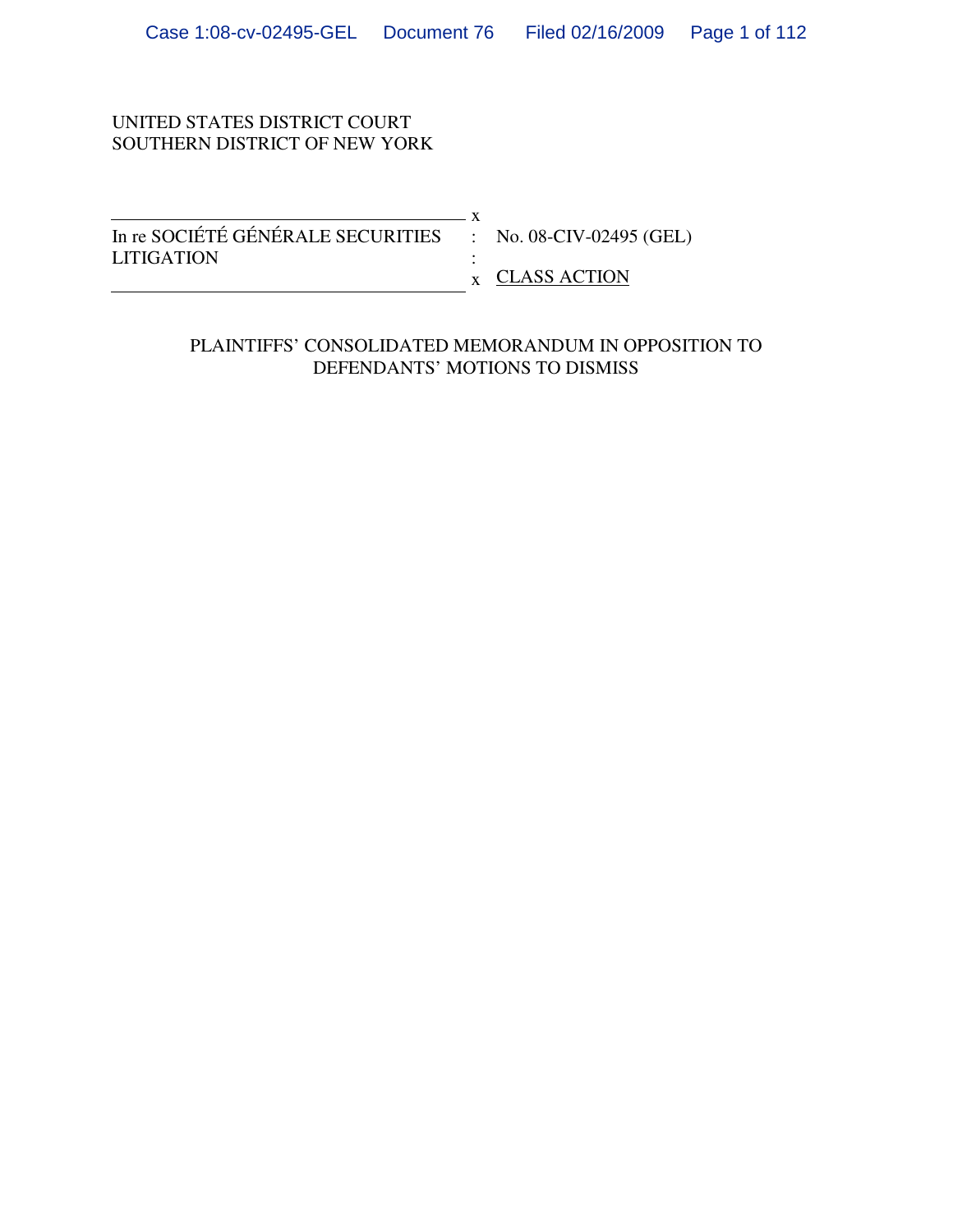UNITED STATES DISTRICT COURT
SOUTHERN DISTRICT OF NEW YORK

| | | |
|---|---|---|
| In re SOCIÉTÉ GÉNÉRALE SECURITIES LITIGATION | : | No. 08-CIV-02495 (GEL) |
| | : | CLASS ACTION |

PLAINTIFFS' CONSOLIDATED MEMORANDUM IN OPPOSITION TO DEFENDANTS' MOTIONS TO DISMISS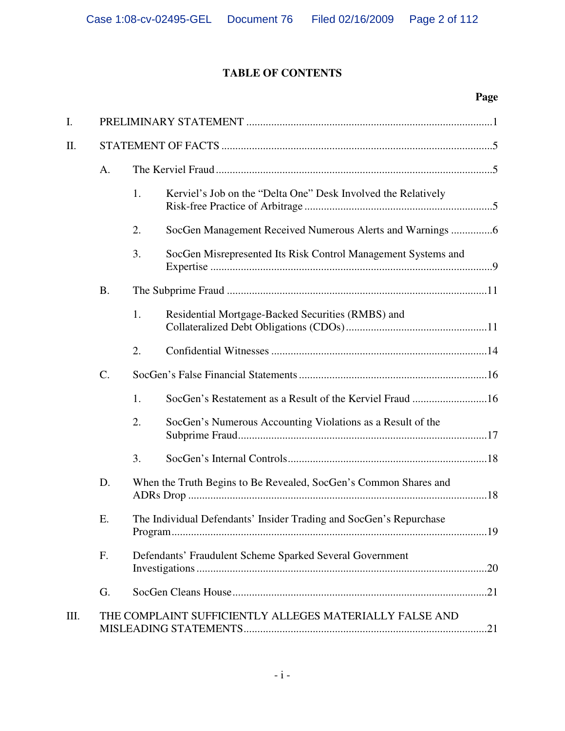# TABLE OF CONTENTS

| | | | Page |
|---|---|---|---|
| I. | PRELIMINARY STATEMENT | | 1 |
| II. | STATEMENT OF FACTS | | 5 |
| | A. | The Kerviel Fraud | 5 |
| | | 1. Kerviel's Job on the "Delta One" Desk Involved the Relatively Risk-free Practice of Arbitrage | 5 |
| | | 2. SocGen Management Received Numerous Alerts and Warnings | 6 |
| | | 3. SocGen Misrepresented Its Risk Control Management Systems and Expertise | 9 |
| | B. | The Subprime Fraud | 11 |
| | | 1. Residential Mortgage-Backed Securities (RMBS) and Collateralized Debt Obligations (CDOs) | 11 |
| | | 2. Confidential Witnesses | 14 |
| | C. | SocGen's False Financial Statements | 16 |
| | | 1. SocGen's Restatement as a Result of the Kerviel Fraud | 16 |
| | | 2. SocGen's Numerous Accounting Violations as a Result of the Subprime Fraud | 17 |
| | | 3. SocGen's Internal Controls | 18 |
| | D. | When the Truth Begins to Be Revealed, SocGen's Common Shares and ADRs Drop | 18 |
| | E. | The Individual Defendants' Insider Trading and SocGen's Repurchase Program | 19 |
| | F. | Defendants' Fraudulent Scheme Sparked Several Government Investigations | 20 |
| | G. | SocGen Cleans House | 21 |
| III. | THE COMPLAINT SUFFICIENTLY ALLEGES MATERIALLY FALSE AND MISLEADING STATEMENTS | | 21 |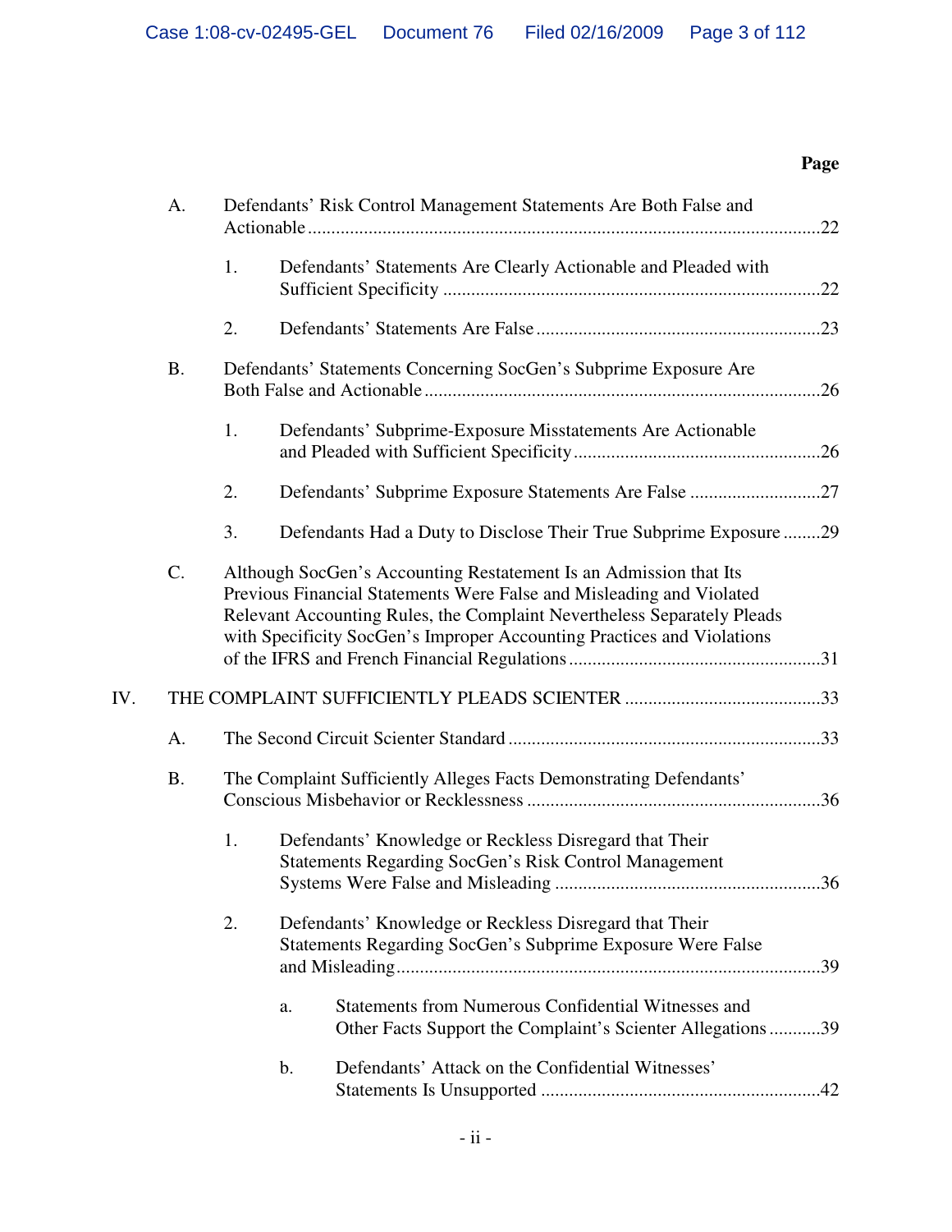| | | | | Page |
|---|---|---|---|---|
| | A. | Defendants' Risk Control Management Statements Are Both False and Actionable | | 22 |
| | | 1. | Defendants' Statements Are Clearly Actionable and Pleaded with Sufficient Specificity | 22 |
| | | 2. | Defendants' Statements Are False | 23 |
| | B. | Defendants' Statements Concerning SocGen's Subprime Exposure Are Both False and Actionable | | 26 |
| | | 1. | Defendants' Subprime-Exposure Misstatements Are Actionable and Pleaded with Sufficient Specificity | 26 |
| | | 2. | Defendants' Subprime Exposure Statements Are False | 27 |
| | | 3. | Defendants Had a Duty to Disclose Their True Subprime Exposure | 29 |
| | C. | Although SocGen's Accounting Restatement Is an Admission that Its Previous Financial Statements Were False and Misleading and Violated Relevant Accounting Rules, the Complaint Nevertheless Separately Pleads with Specificity SocGen's Improper Accounting Practices and Violations of the IFRS and French Financial Regulations | | 31 |
| IV. | THE COMPLAINT SUFFICIENTLY PLEADS SCIENTER | | | 33 |
| | A. | The Second Circuit Scienter Standard | | 33 |
| | B. | The Complaint Sufficiently Alleges Facts Demonstrating Defendants' Conscious Misbehavior or Recklessness | | 36 |
| | | 1. | Defendants' Knowledge or Reckless Disregard that Their Statements Regarding SocGen's Risk Control Management Systems Were False and Misleading | 36 |
| | | 2. | Defendants' Knowledge or Reckless Disregard that Their Statements Regarding SocGen's Subprime Exposure Were False and Misleading | 39 |
| | | | a. Statements from Numerous Confidential Witnesses and Other Facts Support the Complaint's Scienter Allegations | 39 |
| | | | b. Defendants' Attack on the Confidential Witnesses' Statements Is Unsupported | 42 |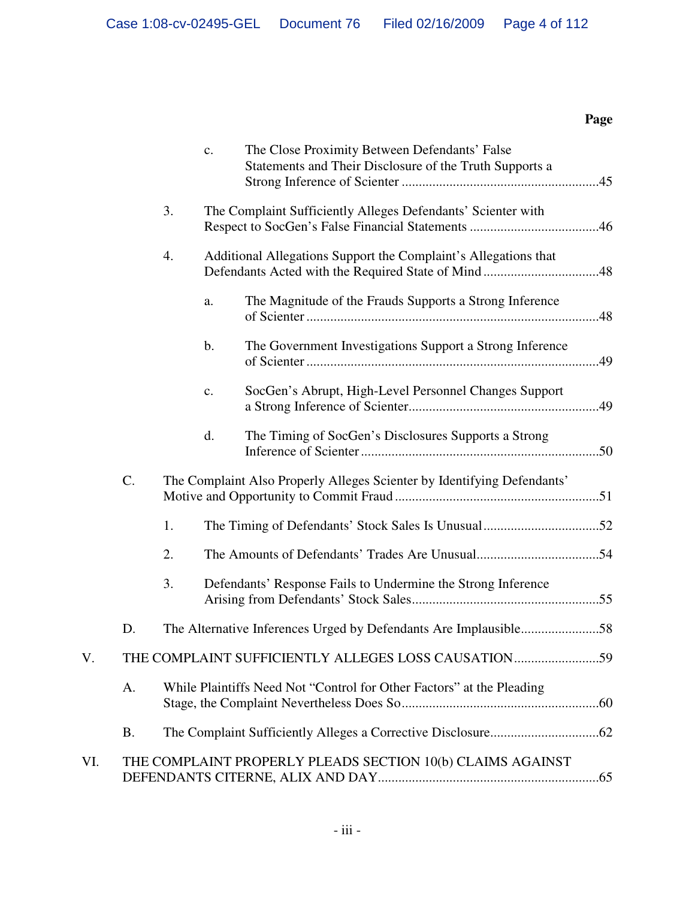**Page**

- c. The Close Proximity Between Defendants' False Statements and Their Disclosure of the Truth Supports a Strong Inference of Scienter ..........45
- 3. The Complaint Sufficiently Alleges Defendants' Scienter with Respect to SocGen's False Financial Statements ..........46
- 4. Additional Allegations Support the Complaint's Allegations that Defendants Acted with the Required State of Mind ..........48
  - a. The Magnitude of the Frauds Supports a Strong Inference of Scienter ..........48
  - b. The Government Investigations Support a Strong Inference of Scienter ..........49
  - c. SocGen's Abrupt, High-Level Personnel Changes Support a Strong Inference of Scienter..........49
  - d. The Timing of SocGen's Disclosures Supports a Strong Inference of Scienter ..........50

C. The Complaint Also Properly Alleges Scienter by Identifying Defendants' Motive and Opportunity to Commit Fraud ..........51

- 1. The Timing of Defendants' Stock Sales Is Unusual..........52
- 2. The Amounts of Defendants' Trades Are Unusual..........54
- 3. Defendants' Response Fails to Undermine the Strong Inference Arising from Defendants' Stock Sales..........55

D. The Alternative Inferences Urged by Defendants Are Implausible..........58

V. THE COMPLAINT SUFFICIENTLY ALLEGES LOSS CAUSATION..........59

A. While Plaintiffs Need Not "Control for Other Factors" at the Pleading Stage, the Complaint Nevertheless Does So..........60

B. The Complaint Sufficiently Alleges a Corrective Disclosure..........62

VI. THE COMPLAINT PROPERLY PLEADS SECTION 10(b) CLAIMS AGAINST DEFENDANTS CITERNE, ALIX AND DAY..........65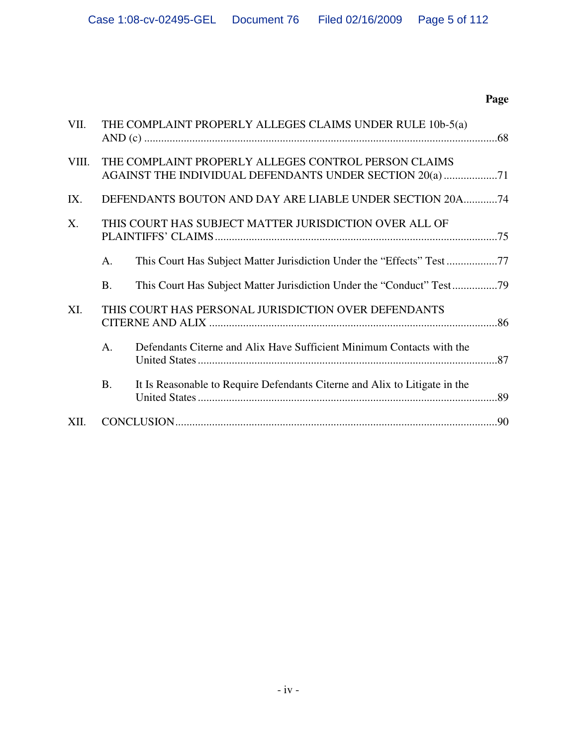| | | Page |
|---|---|---|
| VII. | THE COMPLAINT PROPERLY ALLEGES CLAIMS UNDER RULE 10b-5(a) AND (c) | 68 |
| VIII. | THE COMPLAINT PROPERLY ALLEGES CONTROL PERSON CLAIMS AGAINST THE INDIVIDUAL DEFENDANTS UNDER SECTION 20(a) | 71 |
| IX. | DEFENDANTS BOUTON AND DAY ARE LIABLE UNDER SECTION 20A | 74 |
| X. | THIS COURT HAS SUBJECT MATTER JURISDICTION OVER ALL OF PLAINTIFFS' CLAIMS | 75 |
| | A. This Court Has Subject Matter Jurisdiction Under the "Effects" Test | 77 |
| | B. This Court Has Subject Matter Jurisdiction Under the "Conduct" Test | 79 |
| XI. | THIS COURT HAS PERSONAL JURISDICTION OVER DEFENDANTS CITERNE AND ALIX | 86 |
| | A. Defendants Citerne and Alix Have Sufficient Minimum Contacts with the United States | 87 |
| | B. It Is Reasonable to Require Defendants Citerne and Alix to Litigate in the United States | 89 |
| XII. | CONCLUSION | 90 |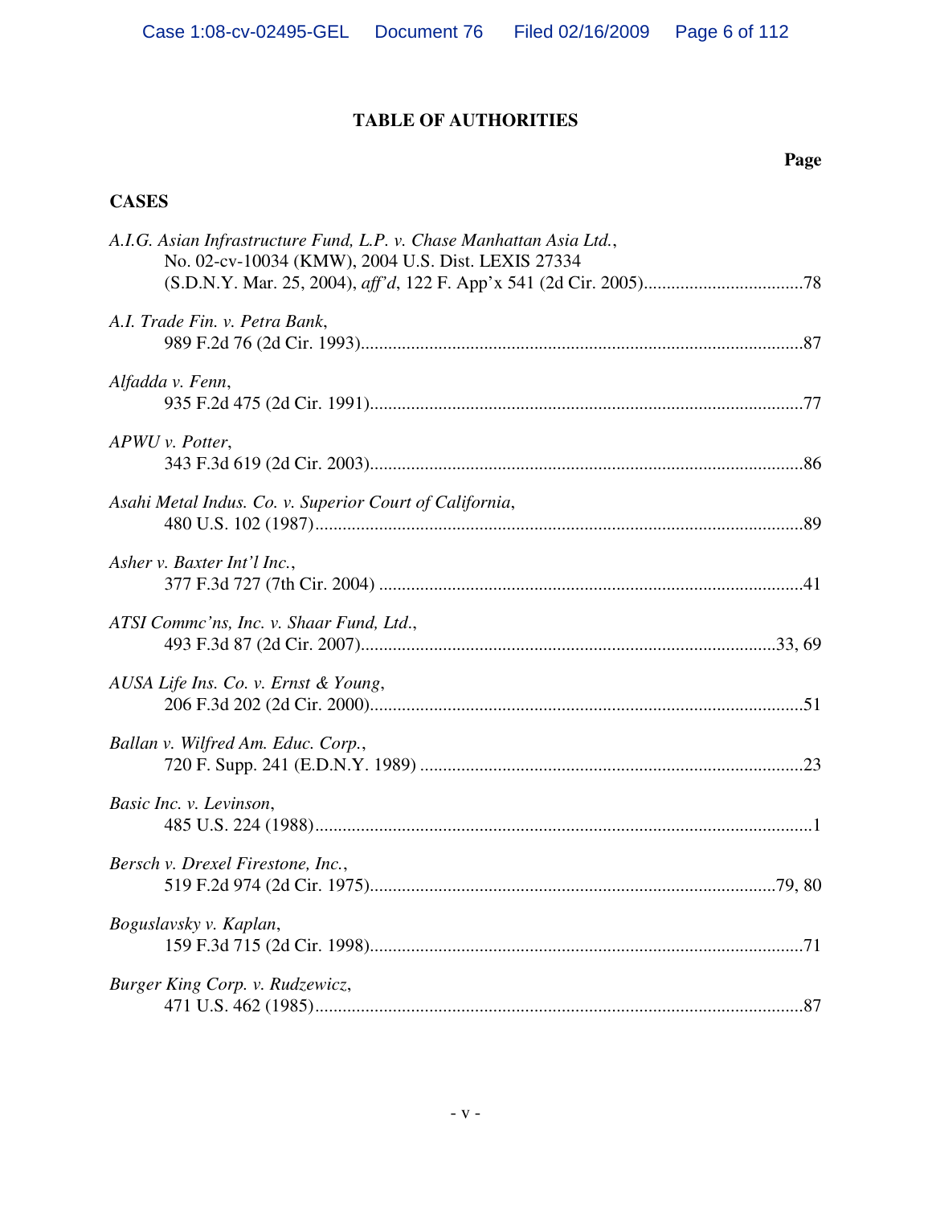# TABLE OF AUTHORITIES

**Page**

## CASES

*A.I.G. Asian Infrastructure Fund, L.P. v. Chase Manhattan Asia Ltd.*,
No. 02-cv-10034 (KMW), 2004 U.S. Dist. LEXIS 27334
(S.D.N.Y. Mar. 25, 2004), *aff'd*, 122 F. App'x 541 (2d Cir. 2005)....................................78

*A.I. Trade Fin. v. Petra Bank*,
989 F.2d 76 (2d Cir. 1993)..................................................................................................87

*Alfadda v. Fenn*,
935 F.2d 475 (2d Cir. 1991)................................................................................................77

*APWU v. Potter*,
343 F.3d 619 (2d Cir. 2003)................................................................................................86

*Asahi Metal Indus. Co. v. Superior Court of California*,
480 U.S. 102 (1987)............................................................................................................89

*Asher v. Baxter Int'l Inc.*,
377 F.3d 727 (7th Cir. 2004) .............................................................................................41

*ATSI Commc'ns, Inc. v. Shaar Fund, Ltd.*,
493 F.3d 87 (2d Cir. 2007)...........................................................................................33, 69

*AUSA Life Ins. Co. v. Ernst & Young*,
206 F.3d 202 (2d Cir. 2000)................................................................................................51

*Ballan v. Wilfred Am. Educ. Corp.*,
720 F. Supp. 241 (E.D.N.Y. 1989) ....................................................................................23

*Basic Inc. v. Levinson*,
485 U.S. 224 (1988)..............................................................................................................1

*Bersch v. Drexel Firestone, Inc.*,
519 F.2d 974 (2d Cir. 1975).........................................................................................79, 80

*Boguslavsky v. Kaplan*,
159 F.3d 715 (2d Cir. 1998)................................................................................................71

*Burger King Corp. v. Rudzewicz*,
471 U.S. 462 (1985)............................................................................................................87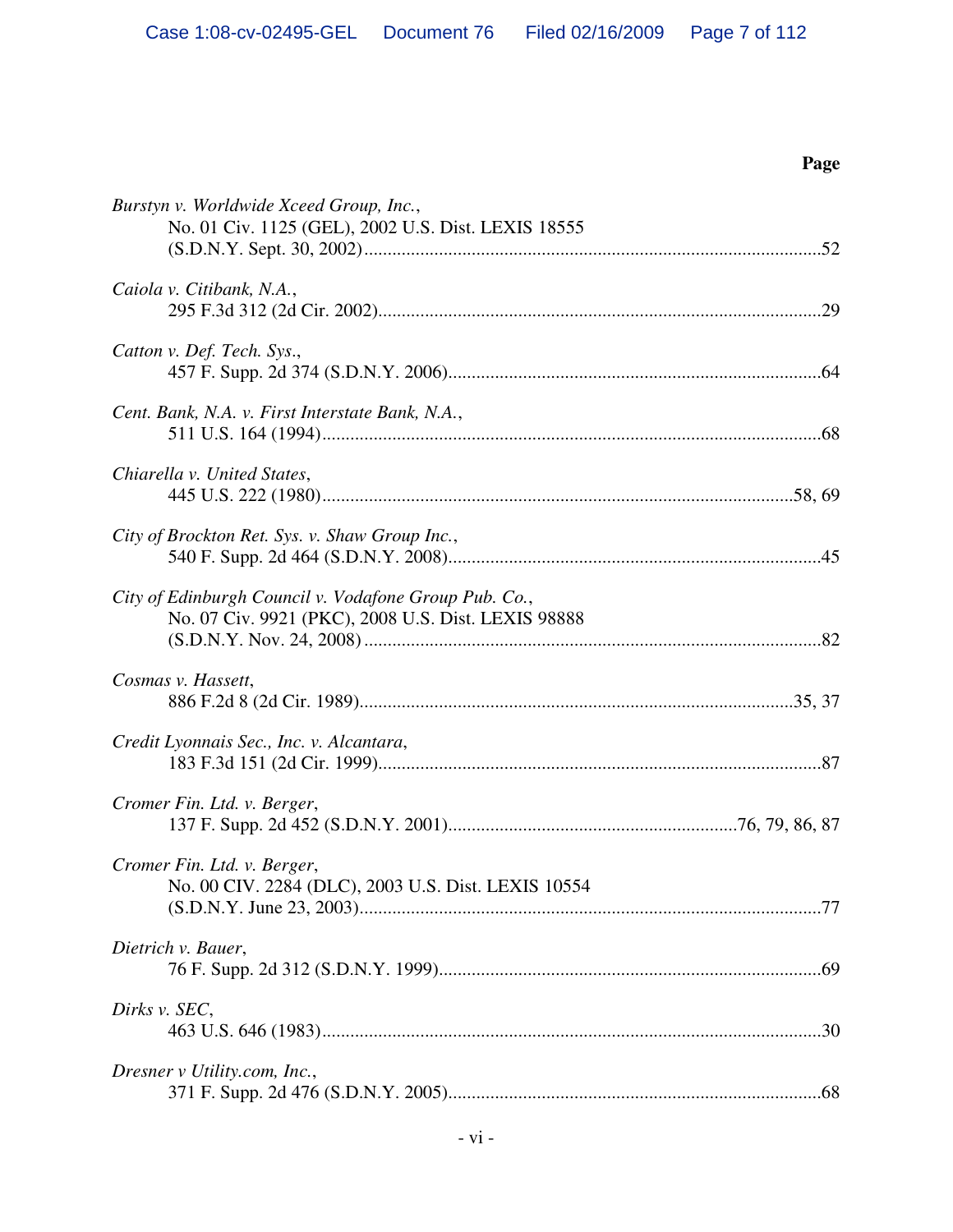**Page**

*Burstyn v. Worldwide Xceed Group, Inc.*,
No. 01 Civ. 1125 (GEL), 2002 U.S. Dist. LEXIS 18555
(S.D.N.Y. Sept. 30, 2002) .......... 52

*Caiola v. Citibank, N.A.*,
295 F.3d 312 (2d Cir. 2002) .......... 29

*Catton v. Def. Tech. Sys.*,
457 F. Supp. 2d 374 (S.D.N.Y. 2006) .......... 64

*Cent. Bank, N.A. v. First Interstate Bank, N.A.*,
511 U.S. 164 (1994) .......... 68

*Chiarella v. United States*,
445 U.S. 222 (1980) .......... 58, 69

*City of Brockton Ret. Sys. v. Shaw Group Inc.*,
540 F. Supp. 2d 464 (S.D.N.Y. 2008) .......... 45

*City of Edinburgh Council v. Vodafone Group Pub. Co.*,
No. 07 Civ. 9921 (PKC), 2008 U.S. Dist. LEXIS 98888
(S.D.N.Y. Nov. 24, 2008) .......... 82

*Cosmas v. Hassett*,
886 F.2d 8 (2d Cir. 1989) .......... 35, 37

*Credit Lyonnais Sec., Inc. v. Alcantara*,
183 F.3d 151 (2d Cir. 1999) .......... 87

*Cromer Fin. Ltd. v. Berger*,
137 F. Supp. 2d 452 (S.D.N.Y. 2001) .......... 76, 79, 86, 87

*Cromer Fin. Ltd. v. Berger*,
No. 00 CIV. 2284 (DLC), 2003 U.S. Dist. LEXIS 10554
(S.D.N.Y. June 23, 2003) .......... 77

*Dietrich v. Bauer*,
76 F. Supp. 2d 312 (S.D.N.Y. 1999) .......... 69

*Dirks v. SEC*,
463 U.S. 646 (1983) .......... 30

*Dresner v Utility.com, Inc.*,
371 F. Supp. 2d 476 (S.D.N.Y. 2005) .......... 68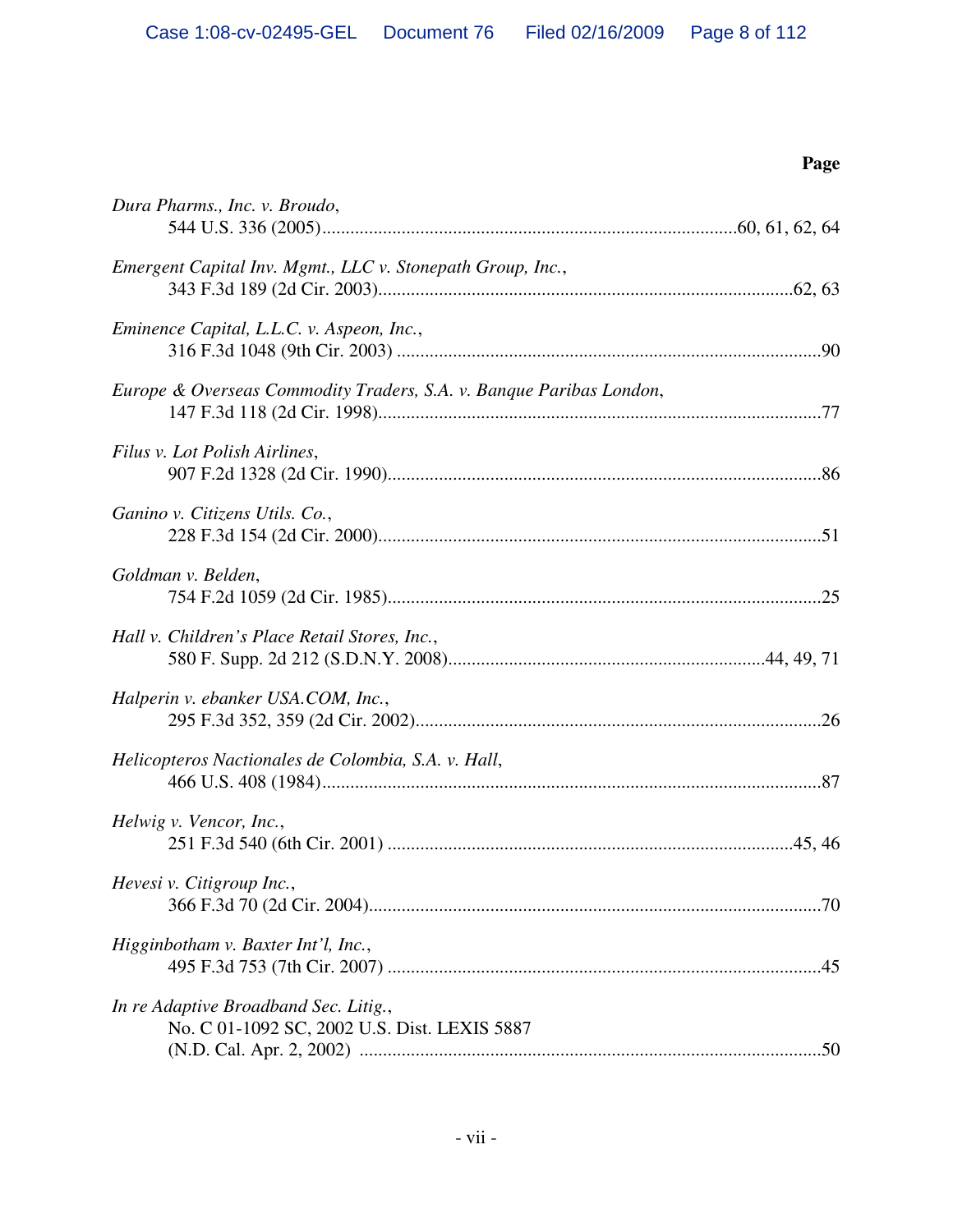**Page**

*Dura Pharms., Inc. v. Broudo*,
544 U.S. 336 (2005)........................................................................................60, 61, 62, 64

*Emergent Capital Inv. Mgmt., LLC v. Stonepath Group, Inc.*,
343 F.3d 189 (2d Cir. 2003)........................................................................................62, 63

*Eminence Capital, L.L.C. v. Aspeon, Inc.*,
316 F.3d 1048 (9th Cir. 2003) ..........................................................................................90

*Europe & Overseas Commodity Traders, S.A. v. Banque Paribas London*,
147 F.3d 118 (2d Cir. 1998)...............................................................................................77

*Filus v. Lot Polish Airlines*,
907 F.2d 1328 (2d Cir. 1990).............................................................................................86

*Ganino v. Citizens Utils. Co.*,
228 F.3d 154 (2d Cir. 2000)...............................................................................................51

*Goldman v. Belden*,
754 F.2d 1059 (2d Cir. 1985).............................................................................................25

*Hall v. Children's Place Retail Stores, Inc.*,
580 F. Supp. 2d 212 (S.D.N.Y. 2008)...................................................................44, 49, 71

*Halperin v. ebanker USA.COM, Inc.*,
295 F.3d 352, 359 (2d Cir. 2002).......................................................................................26

*Helicopteros Nacionales de Colombia, S.A. v. Hall*,
466 U.S. 408 (1984)..........................................................................................................87

*Helwig v. Vencor, Inc.*,
251 F.3d 540 (6th Cir. 2001) ......................................................................................45, 46

*Hevesi v. Citigroup Inc.*,
366 F.3d 70 (2d Cir. 2004)................................................................................................70

*Higginbotham v. Baxter Int'l, Inc.*,
495 F.3d 753 (7th Cir. 2007) ............................................................................................45

*In re Adaptive Broadband Sec. Litig.*,
No. C 01-1092 SC, 2002 U.S. Dist. LEXIS 5887
(N.D. Cal. Apr. 2, 2002) ..................................................................................................50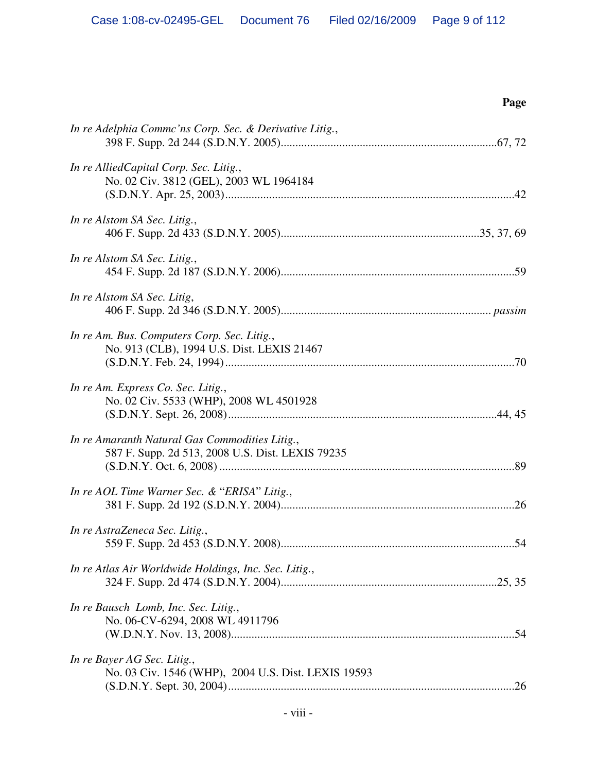**Page**

*In re Adelphia Commc'ns Corp. Sec. & Derivative Litig.*,
398 F. Supp. 2d 244 (S.D.N.Y. 2005)....67, 72

*In re AlliedCapital Corp. Sec. Litig.*,
No. 02 Civ. 3812 (GEL), 2003 WL 1964184
(S.D.N.Y. Apr. 25, 2003)....42

*In re Alstom SA Sec. Litig.*,
406 F. Supp. 2d 433 (S.D.N.Y. 2005)....35, 37, 69

*In re Alstom SA Sec. Litig.*,
454 F. Supp. 2d 187 (S.D.N.Y. 2006)....59

*In re Alstom SA Sec. Litig*,
406 F. Supp. 2d 346 (S.D.N.Y. 2005).... *passim*

*In re Am. Bus. Computers Corp. Sec. Litig.*,
No. 913 (CLB), 1994 U.S. Dist. LEXIS 21467
(S.D.N.Y. Feb. 24, 1994)....70

*In re Am. Express Co. Sec. Litig.*,
No. 02 Civ. 5533 (WHP), 2008 WL 4501928
(S.D.N.Y. Sept. 26, 2008)....44, 45

*In re Amaranth Natural Gas Commodities Litig.*,
587 F. Supp. 2d 513, 2008 U.S. Dist. LEXIS 79235
(S.D.N.Y. Oct. 6, 2008)....89

*In re AOL Time Warner Sec. & "ERISA" Litig.*,
381 F. Supp. 2d 192 (S.D.N.Y. 2004)....26

*In re AstraZeneca Sec. Litig.*,
559 F. Supp. 2d 453 (S.D.N.Y. 2008)....54

*In re Atlas Air Worldwide Holdings, Inc. Sec. Litig.*,
324 F. Supp. 2d 474 (S.D.N.Y. 2004)....25, 35

*In re Bausch  Lomb, Inc. Sec. Litig.*,
No. 06-CV-6294, 2008 WL 4911796
(W.D.N.Y. Nov. 13, 2008)....54

*In re Bayer AG Sec. Litig.*,
No. 03 Civ. 1546 (WHP),  2004 U.S. Dist. LEXIS 19593
(S.D.N.Y. Sept. 30, 2004)....26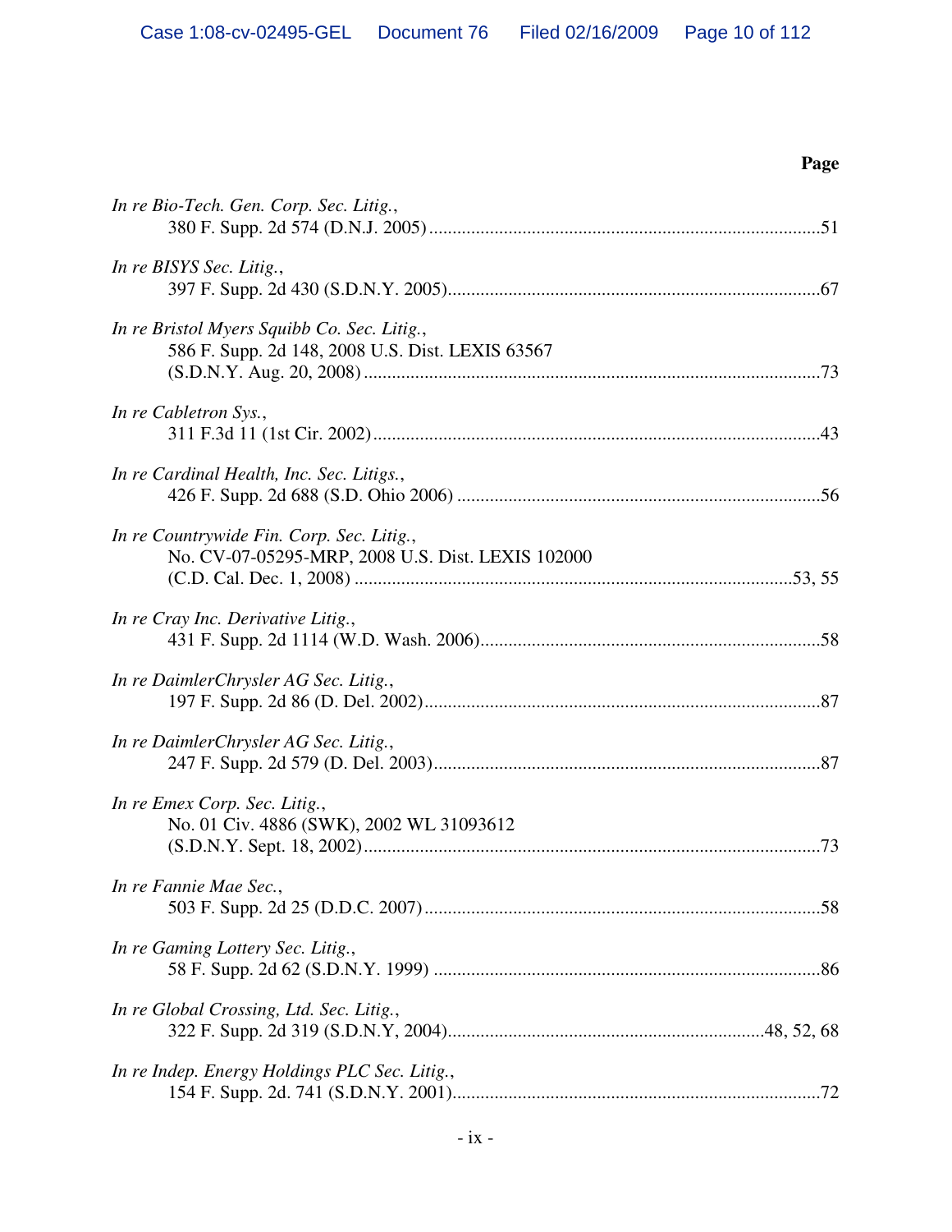**Page**

*In re Bio-Tech. Gen. Corp. Sec. Litig.*,
380 F. Supp. 2d 574 (D.N.J. 2005) .....51

*In re BISYS Sec. Litig.*,
397 F. Supp. 2d 430 (S.D.N.Y. 2005) .....67

*In re Bristol Myers Squibb Co. Sec. Litig.*,
586 F. Supp. 2d 148, 2008 U.S. Dist. LEXIS 63567
(S.D.N.Y. Aug. 20, 2008) .....73

*In re Cabletron Sys.*,
311 F.3d 11 (1st Cir. 2002) .....43

*In re Cardinal Health, Inc. Sec. Litigs.*,
426 F. Supp. 2d 688 (S.D. Ohio 2006) .....56

*In re Countrywide Fin. Corp. Sec. Litig.*,
No. CV-07-05295-MRP, 2008 U.S. Dist. LEXIS 102000
(C.D. Cal. Dec. 1, 2008) .....53, 55

*In re Cray Inc. Derivative Litig.*,
431 F. Supp. 2d 1114 (W.D. Wash. 2006) .....58

*In re DaimlerChrysler AG Sec. Litig.*,
197 F. Supp. 2d 86 (D. Del. 2002) .....87

*In re DaimlerChrysler AG Sec. Litig.*,
247 F. Supp. 2d 579 (D. Del. 2003) .....87

*In re Emex Corp. Sec. Litig.*,
No. 01 Civ. 4886 (SWK), 2002 WL 31093612
(S.D.N.Y. Sept. 18, 2002) .....73

*In re Fannie Mae Sec.*,
503 F. Supp. 2d 25 (D.D.C. 2007) .....58

*In re Gaming Lottery Sec. Litig.*,
58 F. Supp. 2d 62 (S.D.N.Y. 1999) .....86

*In re Global Crossing, Ltd. Sec. Litig.*,
322 F. Supp. 2d 319 (S.D.N.Y, 2004) .....48, 52, 68

*In re Indep. Energy Holdings PLC Sec. Litig.*,
154 F. Supp. 2d. 741 (S.D.N.Y. 2001) .....72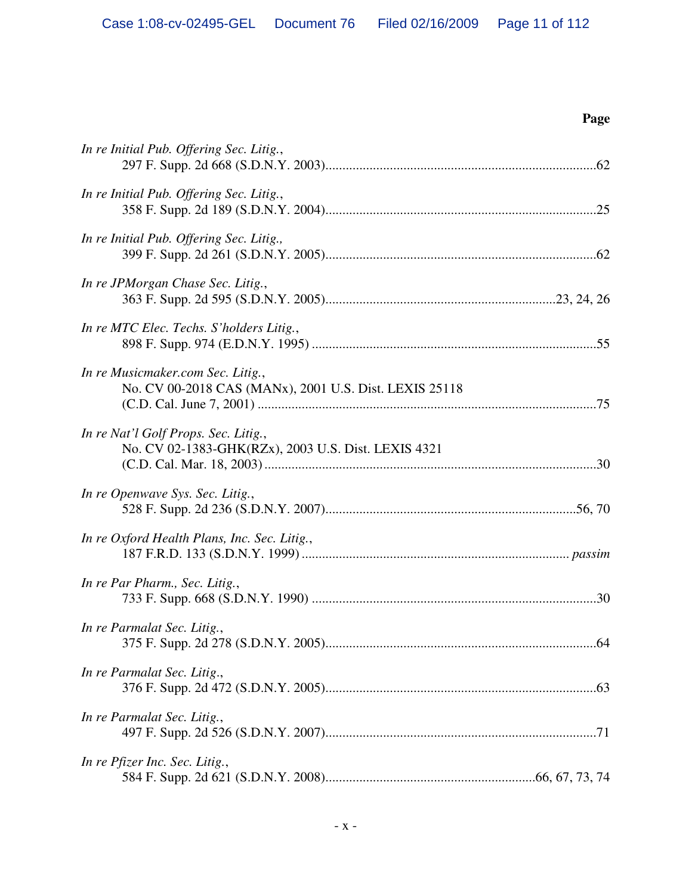**Page**

*In re Initial Pub. Offering Sec. Litig.*,
297 F. Supp. 2d 668 (S.D.N.Y. 2003)....................................................................................62

*In re Initial Pub. Offering Sec. Litig.*,
358 F. Supp. 2d 189 (S.D.N.Y. 2004)....................................................................................25

*In re Initial Pub. Offering Sec. Litig.,*
399 F. Supp. 2d 261 (S.D.N.Y. 2005)....................................................................................62

*In re JPMorgan Chase Sec. Litig.*,
363 F. Supp. 2d 595 (S.D.N.Y. 2005)....................................................................23, 24, 26

*In re MTC Elec. Techs. S'holders Litig.*,
898 F. Supp. 974 (E.D.N.Y. 1995) ........................................................................................55

*In re Musicmaker.com Sec. Litig.*,
No. CV 00-2018 CAS (MANx), 2001 U.S. Dist. LEXIS 25118
(C.D. Cal. June 7, 2001) ........................................................................................................75

*In re Nat'l Golf Props. Sec. Litig.*,
No. CV 02-1383-GHK(RZx), 2003 U.S. Dist. LEXIS 4321
(C.D. Cal. Mar. 18, 2003) ......................................................................................................30

*In re Openwave Sys. Sec. Litig.*,
528 F. Supp. 2d 236 (S.D.N.Y. 2007)............................................................................56, 70

*In re Oxford Health Plans, Inc. Sec. Litig.*,
187 F.R.D. 133 (S.D.N.Y. 1999) ................................................................................ *passim*

*In re Par Pharm., Sec. Litig.*,
733 F. Supp. 668 (S.D.N.Y. 1990) ........................................................................................30

*In re Parmalat Sec. Litig.*,
375 F. Supp. 2d 278 (S.D.N.Y. 2005)....................................................................................64

*In re Parmalat Sec. Litig*.,
376 F. Supp. 2d 472 (S.D.N.Y. 2005)....................................................................................63

*In re Parmalat Sec. Litig.*,
497 F. Supp. 2d 526 (S.D.N.Y. 2007)....................................................................................71

*In re Pfizer Inc. Sec. Litig.*,
584 F. Supp. 2d 621 (S.D.N.Y. 2008)..................................................................66, 67, 73, 74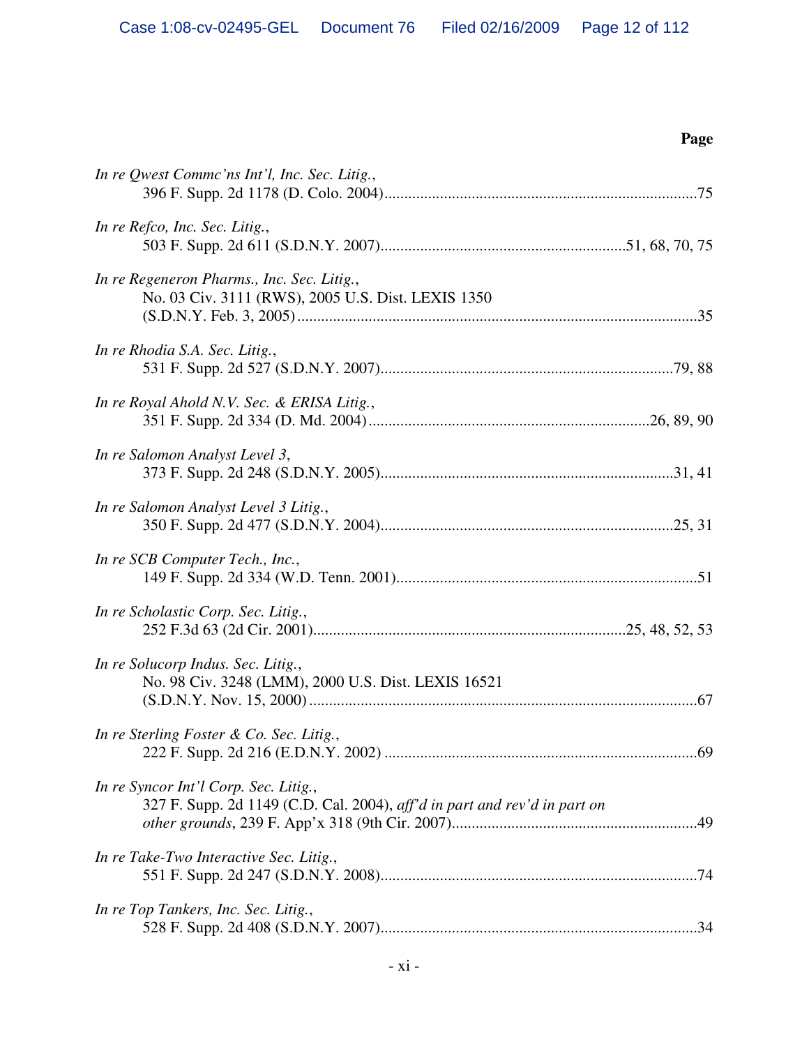**Page**

*In re Qwest Commc'ns Int'l, Inc. Sec. Litig.*,
396 F. Supp. 2d 1178 (D. Colo. 2004)....................................................................................75

*In re Refco, Inc. Sec. Litig.*,
503 F. Supp. 2d 611 (S.D.N.Y. 2007)..............................................................51, 68, 70, 75

*In re Regeneron Pharms., Inc. Sec. Litig.*,
No. 03 Civ. 3111 (RWS), 2005 U.S. Dist. LEXIS 1350
(S.D.N.Y. Feb. 3, 2005)..........................................................................................................35

*In re Rhodia S.A. Sec. Litig.*,
531 F. Supp. 2d 527 (S.D.N.Y. 2007)...........................................................................79, 88

*In re Royal Ahold N.V. Sec. & ERISA Litig.*,
351 F. Supp. 2d 334 (D. Md. 2004).....................................................................26, 89, 90

*In re Salomon Analyst Level 3*,
373 F. Supp. 2d 248 (S.D.N.Y. 2005)...........................................................................31, 41

*In re Salomon Analyst Level 3 Litig.*,
350 F. Supp. 2d 477 (S.D.N.Y. 2004)...........................................................................25, 31

*In re SCB Computer Tech., Inc.*,
149 F. Supp. 2d 334 (W.D. Tenn. 2001)...............................................................................51

*In re Scholastic Corp. Sec. Litig.*,
252 F.3d 63 (2d Cir. 2001)..............................................................................25, 48, 52, 53

*In re Solucorp Indus. Sec. Litig.*,
No. 98 Civ. 3248 (LMM), 2000 U.S. Dist. LEXIS 16521
(S.D.N.Y. Nov. 15, 2000).........................................................................................................67

*In re Sterling Foster & Co. Sec. Litig.*,
222 F. Supp. 2d 216 (E.D.N.Y. 2002)...................................................................................69

*In re Syncor Int'l Corp. Sec. Litig.*,
327 F. Supp. 2d 1149 (C.D. Cal. 2004), *aff'd in part and rev'd in part on other grounds*, 239 F. App'x 318 (9th Cir. 2007)..........................................................49

*In re Take-Two Interactive Sec. Litig.*,
551 F. Supp. 2d 247 (S.D.N.Y. 2008)...................................................................................74

*In re Top Tankers, Inc. Sec. Litig.*,
528 F. Supp. 2d 408 (S.D.N.Y. 2007)...................................................................................34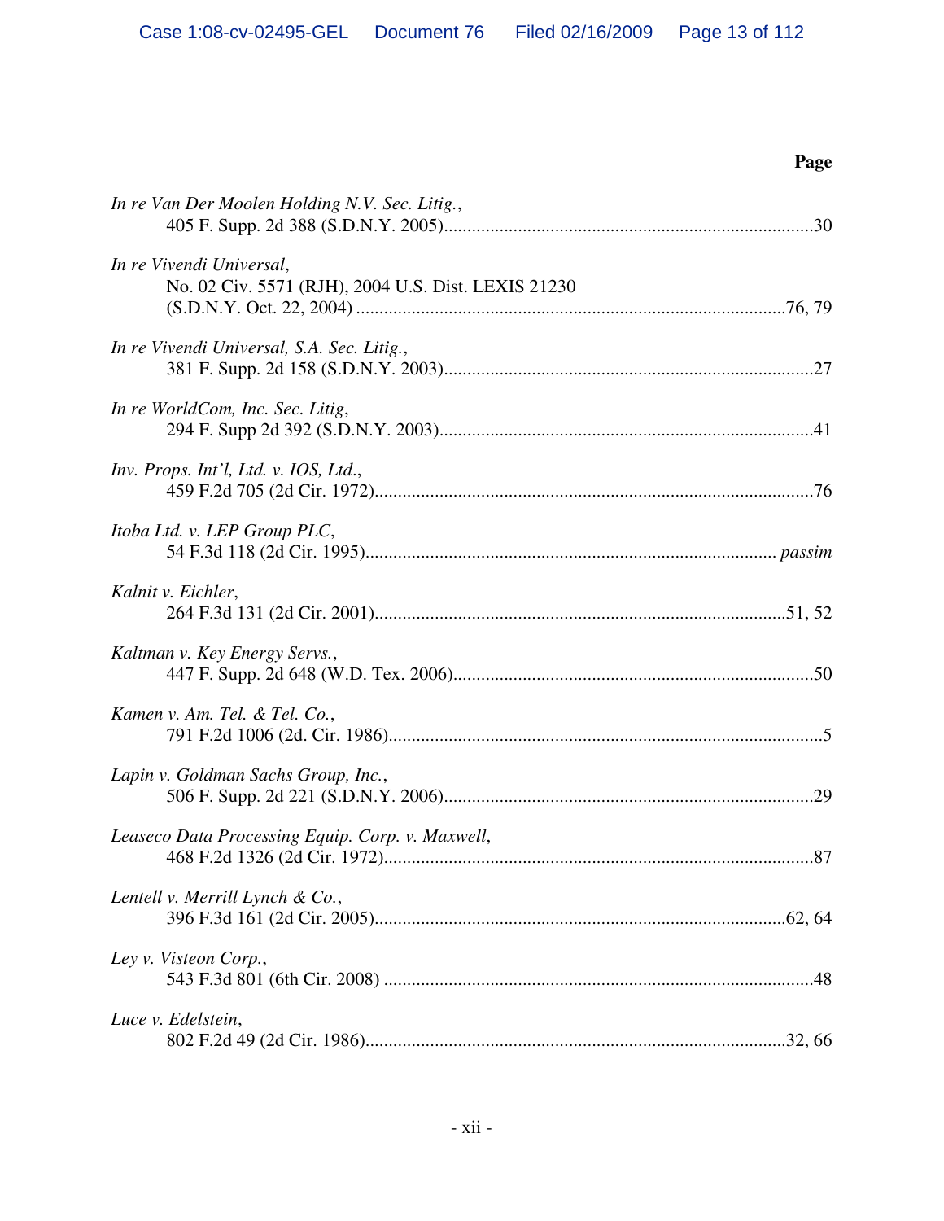**Page**

*In re Van Der Moolen Holding N.V. Sec. Litig.*,
405 F. Supp. 2d 388 (S.D.N.Y. 2005)....................................................................................30

*In re Vivendi Universal*,
No. 02 Civ. 5571 (RJH), 2004 U.S. Dist. LEXIS 21230
(S.D.N.Y. Oct. 22, 2004) ..............................................................................................76, 79

*In re Vivendi Universal, S.A. Sec. Litig.*,
381 F. Supp. 2d 158 (S.D.N.Y. 2003)....................................................................................27

*In re WorldCom, Inc. Sec. Litig*,
294 F. Supp 2d 392 (S.D.N.Y. 2003)....................................................................................41

*Inv. Props. Int'l, Ltd. v. IOS, Ltd.*,
459 F.2d 705 (2d Cir. 1972)..................................................................................................76

*Itoba Ltd. v. LEP Group PLC*,
54 F.3d 118 (2d Cir. 1995)........................................................................................... *passim*

*Kalnit v. Eichler*,
264 F.3d 131 (2d Cir. 2001)...........................................................................................51, 52

*Kaltman v. Key Energy Servs.*,
447 F. Supp. 2d 648 (W.D. Tex. 2006)..................................................................................50

*Kamen v. Am. Tel. & Tel. Co.*,
791 F.2d 1006 (2d. Cir. 1986)..................................................................................................5

*Lapin v. Goldman Sachs Group, Inc.*,
506 F. Supp. 2d 221 (S.D.N.Y. 2006)....................................................................................29

*Leaseco Data Processing Equip. Corp. v. Maxwell*,
468 F.2d 1326 (2d Cir. 1972).................................................................................................87

*Lentell v. Merrill Lynch & Co.*,
396 F.3d 161 (2d Cir. 2005)...........................................................................................62, 64

*Ley v. Visteon Corp.*,
543 F.3d 801 (6th Cir. 2008) .................................................................................................48

*Luce v. Edelstein*,
802 F.2d 49 (2d Cir. 1986).............................................................................................32, 66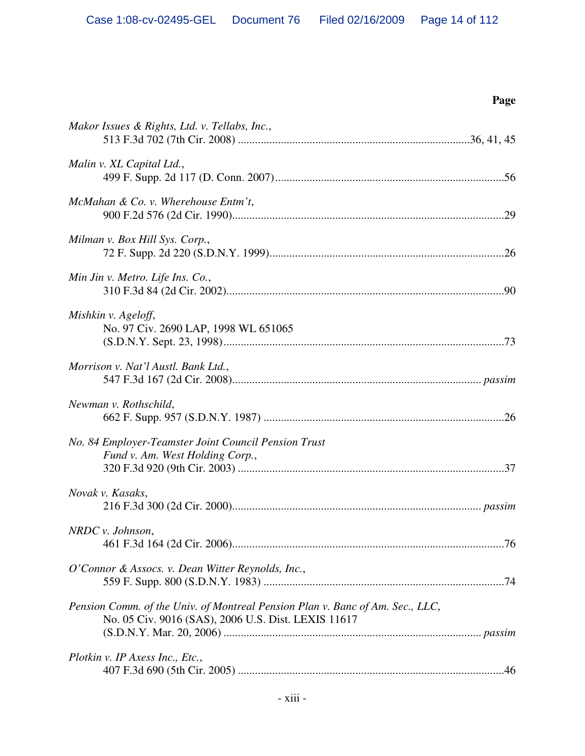**Page**

*Makor Issues & Rights, Ltd. v. Tellabs, Inc.*,
513 F.3d 702 (7th Cir. 2008) ................................................................................36, 41, 45

*Malin v. XL Capital Ltd.*,
499 F. Supp. 2d 117 (D. Conn. 2007)................................................................................56

*McMahan & Co. v. Wherehouse Entm't*,
900 F.2d 576 (2d Cir. 1990)..............................................................................................29

*Milman v. Box Hill Sys. Corp.*,
72 F. Supp. 2d 220 (S.D.N.Y. 1999)..................................................................................26

*Min Jin v. Metro. Life Ins. Co.*,
310 F.3d 84 (2d Cir. 2002)................................................................................................90

*Mishkin v. Ageloff*,
No. 97 Civ. 2690 LAP, 1998 WL 651065
(S.D.N.Y. Sept. 23, 1998)..................................................................................................73

*Morrison v. Nat'l Austl. Bank Ltd.*,
547 F.3d 167 (2d Cir. 2008)...................................................................................... *passim*

*Newman v. Rothschild*,
662 F. Supp. 957 (S.D.N.Y. 1987) ....................................................................................26

*No. 84 Employer-Teamster Joint Council Pension Trust Fund v. Am. West Holding Corp.*,
320 F.3d 920 (9th Cir. 2003) .............................................................................................37

*Novak v. Kasaks*,
216 F.3d 300 (2d Cir. 2000)...................................................................................... *passim*

*NRDC v. Johnson*,
461 F.3d 164 (2d Cir. 2006)..............................................................................................76

*O'Connor & Assocs. v. Dean Witter Reynolds, Inc.*,
559 F. Supp. 800 (S.D.N.Y. 1983) ....................................................................................74

*Pension Comm. of the Univ. of Montreal Pension Plan v. Banc of Am. Sec., LLC*,
No. 05 Civ. 9016 (SAS), 2006 U.S. Dist. LEXIS 11617
(S.D.N.Y. Mar. 20, 2006) ......................................................................................... *passim*

*Plotkin v. IP Axess Inc., Etc.*,
407 F.3d 690 (5th Cir. 2005) .............................................................................................46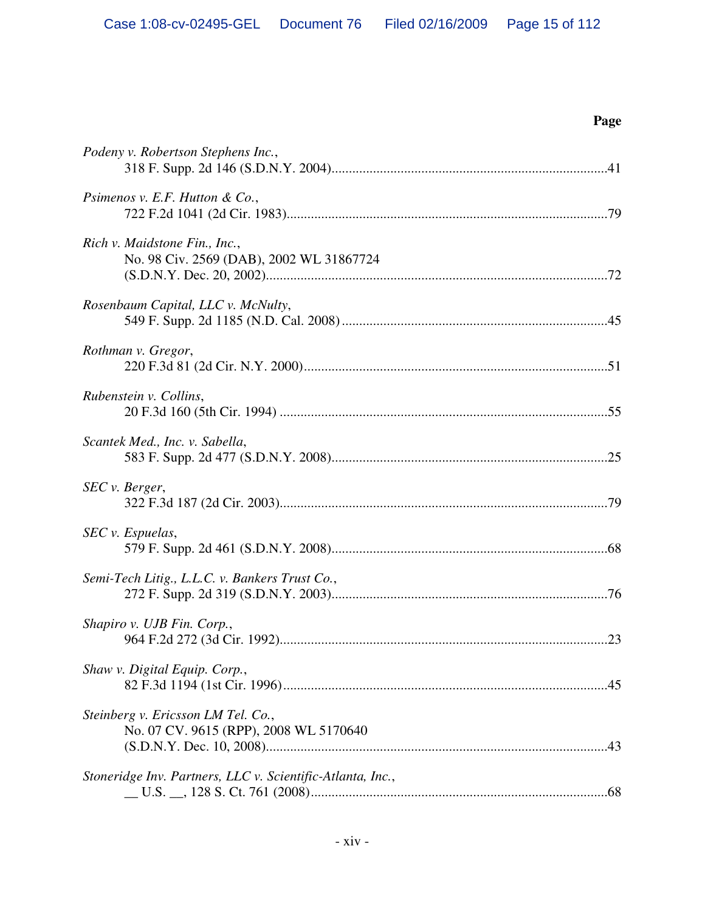**Page**

*Podeny v. Robertson Stephens Inc.*,
318 F. Supp. 2d 146 (S.D.N.Y. 2004)........................................................................41

*Psimenos v. E.F. Hutton & Co.*,
722 F.2d 1041 (2d Cir. 1983)...................................................................................79

*Rich v. Maidstone Fin., Inc.*,
No. 98 Civ. 2569 (DAB), 2002 WL 31867724
(S.D.N.Y. Dec. 20, 2002)........................................................................................72

*Rosenbaum Capital, LLC v. McNulty*,
549 F. Supp. 2d 1185 (N.D. Cal. 2008) ...................................................................45

*Rothman v. Gregor*,
220 F.3d 81 (2d Cir. N.Y. 2000)..............................................................................51

*Rubenstein v. Collins*,
20 F.3d 160 (5th Cir. 1994) .....................................................................................55

*Scantek Med., Inc. v. Sabella*,
583 F. Supp. 2d 477 (S.D.N.Y. 2008)......................................................................25

*SEC v. Berger*,
322 F.3d 187 (2d Cir. 2003).....................................................................................79

*SEC v. Espuelas*,
579 F. Supp. 2d 461 (S.D.N.Y. 2008)......................................................................68

*Semi-Tech Litig., L.L.C. v. Bankers Trust Co.*,
272 F. Supp. 2d 319 (S.D.N.Y. 2003)......................................................................76

*Shapiro v. UJB Fin. Corp.*,
964 F.2d 272 (3d Cir. 1992).....................................................................................23

*Shaw v. Digital Equip. Corp.*,
82 F.3d 1194 (1st Cir. 1996).....................................................................................45

*Steinberg v. Ericsson LM Tel. Co.*,
No. 07 CV. 9615 (RPP), 2008 WL 5170640
(S.D.N.Y. Dec. 10, 2008)..........................................................................................43

*Stoneridge Inv. Partners, LLC v. Scientific-Atlanta, Inc.*,
__ U.S. __, 128 S. Ct. 761 (2008)............................................................................68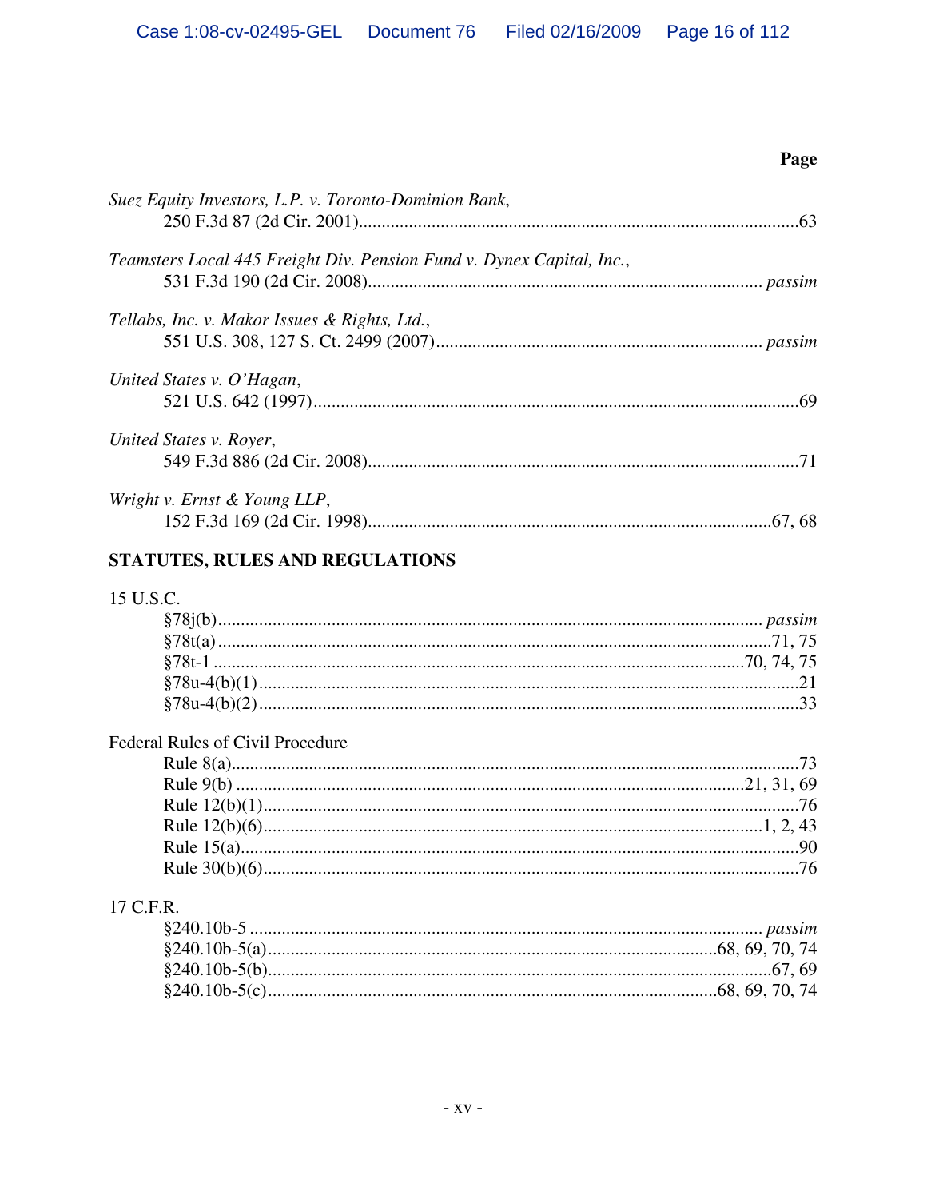Page

*Suez Equity Investors, L.P. v. Toronto-Dominion Bank*,
250 F.3d 87 (2d Cir. 2001)....................................................................................................63

*Teamsters Local 445 Freight Div. Pension Fund v. Dynex Capital, Inc.*,
531 F.3d 190 (2d Cir. 2008)........................................................................................... *passim*

*Tellabs, Inc. v. Makor Issues & Rights, Ltd.*,
551 U.S. 308, 127 S. Ct. 2499 (2007)........................................................................... *passim*

*United States v. O'Hagan*,
521 U.S. 642 (1997)..............................................................................................................69

*United States v. Royer*,
549 F.3d 886 (2d Cir. 2008)..................................................................................................71

*Wright v. Ernst & Young LLP*,
152 F.3d 169 (2d Cir. 1998)............................................................................................67, 68

**STATUTES, RULES AND REGULATIONS**

15 U.S.C.
§78j(b)............................................................................................................... *passim*
§78t(a).............................................................................................................71, 75
§78t-1........................................................................................................70, 74, 75
§78u-4(b)(1)..............................................................................................................21
§78u-4(b)(2)..............................................................................................................33

Federal Rules of Civil Procedure
Rule 8(a)...................................................................................................................73
Rule 9(b) ..........................................................................................................21, 31, 69
Rule 12(b)(1)..............................................................................................................76
Rule 12(b)(6)...........................................................................................................1, 2, 43
Rule 15(a)...................................................................................................................90
Rule 30(b)(6)...............................................................................................................76

17 C.F.R.
§240.10b-5 ........................................................................................................ *passim*
§240.10b-5(a)...............................................................................................68, 69, 70, 74
§240.10b-5(b).........................................................................................................67, 69
§240.10b-5(c)...............................................................................................68, 69, 70, 74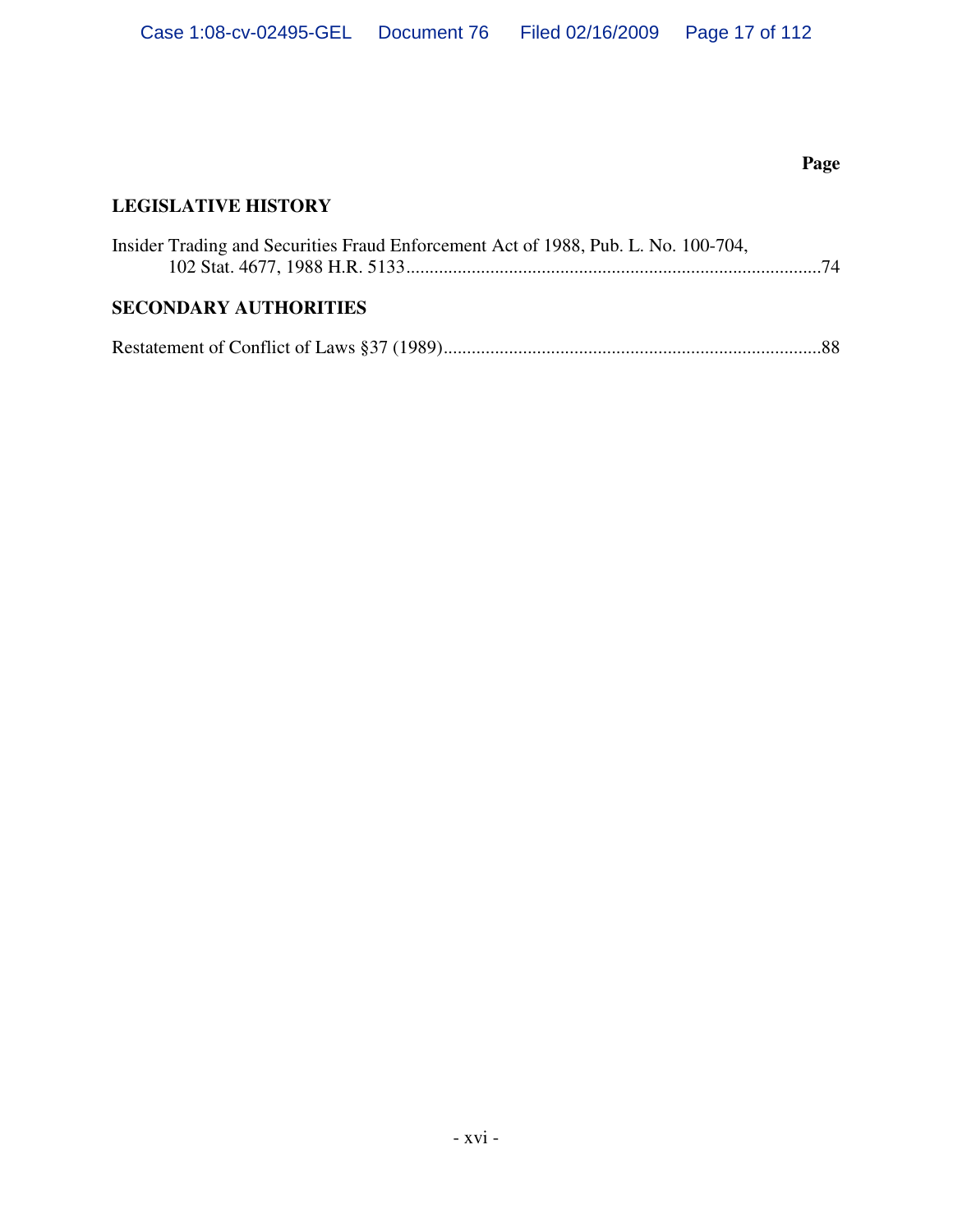**Page**

**LEGISLATIVE HISTORY**

Insider Trading and Securities Fraud Enforcement Act of 1988, Pub. L. No. 100-704, 102 Stat. 4677, 1988 H.R. 5133..........................................................................................74

**SECONDARY AUTHORITIES**

Restatement of Conflict of Laws §37 (1989)...................................................................................88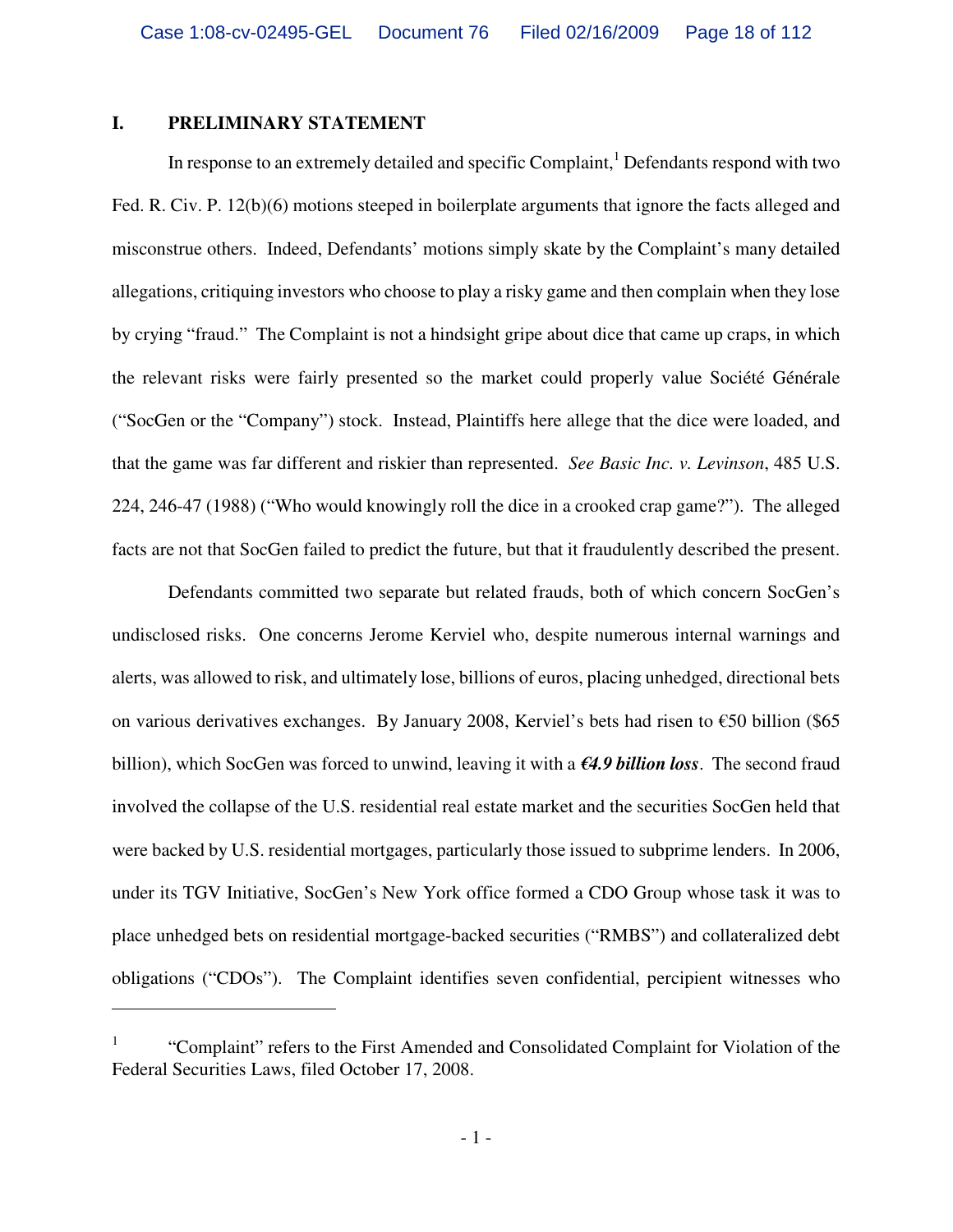## I. PRELIMINARY STATEMENT

In response to an extremely detailed and specific Complaint,[1] Defendants respond with two Fed. R. Civ. P. 12(b)(6) motions steeped in boilerplate arguments that ignore the facts alleged and misconstrue others. Indeed, Defendants' motions simply skate by the Complaint's many detailed allegations, critiquing investors who choose to play a risky game and then complain when they lose by crying "fraud." The Complaint is not a hindsight gripe about dice that came up craps, in which the relevant risks were fairly presented so the market could properly value Société Générale ("SocGen or the "Company") stock. Instead, Plaintiffs here allege that the dice were loaded, and that the game was far different and riskier than represented. *See Basic Inc. v. Levinson*, 485 U.S. 224, 246-47 (1988) ("Who would knowingly roll the dice in a crooked crap game?"). The alleged facts are not that SocGen failed to predict the future, but that it fraudulently described the present.

Defendants committed two separate but related frauds, both of which concern SocGen's undisclosed risks. One concerns Jerome Kerviel who, despite numerous internal warnings and alerts, was allowed to risk, and ultimately lose, billions of euros, placing unhedged, directional bets on various derivatives exchanges. By January 2008, Kerviel's bets had risen to €50 billion ($65 billion), which SocGen was forced to unwind, leaving it with a ***€4.9 billion loss***. The second fraud involved the collapse of the U.S. residential real estate market and the securities SocGen held that were backed by U.S. residential mortgages, particularly those issued to subprime lenders. In 2006, under its TGV Initiative, SocGen's New York office formed a CDO Group whose task it was to place unhedged bets on residential mortgage-backed securities ("RMBS") and collateralized debt obligations ("CDOs"). The Complaint identifies seven confidential, percipient witnesses who

---

[1] "Complaint" refers to the First Amended and Consolidated Complaint for Violation of the Federal Securities Laws, filed October 17, 2008.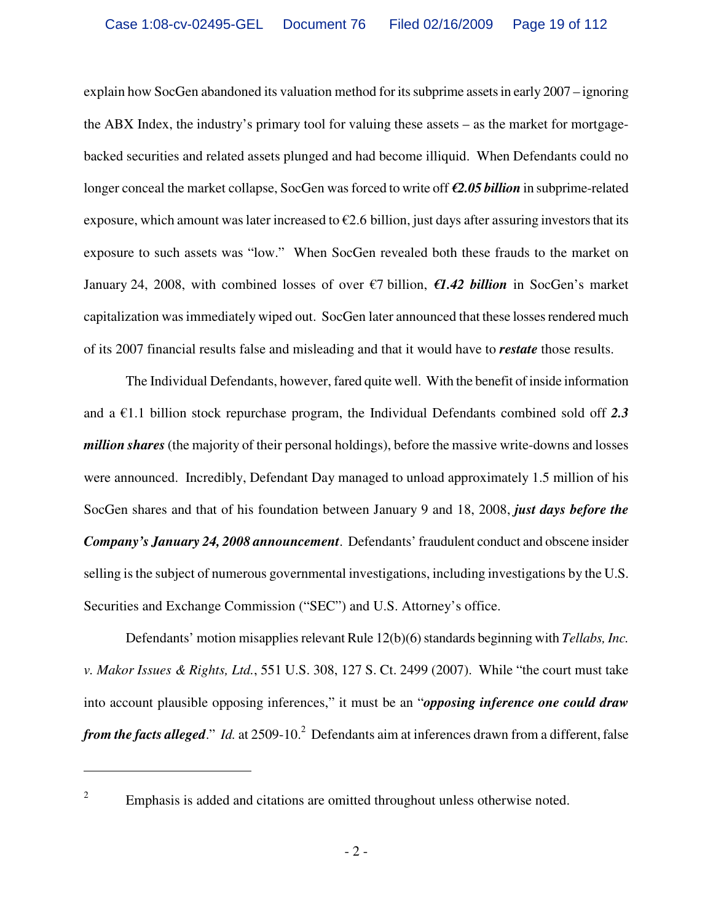explain how SocGen abandoned its valuation method for its subprime assets in early 2007 – ignoring the ABX Index, the industry's primary tool for valuing these assets – as the market for mortgage-backed securities and related assets plunged and had become illiquid. When Defendants could no longer conceal the market collapse, SocGen was forced to write off ***€2.05 billion*** in subprime-related exposure, which amount was later increased to €2.6 billion, just days after assuring investors that its exposure to such assets was "low." When SocGen revealed both these frauds to the market on January 24, 2008, with combined losses of over €7 billion, ***€1.42 billion*** in SocGen's market capitalization was immediately wiped out. SocGen later announced that these losses rendered much of its 2007 financial results false and misleading and that it would have to ***restate*** those results.

The Individual Defendants, however, fared quite well. With the benefit of inside information and a €1.1 billion stock repurchase program, the Individual Defendants combined sold off ***2.3 million shares*** (the majority of their personal holdings), before the massive write-downs and losses were announced. Incredibly, Defendant Day managed to unload approximately 1.5 million of his SocGen shares and that of his foundation between January 9 and 18, 2008, ***just days before the Company's January 24, 2008 announcement***. Defendants' fraudulent conduct and obscene insider selling is the subject of numerous governmental investigations, including investigations by the U.S. Securities and Exchange Commission ("SEC") and U.S. Attorney's office.

Defendants' motion misapplies relevant Rule 12(b)(6) standards beginning with *Tellabs, Inc. v. Makor Issues & Rights, Ltd.*, 551 U.S. 308, 127 S. Ct. 2499 (2007). While "the court must take into account plausible opposing inferences," it must be an "***opposing inference one could draw from the facts alleged***." *Id.* at 2509-10.[2] Defendants aim at inferences drawn from a different, false

---

[2] Emphasis is added and citations are omitted throughout unless otherwise noted.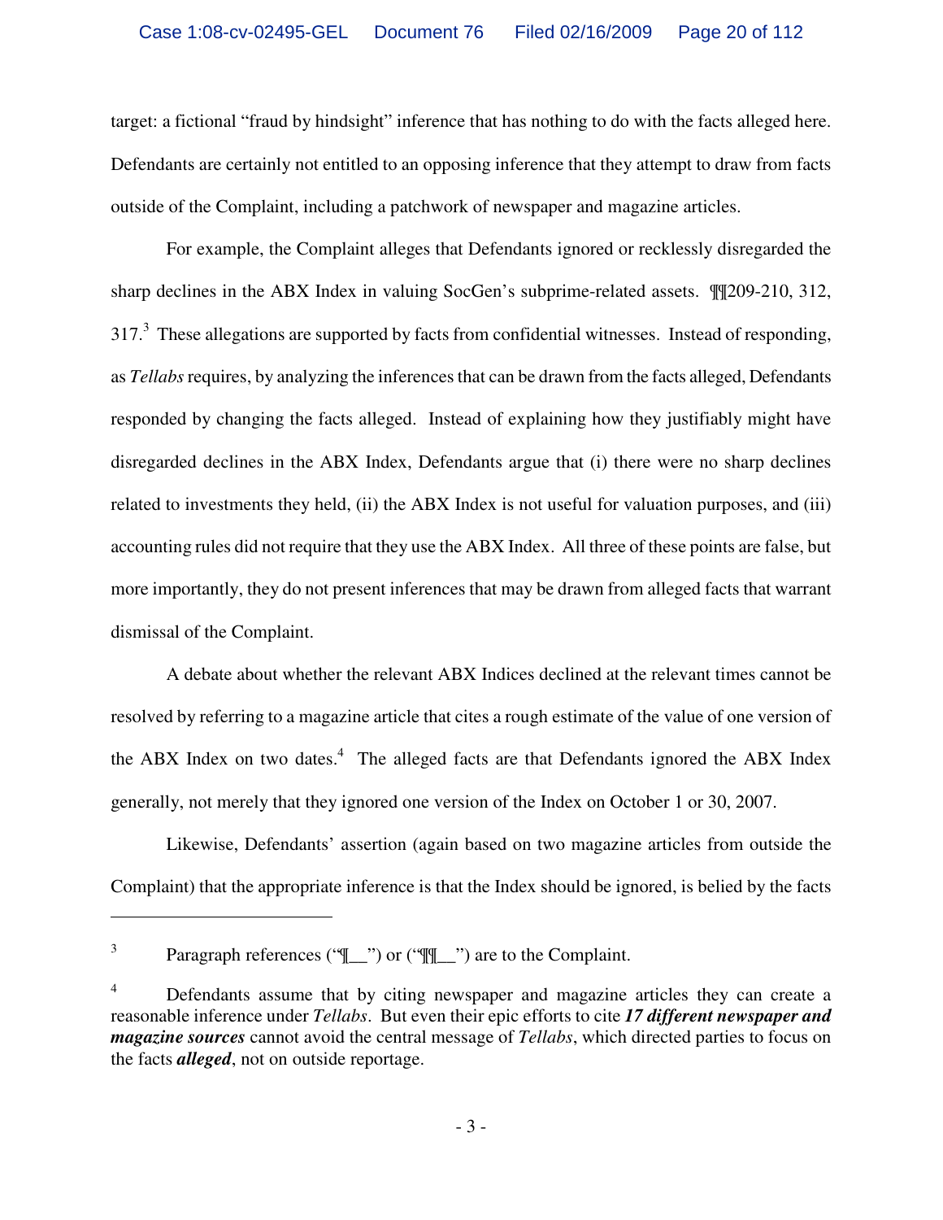target: a fictional "fraud by hindsight" inference that has nothing to do with the facts alleged here. Defendants are certainly not entitled to an opposing inference that they attempt to draw from facts outside of the Complaint, including a patchwork of newspaper and magazine articles.

For example, the Complaint alleges that Defendants ignored or recklessly disregarded the sharp declines in the ABX Index in valuing SocGen's subprime-related assets. ¶¶209-210, 312, 317.[3] These allegations are supported by facts from confidential witnesses. Instead of responding, as *Tellabs* requires, by analyzing the inferences that can be drawn from the facts alleged, Defendants responded by changing the facts alleged. Instead of explaining how they justifiably might have disregarded declines in the ABX Index, Defendants argue that (i) there were no sharp declines related to investments they held, (ii) the ABX Index is not useful for valuation purposes, and (iii) accounting rules did not require that they use the ABX Index. All three of these points are false, but more importantly, they do not present inferences that may be drawn from alleged facts that warrant dismissal of the Complaint.

A debate about whether the relevant ABX Indices declined at the relevant times cannot be resolved by referring to a magazine article that cites a rough estimate of the value of one version of the ABX Index on two dates.[4] The alleged facts are that Defendants ignored the ABX Index generally, not merely that they ignored one version of the Index on October 1 or 30, 2007.

Likewise, Defendants' assertion (again based on two magazine articles from outside the Complaint) that the appropriate inference is that the Index should be ignored, is belied by the facts

---

[3] Paragraph references ("¶__") or ("¶¶__") are to the Complaint.

[4] Defendants assume that by citing newspaper and magazine articles they can create a reasonable inference under *Tellabs*. But even their epic efforts to cite ***17 different newspaper and magazine sources*** cannot avoid the central message of *Tellabs*, which directed parties to focus on the facts ***alleged***, not on outside reportage.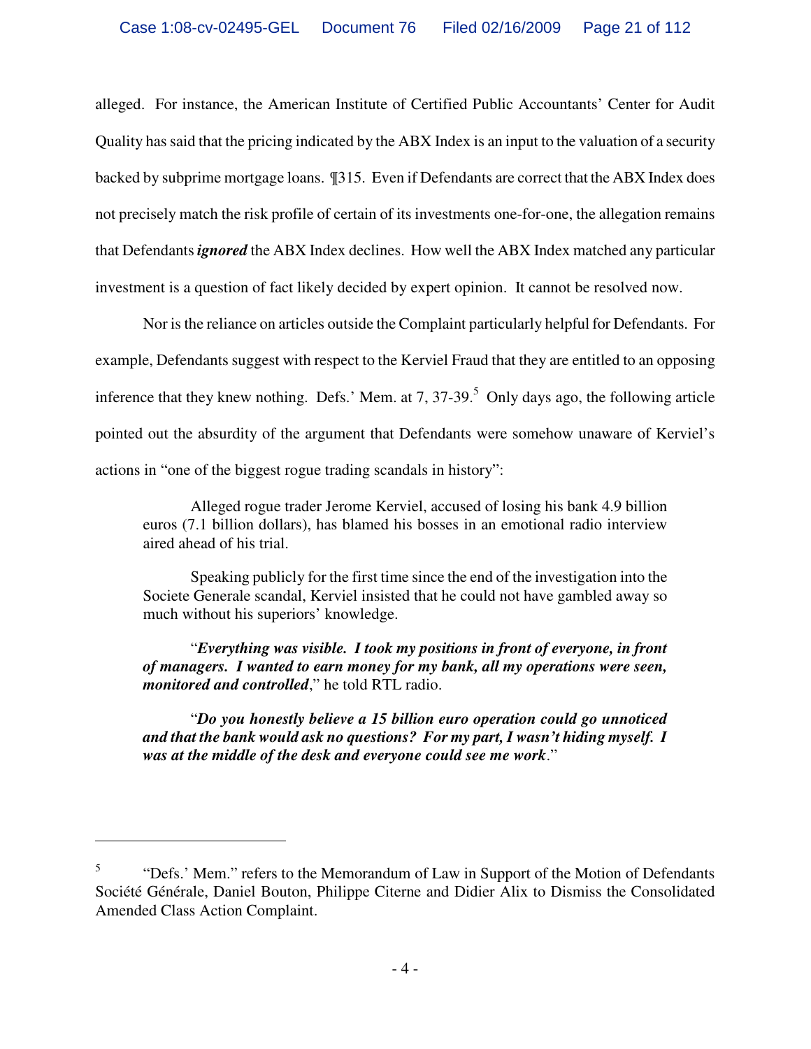alleged. For instance, the American Institute of Certified Public Accountants' Center for Audit Quality has said that the pricing indicated by the ABX Index is an input to the valuation of a security backed by subprime mortgage loans. ¶315. Even if Defendants are correct that the ABX Index does not precisely match the risk profile of certain of its investments one-for-one, the allegation remains that Defendants ***ignored*** the ABX Index declines. How well the ABX Index matched any particular investment is a question of fact likely decided by expert opinion. It cannot be resolved now.

Nor is the reliance on articles outside the Complaint particularly helpful for Defendants. For example, Defendants suggest with respect to the Kerviel Fraud that they are entitled to an opposing inference that they knew nothing. Defs.' Mem. at 7, 37-39.[5] Only days ago, the following article pointed out the absurdity of the argument that Defendants were somehow unaware of Kerviel's actions in "one of the biggest rogue trading scandals in history":

> Alleged rogue trader Jerome Kerviel, accused of losing his bank 4.9 billion euros (7.1 billion dollars), has blamed his bosses in an emotional radio interview aired ahead of his trial.
>
> Speaking publicly for the first time since the end of the investigation into the Societe Generale scandal, Kerviel insisted that he could not have gambled away so much without his superiors' knowledge.
>
> "***Everything was visible. I took my positions in front of everyone, in front of managers. I wanted to earn money for my bank, all my operations were seen, monitored and controlled***," he told RTL radio.
>
> "***Do you honestly believe a 15 billion euro operation could go unnoticed and that the bank would ask no questions? For my part, I wasn't hiding myself. I was at the middle of the desk and everyone could see me work***."

---

[5] "Defs.' Mem." refers to the Memorandum of Law in Support of the Motion of Defendants Société Générale, Daniel Bouton, Philippe Citerne and Didier Alix to Dismiss the Consolidated Amended Class Action Complaint.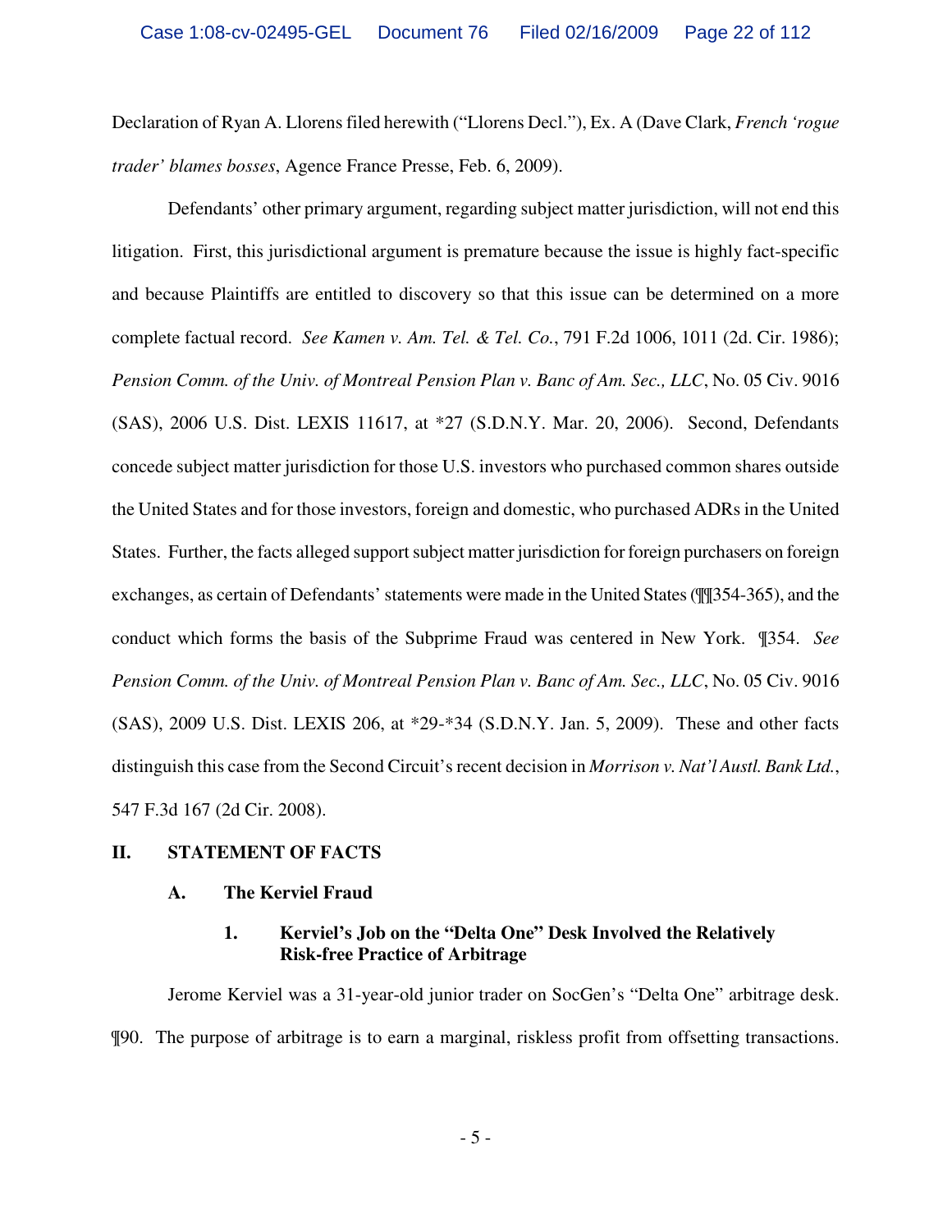Declaration of Ryan A. Llorens filed herewith ("Llorens Decl."), Ex. A (Dave Clark, *French 'rogue trader' blames bosses*, Agence France Presse, Feb. 6, 2009).

Defendants' other primary argument, regarding subject matter jurisdiction, will not end this litigation. First, this jurisdictional argument is premature because the issue is highly fact-specific and because Plaintiffs are entitled to discovery so that this issue can be determined on a more complete factual record. *See Kamen v. Am. Tel. & Tel. Co.*, 791 F.2d 1006, 1011 (2d. Cir. 1986); *Pension Comm. of the Univ. of Montreal Pension Plan v. Banc of Am. Sec., LLC*, No. 05 Civ. 9016 (SAS), 2006 U.S. Dist. LEXIS 11617, at *27 (S.D.N.Y. Mar. 20, 2006). Second, Defendants concede subject matter jurisdiction for those U.S. investors who purchased common shares outside the United States and for those investors, foreign and domestic, who purchased ADRs in the United States. Further, the facts alleged support subject matter jurisdiction for foreign purchasers on foreign exchanges, as certain of Defendants' statements were made in the United States (¶¶354-365), and the conduct which forms the basis of the Subprime Fraud was centered in New York. ¶354. *See Pension Comm. of the Univ. of Montreal Pension Plan v. Banc of Am. Sec., LLC*, No. 05 Civ. 9016 (SAS), 2009 U.S. Dist. LEXIS 206, at *29-*34 (S.D.N.Y. Jan. 5, 2009). These and other facts distinguish this case from the Second Circuit's recent decision in *Morrison v. Nat'l Austl. Bank Ltd.*, 547 F.3d 167 (2d Cir. 2008).

## II. STATEMENT OF FACTS

### A. The Kerviel Fraud

#### 1. Kerviel's Job on the "Delta One" Desk Involved the Relatively Risk-free Practice of Arbitrage

Jerome Kerviel was a 31-year-old junior trader on SocGen's "Delta One" arbitrage desk. ¶90. The purpose of arbitrage is to earn a marginal, riskless profit from offsetting transactions.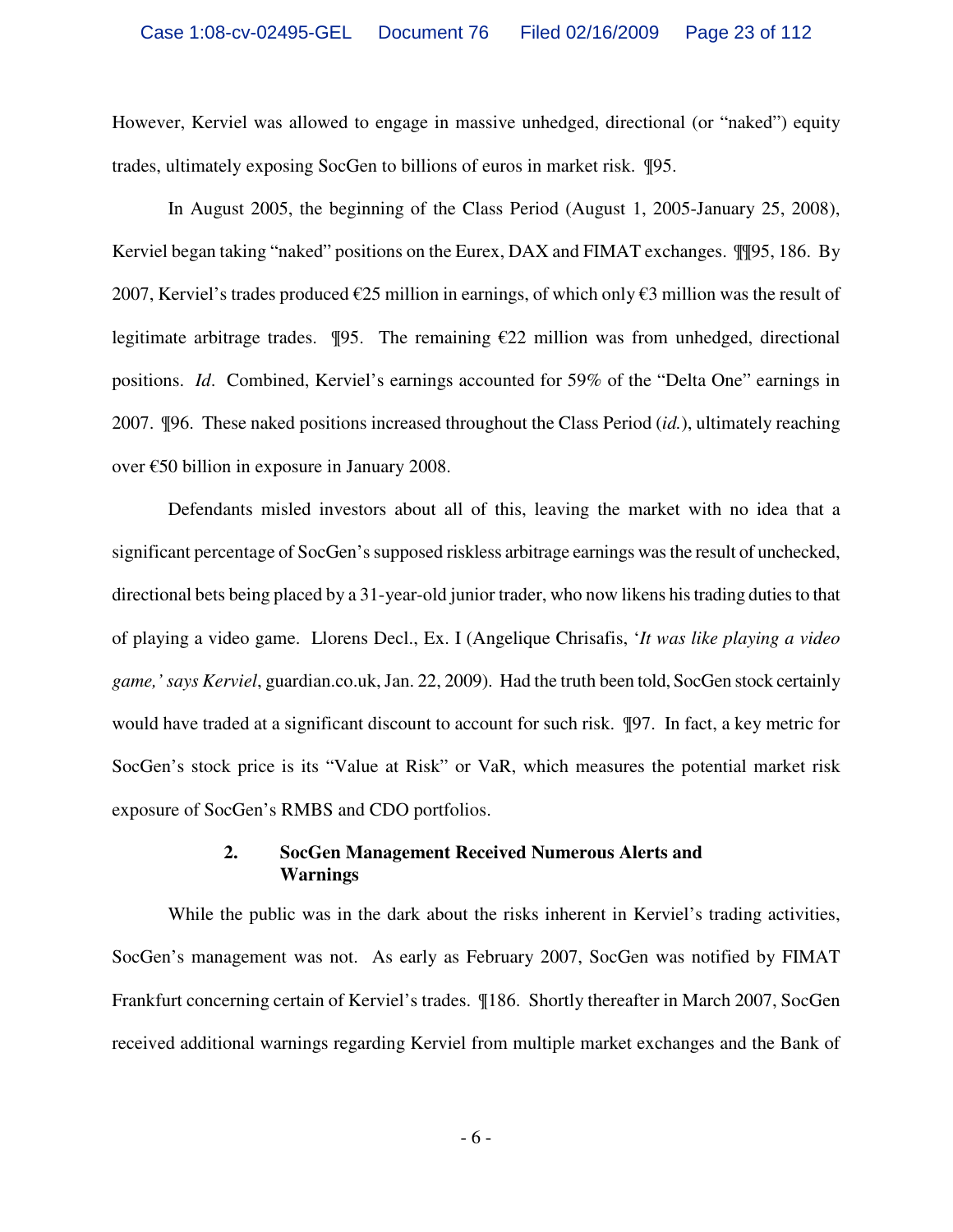However, Kerviel was allowed to engage in massive unhedged, directional (or "naked") equity trades, ultimately exposing SocGen to billions of euros in market risk. ¶95.

In August 2005, the beginning of the Class Period (August 1, 2005-January 25, 2008), Kerviel began taking "naked" positions on the Eurex, DAX and FIMAT exchanges. ¶¶95, 186. By 2007, Kerviel's trades produced €25 million in earnings, of which only €3 million was the result of legitimate arbitrage trades. ¶95. The remaining €22 million was from unhedged, directional positions. *Id*. Combined, Kerviel's earnings accounted for 59% of the "Delta One" earnings in 2007. ¶96. These naked positions increased throughout the Class Period (*id.*), ultimately reaching over €50 billion in exposure in January 2008.

Defendants misled investors about all of this, leaving the market with no idea that a significant percentage of SocGen's supposed riskless arbitrage earnings was the result of unchecked, directional bets being placed by a 31-year-old junior trader, who now likens his trading duties to that of playing a video game. Llorens Decl., Ex. I (Angelique Chrisafis, '*It was like playing a video game,' says Kerviel*, guardian.co.uk, Jan. 22, 2009). Had the truth been told, SocGen stock certainly would have traded at a significant discount to account for such risk. ¶97. In fact, a key metric for SocGen's stock price is its "Value at Risk" or VaR, which measures the potential market risk exposure of SocGen's RMBS and CDO portfolios.

### 2. SocGen Management Received Numerous Alerts and Warnings

While the public was in the dark about the risks inherent in Kerviel's trading activities, SocGen's management was not. As early as February 2007, SocGen was notified by FIMAT Frankfurt concerning certain of Kerviel's trades. ¶186. Shortly thereafter in March 2007, SocGen received additional warnings regarding Kerviel from multiple market exchanges and the Bank of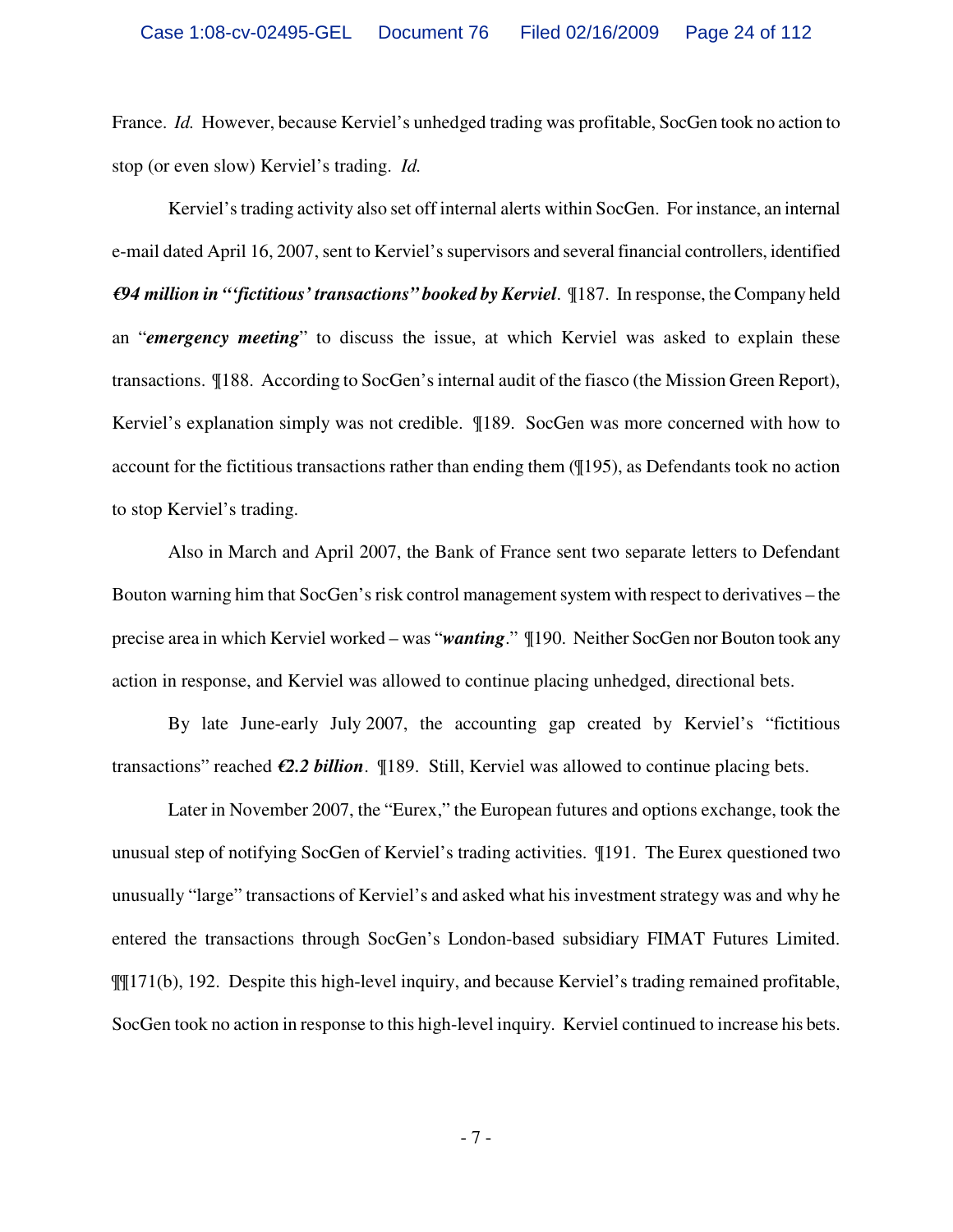France. *Id.* However, because Kerviel's unhedged trading was profitable, SocGen took no action to stop (or even slow) Kerviel's trading. *Id.*

Kerviel's trading activity also set off internal alerts within SocGen. For instance, an internal e-mail dated April 16, 2007, sent to Kerviel's supervisors and several financial controllers, identified ***€94 million in "'fictitious' transactions" booked by Kerviel***. ¶187. In response, the Company held an "***emergency meeting***" to discuss the issue, at which Kerviel was asked to explain these transactions. ¶188. According to SocGen's internal audit of the fiasco (the Mission Green Report), Kerviel's explanation simply was not credible. ¶189. SocGen was more concerned with how to account for the fictitious transactions rather than ending them (¶195), as Defendants took no action to stop Kerviel's trading.

Also in March and April 2007, the Bank of France sent two separate letters to Defendant Bouton warning him that SocGen's risk control management system with respect to derivatives – the precise area in which Kerviel worked – was "***wanting***." ¶190. Neither SocGen nor Bouton took any action in response, and Kerviel was allowed to continue placing unhedged, directional bets.

By late June-early July 2007, the accounting gap created by Kerviel's "fictitious transactions" reached ***€2.2 billion***. ¶189. Still, Kerviel was allowed to continue placing bets.

Later in November 2007, the "Eurex," the European futures and options exchange, took the unusual step of notifying SocGen of Kerviel's trading activities. ¶191. The Eurex questioned two unusually "large" transactions of Kerviel's and asked what his investment strategy was and why he entered the transactions through SocGen's London-based subsidiary FIMAT Futures Limited. ¶¶171(b), 192. Despite this high-level inquiry, and because Kerviel's trading remained profitable, SocGen took no action in response to this high-level inquiry. Kerviel continued to increase his bets.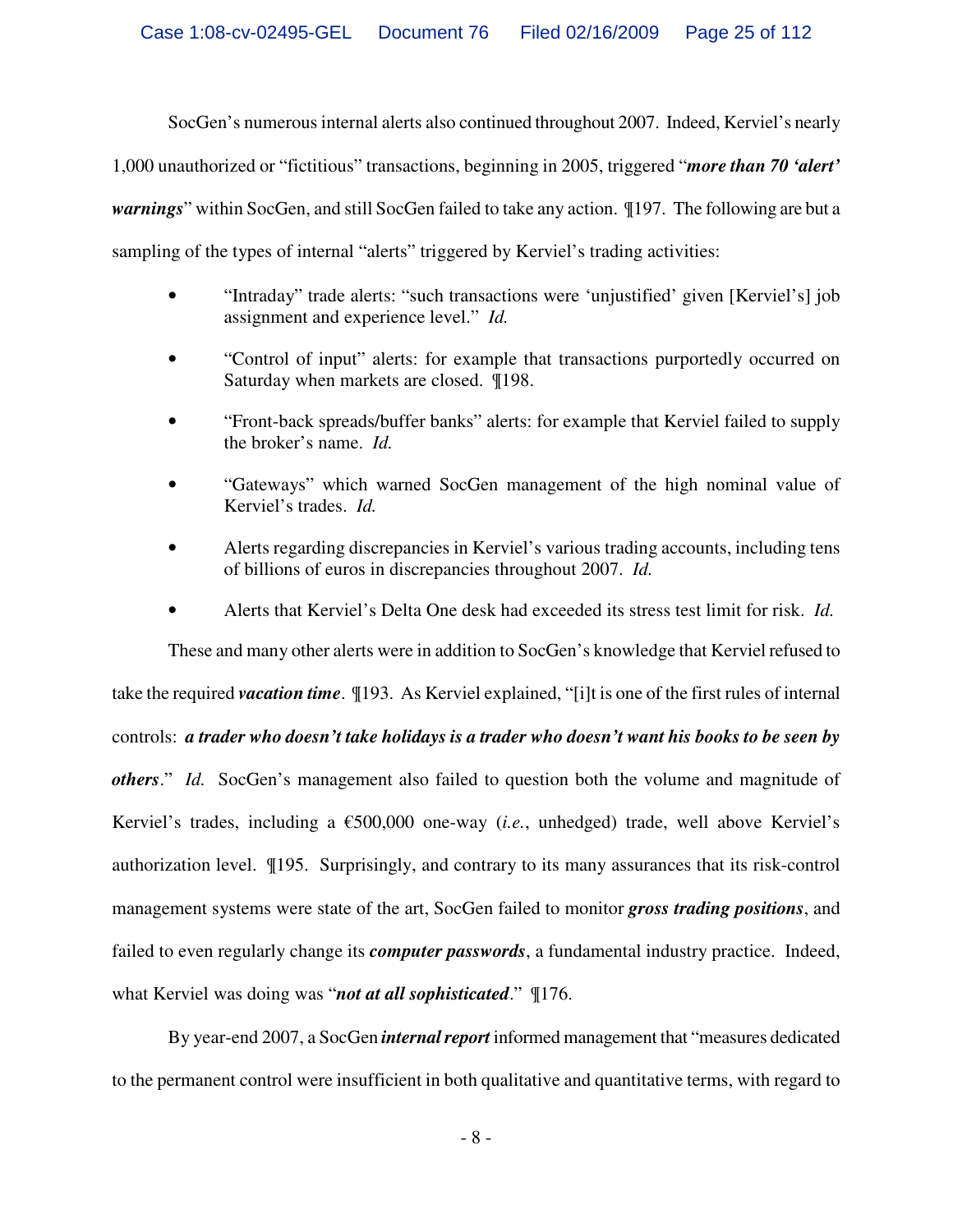SocGen's numerous internal alerts also continued throughout 2007. Indeed, Kerviel's nearly 1,000 unauthorized or "fictitious" transactions, beginning in 2005, triggered "***more than 70 'alert' warnings***" within SocGen, and still SocGen failed to take any action. ¶197. The following are but a sampling of the types of internal "alerts" triggered by Kerviel's trading activities:

- "Intraday" trade alerts: "such transactions were 'unjustified' given [Kerviel's] job assignment and experience level." *Id.*
- "Control of input" alerts: for example that transactions purportedly occurred on Saturday when markets are closed. ¶198.
- "Front-back spreads/buffer banks" alerts: for example that Kerviel failed to supply the broker's name. *Id.*
- "Gateways" which warned SocGen management of the high nominal value of Kerviel's trades. *Id.*
- Alerts regarding discrepancies in Kerviel's various trading accounts, including tens of billions of euros in discrepancies throughout 2007. *Id.*
- Alerts that Kerviel's Delta One desk had exceeded its stress test limit for risk. *Id.*

These and many other alerts were in addition to SocGen's knowledge that Kerviel refused to take the required ***vacation time***. ¶193. As Kerviel explained, "[i]t is one of the first rules of internal controls: ***a trader who doesn't take holidays is a trader who doesn't want his books to be seen by others***." *Id.* SocGen's management also failed to question both the volume and magnitude of Kerviel's trades, including a €500,000 one-way (*i.e.*, unhedged) trade, well above Kerviel's authorization level. ¶195. Surprisingly, and contrary to its many assurances that its risk-control management systems were state of the art, SocGen failed to monitor ***gross trading positions***, and failed to even regularly change its ***computer passwords***, a fundamental industry practice. Indeed, what Kerviel was doing was "***not at all sophisticated***." ¶176.

By year-end 2007, a SocGen ***internal report*** informed management that "measures dedicated to the permanent control were insufficient in both qualitative and quantitative terms, with regard to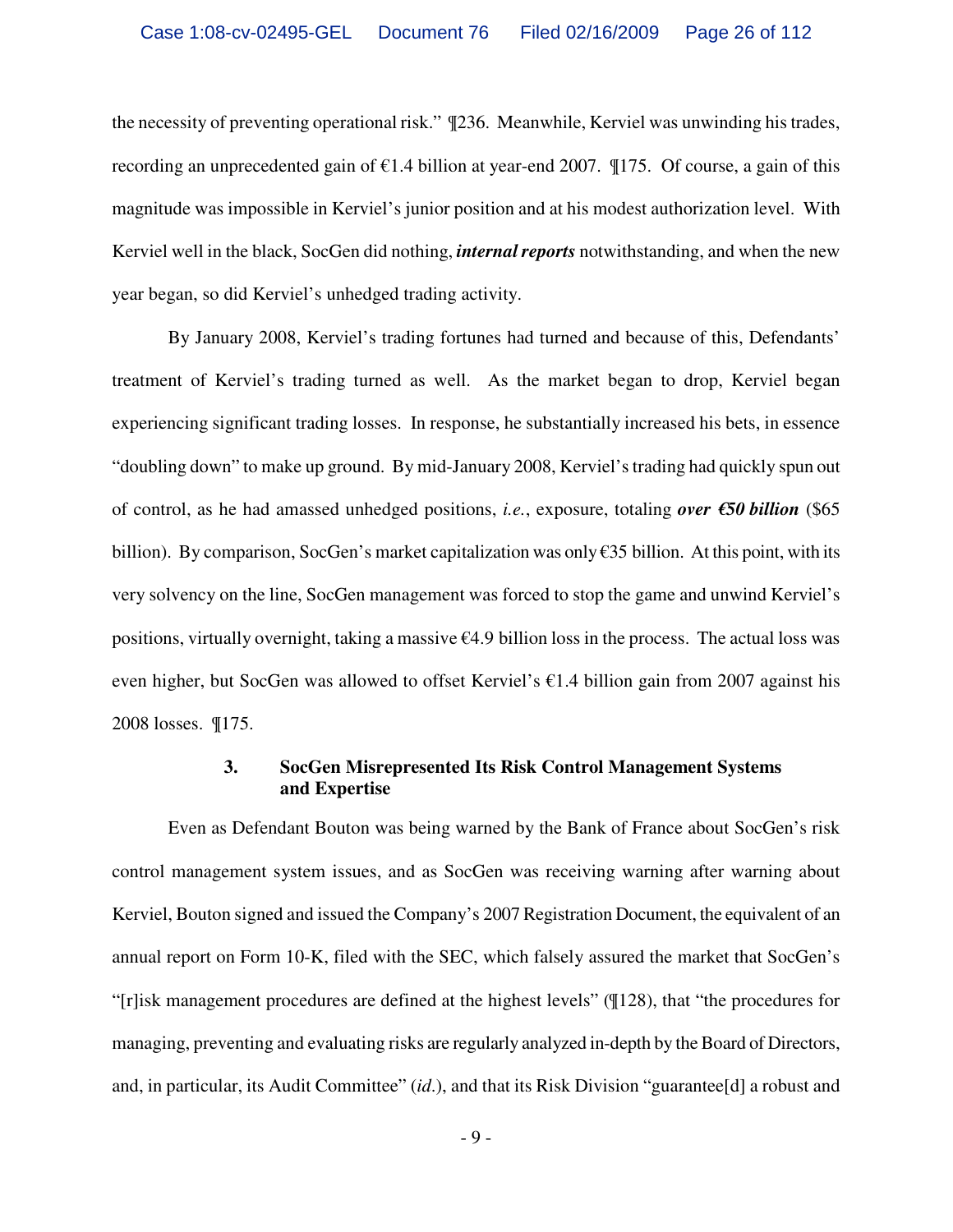the necessity of preventing operational risk." ¶236. Meanwhile, Kerviel was unwinding his trades, recording an unprecedented gain of €1.4 billion at year-end 2007. ¶175. Of course, a gain of this magnitude was impossible in Kerviel's junior position and at his modest authorization level. With Kerviel well in the black, SocGen did nothing, ***internal reports*** notwithstanding, and when the new year began, so did Kerviel's unhedged trading activity.

By January 2008, Kerviel's trading fortunes had turned and because of this, Defendants' treatment of Kerviel's trading turned as well. As the market began to drop, Kerviel began experiencing significant trading losses. In response, he substantially increased his bets, in essence "doubling down" to make up ground. By mid-January 2008, Kerviel's trading had quickly spun out of control, as he had amassed unhedged positions, *i.e.*, exposure, totaling ***over €50 billion*** ($65 billion). By comparison, SocGen's market capitalization was only €35 billion. At this point, with its very solvency on the line, SocGen management was forced to stop the game and unwind Kerviel's positions, virtually overnight, taking a massive €4.9 billion loss in the process. The actual loss was even higher, but SocGen was allowed to offset Kerviel's €1.4 billion gain from 2007 against his 2008 losses. ¶175.

### 3. SocGen Misrepresented Its Risk Control Management Systems and Expertise

Even as Defendant Bouton was being warned by the Bank of France about SocGen's risk control management system issues, and as SocGen was receiving warning after warning about Kerviel, Bouton signed and issued the Company's 2007 Registration Document, the equivalent of an annual report on Form 10-K, filed with the SEC, which falsely assured the market that SocGen's "[r]isk management procedures are defined at the highest levels" (¶128), that "the procedures for managing, preventing and evaluating risks are regularly analyzed in-depth by the Board of Directors, and, in particular, its Audit Committee" (*id*.), and that its Risk Division "guarantee[d] a robust and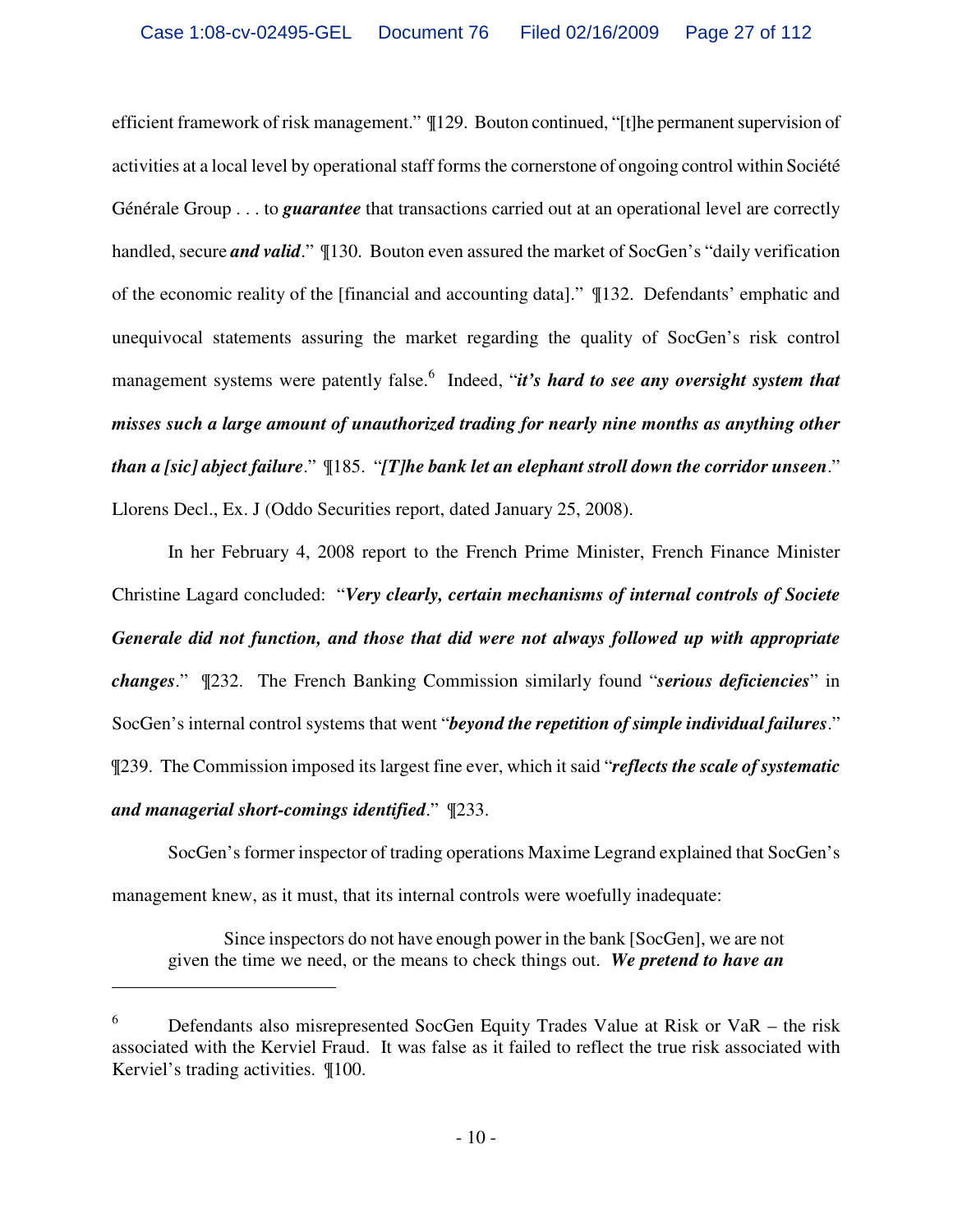efficient framework of risk management." ¶129. Bouton continued, "[t]he permanent supervision of activities at a local level by operational staff forms the cornerstone of ongoing control within Société Générale Group . . . to ***guarantee*** that transactions carried out at an operational level are correctly handled, secure ***and valid***." ¶130. Bouton even assured the market of SocGen's "daily verification of the economic reality of the [financial and accounting data]." ¶132. Defendants' emphatic and unequivocal statements assuring the market regarding the quality of SocGen's risk control management systems were patently false.[6] Indeed, "***it's hard to see any oversight system that misses such a large amount of unauthorized trading for nearly nine months as anything other than a [sic] abject failure***." ¶185. "***[T]he bank let an elephant stroll down the corridor unseen***." Llorens Decl., Ex. J (Oddo Securities report, dated January 25, 2008).

In her February 4, 2008 report to the French Prime Minister, French Finance Minister Christine Lagard concluded: "***Very clearly, certain mechanisms of internal controls of Societe Generale did not function, and those that did were not always followed up with appropriate changes***." ¶232. The French Banking Commission similarly found "***serious deficiencies***" in SocGen's internal control systems that went "***beyond the repetition of simple individual failures***." ¶239. The Commission imposed its largest fine ever, which it said "***reflects the scale of systematic and managerial short-comings identified***." ¶233.

SocGen's former inspector of trading operations Maxime Legrand explained that SocGen's management knew, as it must, that its internal controls were woefully inadequate:

> Since inspectors do not have enough power in the bank [SocGen], we are not given the time we need, or the means to check things out. ***We pretend to have an***

---

[6] Defendants also misrepresented SocGen Equity Trades Value at Risk or VaR – the risk associated with the Kerviel Fraud. It was false as it failed to reflect the true risk associated with Kerviel's trading activities. ¶100.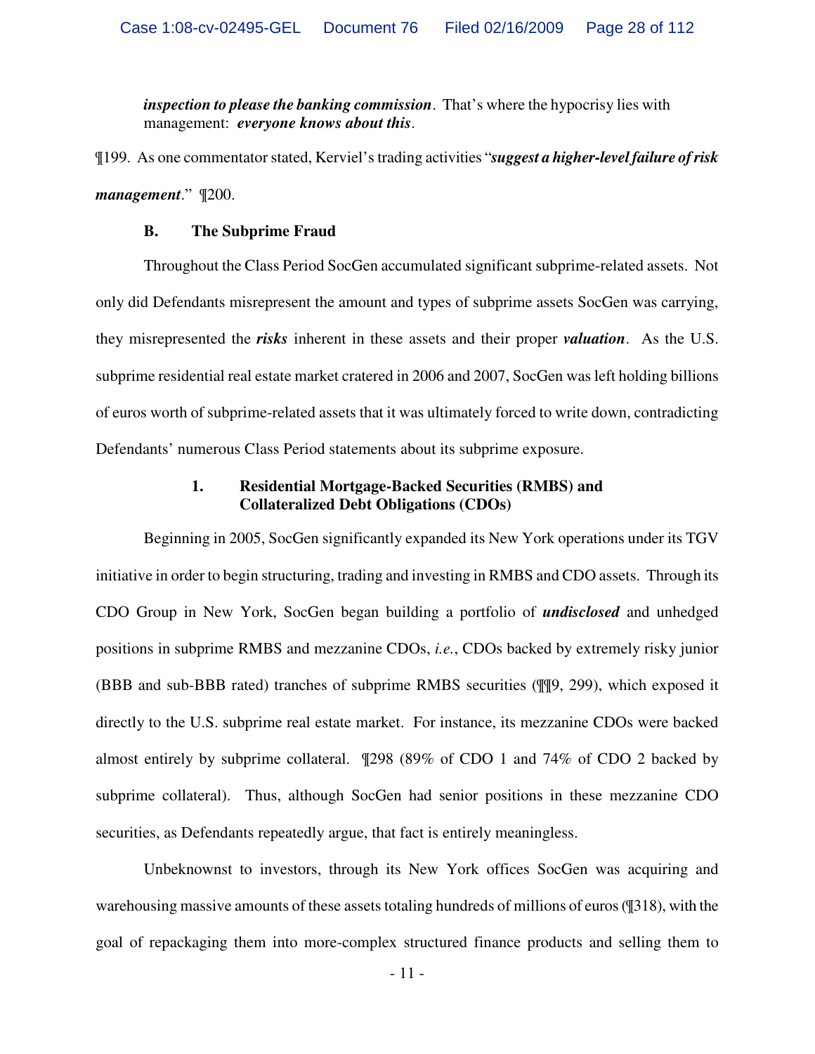***inspection to please the banking commission***. That's where the hypocrisy lies with management: ***everyone knows about this***.

¶199. As one commentator stated, Kerviel's trading activities "***suggest a higher-level failure of risk management***." ¶200.

### B. The Subprime Fraud

Throughout the Class Period SocGen accumulated significant subprime-related assets. Not only did Defendants misrepresent the amount and types of subprime assets SocGen was carrying, they misrepresented the ***risks*** inherent in these assets and their proper ***valuation***. As the U.S. subprime residential real estate market cratered in 2006 and 2007, SocGen was left holding billions of euros worth of subprime-related assets that it was ultimately forced to write down, contradicting Defendants' numerous Class Period statements about its subprime exposure.

#### 1. Residential Mortgage-Backed Securities (RMBS) and Collateralized Debt Obligations (CDOs)

Beginning in 2005, SocGen significantly expanded its New York operations under its TGV initiative in order to begin structuring, trading and investing in RMBS and CDO assets. Through its CDO Group in New York, SocGen began building a portfolio of ***undisclosed*** and unhedged positions in subprime RMBS and mezzanine CDOs, *i.e.*, CDOs backed by extremely risky junior (BBB and sub-BBB rated) tranches of subprime RMBS securities (¶¶9, 299), which exposed it directly to the U.S. subprime real estate market. For instance, its mezzanine CDOs were backed almost entirely by subprime collateral. ¶298 (89% of CDO 1 and 74% of CDO 2 backed by subprime collateral). Thus, although SocGen had senior positions in these mezzanine CDO securities, as Defendants repeatedly argue, that fact is entirely meaningless.

Unbeknownst to investors, through its New York offices SocGen was acquiring and warehousing massive amounts of these assets totaling hundreds of millions of euros (¶318), with the goal of repackaging them into more-complex structured finance products and selling them to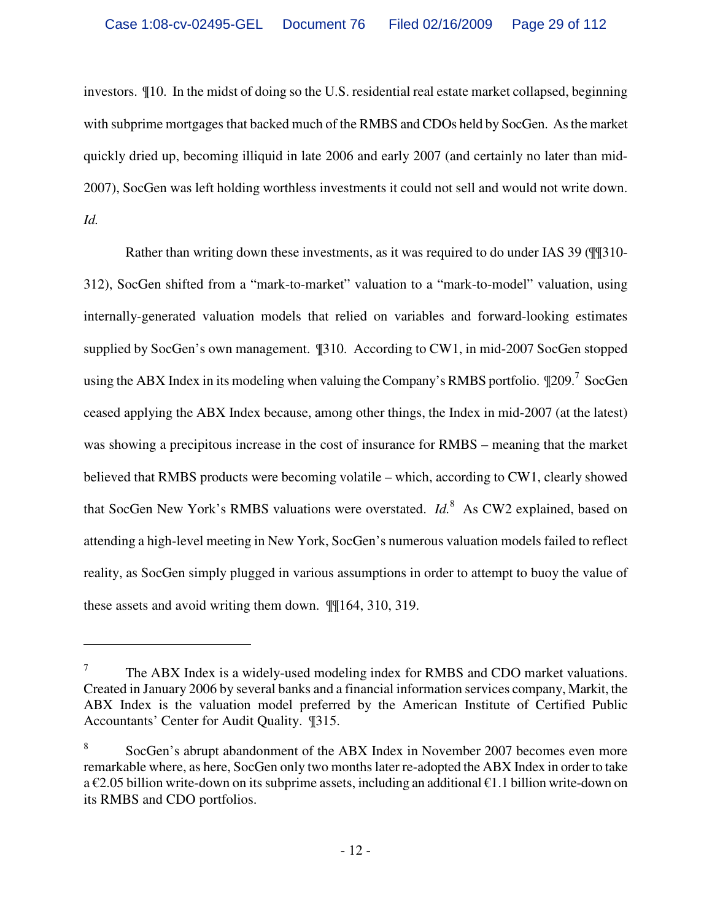investors. ¶10. In the midst of doing so the U.S. residential real estate market collapsed, beginning with subprime mortgages that backed much of the RMBS and CDOs held by SocGen. As the market quickly dried up, becoming illiquid in late 2006 and early 2007 (and certainly no later than mid-2007), SocGen was left holding worthless investments it could not sell and would not write down. *Id.*

Rather than writing down these investments, as it was required to do under IAS 39 (¶¶310-312), SocGen shifted from a "mark-to-market" valuation to a "mark-to-model" valuation, using internally-generated valuation models that relied on variables and forward-looking estimates supplied by SocGen's own management. ¶310. According to CW1, in mid-2007 SocGen stopped using the ABX Index in its modeling when valuing the Company's RMBS portfolio. ¶209.[7] SocGen ceased applying the ABX Index because, among other things, the Index in mid-2007 (at the latest) was showing a precipitous increase in the cost of insurance for RMBS – meaning that the market believed that RMBS products were becoming volatile – which, according to CW1, clearly showed that SocGen New York's RMBS valuations were overstated. *Id.*[8] As CW2 explained, based on attending a high-level meeting in New York, SocGen's numerous valuation models failed to reflect reality, as SocGen simply plugged in various assumptions in order to attempt to buoy the value of these assets and avoid writing them down. ¶¶164, 310, 319.

---

[7] The ABX Index is a widely-used modeling index for RMBS and CDO market valuations. Created in January 2006 by several banks and a financial information services company, Markit, the ABX Index is the valuation model preferred by the American Institute of Certified Public Accountants' Center for Audit Quality. ¶315.

[8] SocGen's abrupt abandonment of the ABX Index in November 2007 becomes even more remarkable where, as here, SocGen only two months later re-adopted the ABX Index in order to take a €2.05 billion write-down on its subprime assets, including an additional €1.1 billion write-down on its RMBS and CDO portfolios.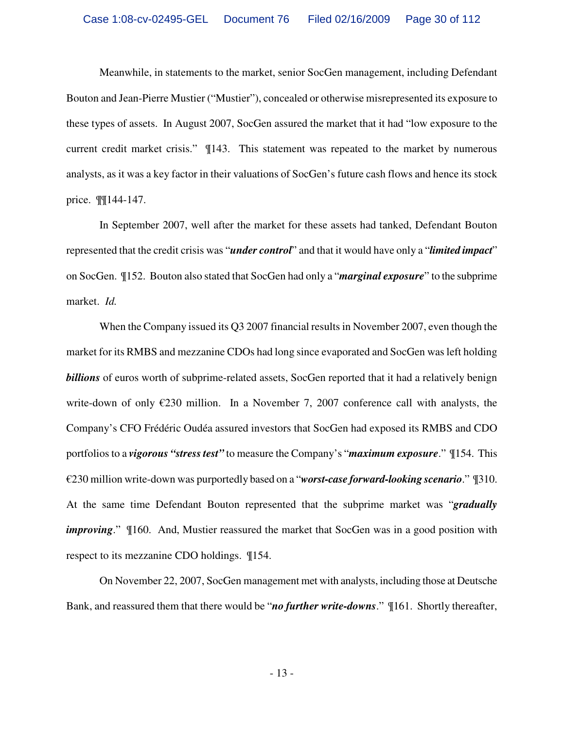Meanwhile, in statements to the market, senior SocGen management, including Defendant Bouton and Jean-Pierre Mustier ("Mustier"), concealed or otherwise misrepresented its exposure to these types of assets. In August 2007, SocGen assured the market that it had "low exposure to the current credit market crisis." ¶143. This statement was repeated to the market by numerous analysts, as it was a key factor in their valuations of SocGen's future cash flows and hence its stock price. ¶¶144-147.

In September 2007, well after the market for these assets had tanked, Defendant Bouton represented that the credit crisis was "***under control***" and that it would have only a "***limited impact***" on SocGen. ¶152. Bouton also stated that SocGen had only a "***marginal exposure***" to the subprime market. *Id.*

When the Company issued its Q3 2007 financial results in November 2007, even though the market for its RMBS and mezzanine CDOs had long since evaporated and SocGen was left holding ***billions*** of euros worth of subprime-related assets, SocGen reported that it had a relatively benign write-down of only €230 million. In a November 7, 2007 conference call with analysts, the Company's CFO Frédéric Oudéa assured investors that SocGen had exposed its RMBS and CDO portfolios to a ***vigorous "stress test"*** to measure the Company's "***maximum exposure***." ¶154. This €230 million write-down was purportedly based on a "***worst-case forward-looking scenario***." ¶310. At the same time Defendant Bouton represented that the subprime market was "***gradually improving***." ¶160. And, Mustier reassured the market that SocGen was in a good position with respect to its mezzanine CDO holdings. ¶154.

On November 22, 2007, SocGen management met with analysts, including those at Deutsche Bank, and reassured them that there would be "***no further write-downs***." ¶161. Shortly thereafter,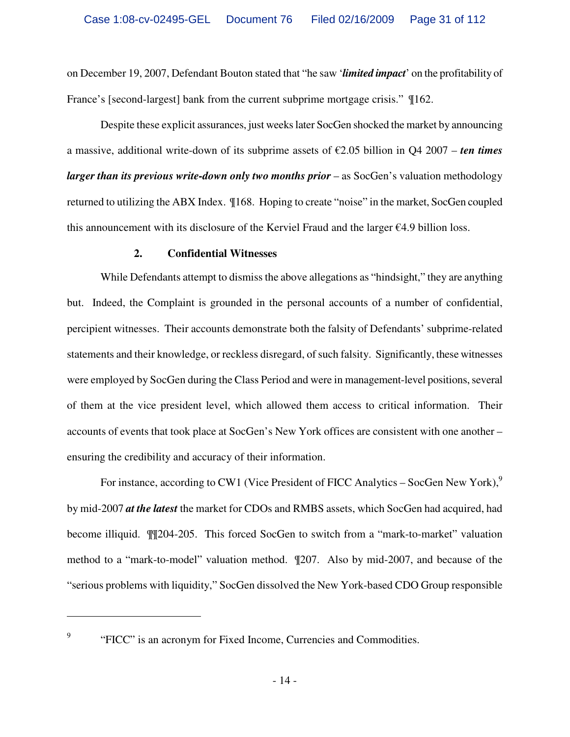on December 19, 2007, Defendant Bouton stated that "he saw '***limited impact***' on the profitability of France's [second-largest] bank from the current subprime mortgage crisis." ¶162.

Despite these explicit assurances, just weeks later SocGen shocked the market by announcing a massive, additional write-down of its subprime assets of €2.05 billion in Q4 2007 – ***ten times larger than its previous write-down only two months prior*** – as SocGen's valuation methodology returned to utilizing the ABX Index. ¶168. Hoping to create "noise" in the market, SocGen coupled this announcement with its disclosure of the Kerviel Fraud and the larger €4.9 billion loss.

**2. Confidential Witnesses**

While Defendants attempt to dismiss the above allegations as "hindsight," they are anything but. Indeed, the Complaint is grounded in the personal accounts of a number of confidential, percipient witnesses. Their accounts demonstrate both the falsity of Defendants' subprime-related statements and their knowledge, or reckless disregard, of such falsity. Significantly, these witnesses were employed by SocGen during the Class Period and were in management-level positions, several of them at the vice president level, which allowed them access to critical information. Their accounts of events that took place at SocGen's New York offices are consistent with one another – ensuring the credibility and accuracy of their information.

For instance, according to CW1 (Vice President of FICC Analytics – SocGen New York),[9] by mid-2007 ***at the latest*** the market for CDOs and RMBS assets, which SocGen had acquired, had become illiquid. ¶¶204-205. This forced SocGen to switch from a "mark-to-market" valuation method to a "mark-to-model" valuation method. ¶207. Also by mid-2007, and because of the "serious problems with liquidity," SocGen dissolved the New York-based CDO Group responsible

---

[9] "FICC" is an acronym for Fixed Income, Currencies and Commodities.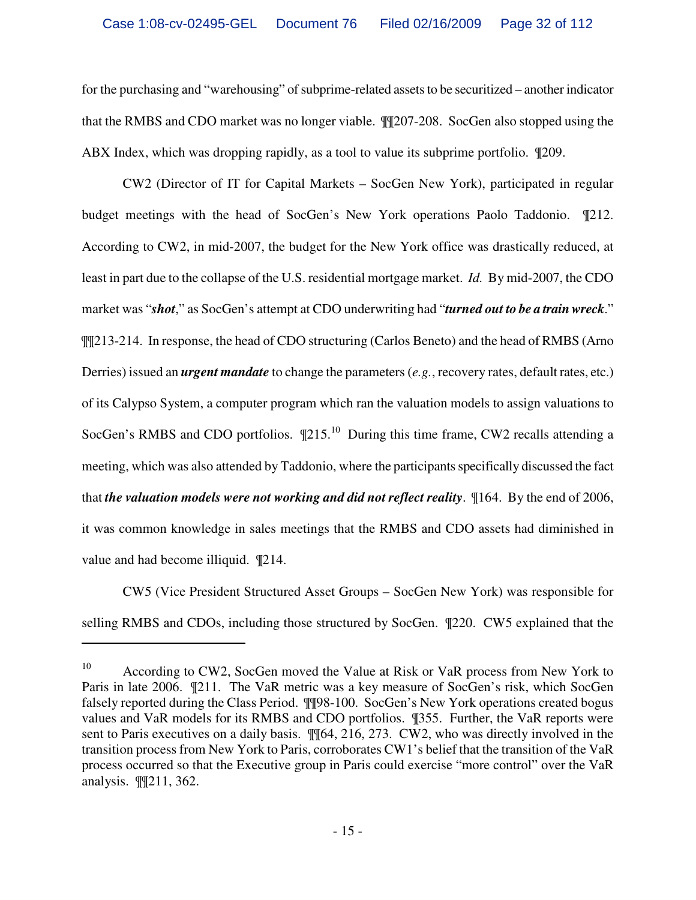for the purchasing and "warehousing" of subprime-related assets to be securitized – another indicator that the RMBS and CDO market was no longer viable. ¶¶207-208. SocGen also stopped using the ABX Index, which was dropping rapidly, as a tool to value its subprime portfolio. ¶209.

CW2 (Director of IT for Capital Markets – SocGen New York), participated in regular budget meetings with the head of SocGen's New York operations Paolo Taddonio. ¶212. According to CW2, in mid-2007, the budget for the New York office was drastically reduced, at least in part due to the collapse of the U.S. residential mortgage market. *Id.* By mid-2007, the CDO market was "***shot***," as SocGen's attempt at CDO underwriting had "***turned out to be a train wreck***." ¶¶213-214. In response, the head of CDO structuring (Carlos Beneto) and the head of RMBS (Arno Derries) issued an ***urgent mandate*** to change the parameters (*e.g.*, recovery rates, default rates, etc.) of its Calypso System, a computer program which ran the valuation models to assign valuations to SocGen's RMBS and CDO portfolios. ¶215.[10] During this time frame, CW2 recalls attending a meeting, which was also attended by Taddonio, where the participants specifically discussed the fact that ***the valuation models were not working and did not reflect reality***. ¶164. By the end of 2006, it was common knowledge in sales meetings that the RMBS and CDO assets had diminished in value and had become illiquid. ¶214.

CW5 (Vice President Structured Asset Groups – SocGen New York) was responsible for selling RMBS and CDOs, including those structured by SocGen. ¶220. CW5 explained that the

---

[10] According to CW2, SocGen moved the Value at Risk or VaR process from New York to Paris in late 2006. ¶211. The VaR metric was a key measure of SocGen's risk, which SocGen falsely reported during the Class Period. ¶¶98-100. SocGen's New York operations created bogus values and VaR models for its RMBS and CDO portfolios. ¶355. Further, the VaR reports were sent to Paris executives on a daily basis. ¶¶64, 216, 273. CW2, who was directly involved in the transition process from New York to Paris, corroborates CW1's belief that the transition of the VaR process occurred so that the Executive group in Paris could exercise "more control" over the VaR analysis. ¶¶211, 362.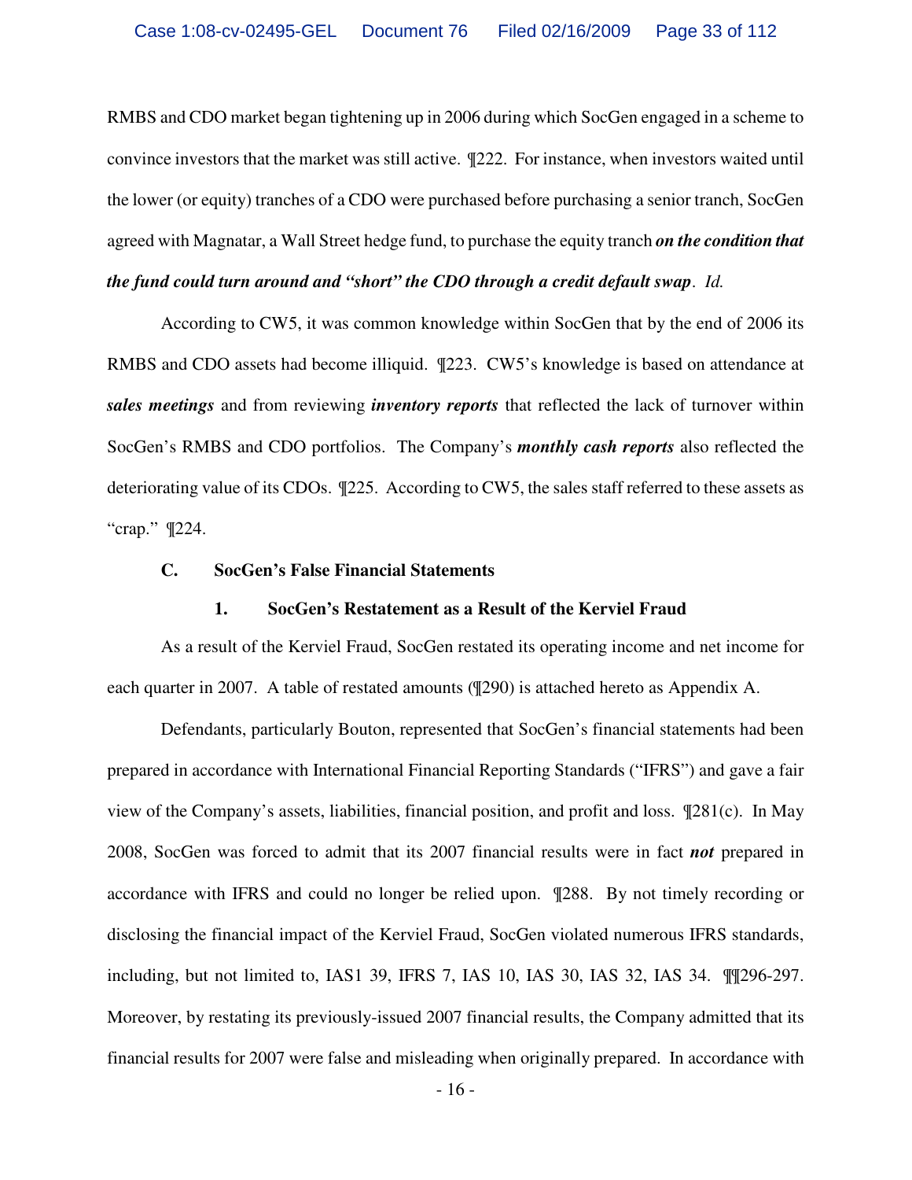RMBS and CDO market began tightening up in 2006 during which SocGen engaged in a scheme to convince investors that the market was still active. ¶222. For instance, when investors waited until the lower (or equity) tranches of a CDO were purchased before purchasing a senior tranch, SocGen agreed with Magnatar, a Wall Street hedge fund, to purchase the equity tranch ***on the condition that the fund could turn around and "short" the CDO through a credit default swap***. *Id.*

According to CW5, it was common knowledge within SocGen that by the end of 2006 its RMBS and CDO assets had become illiquid. ¶223. CW5's knowledge is based on attendance at ***sales meetings*** and from reviewing ***inventory reports*** that reflected the lack of turnover within SocGen's RMBS and CDO portfolios. The Company's ***monthly cash reports*** also reflected the deteriorating value of its CDOs. ¶225. According to CW5, the sales staff referred to these assets as "crap." ¶224.

### C. SocGen's False Financial Statements

#### 1. SocGen's Restatement as a Result of the Kerviel Fraud

As a result of the Kerviel Fraud, SocGen restated its operating income and net income for each quarter in 2007. A table of restated amounts (¶290) is attached hereto as Appendix A.

Defendants, particularly Bouton, represented that SocGen's financial statements had been prepared in accordance with International Financial Reporting Standards ("IFRS") and gave a fair view of the Company's assets, liabilities, financial position, and profit and loss. ¶281(c). In May 2008, SocGen was forced to admit that its 2007 financial results were in fact ***not*** prepared in accordance with IFRS and could no longer be relied upon. ¶288. By not timely recording or disclosing the financial impact of the Kerviel Fraud, SocGen violated numerous IFRS standards, including, but not limited to, IAS1 39, IFRS 7, IAS 10, IAS 30, IAS 32, IAS 34. ¶¶296-297. Moreover, by restating its previously-issued 2007 financial results, the Company admitted that its financial results for 2007 were false and misleading when originally prepared. In accordance with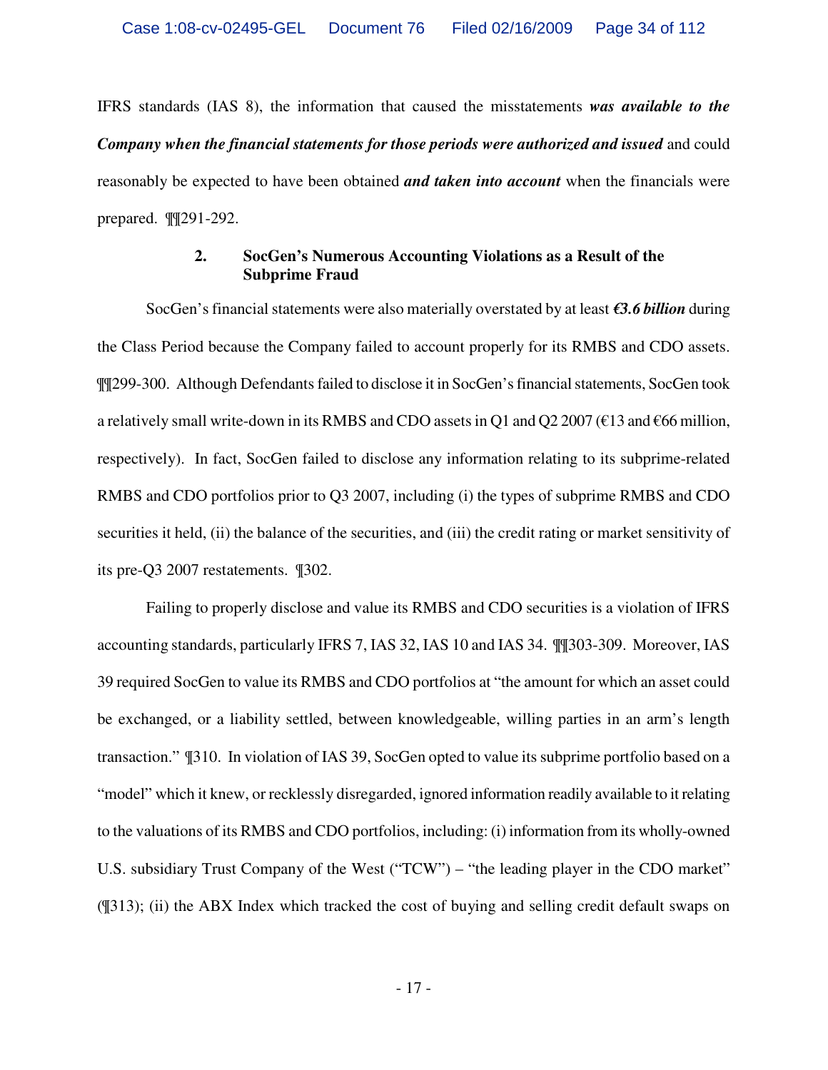IFRS standards (IAS 8), the information that caused the misstatements ***was available to the Company when the financial statements for those periods were authorized and issued*** and could reasonably be expected to have been obtained ***and taken into account*** when the financials were prepared. ¶¶291-292.

### 2. SocGen's Numerous Accounting Violations as a Result of the Subprime Fraud

SocGen's financial statements were also materially overstated by at least ***€3.6 billion*** during the Class Period because the Company failed to account properly for its RMBS and CDO assets. ¶¶299-300. Although Defendants failed to disclose it in SocGen's financial statements, SocGen took a relatively small write-down in its RMBS and CDO assets in Q1 and Q2 2007 (€13 and €66 million, respectively). In fact, SocGen failed to disclose any information relating to its subprime-related RMBS and CDO portfolios prior to Q3 2007, including (i) the types of subprime RMBS and CDO securities it held, (ii) the balance of the securities, and (iii) the credit rating or market sensitivity of its pre-Q3 2007 restatements. ¶302.

Failing to properly disclose and value its RMBS and CDO securities is a violation of IFRS accounting standards, particularly IFRS 7, IAS 32, IAS 10 and IAS 34. ¶¶303-309. Moreover, IAS 39 required SocGen to value its RMBS and CDO portfolios at "the amount for which an asset could be exchanged, or a liability settled, between knowledgeable, willing parties in an arm's length transaction." ¶310. In violation of IAS 39, SocGen opted to value its subprime portfolio based on a "model" which it knew, or recklessly disregarded, ignored information readily available to it relating to the valuations of its RMBS and CDO portfolios, including: (i) information from its wholly-owned U.S. subsidiary Trust Company of the West ("TCW") – "the leading player in the CDO market" (¶313); (ii) the ABX Index which tracked the cost of buying and selling credit default swaps on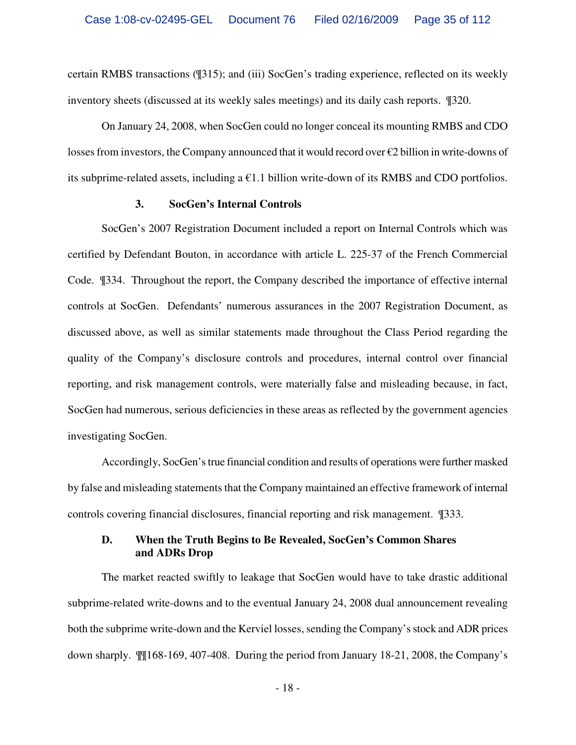certain RMBS transactions (¶315); and (iii) SocGen's trading experience, reflected on its weekly inventory sheets (discussed at its weekly sales meetings) and its daily cash reports. ¶320.

On January 24, 2008, when SocGen could no longer conceal its mounting RMBS and CDO losses from investors, the Company announced that it would record over €2 billion in write-downs of its subprime-related assets, including a €1.1 billion write-down of its RMBS and CDO portfolios.

### 3. SocGen's Internal Controls

SocGen's 2007 Registration Document included a report on Internal Controls which was certified by Defendant Bouton, in accordance with article L. 225-37 of the French Commercial Code. ¶334. Throughout the report, the Company described the importance of effective internal controls at SocGen. Defendants' numerous assurances in the 2007 Registration Document, as discussed above, as well as similar statements made throughout the Class Period regarding the quality of the Company's disclosure controls and procedures, internal control over financial reporting, and risk management controls, were materially false and misleading because, in fact, SocGen had numerous, serious deficiencies in these areas as reflected by the government agencies investigating SocGen.

Accordingly, SocGen's true financial condition and results of operations were further masked by false and misleading statements that the Company maintained an effective framework of internal controls covering financial disclosures, financial reporting and risk management. ¶333.

## D. When the Truth Begins to Be Revealed, SocGen's Common Shares and ADRs Drop

The market reacted swiftly to leakage that SocGen would have to take drastic additional subprime-related write-downs and to the eventual January 24, 2008 dual announcement revealing both the subprime write-down and the Kerviel losses, sending the Company's stock and ADR prices down sharply. ¶¶168-169, 407-408. During the period from January 18-21, 2008, the Company's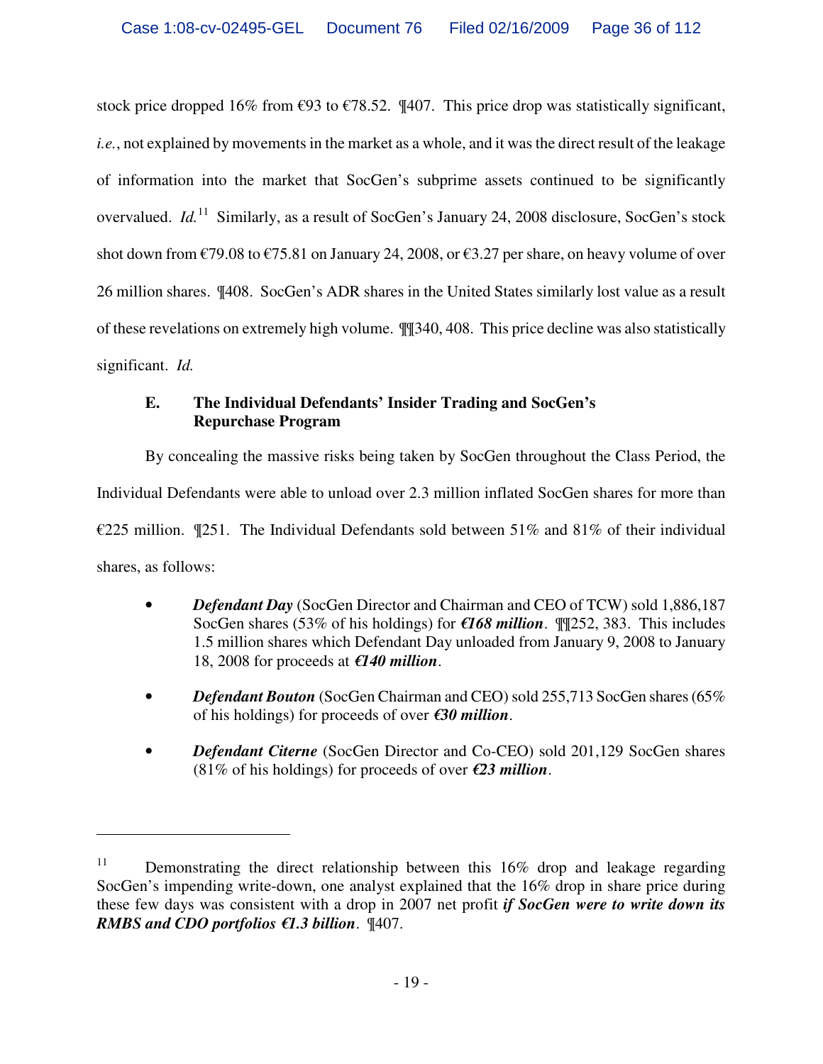stock price dropped 16% from €93 to €78.52. ¶407. This price drop was statistically significant, *i.e.*, not explained by movements in the market as a whole, and it was the direct result of the leakage of information into the market that SocGen's subprime assets continued to be significantly overvalued. *Id.*[11] Similarly, as a result of SocGen's January 24, 2008 disclosure, SocGen's stock shot down from €79.08 to €75.81 on January 24, 2008, or €3.27 per share, on heavy volume of over 26 million shares. ¶408. SocGen's ADR shares in the United States similarly lost value as a result of these revelations on extremely high volume. ¶¶340, 408. This price decline was also statistically significant. *Id.*

### E. The Individual Defendants' Insider Trading and SocGen's Repurchase Program

By concealing the massive risks being taken by SocGen throughout the Class Period, the Individual Defendants were able to unload over 2.3 million inflated SocGen shares for more than €225 million. ¶251. The Individual Defendants sold between 51% and 81% of their individual shares, as follows:

- ***Defendant Day*** (SocGen Director and Chairman and CEO of TCW) sold 1,886,187 SocGen shares (53% of his holdings) for ***€168 million***. ¶¶252, 383. This includes 1.5 million shares which Defendant Day unloaded from January 9, 2008 to January 18, 2008 for proceeds at ***€140 million***.
- ***Defendant Bouton*** (SocGen Chairman and CEO) sold 255,713 SocGen shares (65% of his holdings) for proceeds of over ***€30 million***.
- ***Defendant Citerne*** (SocGen Director and Co-CEO) sold 201,129 SocGen shares (81% of his holdings) for proceeds of over ***€23 million***.

---

[11] Demonstrating the direct relationship between this 16% drop and leakage regarding SocGen's impending write-down, one analyst explained that the 16% drop in share price during these few days was consistent with a drop in 2007 net profit ***if SocGen were to write down its RMBS and CDO portfolios €1.3 billion***. ¶407.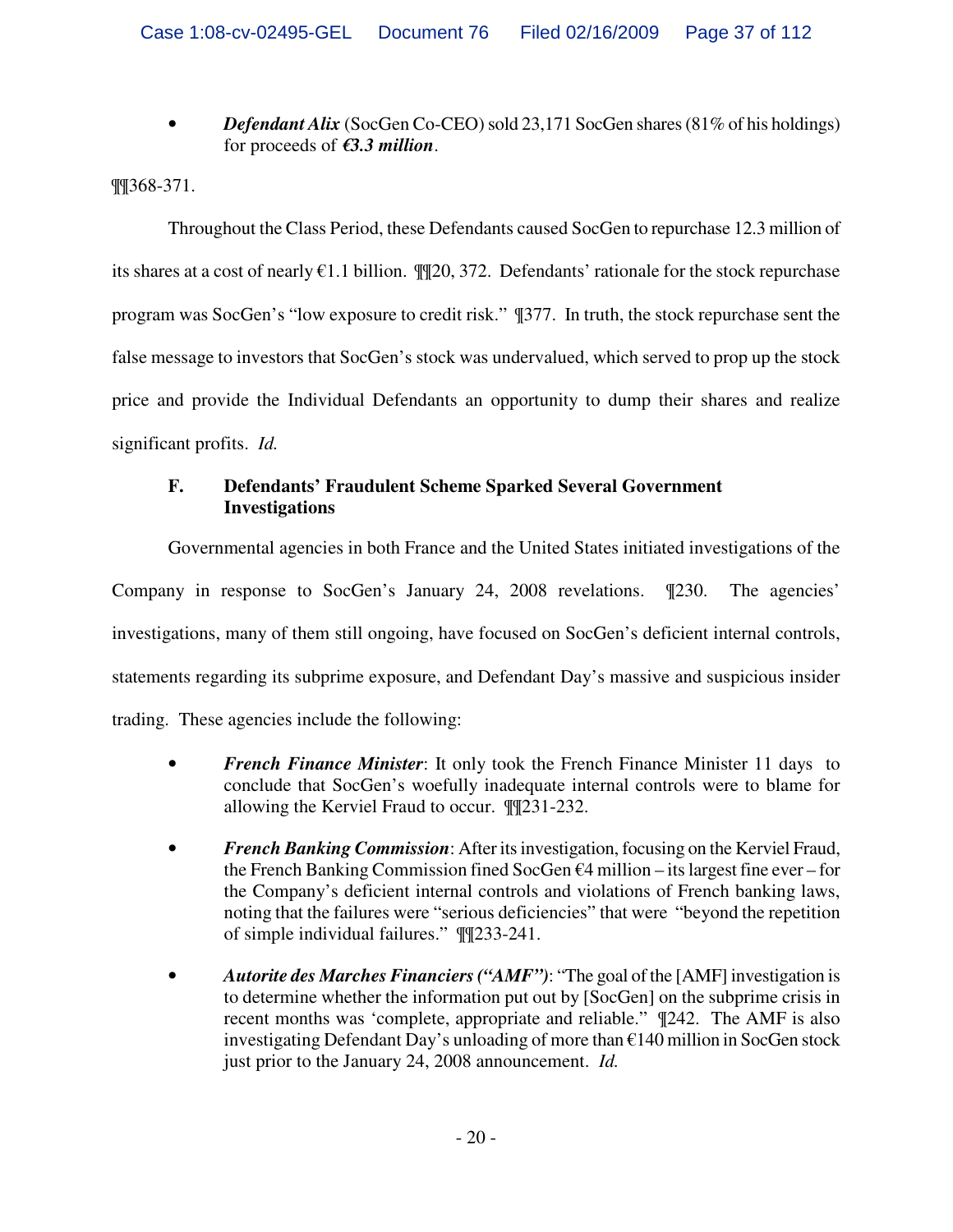- ***Defendant Alix*** (SocGen Co-CEO) sold 23,171 SocGen shares (81% of his holdings) for proceeds of ***€3.3 million***.

¶¶368-371.

Throughout the Class Period, these Defendants caused SocGen to repurchase 12.3 million of its shares at a cost of nearly €1.1 billion. ¶¶20, 372. Defendants' rationale for the stock repurchase program was SocGen's "low exposure to credit risk." ¶377. In truth, the stock repurchase sent the false message to investors that SocGen's stock was undervalued, which served to prop up the stock price and provide the Individual Defendants an opportunity to dump their shares and realize significant profits. *Id.*

### F. Defendants' Fraudulent Scheme Sparked Several Government Investigations

Governmental agencies in both France and the United States initiated investigations of the Company in response to SocGen's January 24, 2008 revelations. ¶230. The agencies' investigations, many of them still ongoing, have focused on SocGen's deficient internal controls, statements regarding its subprime exposure, and Defendant Day's massive and suspicious insider trading. These agencies include the following:

- ***French Finance Minister***: It only took the French Finance Minister 11 days to conclude that SocGen's woefully inadequate internal controls were to blame for allowing the Kerviel Fraud to occur. ¶¶231-232.

- ***French Banking Commission***: After its investigation, focusing on the Kerviel Fraud, the French Banking Commission fined SocGen €4 million – its largest fine ever – for the Company's deficient internal controls and violations of French banking laws, noting that the failures were "serious deficiencies" that were "beyond the repetition of simple individual failures." ¶¶233-241.

- ***Autorite des Marches Financiers ("AMF")***: "The goal of the [AMF] investigation is to determine whether the information put out by [SocGen] on the subprime crisis in recent months was 'complete, appropriate and reliable.'" ¶242. The AMF is also investigating Defendant Day's unloading of more than €140 million in SocGen stock just prior to the January 24, 2008 announcement. *Id.*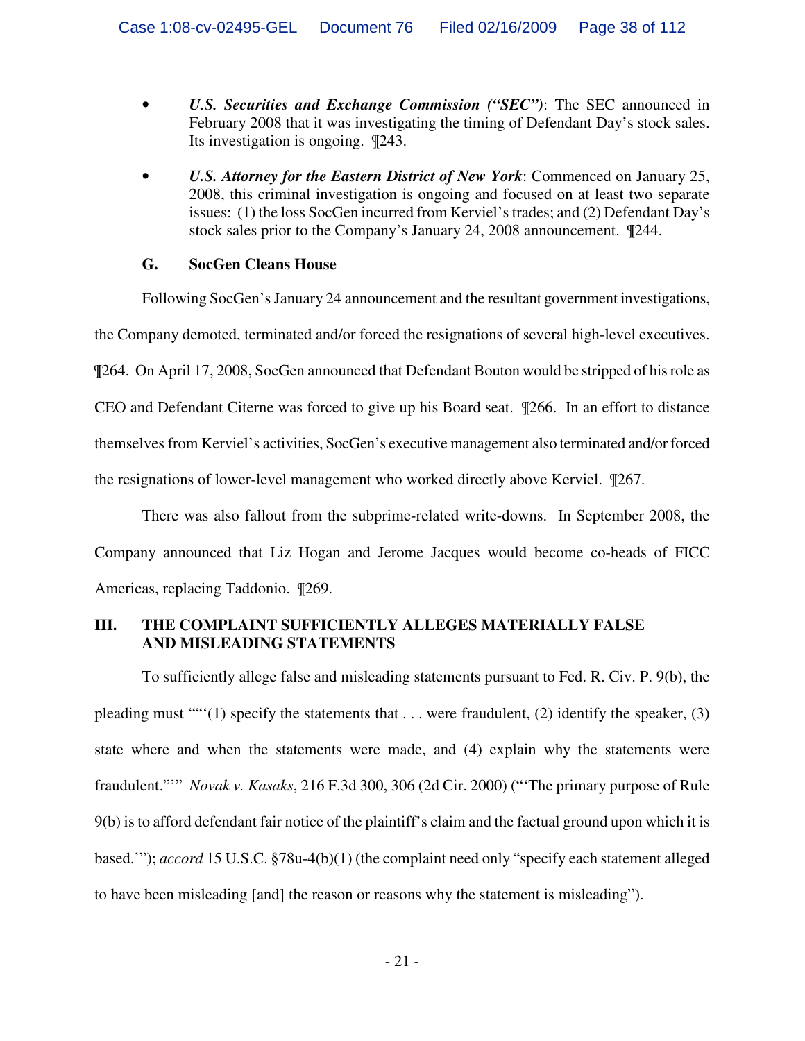- ***U.S. Securities and Exchange Commission ("SEC")***: The SEC announced in February 2008 that it was investigating the timing of Defendant Day's stock sales. Its investigation is ongoing. ¶243.

- ***U.S. Attorney for the Eastern District of New York***: Commenced on January 25, 2008, this criminal investigation is ongoing and focused on at least two separate issues: (1) the loss SocGen incurred from Kerviel's trades; and (2) Defendant Day's stock sales prior to the Company's January 24, 2008 announcement. ¶244.

### G. SocGen Cleans House

Following SocGen's January 24 announcement and the resultant government investigations, the Company demoted, terminated and/or forced the resignations of several high-level executives. ¶264. On April 17, 2008, SocGen announced that Defendant Bouton would be stripped of his role as CEO and Defendant Citerne was forced to give up his Board seat. ¶266. In an effort to distance themselves from Kerviel's activities, SocGen's executive management also terminated and/or forced the resignations of lower-level management who worked directly above Kerviel. ¶267.

There was also fallout from the subprime-related write-downs. In September 2008, the Company announced that Liz Hogan and Jerome Jacques would become co-heads of FICC Americas, replacing Taddonio. ¶269.

## III. THE COMPLAINT SUFFICIENTLY ALLEGES MATERIALLY FALSE AND MISLEADING STATEMENTS

To sufficiently allege false and misleading statements pursuant to Fed. R. Civ. P. 9(b), the pleading must "''(1) specify the statements that . . . were fraudulent, (2) identify the speaker, (3) state where and when the statements were made, and (4) explain why the statements were fraudulent.''" *Novak v. Kasaks*, 216 F.3d 300, 306 (2d Cir. 2000) ("'The primary purpose of Rule 9(b) is to afford defendant fair notice of the plaintiff's claim and the factual ground upon which it is based.'"); *accord* 15 U.S.C. §78u-4(b)(1) (the complaint need only "specify each statement alleged to have been misleading [and] the reason or reasons why the statement is misleading").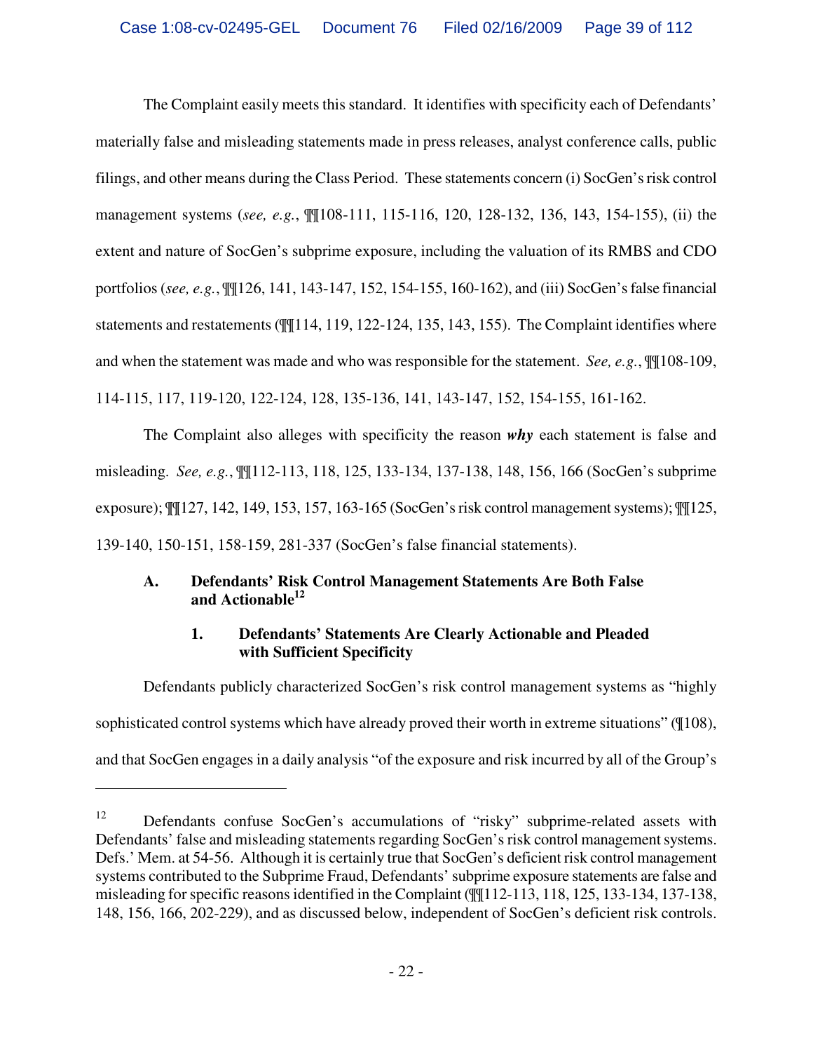The Complaint easily meets this standard. It identifies with specificity each of Defendants' materially false and misleading statements made in press releases, analyst conference calls, public filings, and other means during the Class Period. These statements concern (i) SocGen's risk control management systems (*see, e.g.*, ¶¶108-111, 115-116, 120, 128-132, 136, 143, 154-155), (ii) the extent and nature of SocGen's subprime exposure, including the valuation of its RMBS and CDO portfolios (*see, e.g.*, ¶¶126, 141, 143-147, 152, 154-155, 160-162), and (iii) SocGen's false financial statements and restatements (¶¶114, 119, 122-124, 135, 143, 155). The Complaint identifies where and when the statement was made and who was responsible for the statement. *See, e.g.*, ¶¶108-109, 114-115, 117, 119-120, 122-124, 128, 135-136, 141, 143-147, 152, 154-155, 161-162.

The Complaint also alleges with specificity the reason ***why*** each statement is false and misleading. *See, e.g.*, ¶¶112-113, 118, 125, 133-134, 137-138, 148, 156, 166 (SocGen's subprime exposure); ¶¶127, 142, 149, 153, 157, 163-165 (SocGen's risk control management systems); ¶¶125, 139-140, 150-151, 158-159, 281-337 (SocGen's false financial statements).

### A. Defendants' Risk Control Management Statements Are Both False and Actionable[12]

#### 1. Defendants' Statements Are Clearly Actionable and Pleaded with Sufficient Specificity

Defendants publicly characterized SocGen's risk control management systems as "highly sophisticated control systems which have already proved their worth in extreme situations" (¶108), and that SocGen engages in a daily analysis "of the exposure and risk incurred by all of the Group's

---

[12] Defendants confuse SocGen's accumulations of "risky" subprime-related assets with Defendants' false and misleading statements regarding SocGen's risk control management systems. Defs.' Mem. at 54-56. Although it is certainly true that SocGen's deficient risk control management systems contributed to the Subprime Fraud, Defendants' subprime exposure statements are false and misleading for specific reasons identified in the Complaint (¶¶112-113, 118, 125, 133-134, 137-138, 148, 156, 166, 202-229), and as discussed below, independent of SocGen's deficient risk controls.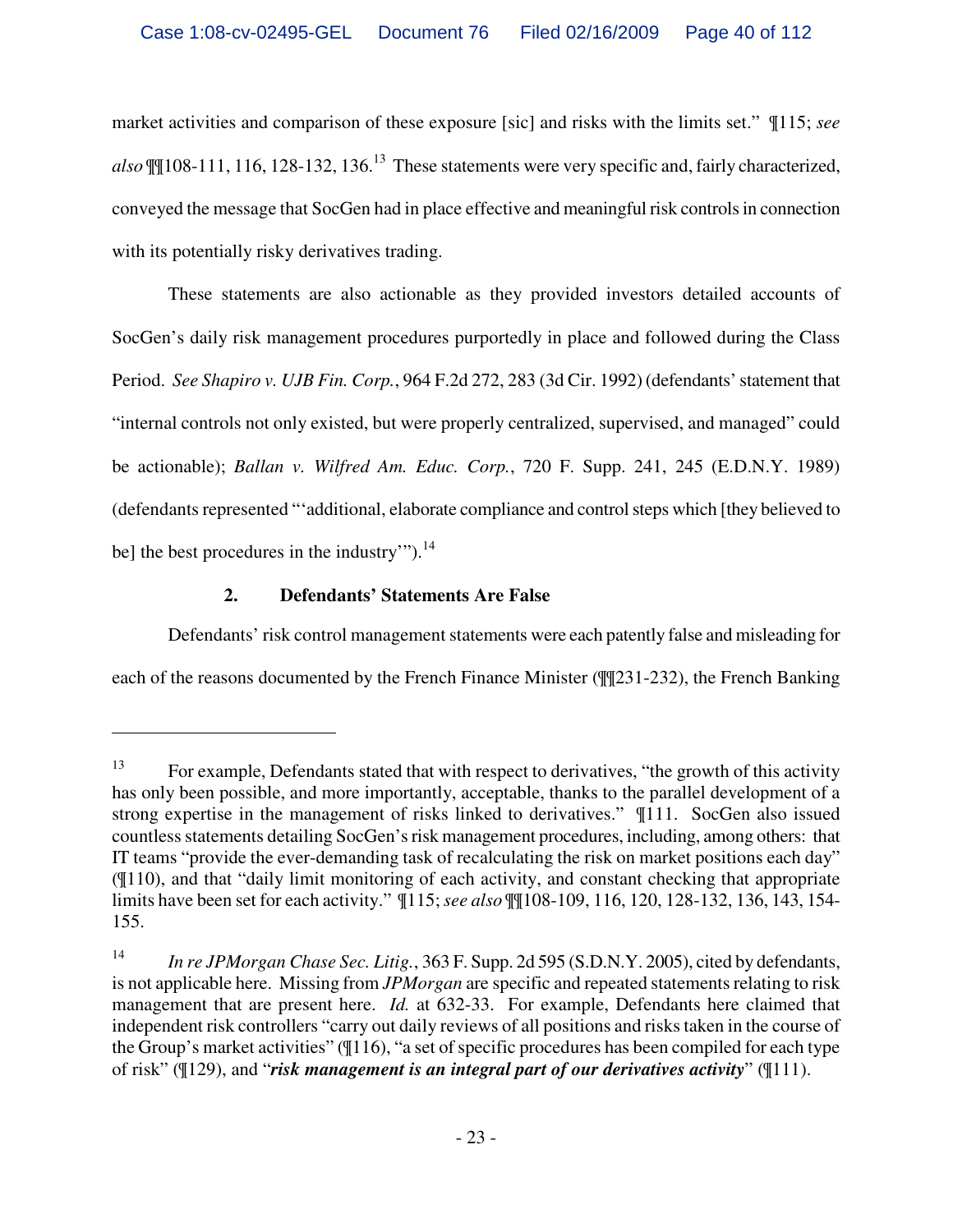market activities and comparison of these exposure [sic] and risks with the limits set." ¶115; *see also* ¶¶108-111, 116, 128-132, 136.[13] These statements were very specific and, fairly characterized, conveyed the message that SocGen had in place effective and meaningful risk controls in connection with its potentially risky derivatives trading.

These statements are also actionable as they provided investors detailed accounts of SocGen's daily risk management procedures purportedly in place and followed during the Class Period. *See Shapiro v. UJB Fin. Corp.*, 964 F.2d 272, 283 (3d Cir. 1992) (defendants' statement that "internal controls not only existed, but were properly centralized, supervised, and managed" could be actionable); *Ballan v. Wilfred Am. Educ. Corp.*, 720 F. Supp. 241, 245 (E.D.N.Y. 1989) (defendants represented "'additional, elaborate compliance and control steps which [they believed to be] the best procedures in the industry'").[14]

### 2. Defendants' Statements Are False

Defendants' risk control management statements were each patently false and misleading for each of the reasons documented by the French Finance Minister (¶¶231-232), the French Banking

---

[13] For example, Defendants stated that with respect to derivatives, "the growth of this activity has only been possible, and more importantly, acceptable, thanks to the parallel development of a strong expertise in the management of risks linked to derivatives." ¶111. SocGen also issued countless statements detailing SocGen's risk management procedures, including, among others: that IT teams "provide the ever-demanding task of recalculating the risk on market positions each day" (¶110), and that "daily limit monitoring of each activity, and constant checking that appropriate limits have been set for each activity." ¶115; *see also* ¶¶108-109, 116, 120, 128-132, 136, 143, 154-155.

[14] *In re JPMorgan Chase Sec. Litig.*, 363 F. Supp. 2d 595 (S.D.N.Y. 2005), cited by defendants, is not applicable here. Missing from *JPMorgan* are specific and repeated statements relating to risk management that are present here. *Id.* at 632-33. For example, Defendants here claimed that independent risk controllers "carry out daily reviews of all positions and risks taken in the course of the Group's market activities" (¶116), "a set of specific procedures has been compiled for each type of risk" (¶129), and "***risk management is an integral part of our derivatives activity***" (¶111).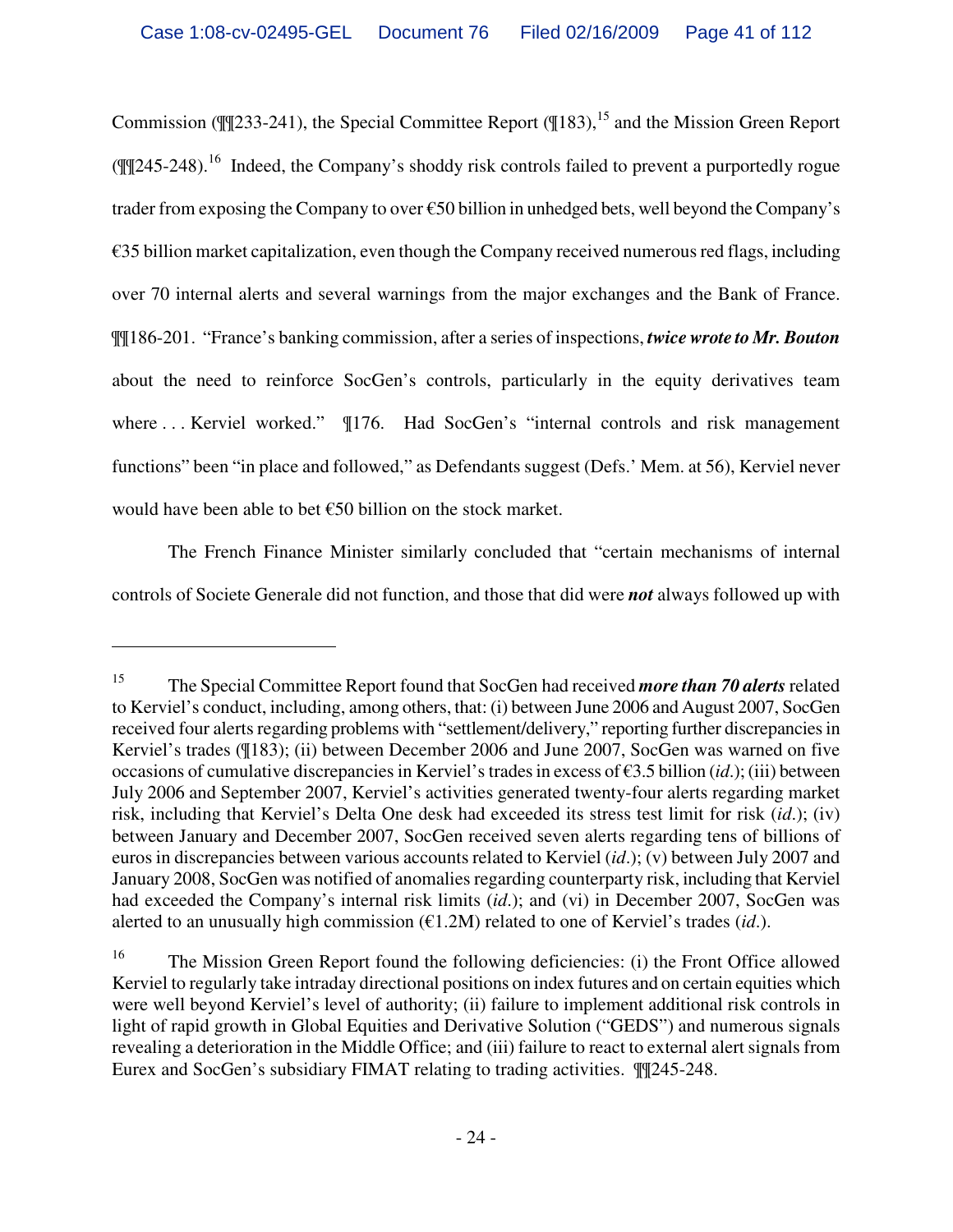Commission (¶¶233-241), the Special Committee Report (¶183),[15] and the Mission Green Report (¶¶245-248).[16] Indeed, the Company's shoddy risk controls failed to prevent a purportedly rogue trader from exposing the Company to over €50 billion in unhedged bets, well beyond the Company's €35 billion market capitalization, even though the Company received numerous red flags, including over 70 internal alerts and several warnings from the major exchanges and the Bank of France. ¶¶186-201. "France's banking commission, after a series of inspections, ***twice wrote to Mr. Bouton*** about the need to reinforce SocGen's controls, particularly in the equity derivatives team where . . . Kerviel worked." ¶176. Had SocGen's "internal controls and risk management functions" been "in place and followed," as Defendants suggest (Defs.' Mem. at 56), Kerviel never would have been able to bet €50 billion on the stock market.

The French Finance Minister similarly concluded that "certain mechanisms of internal controls of Societe Generale did not function, and those that did were ***not*** always followed up with

---

[15] The Special Committee Report found that SocGen had received ***more than 70 alerts*** related to Kerviel's conduct, including, among others, that: (i) between June 2006 and August 2007, SocGen received four alerts regarding problems with "settlement/delivery," reporting further discrepancies in Kerviel's trades (¶183); (ii) between December 2006 and June 2007, SocGen was warned on five occasions of cumulative discrepancies in Kerviel's trades in excess of €3.5 billion (*id.*); (iii) between July 2006 and September 2007, Kerviel's activities generated twenty-four alerts regarding market risk, including that Kerviel's Delta One desk had exceeded its stress test limit for risk (*id.*); (iv) between January and December 2007, SocGen received seven alerts regarding tens of billions of euros in discrepancies between various accounts related to Kerviel (*id.*); (v) between July 2007 and January 2008, SocGen was notified of anomalies regarding counterparty risk, including that Kerviel had exceeded the Company's internal risk limits (*id.*); and (vi) in December 2007, SocGen was alerted to an unusually high commission (€1.2M) related to one of Kerviel's trades (*id.*).

[16] The Mission Green Report found the following deficiencies: (i) the Front Office allowed Kerviel to regularly take intraday directional positions on index futures and on certain equities which were well beyond Kerviel's level of authority; (ii) failure to implement additional risk controls in light of rapid growth in Global Equities and Derivative Solution ("GEDS") and numerous signals revealing a deterioration in the Middle Office; and (iii) failure to react to external alert signals from Eurex and SocGen's subsidiary FIMAT relating to trading activities. ¶¶245-248.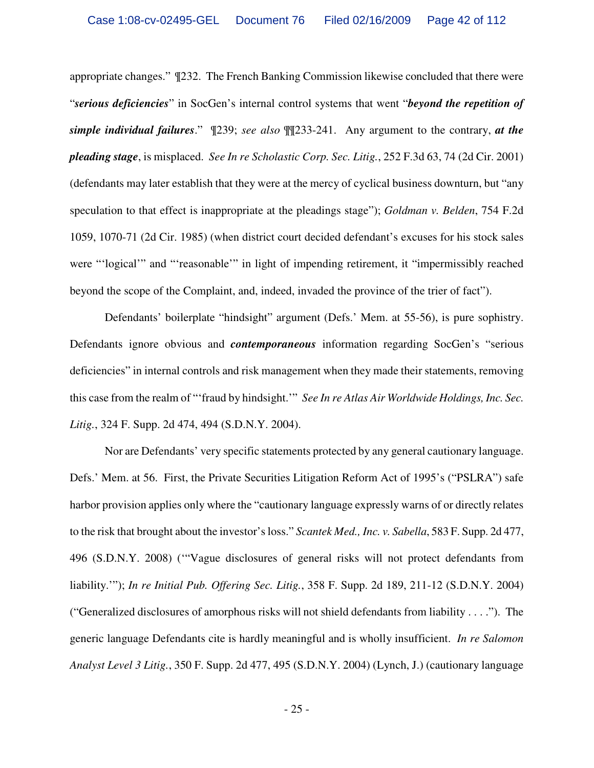appropriate changes." ¶232. The French Banking Commission likewise concluded that there were "***serious deficiencies***" in SocGen's internal control systems that went "***beyond the repetition of simple individual failures***." ¶239; *see also* ¶¶233-241. Any argument to the contrary, ***at the pleading stage***, is misplaced. *See In re Scholastic Corp. Sec. Litig.*, 252 F.3d 63, 74 (2d Cir. 2001) (defendants may later establish that they were at the mercy of cyclical business downturn, but "any speculation to that effect is inappropriate at the pleadings stage"); *Goldman v. Belden*, 754 F.2d 1059, 1070-71 (2d Cir. 1985) (when district court decided defendant's excuses for his stock sales were "'logical'" and "'reasonable'" in light of impending retirement, it "impermissibly reached beyond the scope of the Complaint, and, indeed, invaded the province of the trier of fact").

Defendants' boilerplate "hindsight" argument (Defs.' Mem. at 55-56), is pure sophistry. Defendants ignore obvious and ***contemporaneous*** information regarding SocGen's "serious deficiencies" in internal controls and risk management when they made their statements, removing this case from the realm of "'fraud by hindsight.'" *See In re Atlas Air Worldwide Holdings, Inc. Sec. Litig.*, 324 F. Supp. 2d 474, 494 (S.D.N.Y. 2004).

Nor are Defendants' very specific statements protected by any general cautionary language. Defs.' Mem. at 56. First, the Private Securities Litigation Reform Act of 1995's ("PSLRA") safe harbor provision applies only where the "cautionary language expressly warns of or directly relates to the risk that brought about the investor's loss." *Scantek Med., Inc. v. Sabella*, 583 F. Supp. 2d 477, 496 (S.D.N.Y. 2008) ("'Vague disclosures of general risks will not protect defendants from liability.'"); *In re Initial Pub. Offering Sec. Litig.*, 358 F. Supp. 2d 189, 211-12 (S.D.N.Y. 2004) ("Generalized disclosures of amorphous risks will not shield defendants from liability . . . ."). The generic language Defendants cite is hardly meaningful and is wholly insufficient. *In re Salomon Analyst Level 3 Litig.*, 350 F. Supp. 2d 477, 495 (S.D.N.Y. 2004) (Lynch, J.) (cautionary language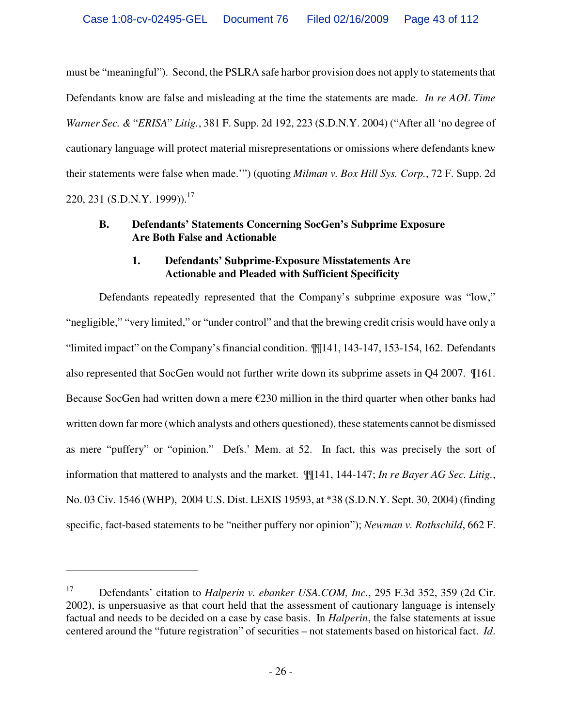must be "meaningful"). Second, the PSLRA safe harbor provision does not apply to statements that Defendants know are false and misleading at the time the statements are made. *In re AOL Time Warner Sec. &* "*ERISA*" *Litig.*, 381 F. Supp. 2d 192, 223 (S.D.N.Y. 2004) ("After all 'no degree of cautionary language will protect material misrepresentations or omissions where defendants knew their statements were false when made.'") (quoting *Milman v. Box Hill Sys. Corp.*, 72 F. Supp. 2d 220, 231 (S.D.N.Y. 1999)).[17]

### B. Defendants' Statements Concerning SocGen's Subprime Exposure Are Both False and Actionable

#### 1. Defendants' Subprime-Exposure Misstatements Are Actionable and Pleaded with Sufficient Specificity

Defendants repeatedly represented that the Company's subprime exposure was "low," "negligible," "very limited," or "under control" and that the brewing credit crisis would have only a "limited impact" on the Company's financial condition. ¶¶141, 143-147, 153-154, 162. Defendants also represented that SocGen would not further write down its subprime assets in Q4 2007. ¶161. Because SocGen had written down a mere €230 million in the third quarter when other banks had written down far more (which analysts and others questioned), these statements cannot be dismissed as mere "puffery" or "opinion." Defs.' Mem. at 52. In fact, this was precisely the sort of information that mattered to analysts and the market. ¶¶141, 144-147; *In re Bayer AG Sec. Litig.*, No. 03 Civ. 1546 (WHP), 2004 U.S. Dist. LEXIS 19593, at *38 (S.D.N.Y. Sept. 30, 2004) (finding specific, fact-based statements to be "neither puffery nor opinion"); *Newman v. Rothschild*, 662 F.

---

[17] Defendants' citation to *Halperin v. ebanker USA.COM, Inc.*, 295 F.3d 352, 359 (2d Cir. 2002), is unpersuasive as that court held that the assessment of cautionary language is intensely factual and needs to be decided on a case by case basis. In *Halperin*, the false statements at issue centered around the "future registration" of securities – not statements based on historical fact. *Id*.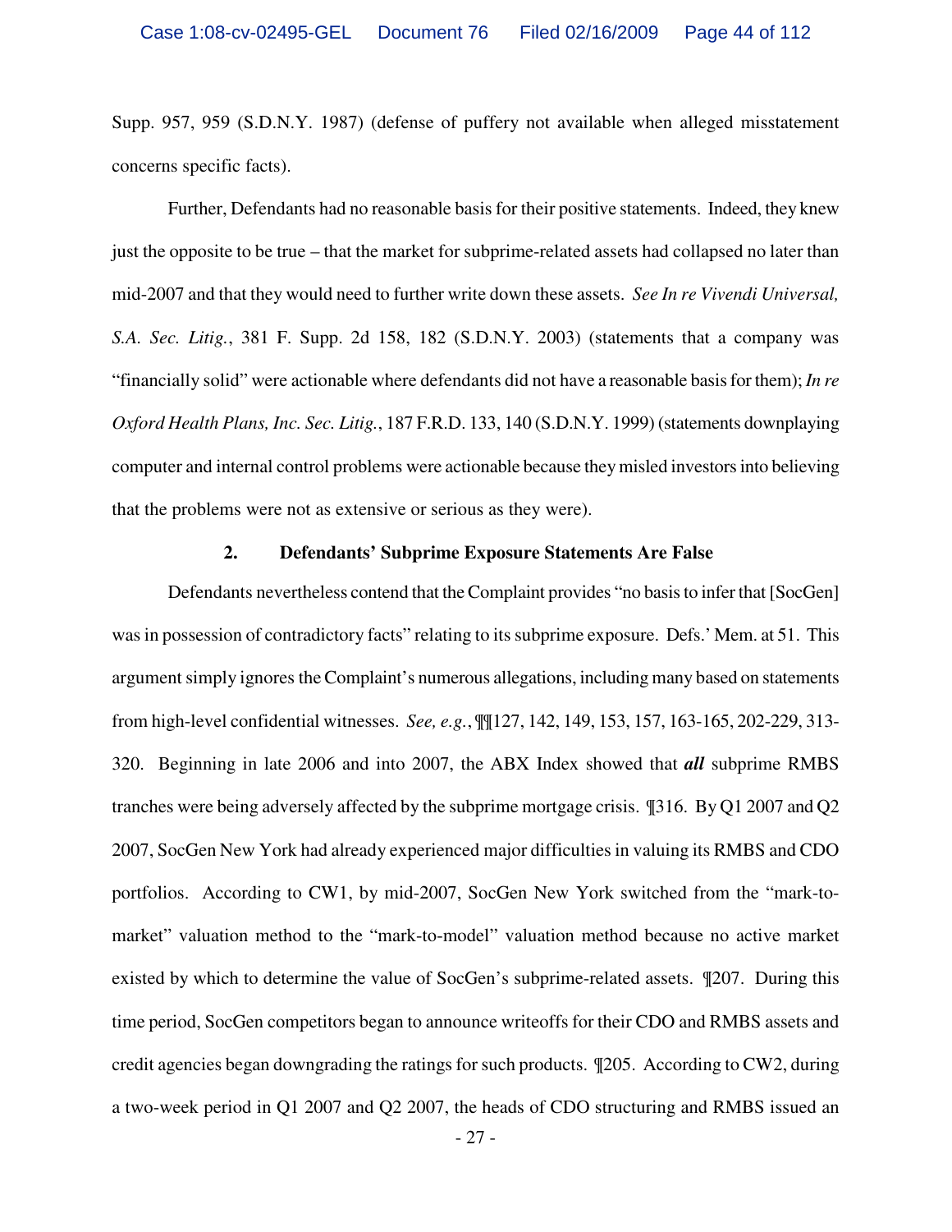Supp. 957, 959 (S.D.N.Y. 1987) (defense of puffery not available when alleged misstatement concerns specific facts).

Further, Defendants had no reasonable basis for their positive statements. Indeed, they knew just the opposite to be true – that the market for subprime-related assets had collapsed no later than mid-2007 and that they would need to further write down these assets. *See In re Vivendi Universal, S.A. Sec. Litig.*, 381 F. Supp. 2d 158, 182 (S.D.N.Y. 2003) (statements that a company was "financially solid" were actionable where defendants did not have a reasonable basis for them); *In re Oxford Health Plans, Inc. Sec. Litig.*, 187 F.R.D. 133, 140 (S.D.N.Y. 1999) (statements downplaying computer and internal control problems were actionable because they misled investors into believing that the problems were not as extensive or serious as they were).

### 2. Defendants' Subprime Exposure Statements Are False

Defendants nevertheless contend that the Complaint provides "no basis to infer that [SocGen] was in possession of contradictory facts" relating to its subprime exposure. Defs.' Mem. at 51. This argument simply ignores the Complaint's numerous allegations, including many based on statements from high-level confidential witnesses. *See, e.g.*, ¶¶127, 142, 149, 153, 157, 163-165, 202-229, 313-320. Beginning in late 2006 and into 2007, the ABX Index showed that ***all*** subprime RMBS tranches were being adversely affected by the subprime mortgage crisis. ¶316. By Q1 2007 and Q2 2007, SocGen New York had already experienced major difficulties in valuing its RMBS and CDO portfolios. According to CW1, by mid-2007, SocGen New York switched from the "mark-to-market" valuation method to the "mark-to-model" valuation method because no active market existed by which to determine the value of SocGen's subprime-related assets. ¶207. During this time period, SocGen competitors began to announce writeoffs for their CDO and RMBS assets and credit agencies began downgrading the ratings for such products. ¶205. According to CW2, during a two-week period in Q1 2007 and Q2 2007, the heads of CDO structuring and RMBS issued an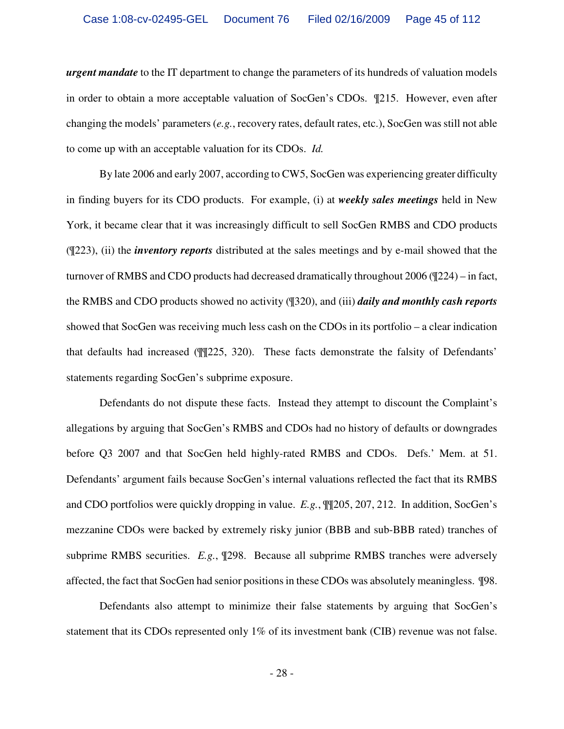***urgent mandate*** to the IT department to change the parameters of its hundreds of valuation models in order to obtain a more acceptable valuation of SocGen's CDOs. ¶215. However, even after changing the models' parameters (*e.g.*, recovery rates, default rates, etc.), SocGen was still not able to come up with an acceptable valuation for its CDOs. *Id.*

By late 2006 and early 2007, according to CW5, SocGen was experiencing greater difficulty in finding buyers for its CDO products. For example, (i) at ***weekly sales meetings*** held in New York, it became clear that it was increasingly difficult to sell SocGen RMBS and CDO products (¶223), (ii) the ***inventory reports*** distributed at the sales meetings and by e-mail showed that the turnover of RMBS and CDO products had decreased dramatically throughout 2006 (¶224) – in fact, the RMBS and CDO products showed no activity (¶320), and (iii) ***daily and monthly cash reports*** showed that SocGen was receiving much less cash on the CDOs in its portfolio – a clear indication that defaults had increased (¶¶225, 320). These facts demonstrate the falsity of Defendants' statements regarding SocGen's subprime exposure.

Defendants do not dispute these facts. Instead they attempt to discount the Complaint's allegations by arguing that SocGen's RMBS and CDOs had no history of defaults or downgrades before Q3 2007 and that SocGen held highly-rated RMBS and CDOs. Defs.' Mem. at 51. Defendants' argument fails because SocGen's internal valuations reflected the fact that its RMBS and CDO portfolios were quickly dropping in value. *E.g.*, ¶¶205, 207, 212. In addition, SocGen's mezzanine CDOs were backed by extremely risky junior (BBB and sub-BBB rated) tranches of subprime RMBS securities. *E.g.*, ¶298. Because all subprime RMBS tranches were adversely affected, the fact that SocGen had senior positions in these CDOs was absolutely meaningless. ¶98.

Defendants also attempt to minimize their false statements by arguing that SocGen's statement that its CDOs represented only 1% of its investment bank (CIB) revenue was not false.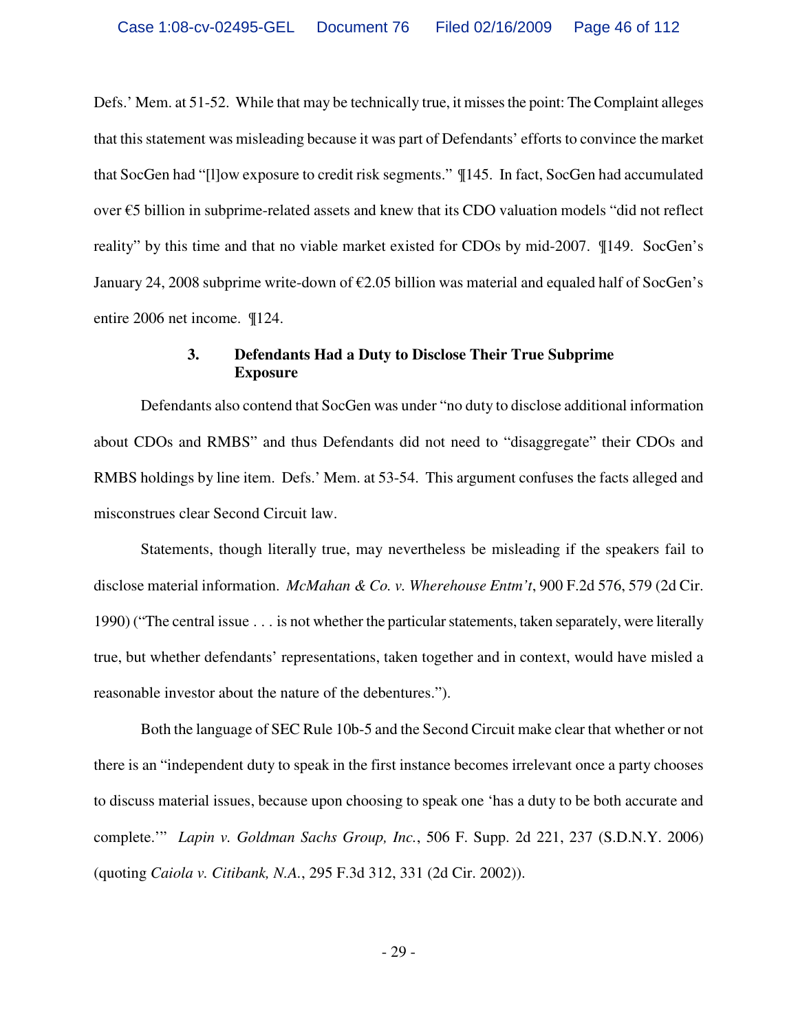Defs.' Mem. at 51-52. While that may be technically true, it misses the point: The Complaint alleges that this statement was misleading because it was part of Defendants' efforts to convince the market that SocGen had "[l]ow exposure to credit risk segments." ¶145. In fact, SocGen had accumulated over €5 billion in subprime-related assets and knew that its CDO valuation models "did not reflect reality" by this time and that no viable market existed for CDOs by mid-2007. ¶149. SocGen's January 24, 2008 subprime write-down of €2.05 billion was material and equaled half of SocGen's entire 2006 net income. ¶124.

### 3. Defendants Had a Duty to Disclose Their True Subprime Exposure

Defendants also contend that SocGen was under "no duty to disclose additional information about CDOs and RMBS" and thus Defendants did not need to "disaggregate" their CDOs and RMBS holdings by line item. Defs.' Mem. at 53-54. This argument confuses the facts alleged and misconstrues clear Second Circuit law.

Statements, though literally true, may nevertheless be misleading if the speakers fail to disclose material information. *McMahan & Co. v. Wherehouse Entm't*, 900 F.2d 576, 579 (2d Cir. 1990) ("The central issue . . . is not whether the particular statements, taken separately, were literally true, but whether defendants' representations, taken together and in context, would have misled a reasonable investor about the nature of the debentures.").

Both the language of SEC Rule 10b-5 and the Second Circuit make clear that whether or not there is an "independent duty to speak in the first instance becomes irrelevant once a party chooses to discuss material issues, because upon choosing to speak one 'has a duty to be both accurate and complete.'" *Lapin v. Goldman Sachs Group, Inc.*, 506 F. Supp. 2d 221, 237 (S.D.N.Y. 2006) (quoting *Caiola v. Citibank, N.A.*, 295 F.3d 312, 331 (2d Cir. 2002)).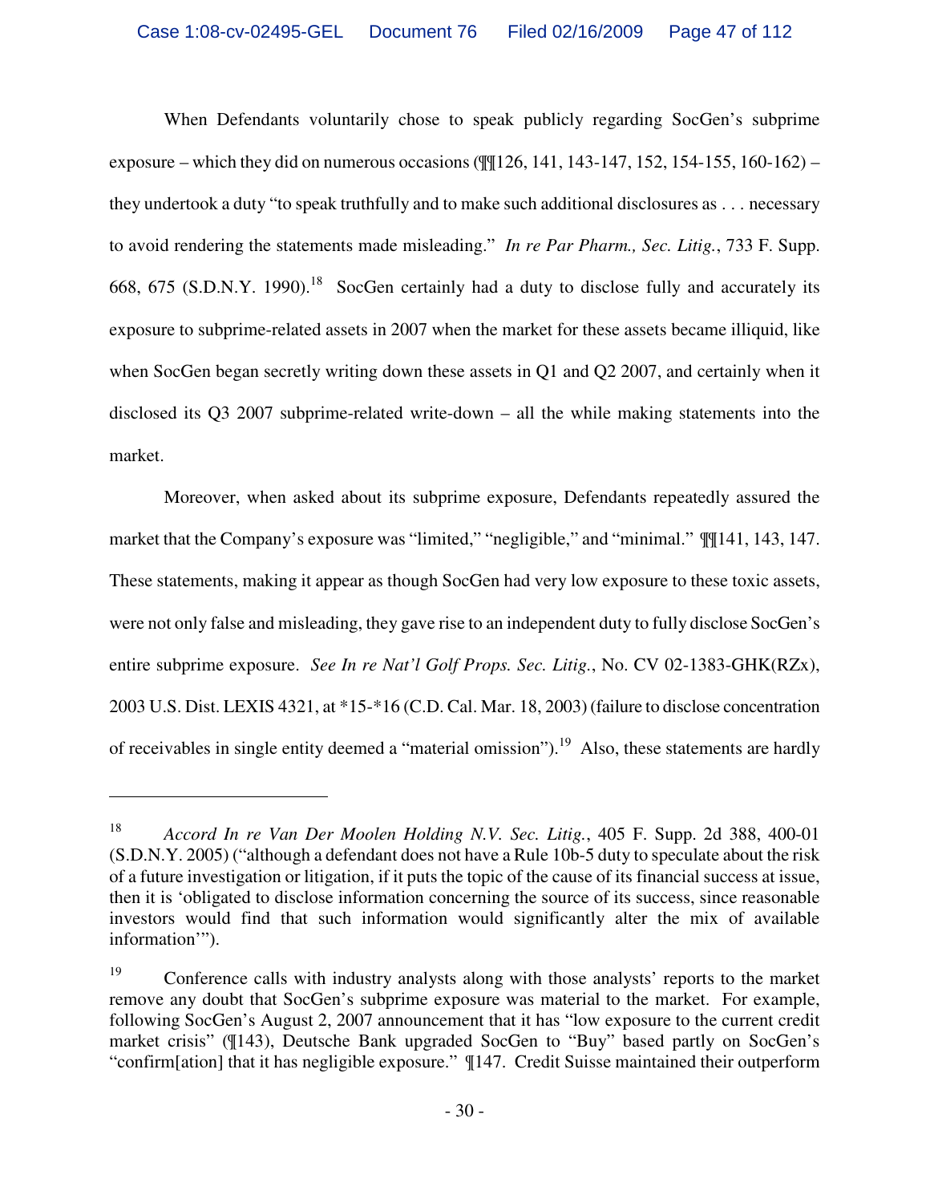When Defendants voluntarily chose to speak publicly regarding SocGen's subprime exposure – which they did on numerous occasions (¶¶126, 141, 143-147, 152, 154-155, 160-162) – they undertook a duty "to speak truthfully and to make such additional disclosures as . . . necessary to avoid rendering the statements made misleading." *In re Par Pharm., Sec. Litig.*, 733 F. Supp. 668, 675 (S.D.N.Y. 1990).[18] SocGen certainly had a duty to disclose fully and accurately its exposure to subprime-related assets in 2007 when the market for these assets became illiquid, like when SocGen began secretly writing down these assets in Q1 and Q2 2007, and certainly when it disclosed its Q3 2007 subprime-related write-down – all the while making statements into the market.

Moreover, when asked about its subprime exposure, Defendants repeatedly assured the market that the Company's exposure was "limited," "negligible," and "minimal." ¶¶141, 143, 147. These statements, making it appear as though SocGen had very low exposure to these toxic assets, were not only false and misleading, they gave rise to an independent duty to fully disclose SocGen's entire subprime exposure. *See In re Nat'l Golf Props. Sec. Litig.*, No. CV 02-1383-GHK(RZx), 2003 U.S. Dist. LEXIS 4321, at *15-*16 (C.D. Cal. Mar. 18, 2003) (failure to disclose concentration of receivables in single entity deemed a "material omission").[19] Also, these statements are hardly

---

[18] *Accord In re Van Der Moolen Holding N.V. Sec. Litig.*, 405 F. Supp. 2d 388, 400-01 (S.D.N.Y. 2005) ("although a defendant does not have a Rule 10b-5 duty to speculate about the risk of a future investigation or litigation, if it puts the topic of the cause of its financial success at issue, then it is 'obligated to disclose information concerning the source of its success, since reasonable investors would find that such information would significantly alter the mix of available information'").

[19] Conference calls with industry analysts along with those analysts' reports to the market remove any doubt that SocGen's subprime exposure was material to the market. For example, following SocGen's August 2, 2007 announcement that it has "low exposure to the current credit market crisis" (¶143), Deutsche Bank upgraded SocGen to "Buy" based partly on SocGen's "confirm[ation] that it has negligible exposure." ¶147. Credit Suisse maintained their outperform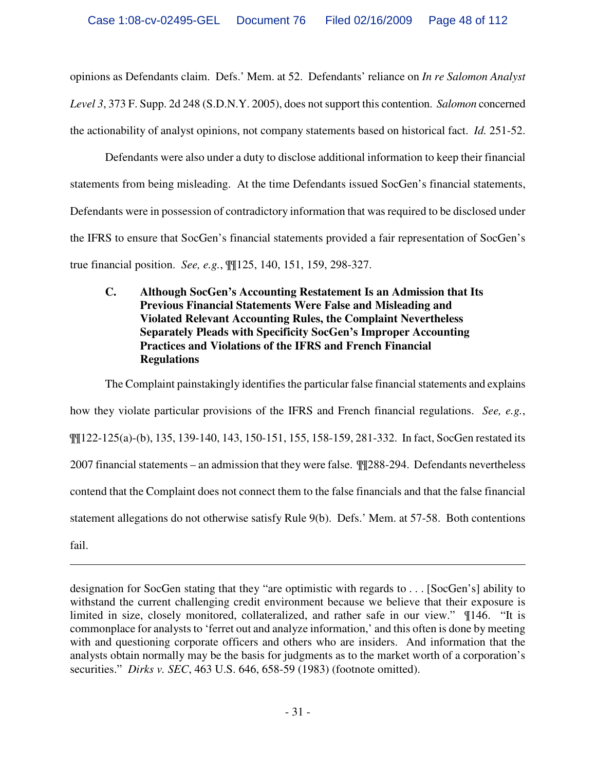opinions as Defendants claim. Defs.' Mem. at 52. Defendants' reliance on *In re Salomon Analyst Level 3*, 373 F. Supp. 2d 248 (S.D.N.Y. 2005), does not support this contention. *Salomon* concerned the actionability of analyst opinions, not company statements based on historical fact. *Id.* 251-52.

Defendants were also under a duty to disclose additional information to keep their financial statements from being misleading. At the time Defendants issued SocGen's financial statements, Defendants were in possession of contradictory information that was required to be disclosed under the IFRS to ensure that SocGen's financial statements provided a fair representation of SocGen's true financial position. *See, e.g.*, ¶¶125, 140, 151, 159, 298-327.

### C. Although SocGen's Accounting Restatement Is an Admission that Its Previous Financial Statements Were False and Misleading and Violated Relevant Accounting Rules, the Complaint Nevertheless Separately Pleads with Specificity SocGen's Improper Accounting Practices and Violations of the IFRS and French Financial Regulations

The Complaint painstakingly identifies the particular false financial statements and explains how they violate particular provisions of the IFRS and French financial regulations. *See, e.g.*, ¶¶122-125(a)-(b), 135, 139-140, 143, 150-151, 155, 158-159, 281-332. In fact, SocGen restated its 2007 financial statements – an admission that they were false. ¶¶288-294. Defendants nevertheless contend that the Complaint does not connect them to the false financials and that the false financial statement allegations do not otherwise satisfy Rule 9(b). Defs.' Mem. at 57-58. Both contentions fail.

---

designation for SocGen stating that they "are optimistic with regards to . . . [SocGen's] ability to withstand the current challenging credit environment because we believe that their exposure is limited in size, closely monitored, collateralized, and rather safe in our view." ¶146. "It is commonplace for analysts to 'ferret out and analyze information,' and this often is done by meeting with and questioning corporate officers and others who are insiders. And information that the analysts obtain normally may be the basis for judgments as to the market worth of a corporation's securities." *Dirks v. SEC*, 463 U.S. 646, 658-59 (1983) (footnote omitted).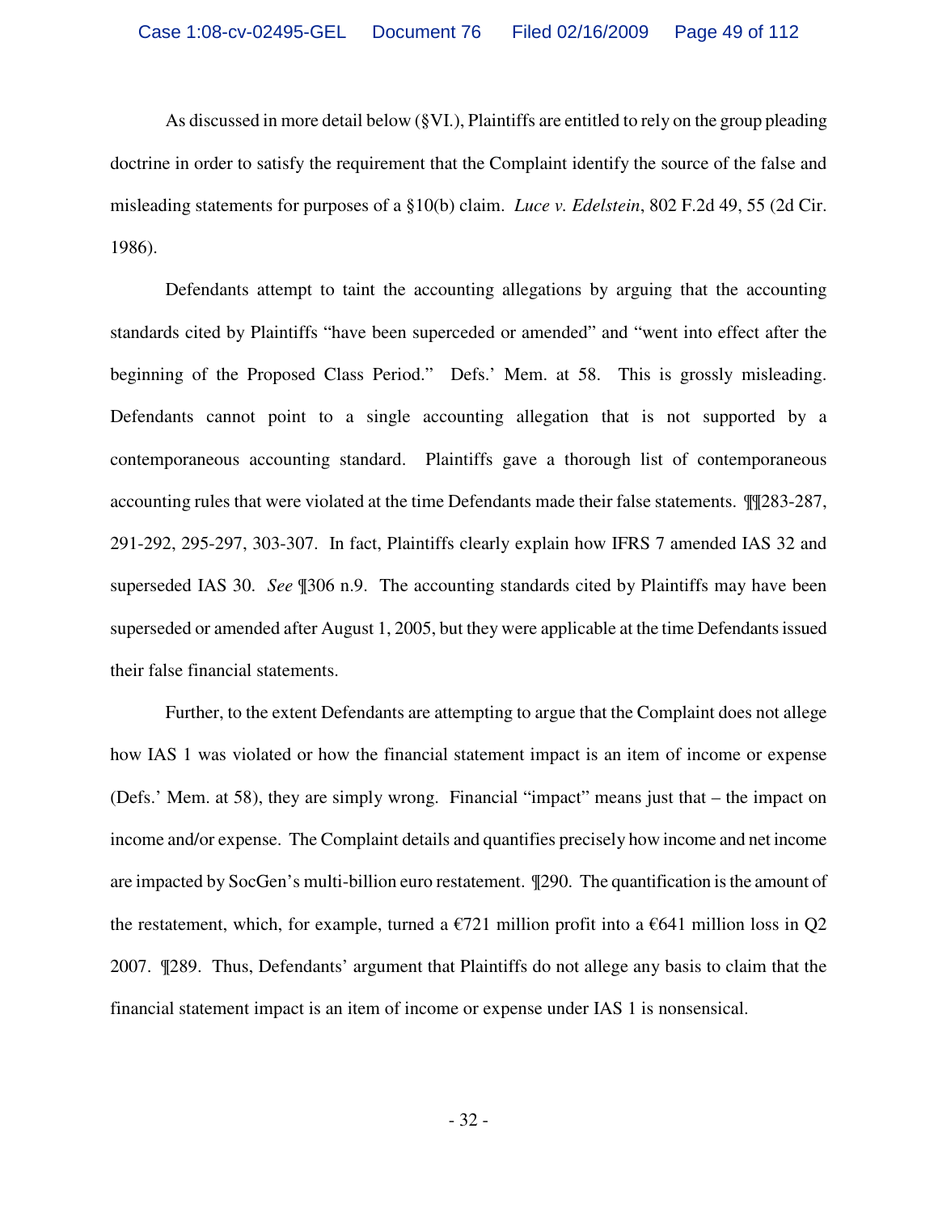As discussed in more detail below (§VI.), Plaintiffs are entitled to rely on the group pleading doctrine in order to satisfy the requirement that the Complaint identify the source of the false and misleading statements for purposes of a §10(b) claim. *Luce v. Edelstein*, 802 F.2d 49, 55 (2d Cir. 1986).

Defendants attempt to taint the accounting allegations by arguing that the accounting standards cited by Plaintiffs "have been superceded or amended" and "went into effect after the beginning of the Proposed Class Period." Defs.' Mem. at 58. This is grossly misleading. Defendants cannot point to a single accounting allegation that is not supported by a contemporaneous accounting standard. Plaintiffs gave a thorough list of contemporaneous accounting rules that were violated at the time Defendants made their false statements. ¶¶283-287, 291-292, 295-297, 303-307. In fact, Plaintiffs clearly explain how IFRS 7 amended IAS 32 and superseded IAS 30. *See* ¶306 n.9. The accounting standards cited by Plaintiffs may have been superseded or amended after August 1, 2005, but they were applicable at the time Defendants issued their false financial statements.

Further, to the extent Defendants are attempting to argue that the Complaint does not allege how IAS 1 was violated or how the financial statement impact is an item of income or expense (Defs.' Mem. at 58), they are simply wrong. Financial "impact" means just that – the impact on income and/or expense. The Complaint details and quantifies precisely how income and net income are impacted by SocGen's multi-billion euro restatement. ¶290. The quantification is the amount of the restatement, which, for example, turned a €721 million profit into a €641 million loss in Q2 2007. ¶289. Thus, Defendants' argument that Plaintiffs do not allege any basis to claim that the financial statement impact is an item of income or expense under IAS 1 is nonsensical.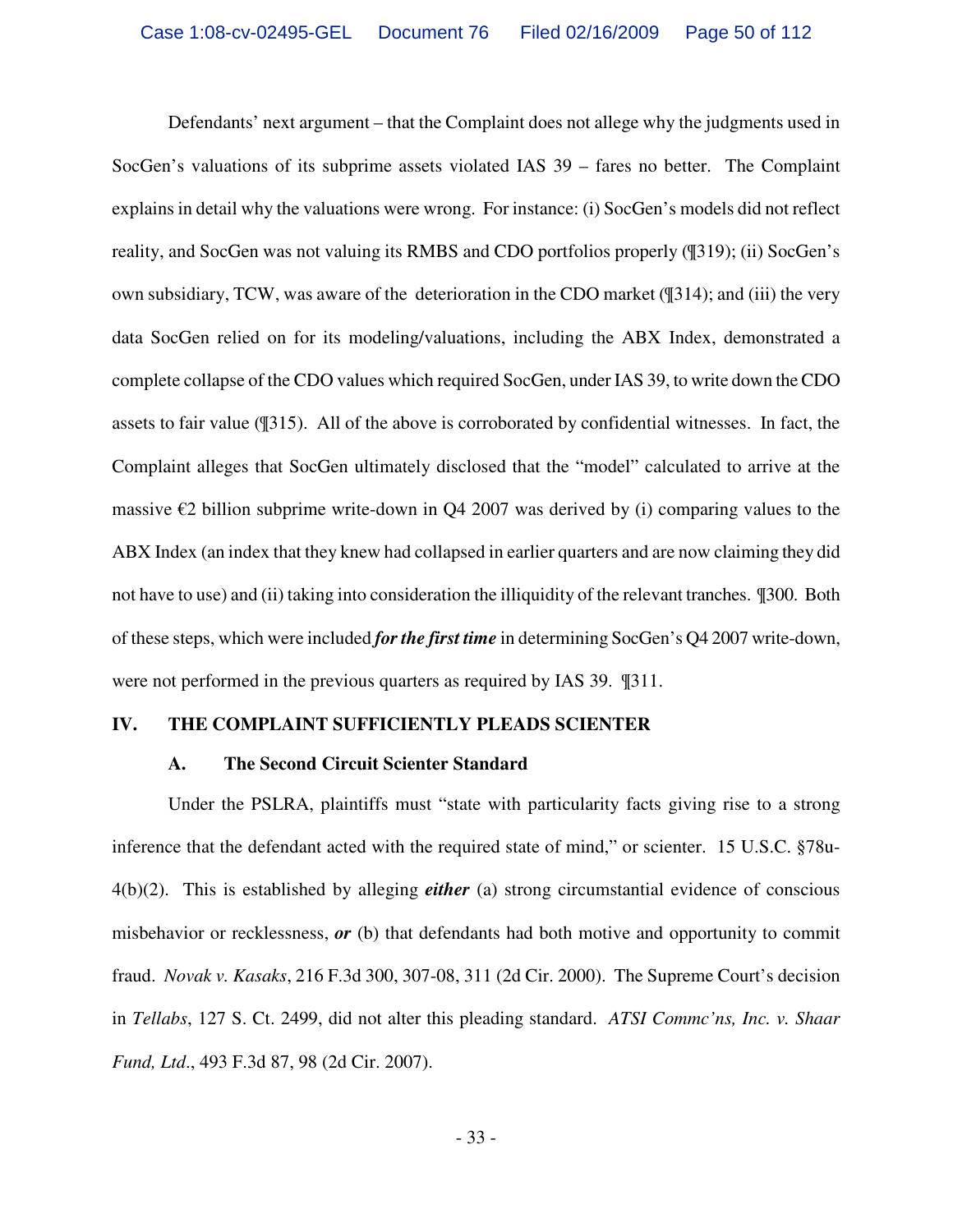Defendants' next argument – that the Complaint does not allege why the judgments used in SocGen's valuations of its subprime assets violated IAS 39 – fares no better. The Complaint explains in detail why the valuations were wrong. For instance: (i) SocGen's models did not reflect reality, and SocGen was not valuing its RMBS and CDO portfolios properly (¶319); (ii) SocGen's own subsidiary, TCW, was aware of the deterioration in the CDO market (¶314); and (iii) the very data SocGen relied on for its modeling/valuations, including the ABX Index, demonstrated a complete collapse of the CDO values which required SocGen, under IAS 39, to write down the CDO assets to fair value (¶315). All of the above is corroborated by confidential witnesses. In fact, the Complaint alleges that SocGen ultimately disclosed that the "model" calculated to arrive at the massive €2 billion subprime write-down in Q4 2007 was derived by (i) comparing values to the ABX Index (an index that they knew had collapsed in earlier quarters and are now claiming they did not have to use) and (ii) taking into consideration the illiquidity of the relevant tranches. ¶300. Both of these steps, which were included ***for the first time*** in determining SocGen's Q4 2007 write-down, were not performed in the previous quarters as required by IAS 39. ¶311.

## IV. THE COMPLAINT SUFFICIENTLY PLEADS SCIENTER

### A. The Second Circuit Scienter Standard

Under the PSLRA, plaintiffs must "state with particularity facts giving rise to a strong inference that the defendant acted with the required state of mind," or scienter. 15 U.S.C. §78u-4(b)(2). This is established by alleging ***either*** (a) strong circumstantial evidence of conscious misbehavior or recklessness, ***or*** (b) that defendants had both motive and opportunity to commit fraud. *Novak v. Kasaks*, 216 F.3d 300, 307-08, 311 (2d Cir. 2000). The Supreme Court's decision in *Tellabs*, 127 S. Ct. 2499, did not alter this pleading standard. *ATSI Commc'ns, Inc. v. Shaar Fund, Ltd.*, 493 F.3d 87, 98 (2d Cir. 2007).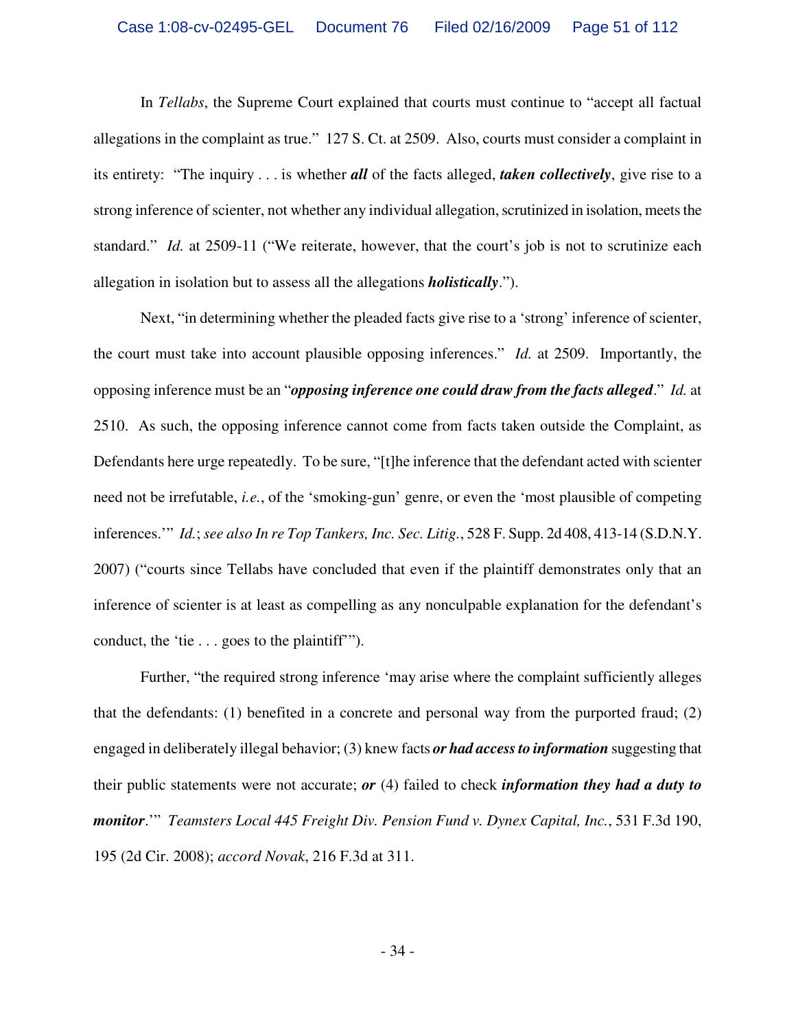In *Tellabs*, the Supreme Court explained that courts must continue to "accept all factual allegations in the complaint as true." 127 S. Ct. at 2509. Also, courts must consider a complaint in its entirety: "The inquiry . . . is whether ***all*** of the facts alleged, ***taken collectively***, give rise to a strong inference of scienter, not whether any individual allegation, scrutinized in isolation, meets the standard." *Id.* at 2509-11 ("We reiterate, however, that the court's job is not to scrutinize each allegation in isolation but to assess all the allegations ***holistically***.").

Next, "in determining whether the pleaded facts give rise to a 'strong' inference of scienter, the court must take into account plausible opposing inferences." *Id.* at 2509. Importantly, the opposing inference must be an "***opposing inference one could draw from the facts alleged***." *Id.* at 2510. As such, the opposing inference cannot come from facts taken outside the Complaint, as Defendants here urge repeatedly. To be sure, "[t]he inference that the defendant acted with scienter need not be irrefutable, *i.e.*, of the 'smoking-gun' genre, or even the 'most plausible of competing inferences.'" *Id.*; *see also In re Top Tankers, Inc. Sec. Litig.*, 528 F. Supp. 2d 408, 413-14 (S.D.N.Y. 2007) ("courts since Tellabs have concluded that even if the plaintiff demonstrates only that an inference of scienter is at least as compelling as any nonculpable explanation for the defendant's conduct, the 'tie . . . goes to the plaintiff'").

Further, "the required strong inference 'may arise where the complaint sufficiently alleges that the defendants: (1) benefited in a concrete and personal way from the purported fraud; (2) engaged in deliberately illegal behavior; (3) knew facts ***or had access to information*** suggesting that their public statements were not accurate; ***or*** (4) failed to check ***information they had a duty to monitor***.'" *Teamsters Local 445 Freight Div. Pension Fund v. Dynex Capital, Inc.*, 531 F.3d 190, 195 (2d Cir. 2008); *accord Novak*, 216 F.3d at 311.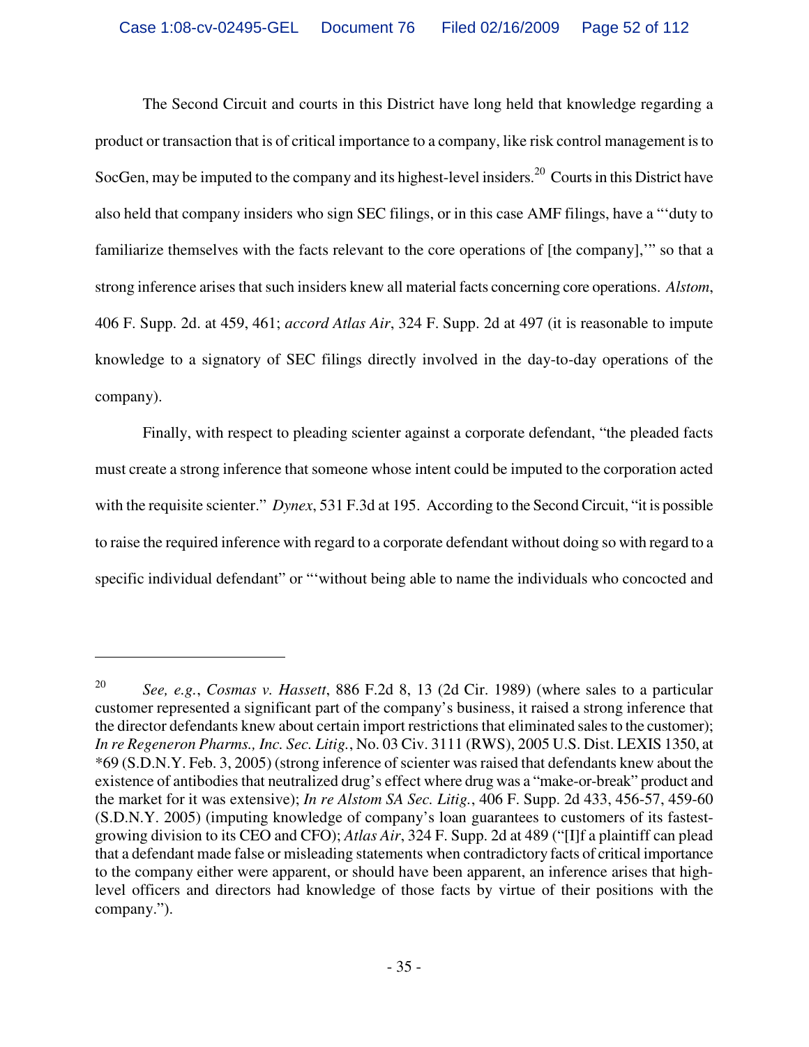The Second Circuit and courts in this District have long held that knowledge regarding a product or transaction that is of critical importance to a company, like risk control management is to SocGen, may be imputed to the company and its highest-level insiders.[20] Courts in this District have also held that company insiders who sign SEC filings, or in this case AMF filings, have a "'duty to familiarize themselves with the facts relevant to the core operations of [the company],'" so that a strong inference arises that such insiders knew all material facts concerning core operations. *Alstom*, 406 F. Supp. 2d. at 459, 461; *accord Atlas Air*, 324 F. Supp. 2d at 497 (it is reasonable to impute knowledge to a signatory of SEC filings directly involved in the day-to-day operations of the company).

Finally, with respect to pleading scienter against a corporate defendant, "the pleaded facts must create a strong inference that someone whose intent could be imputed to the corporation acted with the requisite scienter." *Dynex*, 531 F.3d at 195. According to the Second Circuit, "it is possible to raise the required inference with regard to a corporate defendant without doing so with regard to a specific individual defendant" or "'without being able to name the individuals who concocted and

---

[20] *See, e.g.*, *Cosmas v. Hassett*, 886 F.2d 8, 13 (2d Cir. 1989) (where sales to a particular customer represented a significant part of the company's business, it raised a strong inference that the director defendants knew about certain import restrictions that eliminated sales to the customer); *In re Regeneron Pharms., Inc. Sec. Litig.*, No. 03 Civ. 3111 (RWS), 2005 U.S. Dist. LEXIS 1350, at *69 (S.D.N.Y. Feb. 3, 2005) (strong inference of scienter was raised that defendants knew about the existence of antibodies that neutralized drug's effect where drug was a "make-or-break" product and the market for it was extensive); *In re Alstom SA Sec. Litig.*, 406 F. Supp. 2d 433, 456-57, 459-60 (S.D.N.Y. 2005) (imputing knowledge of company's loan guarantees to customers of its fastest-growing division to its CEO and CFO); *Atlas Air*, 324 F. Supp. 2d at 489 ("[I]f a plaintiff can plead that a defendant made false or misleading statements when contradictory facts of critical importance to the company either were apparent, or should have been apparent, an inference arises that high-level officers and directors had knowledge of those facts by virtue of their positions with the company.").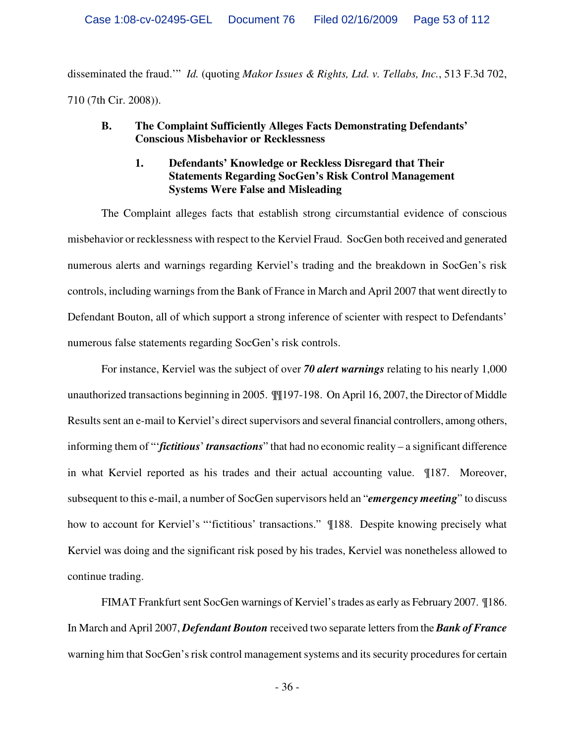disseminated the fraud.'" *Id.* (quoting *Makor Issues & Rights, Ltd. v. Tellabs, Inc.*, 513 F.3d 702, 710 (7th Cir. 2008)).

### B. The Complaint Sufficiently Alleges Facts Demonstrating Defendants' Conscious Misbehavior or Recklessness

#### 1. Defendants' Knowledge or Reckless Disregard that Their Statements Regarding SocGen's Risk Control Management Systems Were False and Misleading

The Complaint alleges facts that establish strong circumstantial evidence of conscious misbehavior or recklessness with respect to the Kerviel Fraud. SocGen both received and generated numerous alerts and warnings regarding Kerviel's trading and the breakdown in SocGen's risk controls, including warnings from the Bank of France in March and April 2007 that went directly to Defendant Bouton, all of which support a strong inference of scienter with respect to Defendants' numerous false statements regarding SocGen's risk controls.

For instance, Kerviel was the subject of over ***70 alert warnings*** relating to his nearly 1,000 unauthorized transactions beginning in 2005. ¶¶197-198. On April 16, 2007, the Director of Middle Results sent an e-mail to Kerviel's direct supervisors and several financial controllers, among others, informing them of "'***fictitious***' ***transactions***" that had no economic reality – a significant difference in what Kerviel reported as his trades and their actual accounting value. ¶187. Moreover, subsequent to this e-mail, a number of SocGen supervisors held an "***emergency meeting***" to discuss how to account for Kerviel's "'fictitious' transactions." ¶188. Despite knowing precisely what Kerviel was doing and the significant risk posed by his trades, Kerviel was nonetheless allowed to continue trading.

FIMAT Frankfurt sent SocGen warnings of Kerviel's trades as early as February 2007. ¶186. In March and April 2007, ***Defendant Bouton*** received two separate letters from the ***Bank of France*** warning him that SocGen's risk control management systems and its security procedures for certain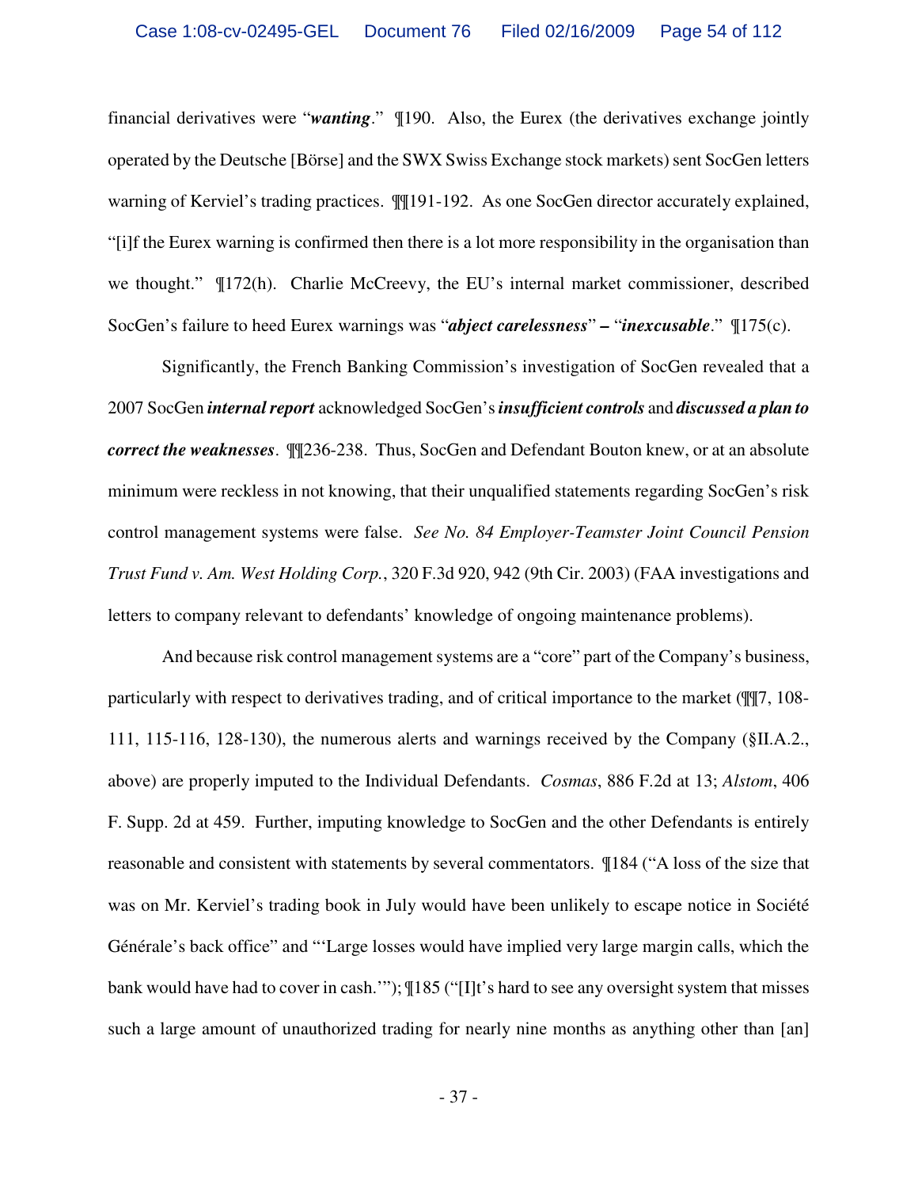financial derivatives were "***wanting***." ¶190. Also, the Eurex (the derivatives exchange jointly operated by the Deutsche [Börse] and the SWX Swiss Exchange stock markets) sent SocGen letters warning of Kerviel's trading practices. ¶¶191-192. As one SocGen director accurately explained, "[i]f the Eurex warning is confirmed then there is a lot more responsibility in the organisation than we thought." ¶172(h). Charlie McCreevy, the EU's internal market commissioner, described SocGen's failure to heed Eurex warnings was "***abject carelessness***" **–** "***inexcusable***." ¶175(c).

Significantly, the French Banking Commission's investigation of SocGen revealed that a 2007 SocGen ***internal report*** acknowledged SocGen's ***insufficient controls*** and ***discussed a plan to correct the weaknesses***. ¶¶236-238. Thus, SocGen and Defendant Bouton knew, or at an absolute minimum were reckless in not knowing, that their unqualified statements regarding SocGen's risk control management systems were false. *See No. 84 Employer-Teamster Joint Council Pension Trust Fund v. Am. West Holding Corp.*, 320 F.3d 920, 942 (9th Cir. 2003) (FAA investigations and letters to company relevant to defendants' knowledge of ongoing maintenance problems).

And because risk control management systems are a "core" part of the Company's business, particularly with respect to derivatives trading, and of critical importance to the market (¶¶7, 108-111, 115-116, 128-130), the numerous alerts and warnings received by the Company (§II.A.2., above) are properly imputed to the Individual Defendants. *Cosmas*, 886 F.2d at 13; *Alstom*, 406 F. Supp. 2d at 459. Further, imputing knowledge to SocGen and the other Defendants is entirely reasonable and consistent with statements by several commentators. ¶184 ("A loss of the size that was on Mr. Kerviel's trading book in July would have been unlikely to escape notice in Société Générale's back office" and "'Large losses would have implied very large margin calls, which the bank would have had to cover in cash.'"); ¶185 ("[I]t's hard to see any oversight system that misses such a large amount of unauthorized trading for nearly nine months as anything other than [an]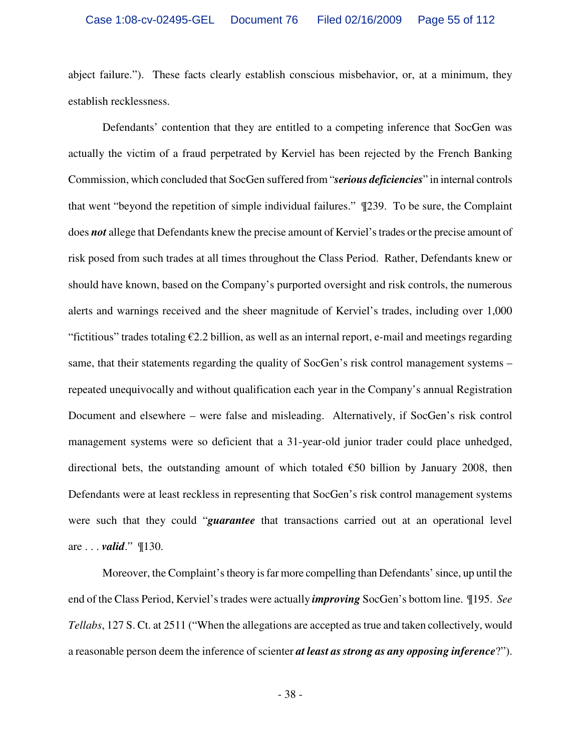abject failure."). These facts clearly establish conscious misbehavior, or, at a minimum, they establish recklessness.

Defendants' contention that they are entitled to a competing inference that SocGen was actually the victim of a fraud perpetrated by Kerviel has been rejected by the French Banking Commission, which concluded that SocGen suffered from "***serious deficiencies***" in internal controls that went "beyond the repetition of simple individual failures." ¶239. To be sure, the Complaint does ***not*** allege that Defendants knew the precise amount of Kerviel's trades or the precise amount of risk posed from such trades at all times throughout the Class Period. Rather, Defendants knew or should have known, based on the Company's purported oversight and risk controls, the numerous alerts and warnings received and the sheer magnitude of Kerviel's trades, including over 1,000 "fictitious" trades totaling €2.2 billion, as well as an internal report, e-mail and meetings regarding same, that their statements regarding the quality of SocGen's risk control management systems – repeated unequivocally and without qualification each year in the Company's annual Registration Document and elsewhere – were false and misleading. Alternatively, if SocGen's risk control management systems were so deficient that a 31-year-old junior trader could place unhedged, directional bets, the outstanding amount of which totaled €50 billion by January 2008, then Defendants were at least reckless in representing that SocGen's risk control management systems were such that they could "***guarantee*** that transactions carried out at an operational level are . . . ***valid***." ¶130.

Moreover, the Complaint's theory is far more compelling than Defendants' since, up until the end of the Class Period, Kerviel's trades were actually ***improving*** SocGen's bottom line. ¶195. *See Tellabs*, 127 S. Ct. at 2511 ("When the allegations are accepted as true and taken collectively, would a reasonable person deem the inference of scienter ***at least as strong as any opposing inference***?").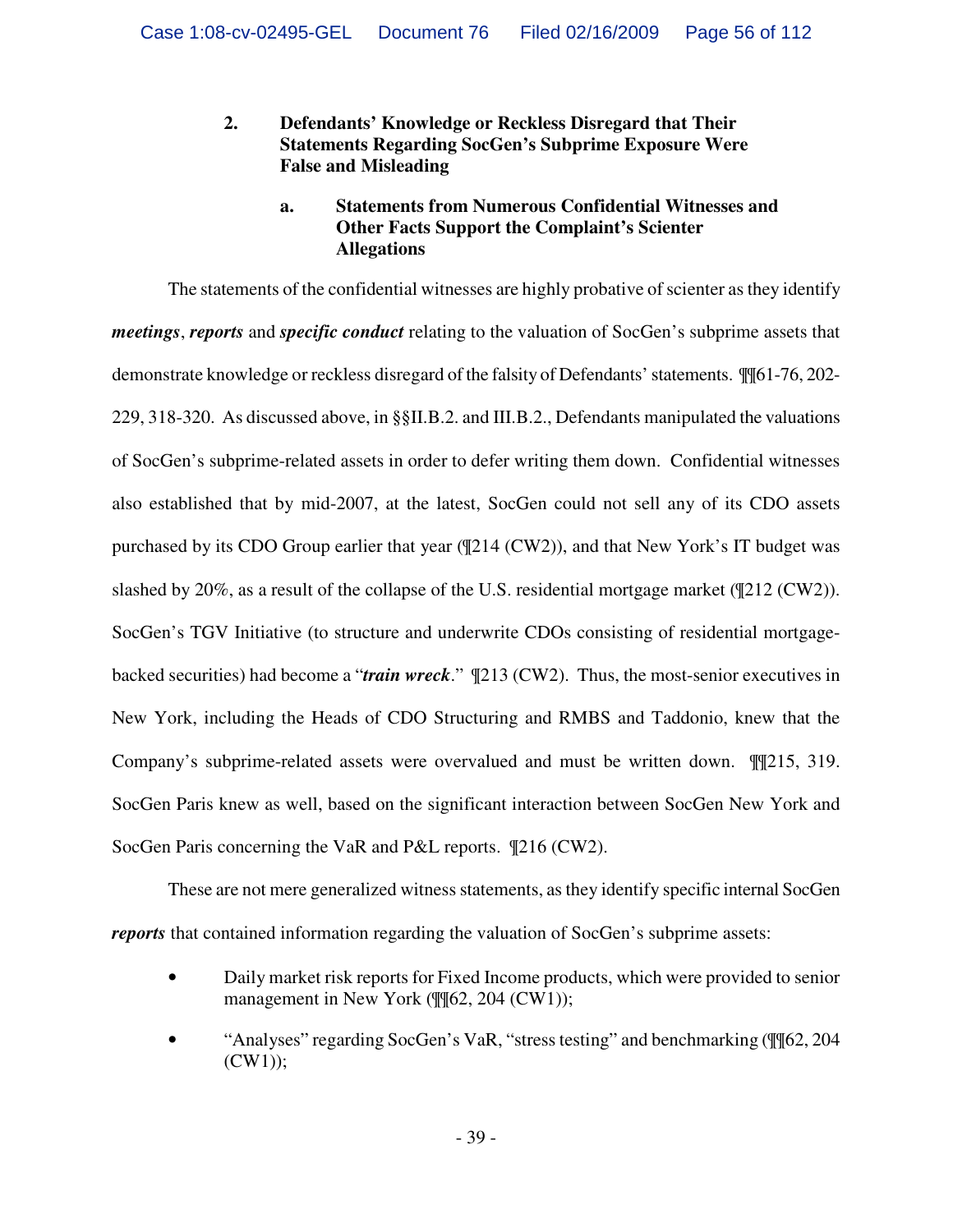### 2. Defendants' Knowledge or Reckless Disregard that Their Statements Regarding SocGen's Subprime Exposure Were False and Misleading

#### a. Statements from Numerous Confidential Witnesses and Other Facts Support the Complaint's Scienter Allegations

The statements of the confidential witnesses are highly probative of scienter as they identify ***meetings***, ***reports*** and ***specific conduct*** relating to the valuation of SocGen's subprime assets that demonstrate knowledge or reckless disregard of the falsity of Defendants' statements. ¶¶61-76, 202-229, 318-320. As discussed above, in §§II.B.2. and III.B.2., Defendants manipulated the valuations of SocGen's subprime-related assets in order to defer writing them down. Confidential witnesses also established that by mid-2007, at the latest, SocGen could not sell any of its CDO assets purchased by its CDO Group earlier that year (¶214 (CW2)), and that New York's IT budget was slashed by 20%, as a result of the collapse of the U.S. residential mortgage market (¶212 (CW2)). SocGen's TGV Initiative (to structure and underwrite CDOs consisting of residential mortgage-backed securities) had become a "***train wreck***." ¶213 (CW2). Thus, the most-senior executives in New York, including the Heads of CDO Structuring and RMBS and Taddonio, knew that the Company's subprime-related assets were overvalued and must be written down. ¶¶215, 319. SocGen Paris knew as well, based on the significant interaction between SocGen New York and SocGen Paris concerning the VaR and P&L reports. ¶216 (CW2).

These are not mere generalized witness statements, as they identify specific internal SocGen ***reports*** that contained information regarding the valuation of SocGen's subprime assets:

- Daily market risk reports for Fixed Income products, which were provided to senior management in New York (¶¶62, 204 (CW1));
- "Analyses" regarding SocGen's VaR, "stress testing" and benchmarking (¶¶62, 204 (CW1));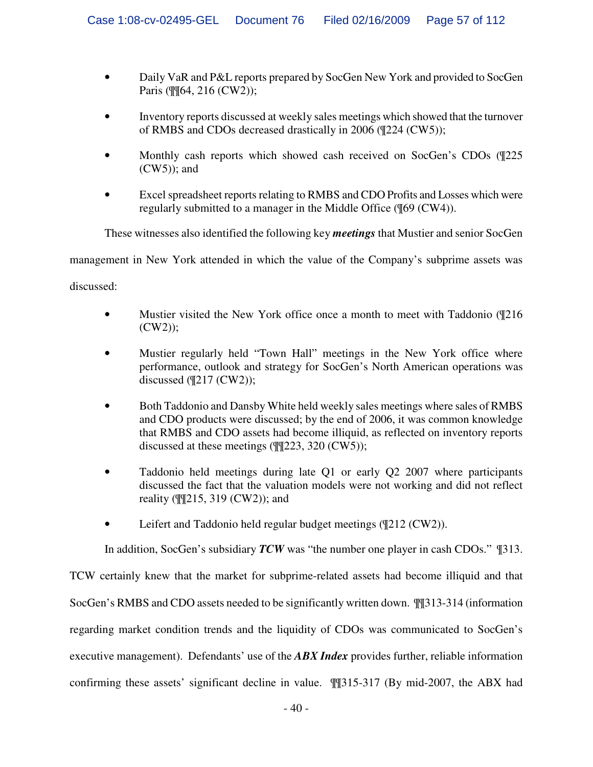- Daily VaR and P&L reports prepared by SocGen New York and provided to SocGen Paris (¶¶64, 216 (CW2));

- Inventory reports discussed at weekly sales meetings which showed that the turnover of RMBS and CDOs decreased drastically in 2006 (¶224 (CW5));

- Monthly cash reports which showed cash received on SocGen's CDOs (¶225 (CW5)); and

- Excel spreadsheet reports relating to RMBS and CDO Profits and Losses which were regularly submitted to a manager in the Middle Office (¶69 (CW4)).

These witnesses also identified the following key ***meetings*** that Mustier and senior SocGen management in New York attended in which the value of the Company's subprime assets was discussed:

- Mustier visited the New York office once a month to meet with Taddonio (¶216 (CW2));

- Mustier regularly held "Town Hall" meetings in the New York office where performance, outlook and strategy for SocGen's North American operations was discussed (¶217 (CW2));

- Both Taddonio and Dansby White held weekly sales meetings where sales of RMBS and CDO products were discussed; by the end of 2006, it was common knowledge that RMBS and CDO assets had become illiquid, as reflected on inventory reports discussed at these meetings (¶¶223, 320 (CW5));

- Taddonio held meetings during late Q1 or early Q2 2007 where participants discussed the fact that the valuation models were not working and did not reflect reality (¶¶215, 319 (CW2)); and

- Leifert and Taddonio held regular budget meetings (¶212 (CW2)).

In addition, SocGen's subsidiary ***TCW*** was "the number one player in cash CDOs." ¶313. TCW certainly knew that the market for subprime-related assets had become illiquid and that SocGen's RMBS and CDO assets needed to be significantly written down. ¶¶313-314 (information regarding market condition trends and the liquidity of CDOs was communicated to SocGen's executive management). Defendants' use of the ***ABX Index*** provides further, reliable information confirming these assets' significant decline in value. ¶¶315-317 (By mid-2007, the ABX had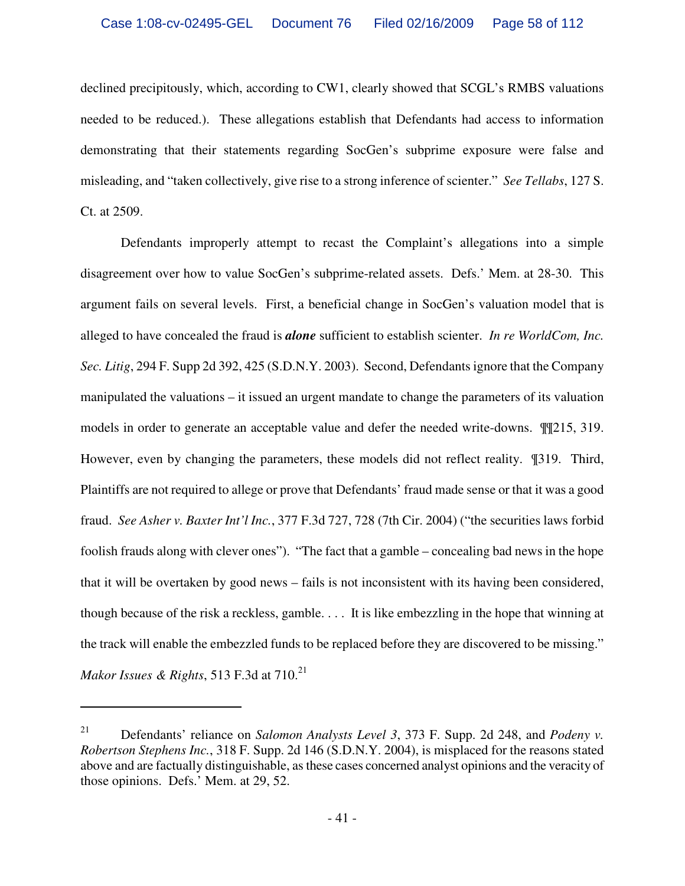declined precipitously, which, according to CW1, clearly showed that SCGL's RMBS valuations needed to be reduced.). These allegations establish that Defendants had access to information demonstrating that their statements regarding SocGen's subprime exposure were false and misleading, and "taken collectively, give rise to a strong inference of scienter." *See Tellabs*, 127 S. Ct. at 2509.

Defendants improperly attempt to recast the Complaint's allegations into a simple disagreement over how to value SocGen's subprime-related assets. Defs.' Mem. at 28-30. This argument fails on several levels. First, a beneficial change in SocGen's valuation model that is alleged to have concealed the fraud is ***alone*** sufficient to establish scienter. *In re WorldCom, Inc. Sec. Litig*, 294 F. Supp 2d 392, 425 (S.D.N.Y. 2003). Second, Defendants ignore that the Company manipulated the valuations – it issued an urgent mandate to change the parameters of its valuation models in order to generate an acceptable value and defer the needed write-downs. ¶¶215, 319. However, even by changing the parameters, these models did not reflect reality. ¶319. Third, Plaintiffs are not required to allege or prove that Defendants' fraud made sense or that it was a good fraud. *See Asher v. Baxter Int'l Inc.*, 377 F.3d 727, 728 (7th Cir. 2004) ("the securities laws forbid foolish frauds along with clever ones"). "The fact that a gamble – concealing bad news in the hope that it will be overtaken by good news – fails is not inconsistent with its having been considered, though because of the risk a reckless, gamble. . . . It is like embezzling in the hope that winning at the track will enable the embezzled funds to be replaced before they are discovered to be missing." *Makor Issues & Rights*, 513 F.3d at 710.[21]

---

[21] Defendants' reliance on *Salomon Analysts Level 3*, 373 F. Supp. 2d 248, and *Podeny v. Robertson Stephens Inc.*, 318 F. Supp. 2d 146 (S.D.N.Y. 2004), is misplaced for the reasons stated above and are factually distinguishable, as these cases concerned analyst opinions and the veracity of those opinions. Defs.' Mem. at 29, 52.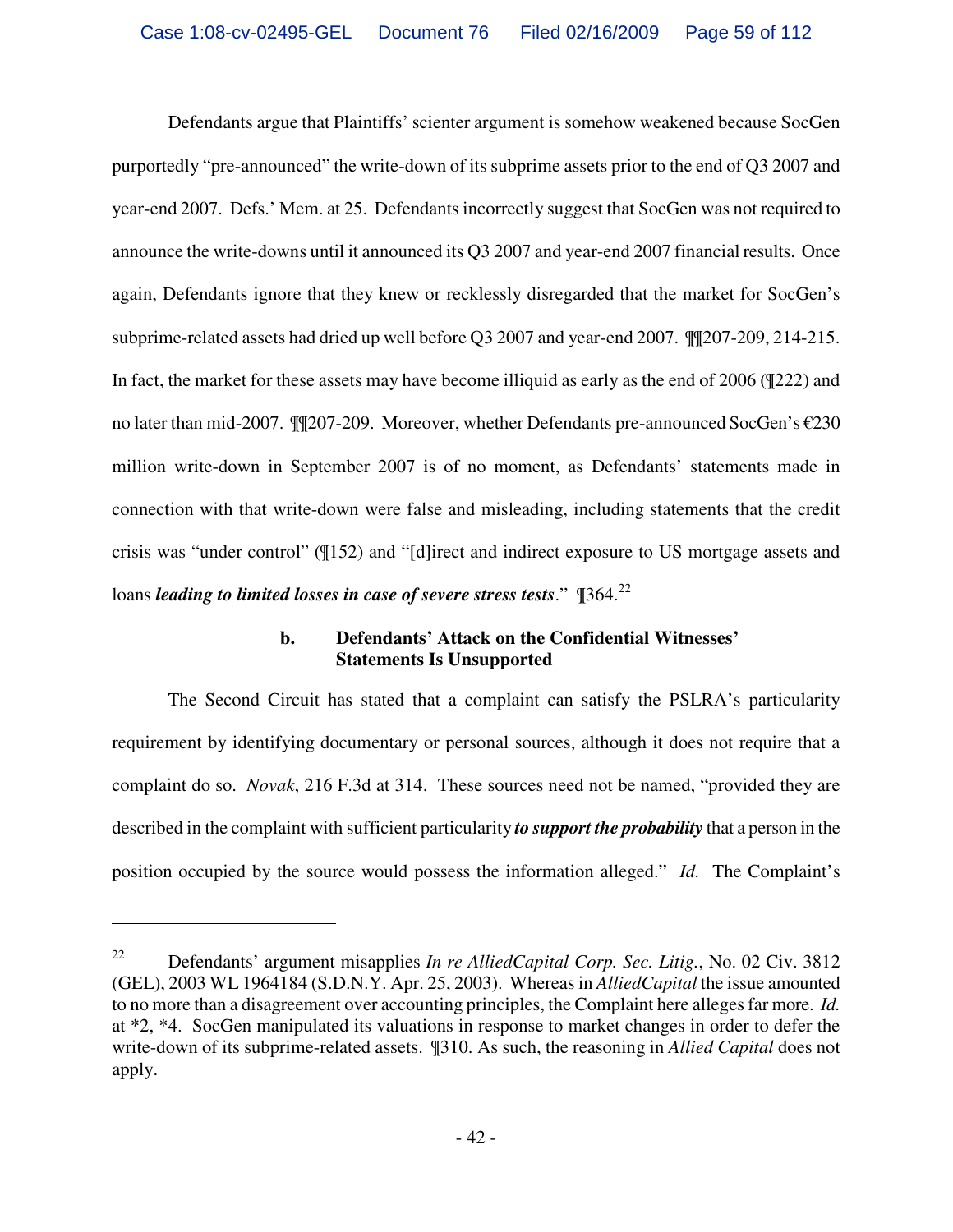Defendants argue that Plaintiffs' scienter argument is somehow weakened because SocGen purportedly "pre-announced" the write-down of its subprime assets prior to the end of Q3 2007 and year-end 2007. Defs.' Mem. at 25. Defendants incorrectly suggest that SocGen was not required to announce the write-downs until it announced its Q3 2007 and year-end 2007 financial results. Once again, Defendants ignore that they knew or recklessly disregarded that the market for SocGen's subprime-related assets had dried up well before Q3 2007 and year-end 2007. ¶¶207-209, 214-215. In fact, the market for these assets may have become illiquid as early as the end of 2006 (¶222) and no later than mid-2007. ¶¶207-209. Moreover, whether Defendants pre-announced SocGen's €230 million write-down in September 2007 is of no moment, as Defendants' statements made in connection with that write-down were false and misleading, including statements that the credit crisis was "under control" (¶152) and "[d]irect and indirect exposure to US mortgage assets and loans ***leading to limited losses in case of severe stress tests***." ¶364.[22]

### b. Defendants' Attack on the Confidential Witnesses' Statements Is Unsupported

The Second Circuit has stated that a complaint can satisfy the PSLRA's particularity requirement by identifying documentary or personal sources, although it does not require that a complaint do so. *Novak*, 216 F.3d at 314. These sources need not be named, "provided they are described in the complaint with sufficient particularity ***to support the probability*** that a person in the position occupied by the source would possess the information alleged." *Id.* The Complaint's

---

[22] Defendants' argument misapplies *In re AlliedCapital Corp. Sec. Litig.*, No. 02 Civ. 3812 (GEL), 2003 WL 1964184 (S.D.N.Y. Apr. 25, 2003). Whereas in *AlliedCapital* the issue amounted to no more than a disagreement over accounting principles, the Complaint here alleges far more. *Id.* at *2, *4. SocGen manipulated its valuations in response to market changes in order to defer the write-down of its subprime-related assets. ¶310. As such, the reasoning in *Allied Capital* does not apply.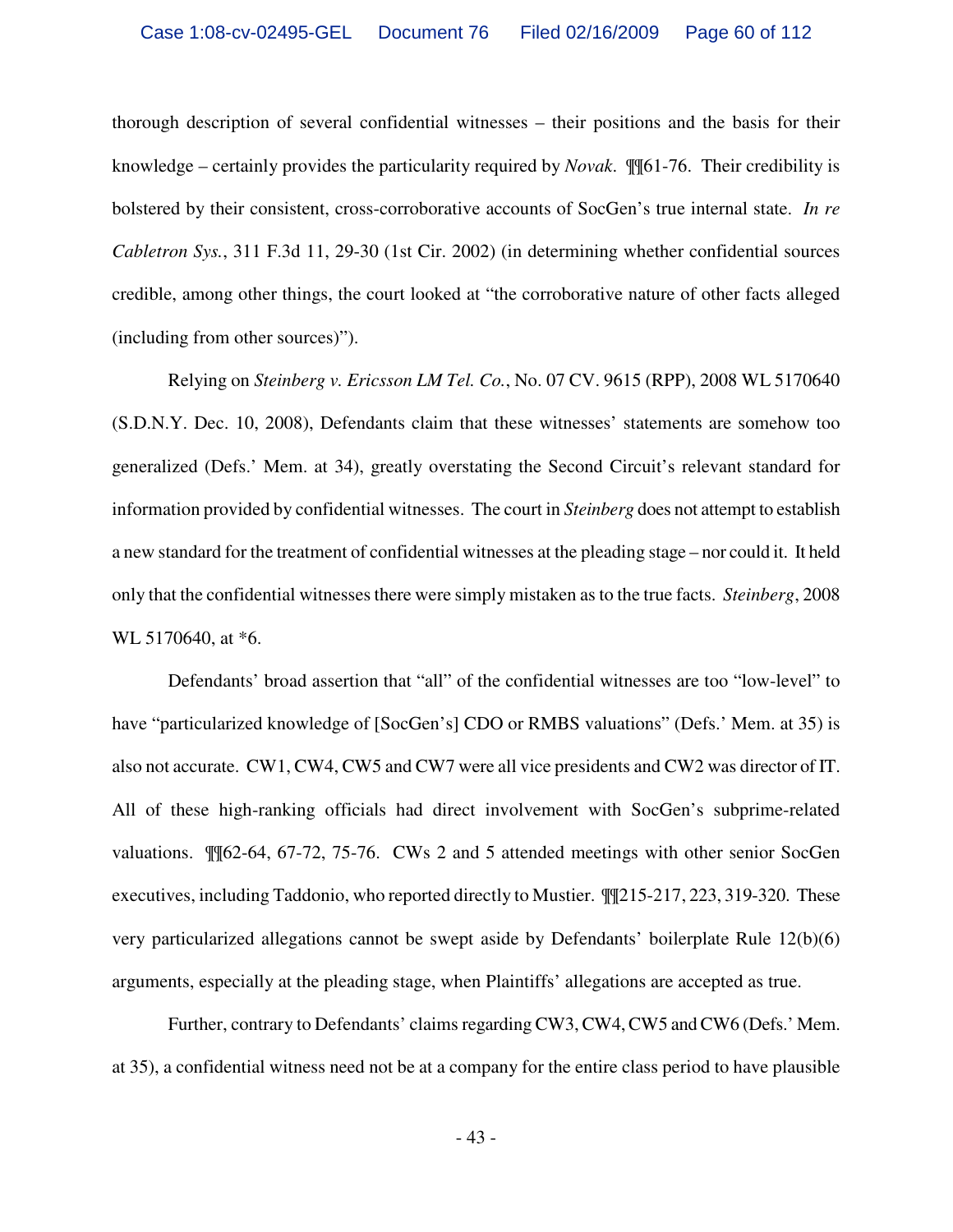thorough description of several confidential witnesses – their positions and the basis for their knowledge – certainly provides the particularity required by *Novak*. ¶¶61-76. Their credibility is bolstered by their consistent, cross-corroborative accounts of SocGen's true internal state. *In re Cabletron Sys.*, 311 F.3d 11, 29-30 (1st Cir. 2002) (in determining whether confidential sources credible, among other things, the court looked at "the corroborative nature of other facts alleged (including from other sources)").

Relying on *Steinberg v. Ericsson LM Tel. Co.*, No. 07 CV. 9615 (RPP), 2008 WL 5170640 (S.D.N.Y. Dec. 10, 2008), Defendants claim that these witnesses' statements are somehow too generalized (Defs.' Mem. at 34), greatly overstating the Second Circuit's relevant standard for information provided by confidential witnesses. The court in *Steinberg* does not attempt to establish a new standard for the treatment of confidential witnesses at the pleading stage – nor could it. It held only that the confidential witnesses there were simply mistaken as to the true facts. *Steinberg*, 2008 WL 5170640, at *6.

Defendants' broad assertion that "all" of the confidential witnesses are too "low-level" to have "particularized knowledge of [SocGen's] CDO or RMBS valuations" (Defs.' Mem. at 35) is also not accurate. CW1, CW4, CW5 and CW7 were all vice presidents and CW2 was director of IT. All of these high-ranking officials had direct involvement with SocGen's subprime-related valuations. ¶¶62-64, 67-72, 75-76. CWs 2 and 5 attended meetings with other senior SocGen executives, including Taddonio, who reported directly to Mustier. ¶¶215-217, 223, 319-320. These very particularized allegations cannot be swept aside by Defendants' boilerplate Rule 12(b)(6) arguments, especially at the pleading stage, when Plaintiffs' allegations are accepted as true.

Further, contrary to Defendants' claims regarding CW3, CW4, CW5 and CW6 (Defs.' Mem. at 35), a confidential witness need not be at a company for the entire class period to have plausible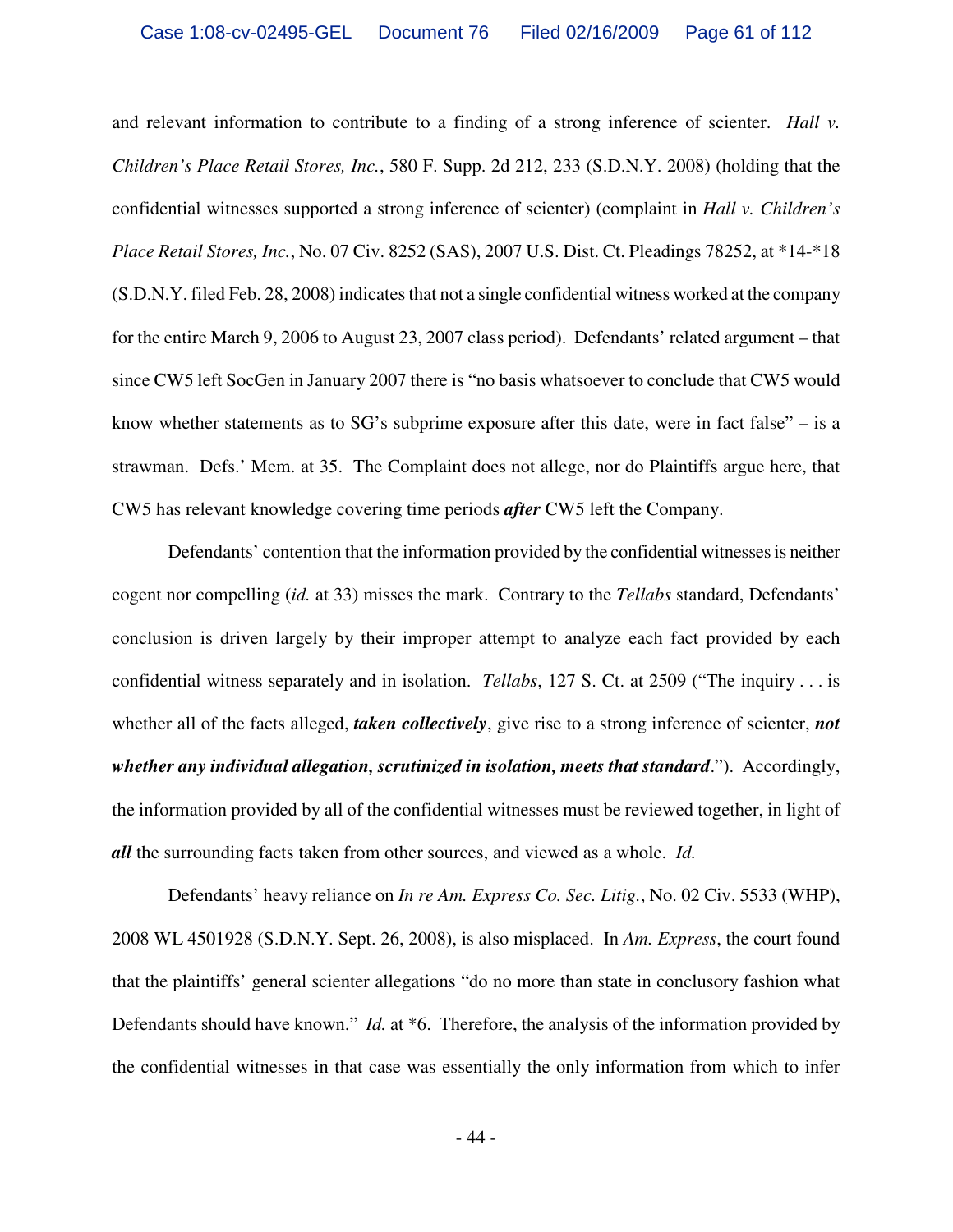and relevant information to contribute to a finding of a strong inference of scienter. *Hall v. Children's Place Retail Stores, Inc.*, 580 F. Supp. 2d 212, 233 (S.D.N.Y. 2008) (holding that the confidential witnesses supported a strong inference of scienter) (complaint in *Hall v. Children's Place Retail Stores, Inc.*, No. 07 Civ. 8252 (SAS), 2007 U.S. Dist. Ct. Pleadings 78252, at *14-*18 (S.D.N.Y. filed Feb. 28, 2008) indicates that not a single confidential witness worked at the company for the entire March 9, 2006 to August 23, 2007 class period). Defendants' related argument – that since CW5 left SocGen in January 2007 there is "no basis whatsoever to conclude that CW5 would know whether statements as to SG's subprime exposure after this date, were in fact false" – is a strawman. Defs.' Mem. at 35. The Complaint does not allege, nor do Plaintiffs argue here, that CW5 has relevant knowledge covering time periods ***after*** CW5 left the Company.

Defendants' contention that the information provided by the confidential witnesses is neither cogent nor compelling (*id.* at 33) misses the mark. Contrary to the *Tellabs* standard, Defendants' conclusion is driven largely by their improper attempt to analyze each fact provided by each confidential witness separately and in isolation. *Tellabs*, 127 S. Ct. at 2509 ("The inquiry . . . is whether all of the facts alleged, ***taken collectively***, give rise to a strong inference of scienter, ***not whether any individual allegation, scrutinized in isolation, meets that standard***."). Accordingly, the information provided by all of the confidential witnesses must be reviewed together, in light of ***all*** the surrounding facts taken from other sources, and viewed as a whole. *Id.*

Defendants' heavy reliance on *In re Am. Express Co. Sec. Litig.*, No. 02 Civ. 5533 (WHP), 2008 WL 4501928 (S.D.N.Y. Sept. 26, 2008), is also misplaced. In *Am. Express*, the court found that the plaintiffs' general scienter allegations "do no more than state in conclusory fashion what Defendants should have known." *Id.* at *6. Therefore, the analysis of the information provided by the confidential witnesses in that case was essentially the only information from which to infer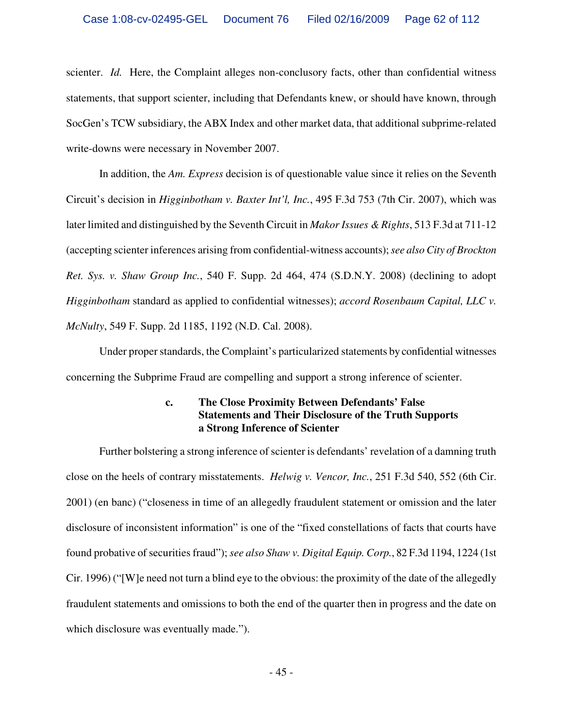scienter. *Id.* Here, the Complaint alleges non-conclusory facts, other than confidential witness statements, that support scienter, including that Defendants knew, or should have known, through SocGen's TCW subsidiary, the ABX Index and other market data, that additional subprime-related write-downs were necessary in November 2007.

In addition, the *Am. Express* decision is of questionable value since it relies on the Seventh Circuit's decision in *Higginbotham v. Baxter Int'l, Inc.*, 495 F.3d 753 (7th Cir. 2007), which was later limited and distinguished by the Seventh Circuit in *Makor Issues & Rights*, 513 F.3d at 711-12 (accepting scienter inferences arising from confidential-witness accounts); *see also City of Brockton Ret. Sys. v. Shaw Group Inc.*, 540 F. Supp. 2d 464, 474 (S.D.N.Y. 2008) (declining to adopt *Higginbotham* standard as applied to confidential witnesses); *accord Rosenbaum Capital, LLC v. McNulty*, 549 F. Supp. 2d 1185, 1192 (N.D. Cal. 2008).

Under proper standards, the Complaint's particularized statements by confidential witnesses concerning the Subprime Fraud are compelling and support a strong inference of scienter.

#### c. The Close Proximity Between Defendants' False Statements and Their Disclosure of the Truth Supports a Strong Inference of Scienter

Further bolstering a strong inference of scienter is defendants' revelation of a damning truth close on the heels of contrary misstatements. *Helwig v. Vencor, Inc.*, 251 F.3d 540, 552 (6th Cir. 2001) (en banc) ("closeness in time of an allegedly fraudulent statement or omission and the later disclosure of inconsistent information" is one of the "fixed constellations of facts that courts have found probative of securities fraud"); *see also Shaw v. Digital Equip. Corp.*, 82 F.3d 1194, 1224 (1st Cir. 1996) ("[W]e need not turn a blind eye to the obvious: the proximity of the date of the allegedly fraudulent statements and omissions to both the end of the quarter then in progress and the date on which disclosure was eventually made.").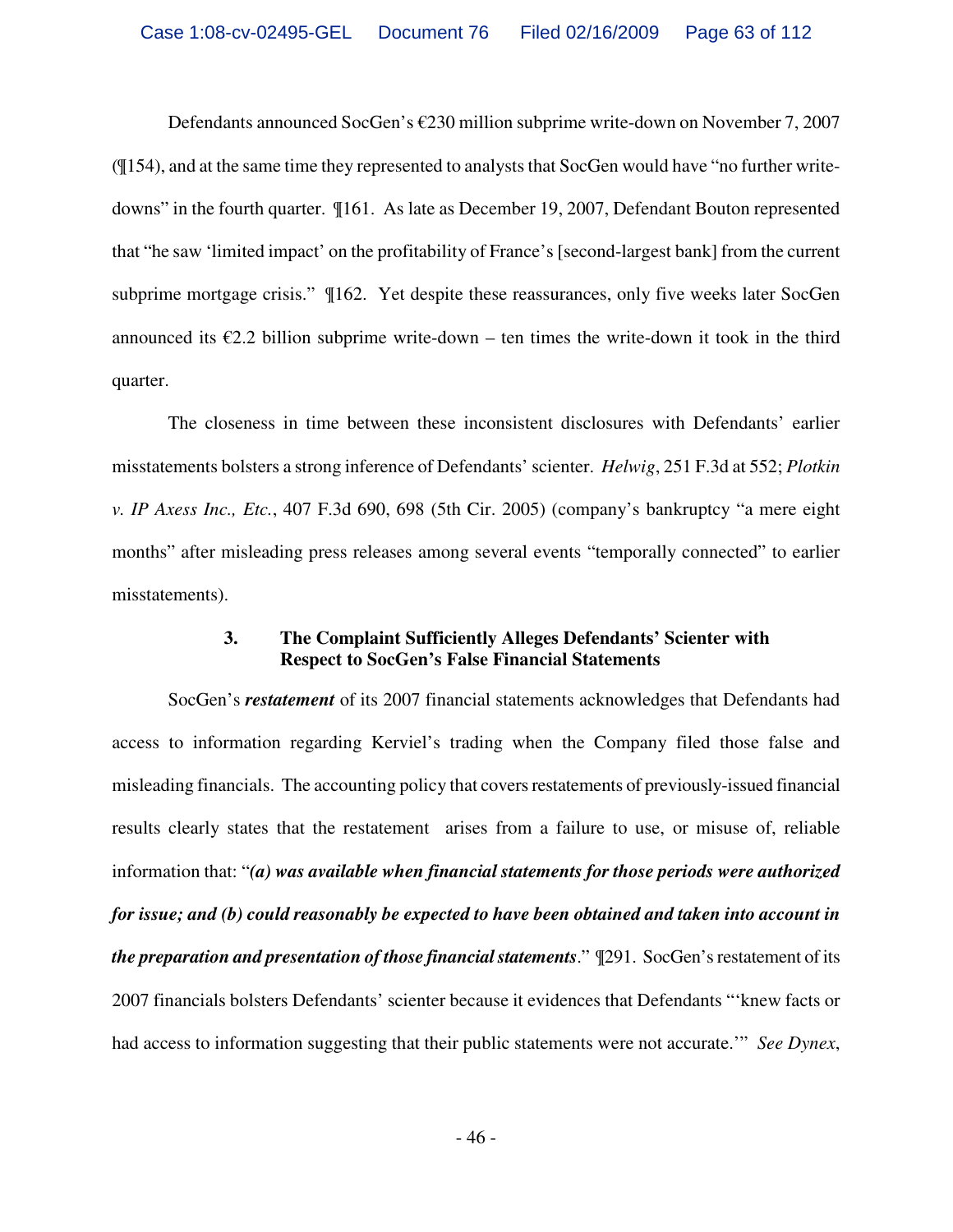Defendants announced SocGen's €230 million subprime write-down on November 7, 2007 (¶154), and at the same time they represented to analysts that SocGen would have "no further write-downs" in the fourth quarter. ¶161. As late as December 19, 2007, Defendant Bouton represented that "he saw 'limited impact' on the profitability of France's [second-largest bank] from the current subprime mortgage crisis." ¶162. Yet despite these reassurances, only five weeks later SocGen announced its €2.2 billion subprime write-down – ten times the write-down it took in the third quarter.

The closeness in time between these inconsistent disclosures with Defendants' earlier misstatements bolsters a strong inference of Defendants' scienter. *Helwig*, 251 F.3d at 552; *Plotkin v. IP Axess Inc., Etc.*, 407 F.3d 690, 698 (5th Cir. 2005) (company's bankruptcy "a mere eight months" after misleading press releases among several events "temporally connected" to earlier misstatements).

### 3. The Complaint Sufficiently Alleges Defendants' Scienter with Respect to SocGen's False Financial Statements

SocGen's ***restatement*** of its 2007 financial statements acknowledges that Defendants had access to information regarding Kerviel's trading when the Company filed those false and misleading financials. The accounting policy that covers restatements of previously-issued financial results clearly states that the restatement arises from a failure to use, or misuse of, reliable information that: "***(a) was available when financial statements for those periods were authorized for issue; and (b) could reasonably be expected to have been obtained and taken into account in the preparation and presentation of those financial statements***." ¶291. SocGen's restatement of its 2007 financials bolsters Defendants' scienter because it evidences that Defendants "'knew facts or had access to information suggesting that their public statements were not accurate.'" *See Dynex*,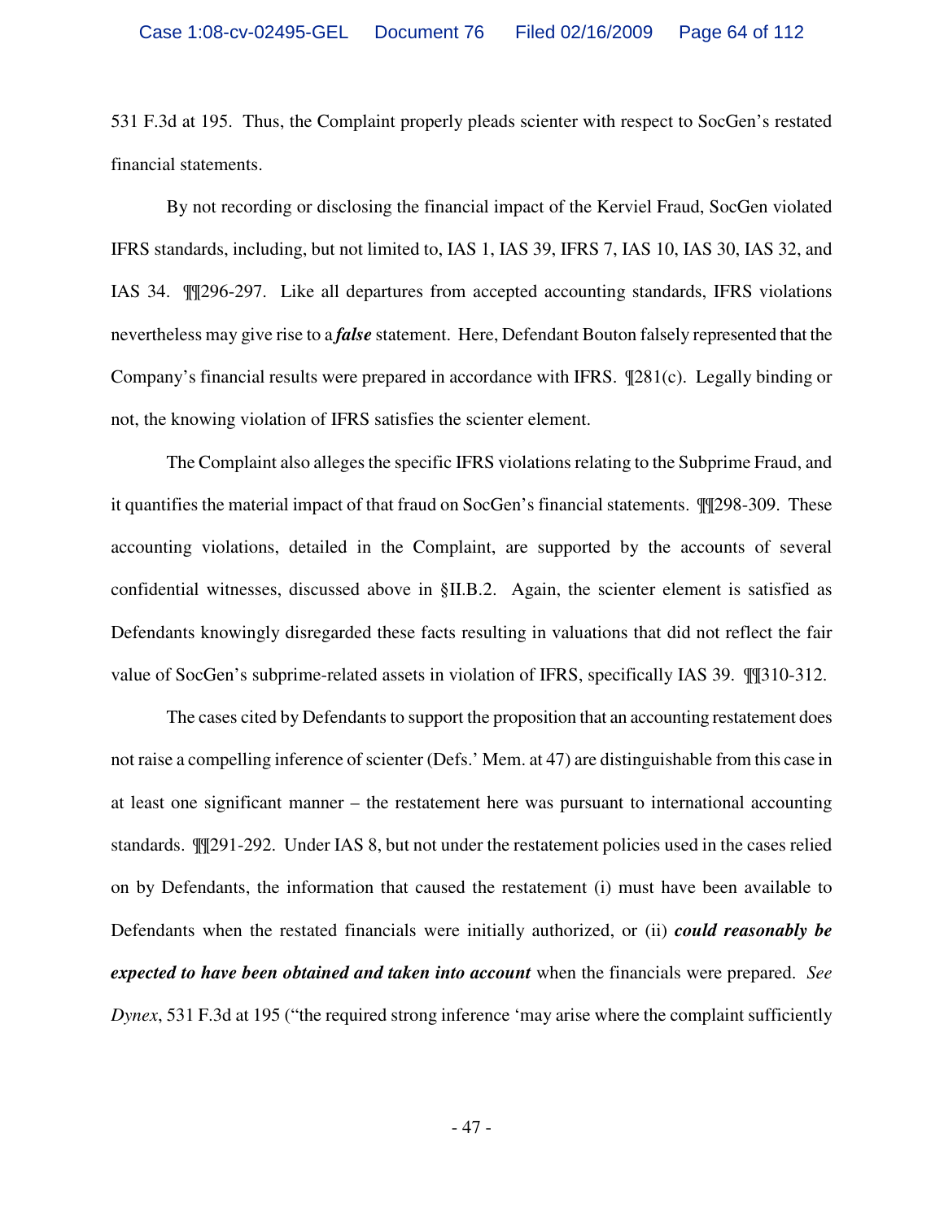531 F.3d at 195. Thus, the Complaint properly pleads scienter with respect to SocGen's restated financial statements.

By not recording or disclosing the financial impact of the Kerviel Fraud, SocGen violated IFRS standards, including, but not limited to, IAS 1, IAS 39, IFRS 7, IAS 10, IAS 30, IAS 32, and IAS 34. ¶¶296-297. Like all departures from accepted accounting standards, IFRS violations nevertheless may give rise to a ***false*** statement. Here, Defendant Bouton falsely represented that the Company's financial results were prepared in accordance with IFRS. ¶281(c). Legally binding or not, the knowing violation of IFRS satisfies the scienter element.

The Complaint also alleges the specific IFRS violations relating to the Subprime Fraud, and it quantifies the material impact of that fraud on SocGen's financial statements. ¶¶298-309. These accounting violations, detailed in the Complaint, are supported by the accounts of several confidential witnesses, discussed above in §II.B.2. Again, the scienter element is satisfied as Defendants knowingly disregarded these facts resulting in valuations that did not reflect the fair value of SocGen's subprime-related assets in violation of IFRS, specifically IAS 39. ¶¶310-312.

The cases cited by Defendants to support the proposition that an accounting restatement does not raise a compelling inference of scienter (Defs.' Mem. at 47) are distinguishable from this case in at least one significant manner – the restatement here was pursuant to international accounting standards. ¶¶291-292. Under IAS 8, but not under the restatement policies used in the cases relied on by Defendants, the information that caused the restatement (i) must have been available to Defendants when the restated financials were initially authorized, or (ii) ***could reasonably be expected to have been obtained and taken into account*** when the financials were prepared. *See Dynex*, 531 F.3d at 195 ("the required strong inference 'may arise where the complaint sufficiently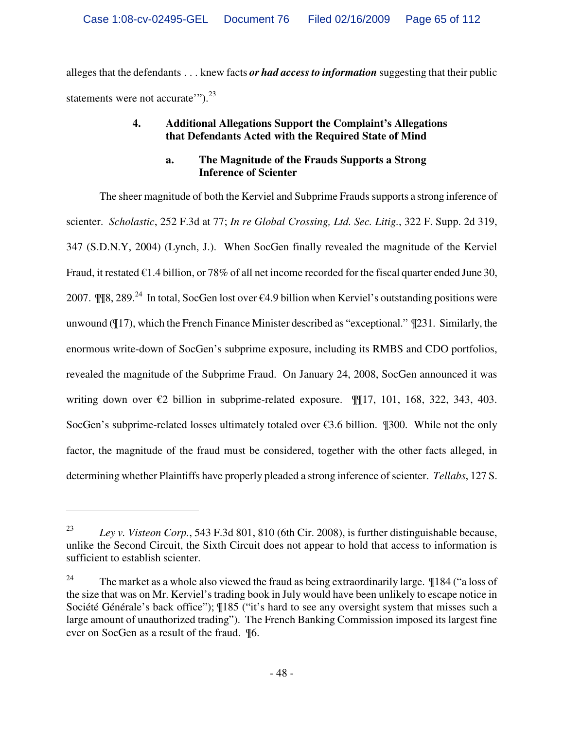alleges that the defendants . . . knew facts ***or had access to information*** suggesting that their public statements were not accurate'").[23]

### 4. Additional Allegations Support the Complaint's Allegations that Defendants Acted with the Required State of Mind

#### a. The Magnitude of the Frauds Supports a Strong Inference of Scienter

The sheer magnitude of both the Kerviel and Subprime Frauds supports a strong inference of scienter. *Scholastic*, 252 F.3d at 77; *In re Global Crossing, Ltd. Sec. Litig.*, 322 F. Supp. 2d 319, 347 (S.D.N.Y, 2004) (Lynch, J.). When SocGen finally revealed the magnitude of the Kerviel Fraud, it restated €1.4 billion, or 78% of all net income recorded for the fiscal quarter ended June 30, 2007. ¶¶8, 289.[24] In total, SocGen lost over €4.9 billion when Kerviel's outstanding positions were unwound (¶17), which the French Finance Minister described as "exceptional." ¶231. Similarly, the enormous write-down of SocGen's subprime exposure, including its RMBS and CDO portfolios, revealed the magnitude of the Subprime Fraud. On January 24, 2008, SocGen announced it was writing down over €2 billion in subprime-related exposure. ¶¶17, 101, 168, 322, 343, 403. SocGen's subprime-related losses ultimately totaled over €3.6 billion. ¶300. While not the only factor, the magnitude of the fraud must be considered, together with the other facts alleged, in determining whether Plaintiffs have properly pleaded a strong inference of scienter. *Tellabs*, 127 S.

---

[23] *Ley v. Visteon Corp.*, 543 F.3d 801, 810 (6th Cir. 2008), is further distinguishable because, unlike the Second Circuit, the Sixth Circuit does not appear to hold that access to information is sufficient to establish scienter.

[24] The market as a whole also viewed the fraud as being extraordinarily large. ¶184 ("a loss of the size that was on Mr. Kerviel's trading book in July would have been unlikely to escape notice in Société Générale's back office"); ¶185 ("it's hard to see any oversight system that misses such a large amount of unauthorized trading"). The French Banking Commission imposed its largest fine ever on SocGen as a result of the fraud. ¶6.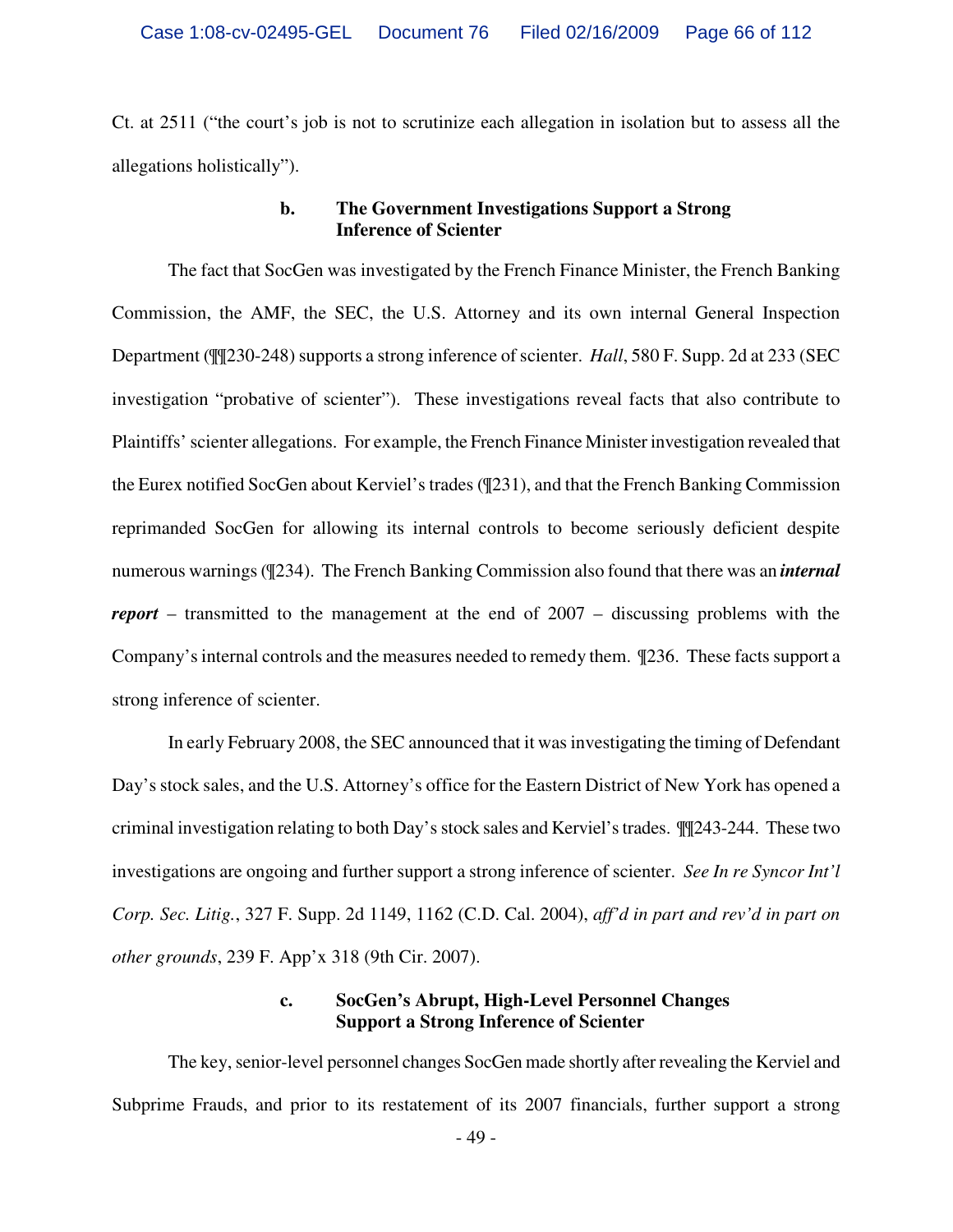Ct. at 2511 ("the court's job is not to scrutinize each allegation in isolation but to assess all the allegations holistically").

**b. The Government Investigations Support a Strong Inference of Scienter**

The fact that SocGen was investigated by the French Finance Minister, the French Banking Commission, the AMF, the SEC, the U.S. Attorney and its own internal General Inspection Department (¶¶230-248) supports a strong inference of scienter. *Hall*, 580 F. Supp. 2d at 233 (SEC investigation "probative of scienter"). These investigations reveal facts that also contribute to Plaintiffs' scienter allegations. For example, the French Finance Minister investigation revealed that the Eurex notified SocGen about Kerviel's trades (¶231), and that the French Banking Commission reprimanded SocGen for allowing its internal controls to become seriously deficient despite numerous warnings (¶234). The French Banking Commission also found that there was an ***internal report*** – transmitted to the management at the end of 2007 – discussing problems with the Company's internal controls and the measures needed to remedy them. ¶236. These facts support a strong inference of scienter.

In early February 2008, the SEC announced that it was investigating the timing of Defendant Day's stock sales, and the U.S. Attorney's office for the Eastern District of New York has opened a criminal investigation relating to both Day's stock sales and Kerviel's trades. ¶¶243-244. These two investigations are ongoing and further support a strong inference of scienter. *See In re Syncor Int'l Corp. Sec. Litig.*, 327 F. Supp. 2d 1149, 1162 (C.D. Cal. 2004), *aff'd in part and rev'd in part on other grounds*, 239 F. App'x 318 (9th Cir. 2007).

**c. SocGen's Abrupt, High-Level Personnel Changes Support a Strong Inference of Scienter**

The key, senior-level personnel changes SocGen made shortly after revealing the Kerviel and Subprime Frauds, and prior to its restatement of its 2007 financials, further support a strong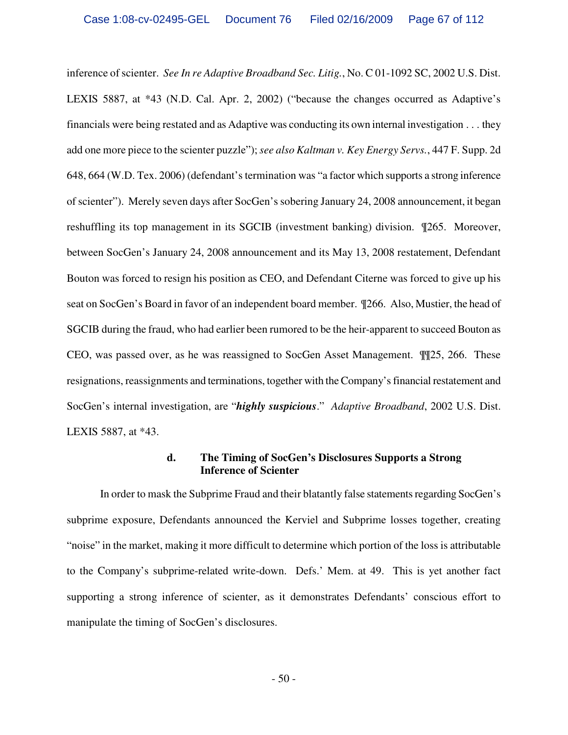inference of scienter. *See In re Adaptive Broadband Sec. Litig.*, No. C 01-1092 SC, 2002 U.S. Dist. LEXIS 5887, at *43 (N.D. Cal. Apr. 2, 2002) ("because the changes occurred as Adaptive's financials were being restated and as Adaptive was conducting its own internal investigation . . . they add one more piece to the scienter puzzle"); *see also Kaltman v. Key Energy Servs.*, 447 F. Supp. 2d 648, 664 (W.D. Tex. 2006) (defendant's termination was "a factor which supports a strong inference of scienter"). Merely seven days after SocGen's sobering January 24, 2008 announcement, it began reshuffling its top management in its SGCIB (investment banking) division. ¶265. Moreover, between SocGen's January 24, 2008 announcement and its May 13, 2008 restatement, Defendant Bouton was forced to resign his position as CEO, and Defendant Citerne was forced to give up his seat on SocGen's Board in favor of an independent board member. ¶266. Also, Mustier, the head of SGCIB during the fraud, who had earlier been rumored to be the heir-apparent to succeed Bouton as CEO, was passed over, as he was reassigned to SocGen Asset Management. ¶¶25, 266. These resignations, reassignments and terminations, together with the Company's financial restatement and SocGen's internal investigation, are "***highly suspicious***." *Adaptive Broadband*, 2002 U.S. Dist. LEXIS 5887, at *43.

#### d. The Timing of SocGen's Disclosures Supports a Strong Inference of Scienter

In order to mask the Subprime Fraud and their blatantly false statements regarding SocGen's subprime exposure, Defendants announced the Kerviel and Subprime losses together, creating "noise" in the market, making it more difficult to determine which portion of the loss is attributable to the Company's subprime-related write-down. Defs.' Mem. at 49. This is yet another fact supporting a strong inference of scienter, as it demonstrates Defendants' conscious effort to manipulate the timing of SocGen's disclosures.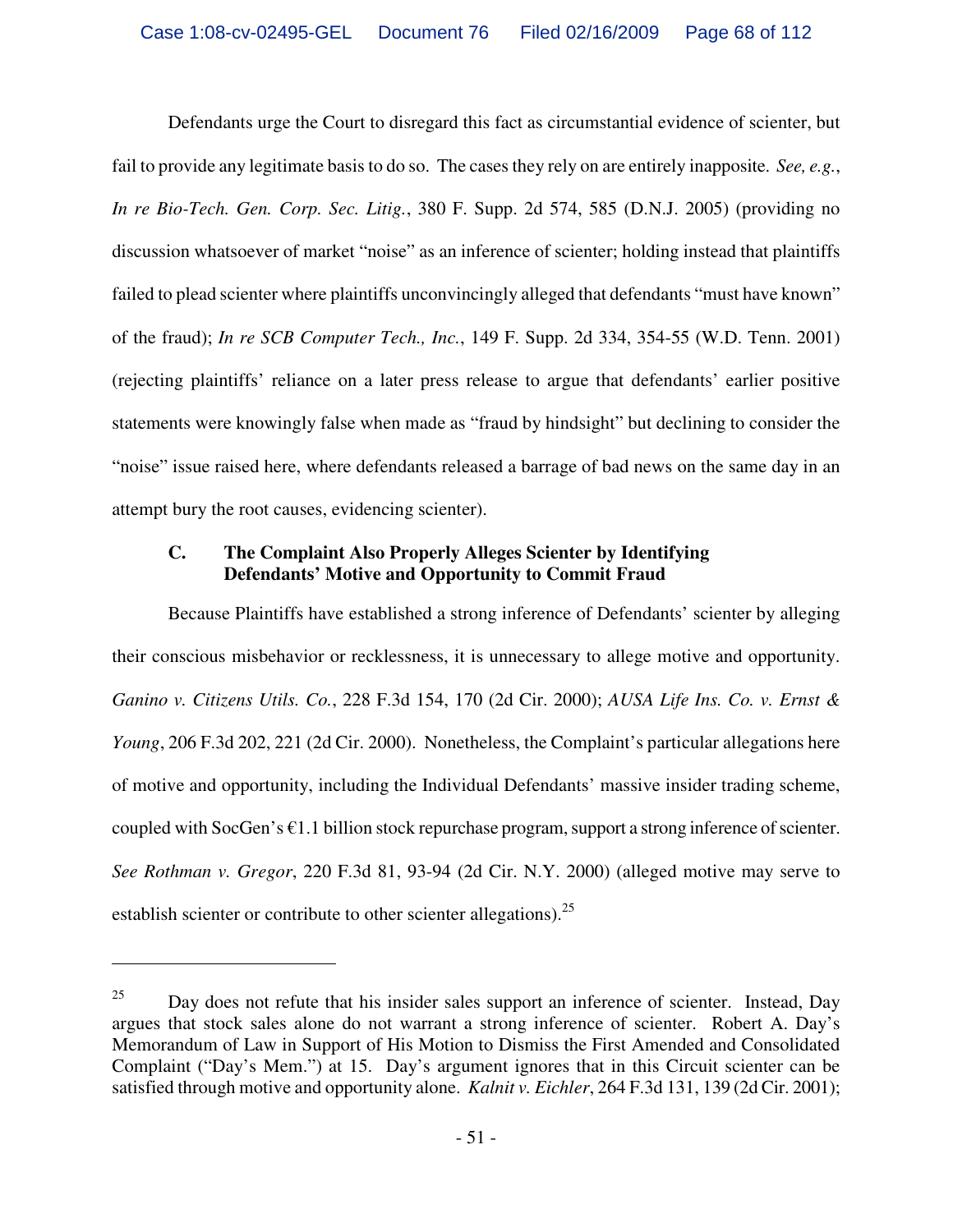Defendants urge the Court to disregard this fact as circumstantial evidence of scienter, but fail to provide any legitimate basis to do so. The cases they rely on are entirely inapposite. *See, e.g.*, *In re Bio-Tech. Gen. Corp. Sec. Litig.*, 380 F. Supp. 2d 574, 585 (D.N.J. 2005) (providing no discussion whatsoever of market "noise" as an inference of scienter; holding instead that plaintiffs failed to plead scienter where plaintiffs unconvincingly alleged that defendants "must have known" of the fraud); *In re SCB Computer Tech., Inc.*, 149 F. Supp. 2d 334, 354-55 (W.D. Tenn. 2001) (rejecting plaintiffs' reliance on a later press release to argue that defendants' earlier positive statements were knowingly false when made as "fraud by hindsight" but declining to consider the "noise" issue raised here, where defendants released a barrage of bad news on the same day in an attempt bury the root causes, evidencing scienter).

### C. The Complaint Also Properly Alleges Scienter by Identifying Defendants' Motive and Opportunity to Commit Fraud

Because Plaintiffs have established a strong inference of Defendants' scienter by alleging their conscious misbehavior or recklessness, it is unnecessary to allege motive and opportunity. *Ganino v. Citizens Utils. Co.*, 228 F.3d 154, 170 (2d Cir. 2000); *AUSA Life Ins. Co. v. Ernst & Young*, 206 F.3d 202, 221 (2d Cir. 2000). Nonetheless, the Complaint's particular allegations here of motive and opportunity, including the Individual Defendants' massive insider trading scheme, coupled with SocGen's €1.1 billion stock repurchase program, support a strong inference of scienter. *See Rothman v. Gregor*, 220 F.3d 81, 93-94 (2d Cir. N.Y. 2000) (alleged motive may serve to establish scienter or contribute to other scienter allegations).[25]

---

[25] Day does not refute that his insider sales support an inference of scienter. Instead, Day argues that stock sales alone do not warrant a strong inference of scienter. Robert A. Day's Memorandum of Law in Support of His Motion to Dismiss the First Amended and Consolidated Complaint ("Day's Mem.") at 15. Day's argument ignores that in this Circuit scienter can be satisfied through motive and opportunity alone. *Kalnit v. Eichler*, 264 F.3d 131, 139 (2d Cir. 2001);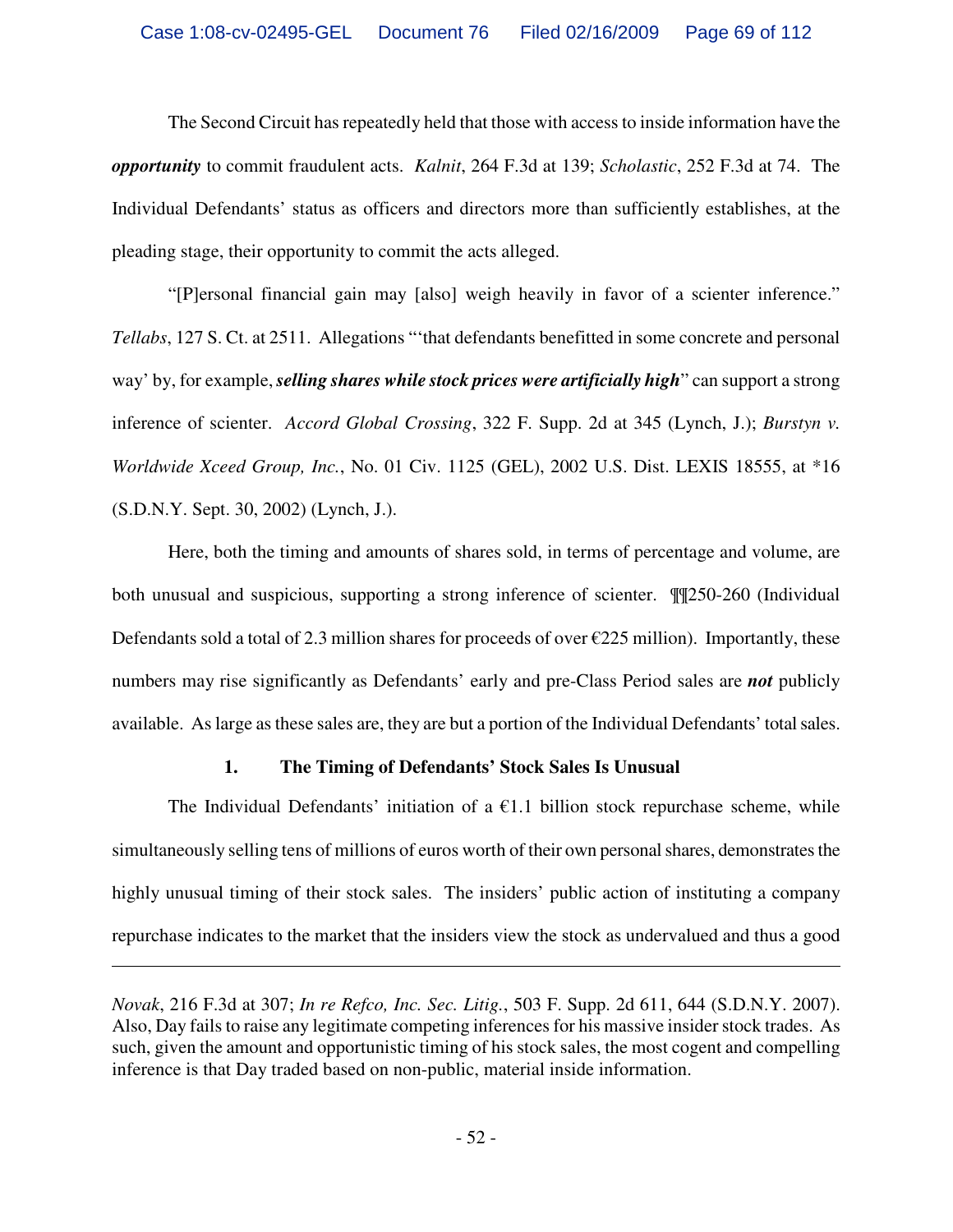The Second Circuit has repeatedly held that those with access to inside information have the ***opportunity*** to commit fraudulent acts. *Kalnit*, 264 F.3d at 139; *Scholastic*, 252 F.3d at 74. The Individual Defendants' status as officers and directors more than sufficiently establishes, at the pleading stage, their opportunity to commit the acts alleged.

"[P]ersonal financial gain may [also] weigh heavily in favor of a scienter inference." *Tellabs*, 127 S. Ct. at 2511. Allegations "'that defendants benefitted in some concrete and personal way' by, for example, ***selling shares while stock prices were artificially high***" can support a strong inference of scienter. *Accord Global Crossing*, 322 F. Supp. 2d at 345 (Lynch, J.); *Burstyn v. Worldwide Xceed Group, Inc.*, No. 01 Civ. 1125 (GEL), 2002 U.S. Dist. LEXIS 18555, at *16 (S.D.N.Y. Sept. 30, 2002) (Lynch, J.).

Here, both the timing and amounts of shares sold, in terms of percentage and volume, are both unusual and suspicious, supporting a strong inference of scienter. ¶¶250-260 (Individual Defendants sold a total of 2.3 million shares for proceeds of over €225 million). Importantly, these numbers may rise significantly as Defendants' early and pre-Class Period sales are ***not*** publicly available. As large as these sales are, they are but a portion of the Individual Defendants' total sales.

### 1. The Timing of Defendants' Stock Sales Is Unusual

The Individual Defendants' initiation of a €1.1 billion stock repurchase scheme, while simultaneously selling tens of millions of euros worth of their own personal shares, demonstrates the highly unusual timing of their stock sales. The insiders' public action of instituting a company repurchase indicates to the market that the insiders view the stock as undervalued and thus a good

---

*Novak*, 216 F.3d at 307; *In re Refco, Inc. Sec. Litig.*, 503 F. Supp. 2d 611, 644 (S.D.N.Y. 2007). Also, Day fails to raise any legitimate competing inferences for his massive insider stock trades. As such, given the amount and opportunistic timing of his stock sales, the most cogent and compelling inference is that Day traded based on non-public, material inside information.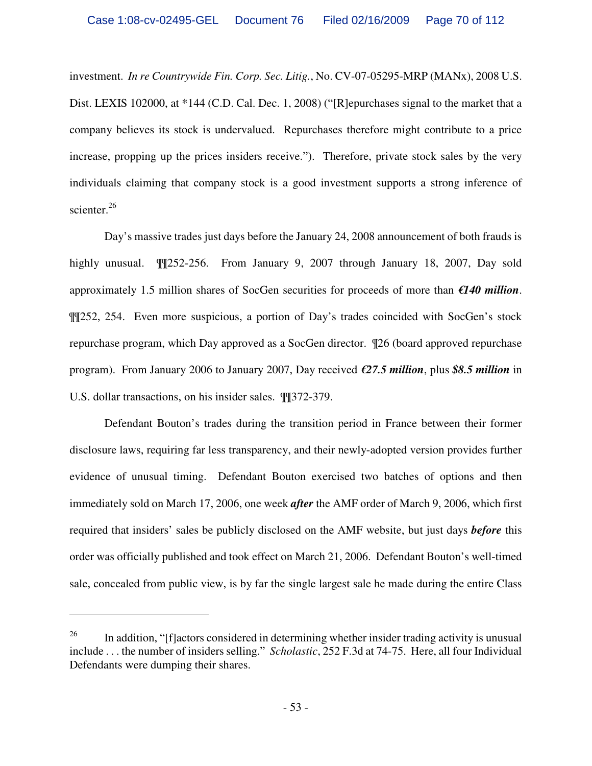investment. *In re Countrywide Fin. Corp. Sec. Litig.*, No. CV-07-05295-MRP (MANx), 2008 U.S. Dist. LEXIS 102000, at *144 (C.D. Cal. Dec. 1, 2008) ("[R]epurchases signal to the market that a company believes its stock is undervalued. Repurchases therefore might contribute to a price increase, propping up the prices insiders receive."). Therefore, private stock sales by the very individuals claiming that company stock is a good investment supports a strong inference of scienter.[26]

Day's massive trades just days before the January 24, 2008 announcement of both frauds is highly unusual. ¶¶252-256. From January 9, 2007 through January 18, 2007, Day sold approximately 1.5 million shares of SocGen securities for proceeds of more than ***€140 million***. ¶¶252, 254. Even more suspicious, a portion of Day's trades coincided with SocGen's stock repurchase program, which Day approved as a SocGen director. ¶26 (board approved repurchase program). From January 2006 to January 2007, Day received ***€27.5 million***, plus ***$8.5 million*** in U.S. dollar transactions, on his insider sales. ¶¶372-379.

Defendant Bouton's trades during the transition period in France between their former disclosure laws, requiring far less transparency, and their newly-adopted version provides further evidence of unusual timing. Defendant Bouton exercised two batches of options and then immediately sold on March 17, 2006, one week ***after*** the AMF order of March 9, 2006, which first required that insiders' sales be publicly disclosed on the AMF website, but just days ***before*** this order was officially published and took effect on March 21, 2006. Defendant Bouton's well-timed sale, concealed from public view, is by far the single largest sale he made during the entire Class

---

[26] In addition, "[f]actors considered in determining whether insider trading activity is unusual include . . . the number of insiders selling." *Scholastic*, 252 F.3d at 74-75. Here, all four Individual Defendants were dumping their shares.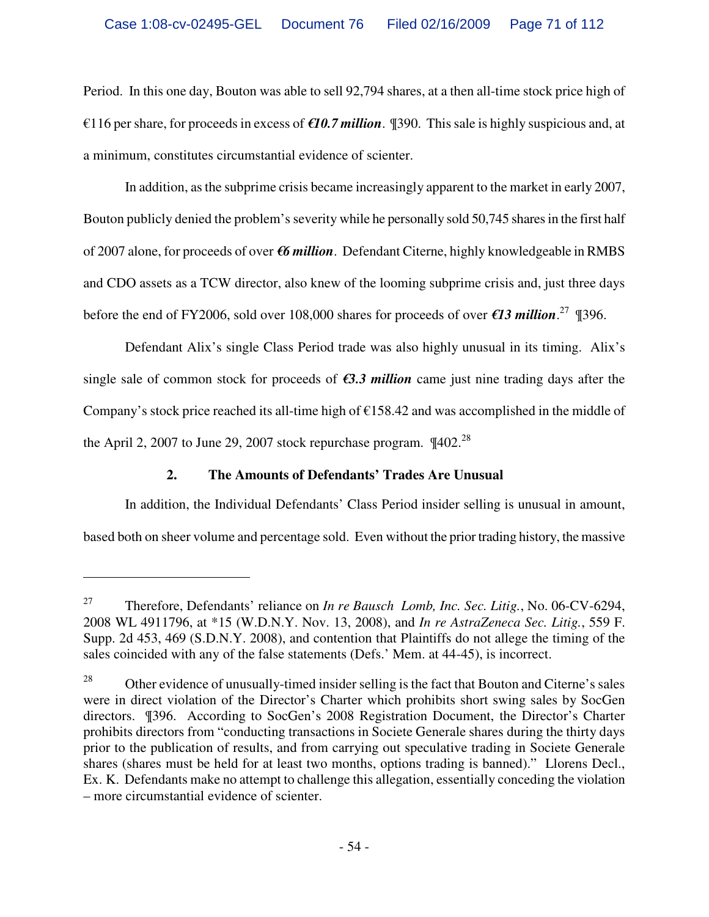Period. In this one day, Bouton was able to sell 92,794 shares, at a then all-time stock price high of €116 per share, for proceeds in excess of ***€10.7 million***. ¶390. This sale is highly suspicious and, at a minimum, constitutes circumstantial evidence of scienter.

In addition, as the subprime crisis became increasingly apparent to the market in early 2007, Bouton publicly denied the problem's severity while he personally sold 50,745 shares in the first half of 2007 alone, for proceeds of over ***€6 million***. Defendant Citerne, highly knowledgeable in RMBS and CDO assets as a TCW director, also knew of the looming subprime crisis and, just three days before the end of FY2006, sold over 108,000 shares for proceeds of over ***€13 million***.[27] ¶396.

Defendant Alix's single Class Period trade was also highly unusual in its timing. Alix's single sale of common stock for proceeds of ***€3.3 million*** came just nine trading days after the Company's stock price reached its all-time high of €158.42 and was accomplished in the middle of the April 2, 2007 to June 29, 2007 stock repurchase program. ¶402.[28]

### 2. The Amounts of Defendants' Trades Are Unusual

In addition, the Individual Defendants' Class Period insider selling is unusual in amount, based both on sheer volume and percentage sold. Even without the prior trading history, the massive

---

[27] Therefore, Defendants' reliance on *In re Bausch Lomb, Inc. Sec. Litig.*, No. 06-CV-6294, 2008 WL 4911796, at *15 (W.D.N.Y. Nov. 13, 2008), and *In re AstraZeneca Sec. Litig.*, 559 F. Supp. 2d 453, 469 (S.D.N.Y. 2008), and contention that Plaintiffs do not allege the timing of the sales coincided with any of the false statements (Defs.' Mem. at 44-45), is incorrect.

[28] Other evidence of unusually-timed insider selling is the fact that Bouton and Citerne's sales were in direct violation of the Director's Charter which prohibits short swing sales by SocGen directors. ¶396. According to SocGen's 2008 Registration Document, the Director's Charter prohibits directors from "conducting transactions in Societe Generale shares during the thirty days prior to the publication of results, and from carrying out speculative trading in Societe Generale shares (shares must be held for at least two months, options trading is banned)." Llorens Decl., Ex. K. Defendants make no attempt to challenge this allegation, essentially conceding the violation – more circumstantial evidence of scienter.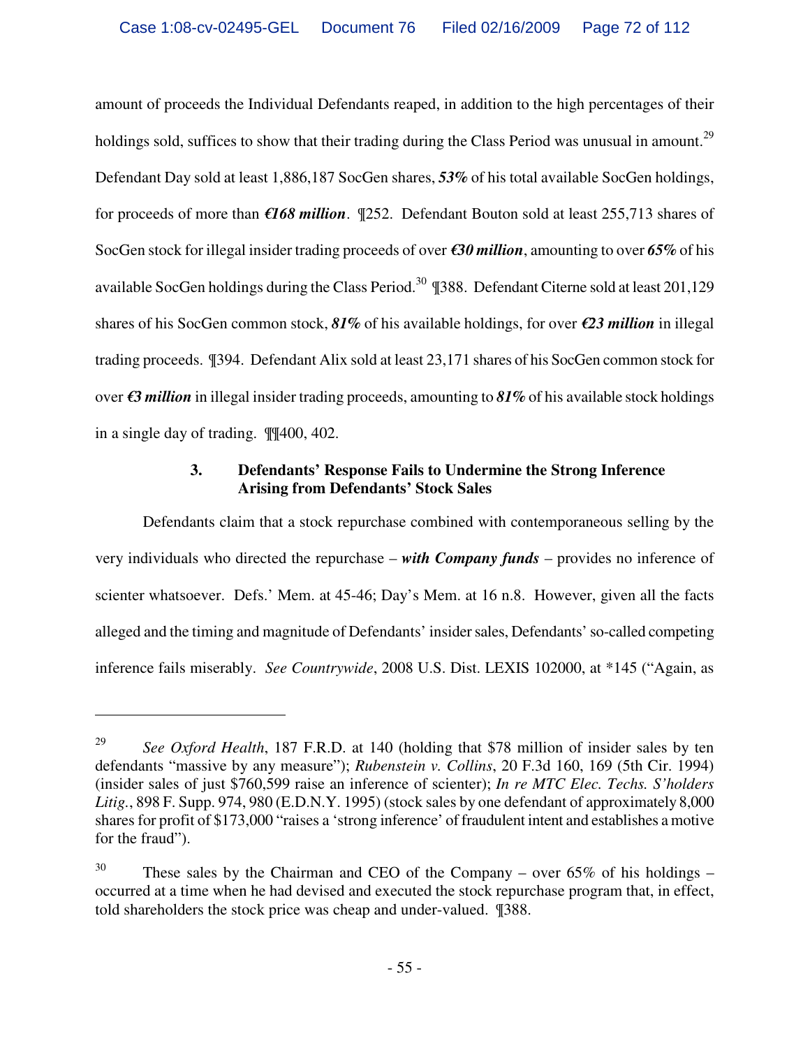amount of proceeds the Individual Defendants reaped, in addition to the high percentages of their holdings sold, suffices to show that their trading during the Class Period was unusual in amount.[29] Defendant Day sold at least 1,886,187 SocGen shares, ***53%*** of his total available SocGen holdings, for proceeds of more than ***€168 million***. ¶252. Defendant Bouton sold at least 255,713 shares of SocGen stock for illegal insider trading proceeds of over ***€30 million***, amounting to over ***65%*** of his available SocGen holdings during the Class Period.[30] ¶388. Defendant Citerne sold at least 201,129 shares of his SocGen common stock, ***81%*** of his available holdings, for over ***€23 million*** in illegal trading proceeds. ¶394. Defendant Alix sold at least 23,171 shares of his SocGen common stock for over ***€3 million*** in illegal insider trading proceeds, amounting to ***81%*** of his available stock holdings in a single day of trading. ¶¶400, 402.

### 3. Defendants' Response Fails to Undermine the Strong Inference Arising from Defendants' Stock Sales

Defendants claim that a stock repurchase combined with contemporaneous selling by the very individuals who directed the repurchase – ***with Company funds*** – provides no inference of scienter whatsoever. Defs.' Mem. at 45-46; Day's Mem. at 16 n.8. However, given all the facts alleged and the timing and magnitude of Defendants' insider sales, Defendants' so-called competing inference fails miserably. *See Countrywide*, 2008 U.S. Dist. LEXIS 102000, at *145 ("Again, as

---

[29] *See Oxford Health*, 187 F.R.D. at 140 (holding that $78 million of insider sales by ten defendants "massive by any measure"); *Rubenstein v. Collins*, 20 F.3d 160, 169 (5th Cir. 1994) (insider sales of just $760,599 raise an inference of scienter); *In re MTC Elec. Techs. S'holders Litig.*, 898 F. Supp. 974, 980 (E.D.N.Y. 1995) (stock sales by one defendant of approximately 8,000 shares for profit of $173,000 "raises a 'strong inference' of fraudulent intent and establishes a motive for the fraud").

[30] These sales by the Chairman and CEO of the Company – over 65% of his holdings – occurred at a time when he had devised and executed the stock repurchase program that, in effect, told shareholders the stock price was cheap and under-valued. ¶388.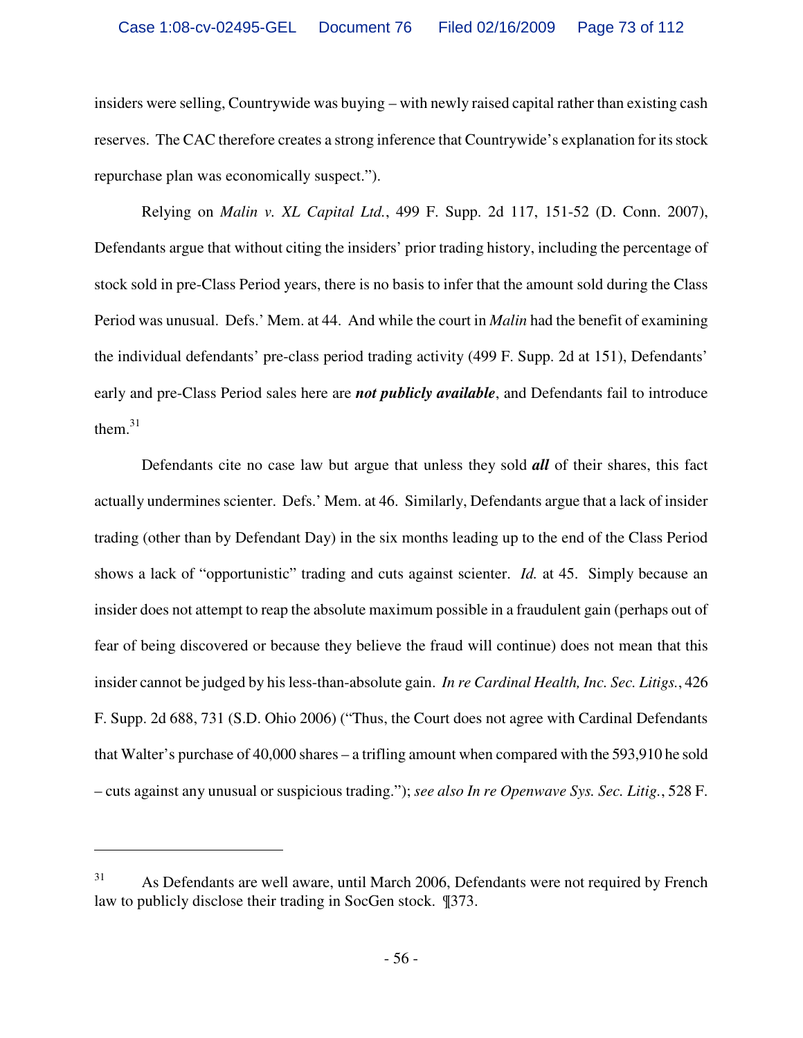insiders were selling, Countrywide was buying – with newly raised capital rather than existing cash reserves. The CAC therefore creates a strong inference that Countrywide's explanation for its stock repurchase plan was economically suspect.").

Relying on *Malin v. XL Capital Ltd.*, 499 F. Supp. 2d 117, 151-52 (D. Conn. 2007), Defendants argue that without citing the insiders' prior trading history, including the percentage of stock sold in pre-Class Period years, there is no basis to infer that the amount sold during the Class Period was unusual. Defs.' Mem. at 44. And while the court in *Malin* had the benefit of examining the individual defendants' pre-class period trading activity (499 F. Supp. 2d at 151), Defendants' early and pre-Class Period sales here are ***not publicly available***, and Defendants fail to introduce them.[31]

Defendants cite no case law but argue that unless they sold ***all*** of their shares, this fact actually undermines scienter. Defs.' Mem. at 46. Similarly, Defendants argue that a lack of insider trading (other than by Defendant Day) in the six months leading up to the end of the Class Period shows a lack of "opportunistic" trading and cuts against scienter. *Id.* at 45. Simply because an insider does not attempt to reap the absolute maximum possible in a fraudulent gain (perhaps out of fear of being discovered or because they believe the fraud will continue) does not mean that this insider cannot be judged by his less-than-absolute gain. *In re Cardinal Health, Inc. Sec. Litigs.*, 426 F. Supp. 2d 688, 731 (S.D. Ohio 2006) ("Thus, the Court does not agree with Cardinal Defendants that Walter's purchase of 40,000 shares – a trifling amount when compared with the 593,910 he sold – cuts against any unusual or suspicious trading."); *see also In re Openwave Sys. Sec. Litig.*, 528 F.

---

[31] As Defendants are well aware, until March 2006, Defendants were not required by French law to publicly disclose their trading in SocGen stock. ¶373.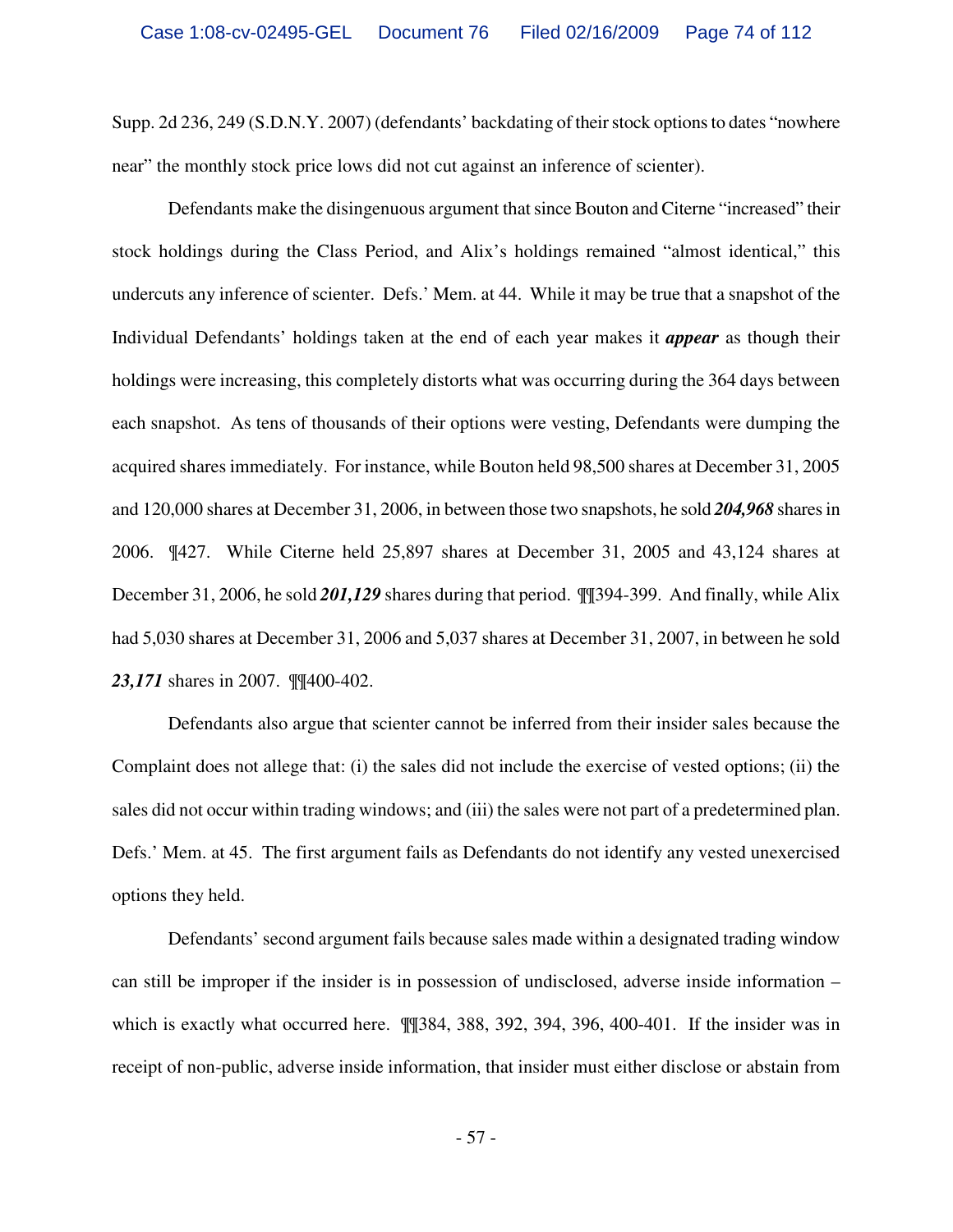Supp. 2d 236, 249 (S.D.N.Y. 2007) (defendants' backdating of their stock options to dates "nowhere near" the monthly stock price lows did not cut against an inference of scienter).

Defendants make the disingenuous argument that since Bouton and Citerne "increased" their stock holdings during the Class Period, and Alix's holdings remained "almost identical," this undercuts any inference of scienter. Defs.' Mem. at 44. While it may be true that a snapshot of the Individual Defendants' holdings taken at the end of each year makes it ***appear*** as though their holdings were increasing, this completely distorts what was occurring during the 364 days between each snapshot. As tens of thousands of their options were vesting, Defendants were dumping the acquired shares immediately. For instance, while Bouton held 98,500 shares at December 31, 2005 and 120,000 shares at December 31, 2006, in between those two snapshots, he sold ***204,968*** shares in 2006. ¶427. While Citerne held 25,897 shares at December 31, 2005 and 43,124 shares at December 31, 2006, he sold ***201,129*** shares during that period. ¶¶394-399. And finally, while Alix had 5,030 shares at December 31, 2006 and 5,037 shares at December 31, 2007, in between he sold ***23,171*** shares in 2007. ¶¶400-402.

Defendants also argue that scienter cannot be inferred from their insider sales because the Complaint does not allege that: (i) the sales did not include the exercise of vested options; (ii) the sales did not occur within trading windows; and (iii) the sales were not part of a predetermined plan. Defs.' Mem. at 45. The first argument fails as Defendants do not identify any vested unexercised options they held.

Defendants' second argument fails because sales made within a designated trading window can still be improper if the insider is in possession of undisclosed, adverse inside information – which is exactly what occurred here. ¶¶384, 388, 392, 394, 396, 400-401. If the insider was in receipt of non-public, adverse inside information, that insider must either disclose or abstain from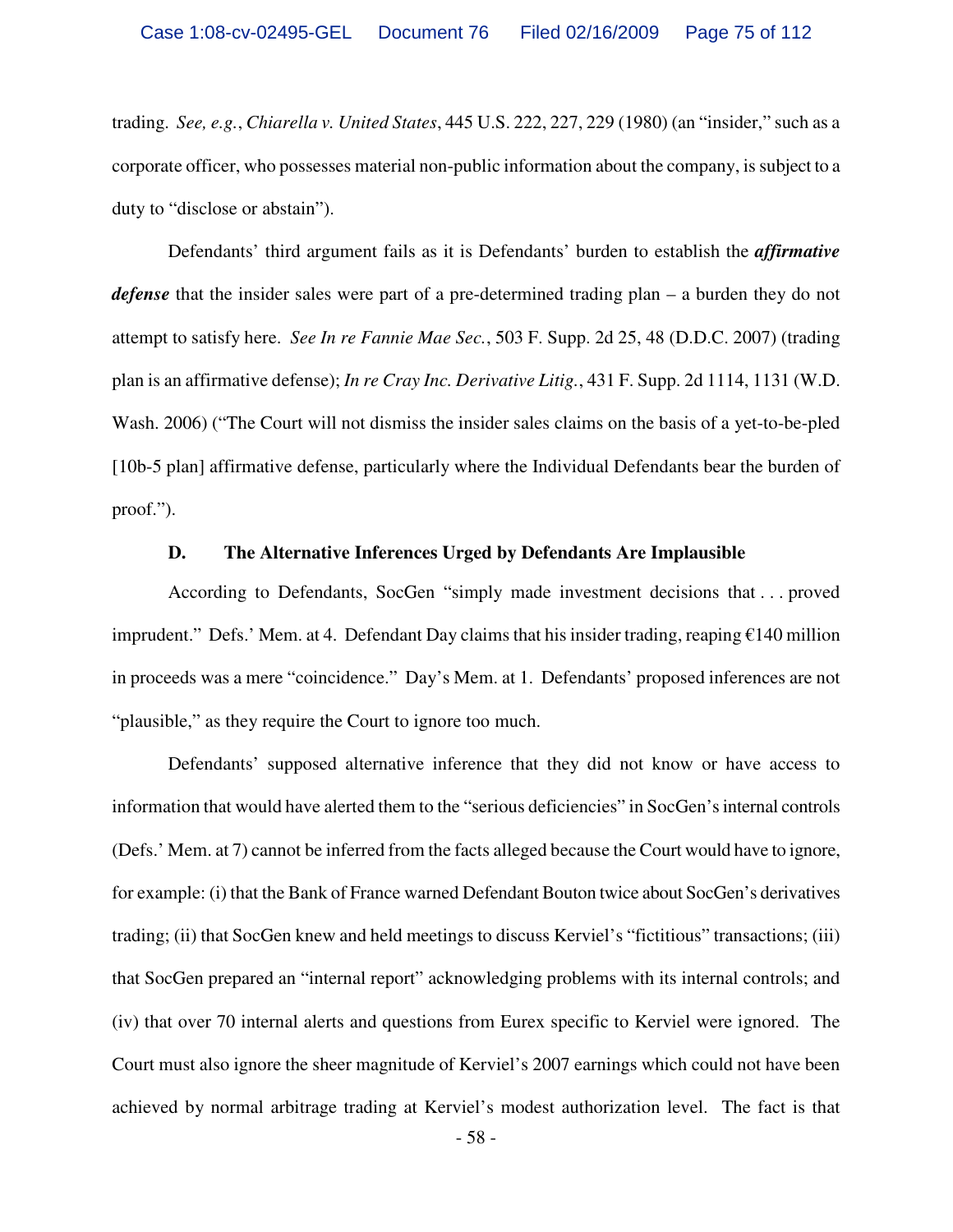trading. *See, e.g.*, *Chiarella v. United States*, 445 U.S. 222, 227, 229 (1980) (an "insider," such as a corporate officer, who possesses material non-public information about the company, is subject to a duty to "disclose or abstain").

Defendants' third argument fails as it is Defendants' burden to establish the ***affirmative defense*** that the insider sales were part of a pre-determined trading plan – a burden they do not attempt to satisfy here. *See In re Fannie Mae Sec.*, 503 F. Supp. 2d 25, 48 (D.D.C. 2007) (trading plan is an affirmative defense); *In re Cray Inc. Derivative Litig.*, 431 F. Supp. 2d 1114, 1131 (W.D. Wash. 2006) ("The Court will not dismiss the insider sales claims on the basis of a yet-to-be-pled [10b-5 plan] affirmative defense, particularly where the Individual Defendants bear the burden of proof.").

### D. The Alternative Inferences Urged by Defendants Are Implausible

According to Defendants, SocGen "simply made investment decisions that . . . proved imprudent." Defs.' Mem. at 4. Defendant Day claims that his insider trading, reaping €140 million in proceeds was a mere "coincidence." Day's Mem. at 1. Defendants' proposed inferences are not "plausible," as they require the Court to ignore too much.

Defendants' supposed alternative inference that they did not know or have access to information that would have alerted them to the "serious deficiencies" in SocGen's internal controls (Defs.' Mem. at 7) cannot be inferred from the facts alleged because the Court would have to ignore, for example: (i) that the Bank of France warned Defendant Bouton twice about SocGen's derivatives trading; (ii) that SocGen knew and held meetings to discuss Kerviel's "fictitious" transactions; (iii) that SocGen prepared an "internal report" acknowledging problems with its internal controls; and (iv) that over 70 internal alerts and questions from Eurex specific to Kerviel were ignored. The Court must also ignore the sheer magnitude of Kerviel's 2007 earnings which could not have been achieved by normal arbitrage trading at Kerviel's modest authorization level. The fact is that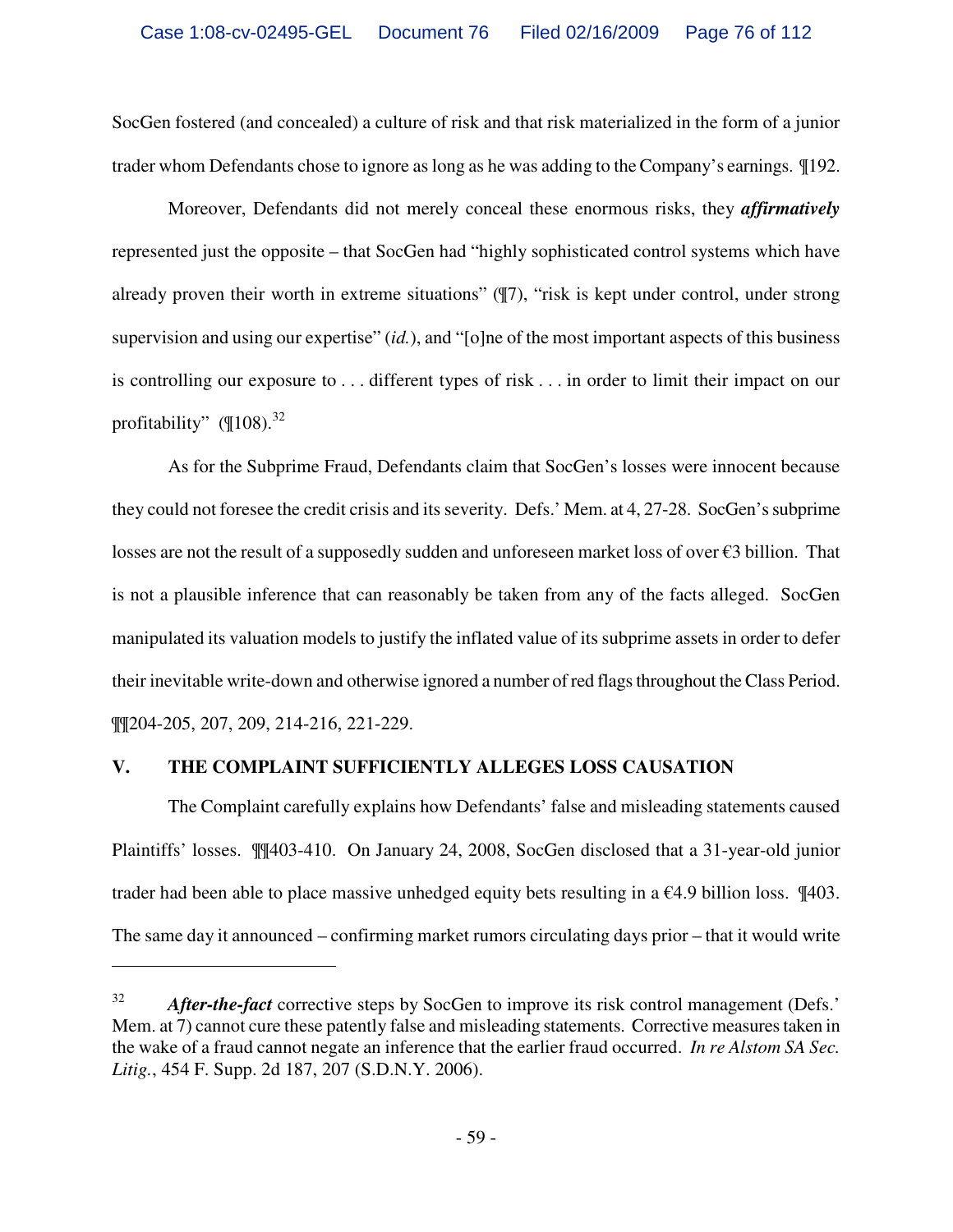SocGen fostered (and concealed) a culture of risk and that risk materialized in the form of a junior trader whom Defendants chose to ignore as long as he was adding to the Company's earnings. ¶192.

Moreover, Defendants did not merely conceal these enormous risks, they ***affirmatively*** represented just the opposite – that SocGen had "highly sophisticated control systems which have already proven their worth in extreme situations" (¶7), "risk is kept under control, under strong supervision and using our expertise" (*id.*), and "[o]ne of the most important aspects of this business is controlling our exposure to . . . different types of risk . . . in order to limit their impact on our profitability" (¶108).[32]

As for the Subprime Fraud, Defendants claim that SocGen's losses were innocent because they could not foresee the credit crisis and its severity. Defs.' Mem. at 4, 27-28. SocGen's subprime losses are not the result of a supposedly sudden and unforeseen market loss of over €3 billion. That is not a plausible inference that can reasonably be taken from any of the facts alleged. SocGen manipulated its valuation models to justify the inflated value of its subprime assets in order to defer their inevitable write-down and otherwise ignored a number of red flags throughout the Class Period. ¶¶204-205, 207, 209, 214-216, 221-229.

## V. THE COMPLAINT SUFFICIENTLY ALLEGES LOSS CAUSATION

The Complaint carefully explains how Defendants' false and misleading statements caused Plaintiffs' losses. ¶¶403-410. On January 24, 2008, SocGen disclosed that a 31-year-old junior trader had been able to place massive unhedged equity bets resulting in a €4.9 billion loss. ¶403. The same day it announced – confirming market rumors circulating days prior – that it would write

---

[32] ***After-the-fact*** corrective steps by SocGen to improve its risk control management (Defs.' Mem. at 7) cannot cure these patently false and misleading statements. Corrective measures taken in the wake of a fraud cannot negate an inference that the earlier fraud occurred. *In re Alstom SA Sec. Litig.*, 454 F. Supp. 2d 187, 207 (S.D.N.Y. 2006).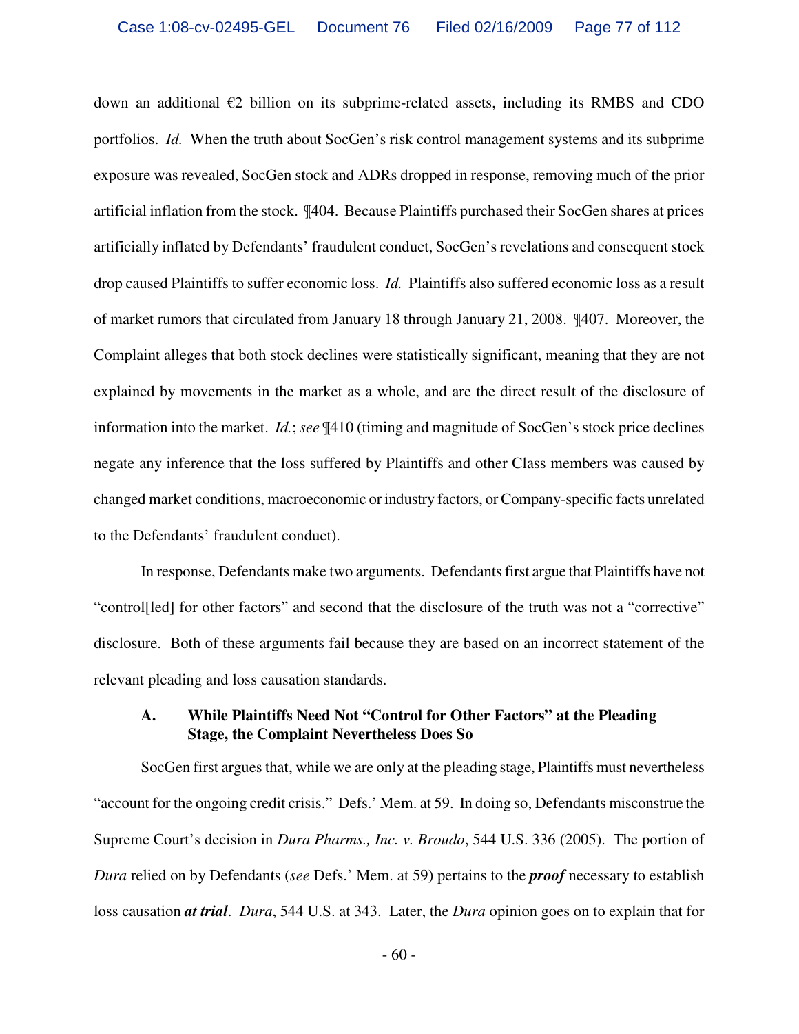down an additional €2 billion on its subprime-related assets, including its RMBS and CDO portfolios. *Id.* When the truth about SocGen's risk control management systems and its subprime exposure was revealed, SocGen stock and ADRs dropped in response, removing much of the prior artificial inflation from the stock. ¶404. Because Plaintiffs purchased their SocGen shares at prices artificially inflated by Defendants' fraudulent conduct, SocGen's revelations and consequent stock drop caused Plaintiffs to suffer economic loss. *Id.* Plaintiffs also suffered economic loss as a result of market rumors that circulated from January 18 through January 21, 2008. ¶407. Moreover, the Complaint alleges that both stock declines were statistically significant, meaning that they are not explained by movements in the market as a whole, and are the direct result of the disclosure of information into the market. *Id.*; *see* ¶410 (timing and magnitude of SocGen's stock price declines negate any inference that the loss suffered by Plaintiffs and other Class members was caused by changed market conditions, macroeconomic or industry factors, or Company-specific facts unrelated to the Defendants' fraudulent conduct).

In response, Defendants make two arguments. Defendants first argue that Plaintiffs have not "control[led] for other factors" and second that the disclosure of the truth was not a "corrective" disclosure. Both of these arguments fail because they are based on an incorrect statement of the relevant pleading and loss causation standards.

### A. While Plaintiffs Need Not "Control for Other Factors" at the Pleading Stage, the Complaint Nevertheless Does So

SocGen first argues that, while we are only at the pleading stage, Plaintiffs must nevertheless "account for the ongoing credit crisis." Defs.' Mem. at 59. In doing so, Defendants misconstrue the Supreme Court's decision in *Dura Pharms., Inc. v. Broudo*, 544 U.S. 336 (2005). The portion of *Dura* relied on by Defendants (*see* Defs.' Mem. at 59) pertains to the ***proof*** necessary to establish loss causation ***at trial***. *Dura*, 544 U.S. at 343. Later, the *Dura* opinion goes on to explain that for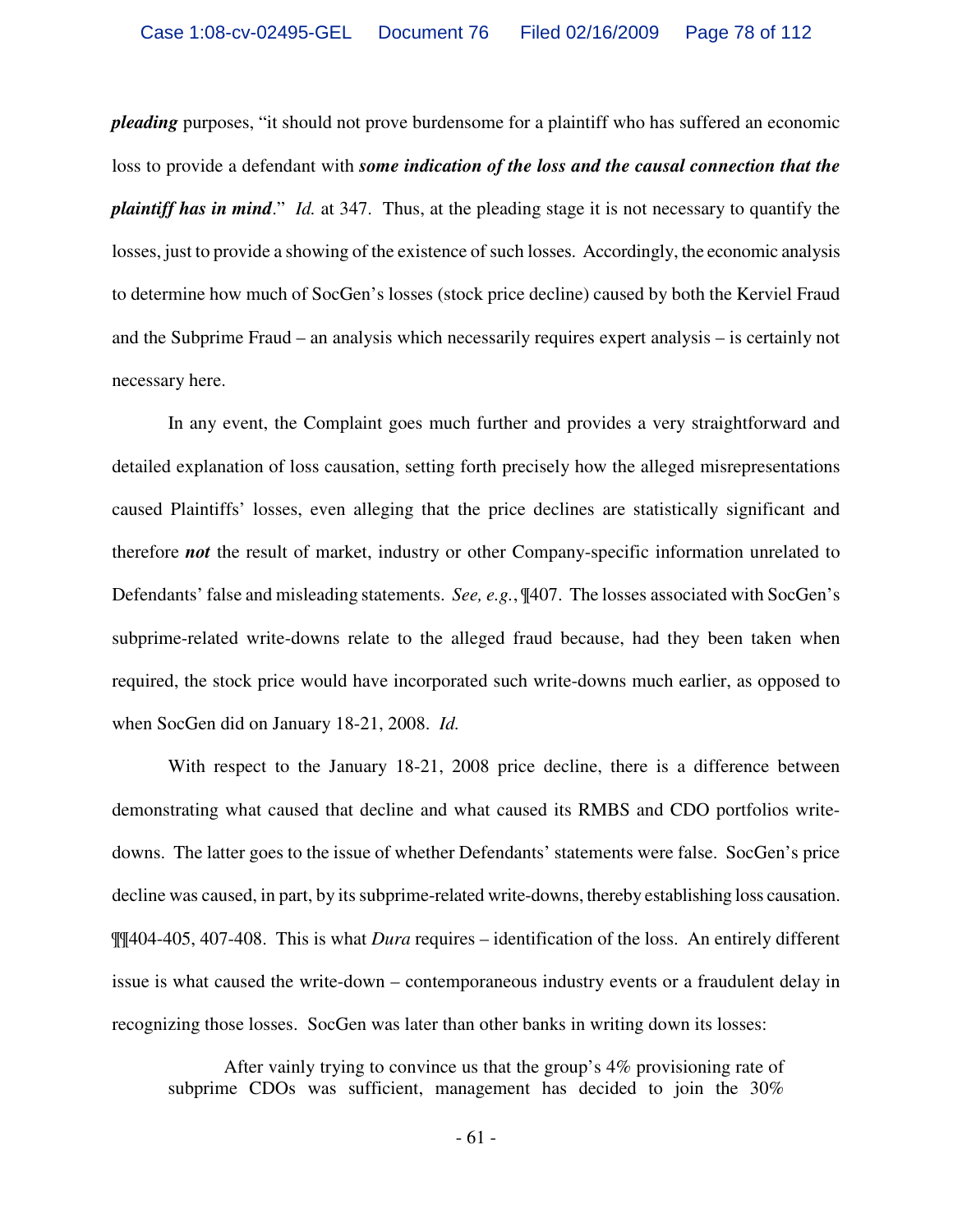***pleading*** purposes, "it should not prove burdensome for a plaintiff who has suffered an economic loss to provide a defendant with ***some indication of the loss and the causal connection that the plaintiff has in mind***." *Id.* at 347. Thus, at the pleading stage it is not necessary to quantify the losses, just to provide a showing of the existence of such losses. Accordingly, the economic analysis to determine how much of SocGen's losses (stock price decline) caused by both the Kerviel Fraud and the Subprime Fraud – an analysis which necessarily requires expert analysis – is certainly not necessary here.

In any event, the Complaint goes much further and provides a very straightforward and detailed explanation of loss causation, setting forth precisely how the alleged misrepresentations caused Plaintiffs' losses, even alleging that the price declines are statistically significant and therefore ***not*** the result of market, industry or other Company-specific information unrelated to Defendants' false and misleading statements. *See, e.g.*, ¶407. The losses associated with SocGen's subprime-related write-downs relate to the alleged fraud because, had they been taken when required, the stock price would have incorporated such write-downs much earlier, as opposed to when SocGen did on January 18-21, 2008. *Id.*

With respect to the January 18-21, 2008 price decline, there is a difference between demonstrating what caused that decline and what caused its RMBS and CDO portfolios write-downs. The latter goes to the issue of whether Defendants' statements were false. SocGen's price decline was caused, in part, by its subprime-related write-downs, thereby establishing loss causation. ¶¶404-405, 407-408. This is what *Dura* requires – identification of the loss. An entirely different issue is what caused the write-down – contemporaneous industry events or a fraudulent delay in recognizing those losses. SocGen was later than other banks in writing down its losses:

> After vainly trying to convince us that the group's 4% provisioning rate of subprime CDOs was sufficient, management has decided to join the 30%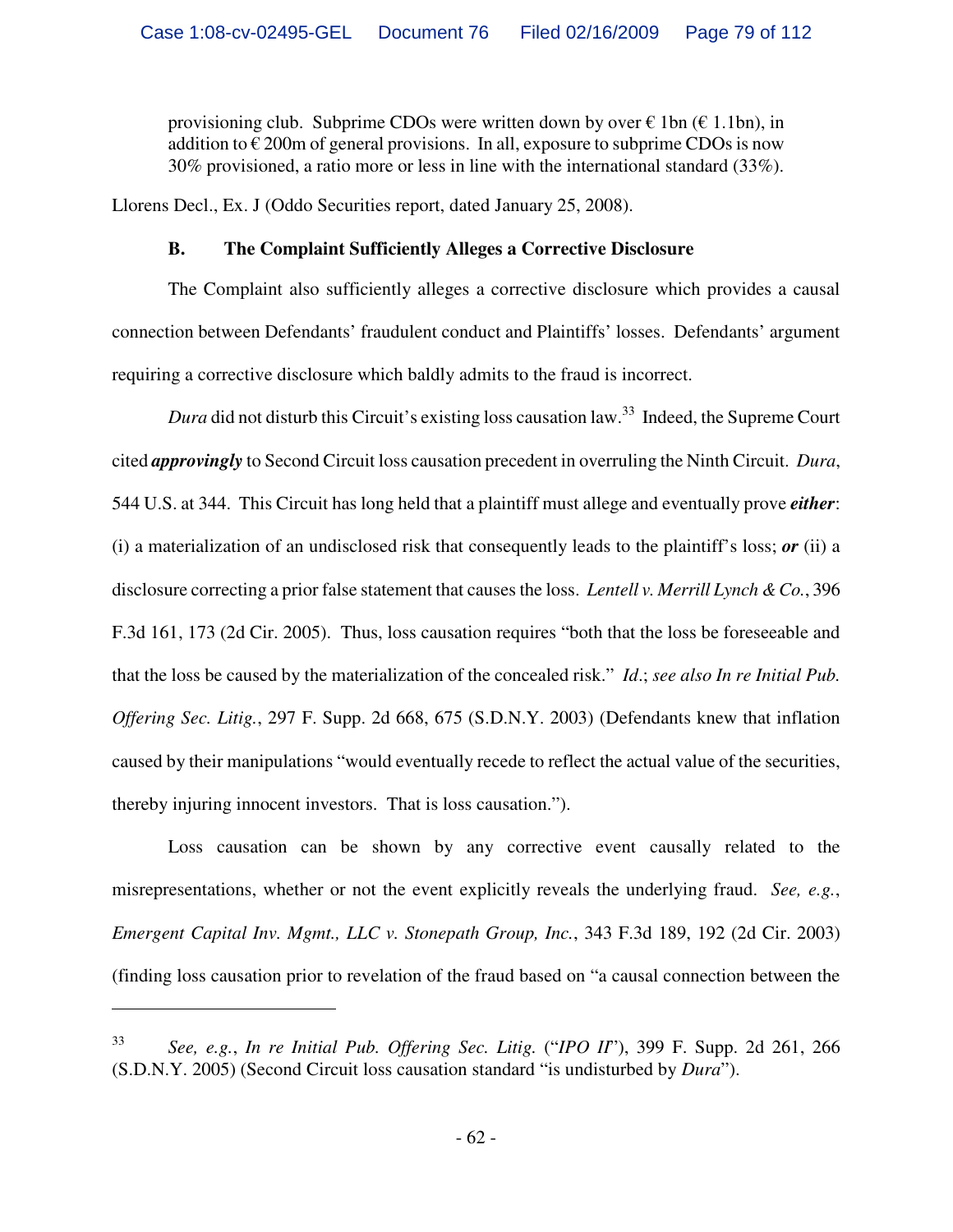provisioning club. Subprime CDOs were written down by over € 1bn (€ 1.1bn), in addition to € 200m of general provisions. In all, exposure to subprime CDOs is now 30% provisioned, a ratio more or less in line with the international standard (33%).

Llorens Decl., Ex. J (Oddo Securities report, dated January 25, 2008).

### B. The Complaint Sufficiently Alleges a Corrective Disclosure

The Complaint also sufficiently alleges a corrective disclosure which provides a causal connection between Defendants' fraudulent conduct and Plaintiffs' losses. Defendants' argument requiring a corrective disclosure which baldly admits to the fraud is incorrect.

*Dura* did not disturb this Circuit's existing loss causation law.[33] Indeed, the Supreme Court cited ***approvingly*** to Second Circuit loss causation precedent in overruling the Ninth Circuit. *Dura*, 544 U.S. at 344. This Circuit has long held that a plaintiff must allege and eventually prove ***either***: (i) a materialization of an undisclosed risk that consequently leads to the plaintiff's loss; ***or*** (ii) a disclosure correcting a prior false statement that causes the loss. *Lentell v. Merrill Lynch & Co.*, 396 F.3d 161, 173 (2d Cir. 2005). Thus, loss causation requires "both that the loss be foreseeable and that the loss be caused by the materialization of the concealed risk." *Id.*; *see also In re Initial Pub. Offering Sec. Litig.*, 297 F. Supp. 2d 668, 675 (S.D.N.Y. 2003) (Defendants knew that inflation caused by their manipulations "would eventually recede to reflect the actual value of the securities, thereby injuring innocent investors. That is loss causation.").

Loss causation can be shown by any corrective event causally related to the misrepresentations, whether or not the event explicitly reveals the underlying fraud. *See, e.g.*, *Emergent Capital Inv. Mgmt., LLC v. Stonepath Group, Inc.*, 343 F.3d 189, 192 (2d Cir. 2003) (finding loss causation prior to revelation of the fraud based on "a causal connection between the

---

[33] *See, e.g.*, *In re Initial Pub. Offering Sec. Litig.* ("*IPO II*"), 399 F. Supp. 2d 261, 266 (S.D.N.Y. 2005) (Second Circuit loss causation standard "is undisturbed by *Dura*").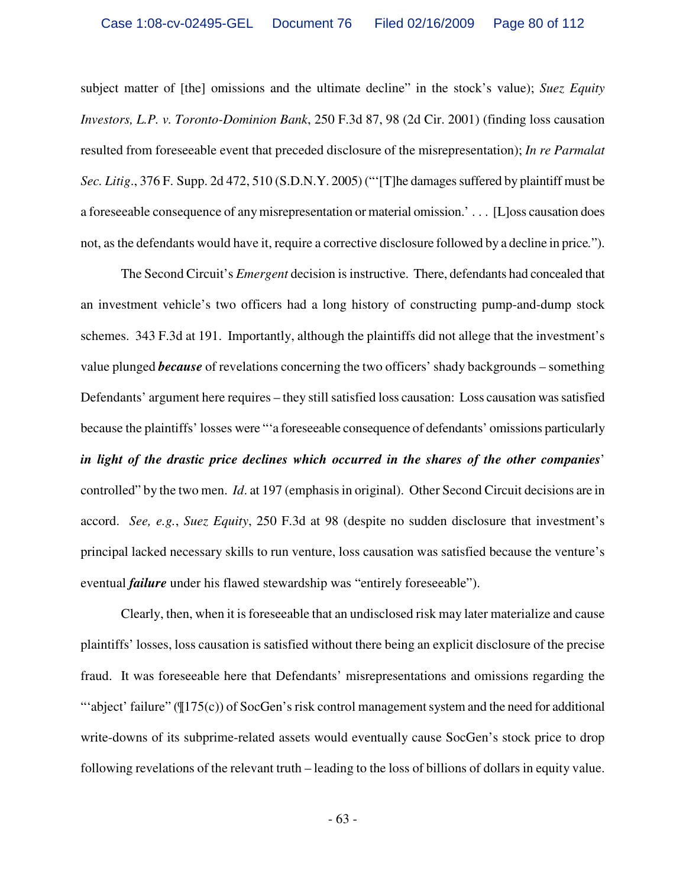subject matter of [the] omissions and the ultimate decline" in the stock's value); *Suez Equity Investors, L.P. v. Toronto-Dominion Bank*, 250 F.3d 87, 98 (2d Cir. 2001) (finding loss causation resulted from foreseeable event that preceded disclosure of the misrepresentation); *In re Parmalat Sec. Litig*., 376 F. Supp. 2d 472, 510 (S.D.N.Y. 2005) ("'[T]he damages suffered by plaintiff must be a foreseeable consequence of any misrepresentation or material omission.' . . . [L]oss causation does not, as the defendants would have it, require a corrective disclosure followed by a decline in price.").

The Second Circuit's *Emergent* decision is instructive. There, defendants had concealed that an investment vehicle's two officers had a long history of constructing pump-and-dump stock schemes. 343 F.3d at 191. Importantly, although the plaintiffs did not allege that the investment's value plunged ***because*** of revelations concerning the two officers' shady backgrounds – something Defendants' argument here requires – they still satisfied loss causation: Loss causation was satisfied because the plaintiffs' losses were "'a foreseeable consequence of defendants' omissions particularly ***in light of the drastic price declines which occurred in the shares of the other companies***' controlled" by the two men. *Id*. at 197 (emphasis in original). Other Second Circuit decisions are in accord. *See, e.g.*, *Suez Equity*, 250 F.3d at 98 (despite no sudden disclosure that investment's principal lacked necessary skills to run venture, loss causation was satisfied because the venture's eventual ***failure*** under his flawed stewardship was "entirely foreseeable").

Clearly, then, when it is foreseeable that an undisclosed risk may later materialize and cause plaintiffs' losses, loss causation is satisfied without there being an explicit disclosure of the precise fraud. It was foreseeable here that Defendants' misrepresentations and omissions regarding the "'abject' failure" (¶175(c)) of SocGen's risk control management system and the need for additional write-downs of its subprime-related assets would eventually cause SocGen's stock price to drop following revelations of the relevant truth – leading to the loss of billions of dollars in equity value.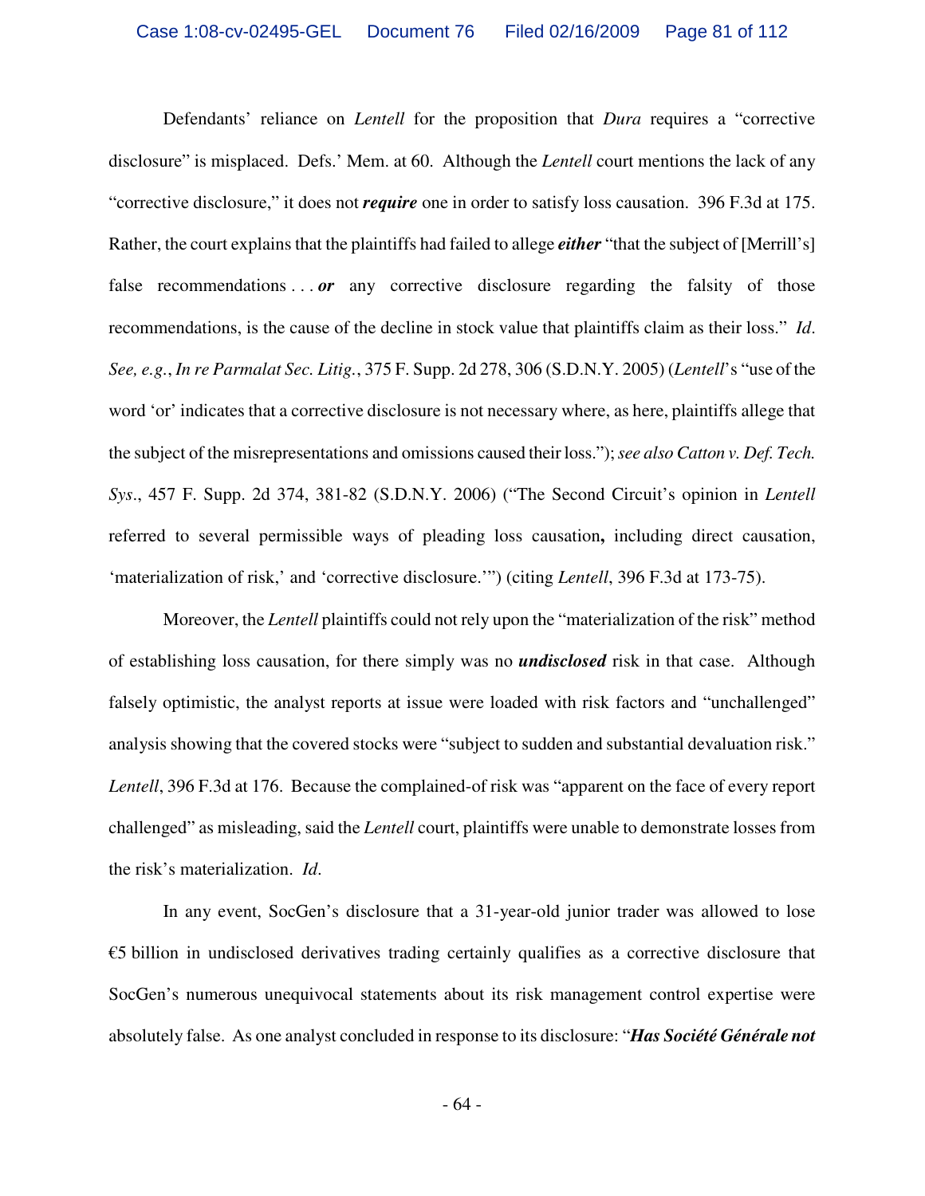Defendants' reliance on *Lentell* for the proposition that *Dura* requires a "corrective disclosure" is misplaced. Defs.' Mem. at 60. Although the *Lentell* court mentions the lack of any "corrective disclosure," it does not ***require*** one in order to satisfy loss causation. 396 F.3d at 175. Rather, the court explains that the plaintiffs had failed to allege ***either*** "that the subject of [Merrill's] false recommendations . . . ***or*** any corrective disclosure regarding the falsity of those recommendations, is the cause of the decline in stock value that plaintiffs claim as their loss." *Id*. *See, e.g.*, *In re Parmalat Sec. Litig.*, 375 F. Supp. 2d 278, 306 (S.D.N.Y. 2005) (*Lentell*'s "use of the word 'or' indicates that a corrective disclosure is not necessary where, as here, plaintiffs allege that the subject of the misrepresentations and omissions caused their loss."); *see also Catton v. Def. Tech. Sys*., 457 F. Supp. 2d 374, 381-82 (S.D.N.Y. 2006) ("The Second Circuit's opinion in *Lentell* referred to several permissible ways of pleading loss causation**,** including direct causation, 'materialization of risk,' and 'corrective disclosure.'") (citing *Lentell*, 396 F.3d at 173-75).

Moreover, the *Lentell* plaintiffs could not rely upon the "materialization of the risk" method of establishing loss causation, for there simply was no ***undisclosed*** risk in that case. Although falsely optimistic, the analyst reports at issue were loaded with risk factors and "unchallenged" analysis showing that the covered stocks were "subject to sudden and substantial devaluation risk." *Lentell*, 396 F.3d at 176. Because the complained-of risk was "apparent on the face of every report challenged" as misleading, said the *Lentell* court, plaintiffs were unable to demonstrate losses from the risk's materialization. *Id*.

In any event, SocGen's disclosure that a 31-year-old junior trader was allowed to lose €5 billion in undisclosed derivatives trading certainly qualifies as a corrective disclosure that SocGen's numerous unequivocal statements about its risk management control expertise were absolutely false. As one analyst concluded in response to its disclosure: "***Has Société Générale not***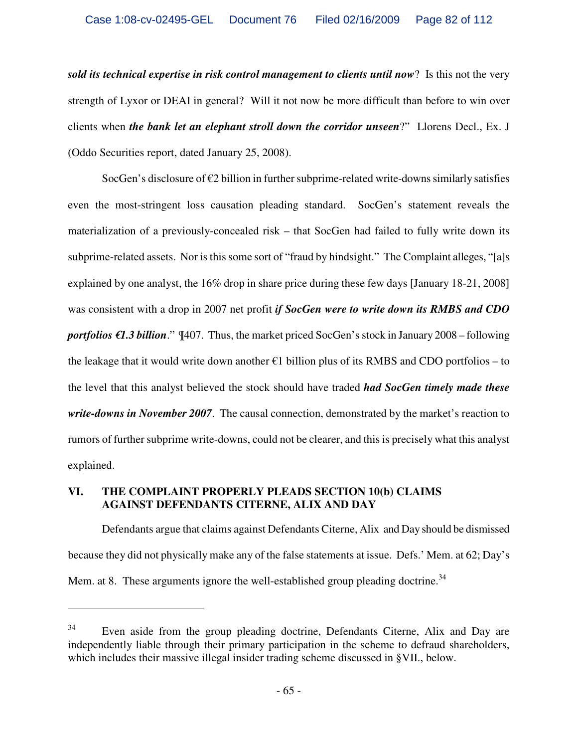***sold its technical expertise in risk control management to clients until now***? Is this not the very strength of Lyxor or DEAI in general? Will it not now be more difficult than before to win over clients when ***the bank let an elephant stroll down the corridor unseen***?" Llorens Decl., Ex. J (Oddo Securities report, dated January 25, 2008).

SocGen's disclosure of €2 billion in further subprime-related write-downs similarly satisfies even the most-stringent loss causation pleading standard. SocGen's statement reveals the materialization of a previously-concealed risk – that SocGen had failed to fully write down its subprime-related assets. Nor is this some sort of "fraud by hindsight." The Complaint alleges, "[a]s explained by one analyst, the 16% drop in share price during these few days [January 18-21, 2008] was consistent with a drop in 2007 net profit ***if SocGen were to write down its RMBS and CDO portfolios €1.3 billion***." ¶407. Thus, the market priced SocGen's stock in January 2008 – following the leakage that it would write down another €1 billion plus of its RMBS and CDO portfolios – to the level that this analyst believed the stock should have traded ***had SocGen timely made these write-downs in November 2007***. The causal connection, demonstrated by the market's reaction to rumors of further subprime write-downs, could not be clearer, and this is precisely what this analyst explained.

## VI. THE COMPLAINT PROPERLY PLEADS SECTION 10(b) CLAIMS AGAINST DEFENDANTS CITERNE, ALIX AND DAY

Defendants argue that claims against Defendants Citerne, Alix and Day should be dismissed because they did not physically make any of the false statements at issue. Defs.' Mem. at 62; Day's Mem. at 8. These arguments ignore the well-established group pleading doctrine.[34]

---

[34] Even aside from the group pleading doctrine, Defendants Citerne, Alix and Day are independently liable through their primary participation in the scheme to defraud shareholders, which includes their massive illegal insider trading scheme discussed in §VII., below.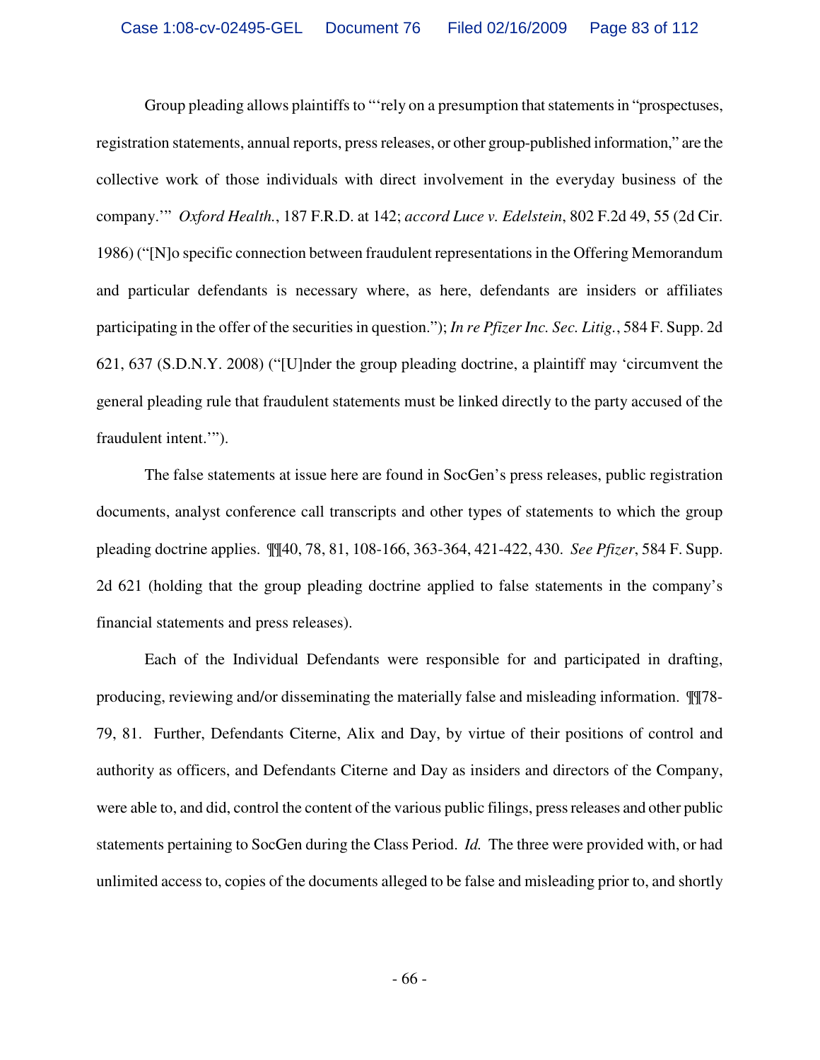Group pleading allows plaintiffs to "'rely on a presumption that statements in "prospectuses, registration statements, annual reports, press releases, or other group-published information," are the collective work of those individuals with direct involvement in the everyday business of the company.'" *Oxford Health.*, 187 F.R.D. at 142; *accord Luce v. Edelstein*, 802 F.2d 49, 55 (2d Cir. 1986) ("[N]o specific connection between fraudulent representations in the Offering Memorandum and particular defendants is necessary where, as here, defendants are insiders or affiliates participating in the offer of the securities in question."); *In re Pfizer Inc. Sec. Litig.*, 584 F. Supp. 2d 621, 637 (S.D.N.Y. 2008) ("[U]nder the group pleading doctrine, a plaintiff may 'circumvent the general pleading rule that fraudulent statements must be linked directly to the party accused of the fraudulent intent.'").

The false statements at issue here are found in SocGen's press releases, public registration documents, analyst conference call transcripts and other types of statements to which the group pleading doctrine applies. ¶¶40, 78, 81, 108-166, 363-364, 421-422, 430. *See Pfizer*, 584 F. Supp. 2d 621 (holding that the group pleading doctrine applied to false statements in the company's financial statements and press releases).

Each of the Individual Defendants were responsible for and participated in drafting, producing, reviewing and/or disseminating the materially false and misleading information. ¶¶78-79, 81. Further, Defendants Citerne, Alix and Day, by virtue of their positions of control and authority as officers, and Defendants Citerne and Day as insiders and directors of the Company, were able to, and did, control the content of the various public filings, press releases and other public statements pertaining to SocGen during the Class Period. *Id.* The three were provided with, or had unlimited access to, copies of the documents alleged to be false and misleading prior to, and shortly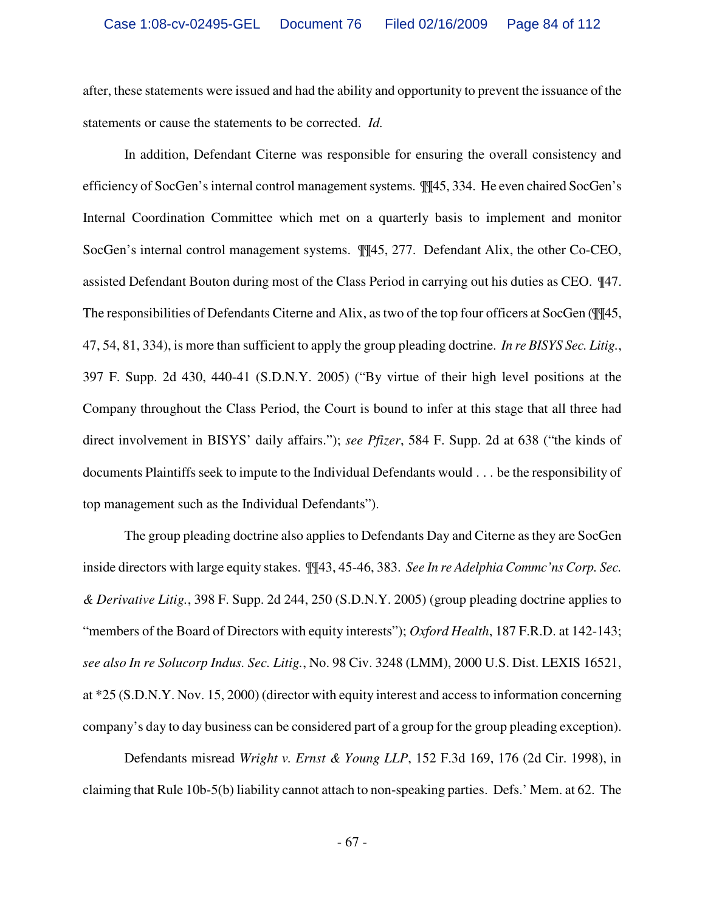after, these statements were issued and had the ability and opportunity to prevent the issuance of the statements or cause the statements to be corrected. *Id.*

In addition, Defendant Citerne was responsible for ensuring the overall consistency and efficiency of SocGen's internal control management systems. ¶¶45, 334. He even chaired SocGen's Internal Coordination Committee which met on a quarterly basis to implement and monitor SocGen's internal control management systems. ¶¶45, 277. Defendant Alix, the other Co-CEO, assisted Defendant Bouton during most of the Class Period in carrying out his duties as CEO. ¶47. The responsibilities of Defendants Citerne and Alix, as two of the top four officers at SocGen (¶¶45, 47, 54, 81, 334), is more than sufficient to apply the group pleading doctrine. *In re BISYS Sec. Litig.*, 397 F. Supp. 2d 430, 440-41 (S.D.N.Y. 2005) ("By virtue of their high level positions at the Company throughout the Class Period, the Court is bound to infer at this stage that all three had direct involvement in BISYS' daily affairs."); *see Pfizer*, 584 F. Supp. 2d at 638 ("the kinds of documents Plaintiffs seek to impute to the Individual Defendants would . . . be the responsibility of top management such as the Individual Defendants").

The group pleading doctrine also applies to Defendants Day and Citerne as they are SocGen inside directors with large equity stakes. ¶¶43, 45-46, 383. *See In re Adelphia Commc'ns Corp. Sec. & Derivative Litig.*, 398 F. Supp. 2d 244, 250 (S.D.N.Y. 2005) (group pleading doctrine applies to "members of the Board of Directors with equity interests"); *Oxford Health*, 187 F.R.D. at 142-143; *see also In re Solucorp Indus. Sec. Litig.*, No. 98 Civ. 3248 (LMM), 2000 U.S. Dist. LEXIS 16521, at *25 (S.D.N.Y. Nov. 15, 2000) (director with equity interest and access to information concerning company's day to day business can be considered part of a group for the group pleading exception).

Defendants misread *Wright v. Ernst & Young LLP*, 152 F.3d 169, 176 (2d Cir. 1998), in claiming that Rule 10b-5(b) liability cannot attach to non-speaking parties. Defs.' Mem. at 62. The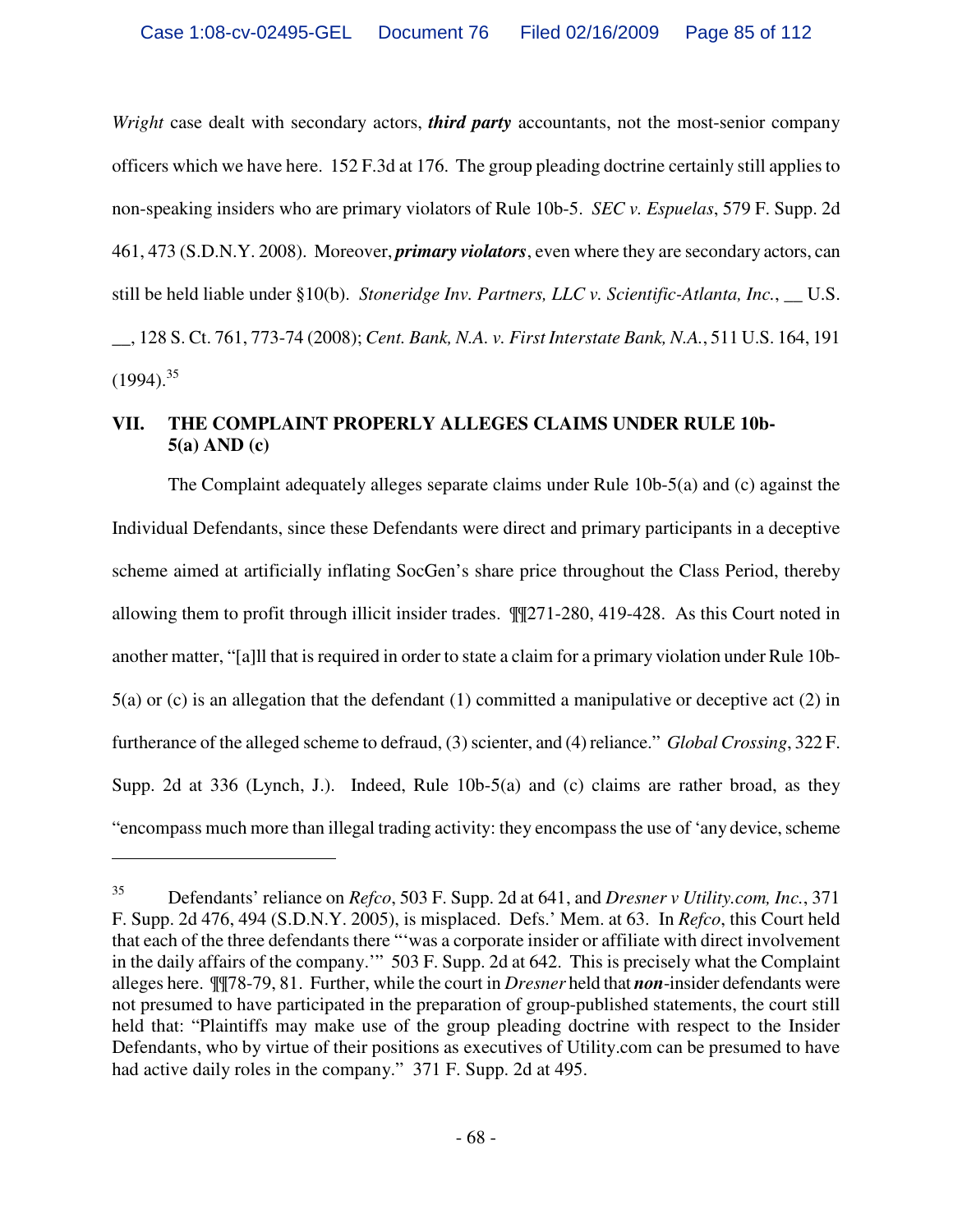*Wright* case dealt with secondary actors, ***third party*** accountants, not the most-senior company officers which we have here. 152 F.3d at 176. The group pleading doctrine certainly still applies to non-speaking insiders who are primary violators of Rule 10b-5. *SEC v. Espuelas*, 579 F. Supp. 2d 461, 473 (S.D.N.Y. 2008). Moreover, ***primary violators***, even where they are secondary actors, can still be held liable under §10(b). *Stoneridge Inv. Partners, LLC v. Scientific-Atlanta, Inc.*, __ U.S. __, 128 S. Ct. 761, 773-74 (2008); *Cent. Bank, N.A. v. First Interstate Bank, N.A.*, 511 U.S. 164, 191 (1994).[35]

## VII. THE COMPLAINT PROPERLY ALLEGES CLAIMS UNDER RULE 10b-5(a) AND (c)

The Complaint adequately alleges separate claims under Rule 10b-5(a) and (c) against the Individual Defendants, since these Defendants were direct and primary participants in a deceptive scheme aimed at artificially inflating SocGen's share price throughout the Class Period, thereby allowing them to profit through illicit insider trades. ¶¶271-280, 419-428. As this Court noted in another matter, "[a]ll that is required in order to state a claim for a primary violation under Rule 10b-5(a) or (c) is an allegation that the defendant (1) committed a manipulative or deceptive act (2) in furtherance of the alleged scheme to defraud, (3) scienter, and (4) reliance." *Global Crossing*, 322 F. Supp. 2d at 336 (Lynch, J.). Indeed, Rule 10b-5(a) and (c) claims are rather broad, as they "encompass much more than illegal trading activity: they encompass the use of 'any device, scheme

---

[35] Defendants' reliance on *Refco*, 503 F. Supp. 2d at 641, and *Dresner v Utility.com, Inc.*, 371 F. Supp. 2d 476, 494 (S.D.N.Y. 2005), is misplaced. Defs.' Mem. at 63. In *Refco*, this Court held that each of the three defendants there "'was a corporate insider or affiliate with direct involvement in the daily affairs of the company.'" 503 F. Supp. 2d at 642. This is precisely what the Complaint alleges here. ¶¶78-79, 81. Further, while the court in *Dresner* held that ***non***-insider defendants were not presumed to have participated in the preparation of group-published statements, the court still held that: "Plaintiffs may make use of the group pleading doctrine with respect to the Insider Defendants, who by virtue of their positions as executives of Utility.com can be presumed to have had active daily roles in the company." 371 F. Supp. 2d at 495.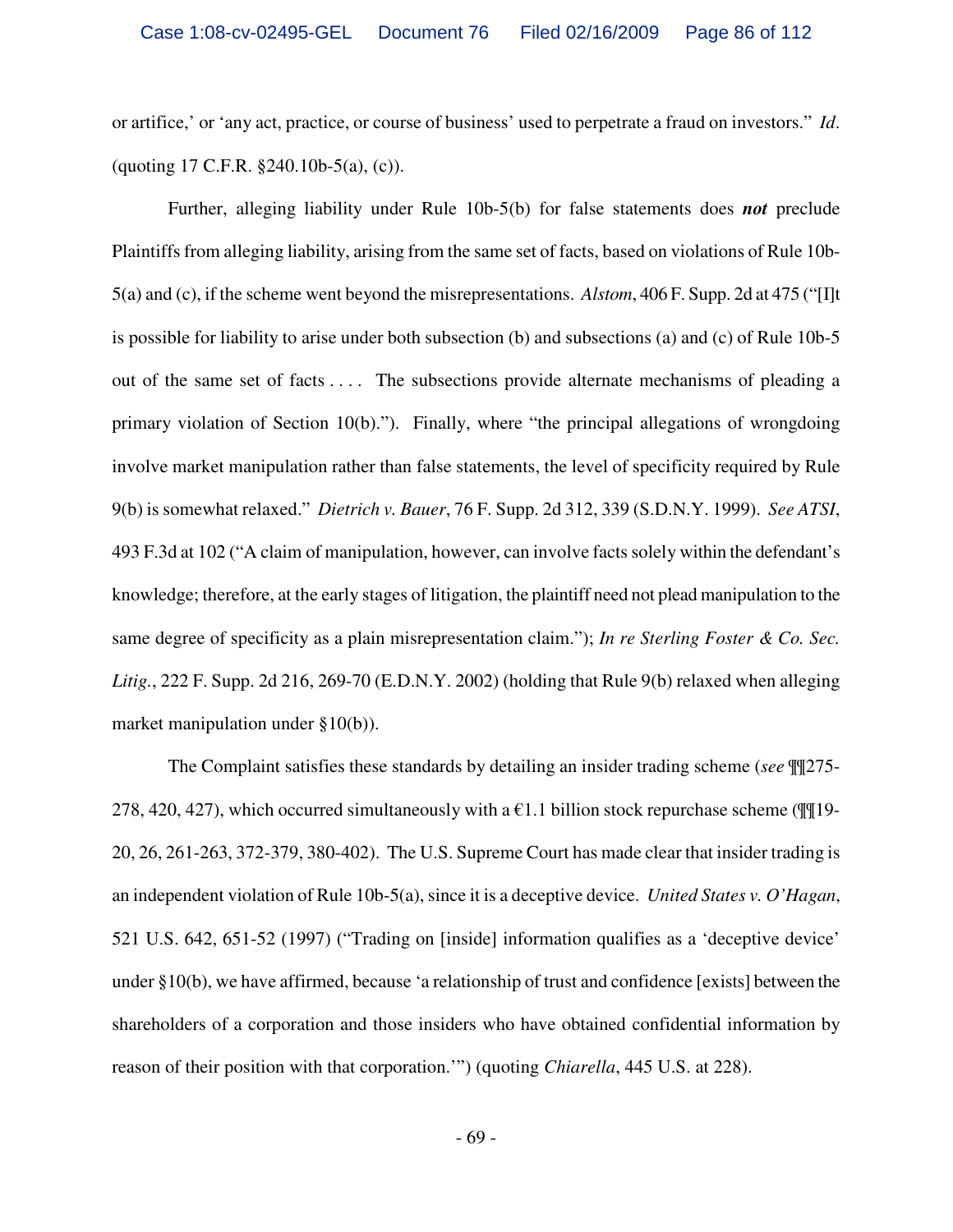or artifice,' or 'any act, practice, or course of business' used to perpetrate a fraud on investors." *Id*. (quoting 17 C.F.R. §240.10b-5(a), (c)).

Further, alleging liability under Rule 10b-5(b) for false statements does ***not*** preclude Plaintiffs from alleging liability, arising from the same set of facts, based on violations of Rule 10b-5(a) and (c), if the scheme went beyond the misrepresentations. *Alstom*, 406 F. Supp. 2d at 475 ("[I]t is possible for liability to arise under both subsection (b) and subsections (a) and (c) of Rule 10b-5 out of the same set of facts . . . . The subsections provide alternate mechanisms of pleading a primary violation of Section 10(b)."). Finally, where "the principal allegations of wrongdoing involve market manipulation rather than false statements, the level of specificity required by Rule 9(b) is somewhat relaxed." *Dietrich v. Bauer*, 76 F. Supp. 2d 312, 339 (S.D.N.Y. 1999). *See ATSI*, 493 F.3d at 102 ("A claim of manipulation, however, can involve facts solely within the defendant's knowledge; therefore, at the early stages of litigation, the plaintiff need not plead manipulation to the same degree of specificity as a plain misrepresentation claim."); *In re Sterling Foster & Co. Sec. Litig.*, 222 F. Supp. 2d 216, 269-70 (E.D.N.Y. 2002) (holding that Rule 9(b) relaxed when alleging market manipulation under §10(b)).

The Complaint satisfies these standards by detailing an insider trading scheme (*see* ¶¶275-278, 420, 427), which occurred simultaneously with a €1.1 billion stock repurchase scheme (¶¶19-20, 26, 261-263, 372-379, 380-402). The U.S. Supreme Court has made clear that insider trading is an independent violation of Rule 10b-5(a), since it is a deceptive device. *United States v. O'Hagan*, 521 U.S. 642, 651-52 (1997) ("Trading on [inside] information qualifies as a 'deceptive device' under §10(b), we have affirmed, because 'a relationship of trust and confidence [exists] between the shareholders of a corporation and those insiders who have obtained confidential information by reason of their position with that corporation.'") (quoting *Chiarella*, 445 U.S. at 228).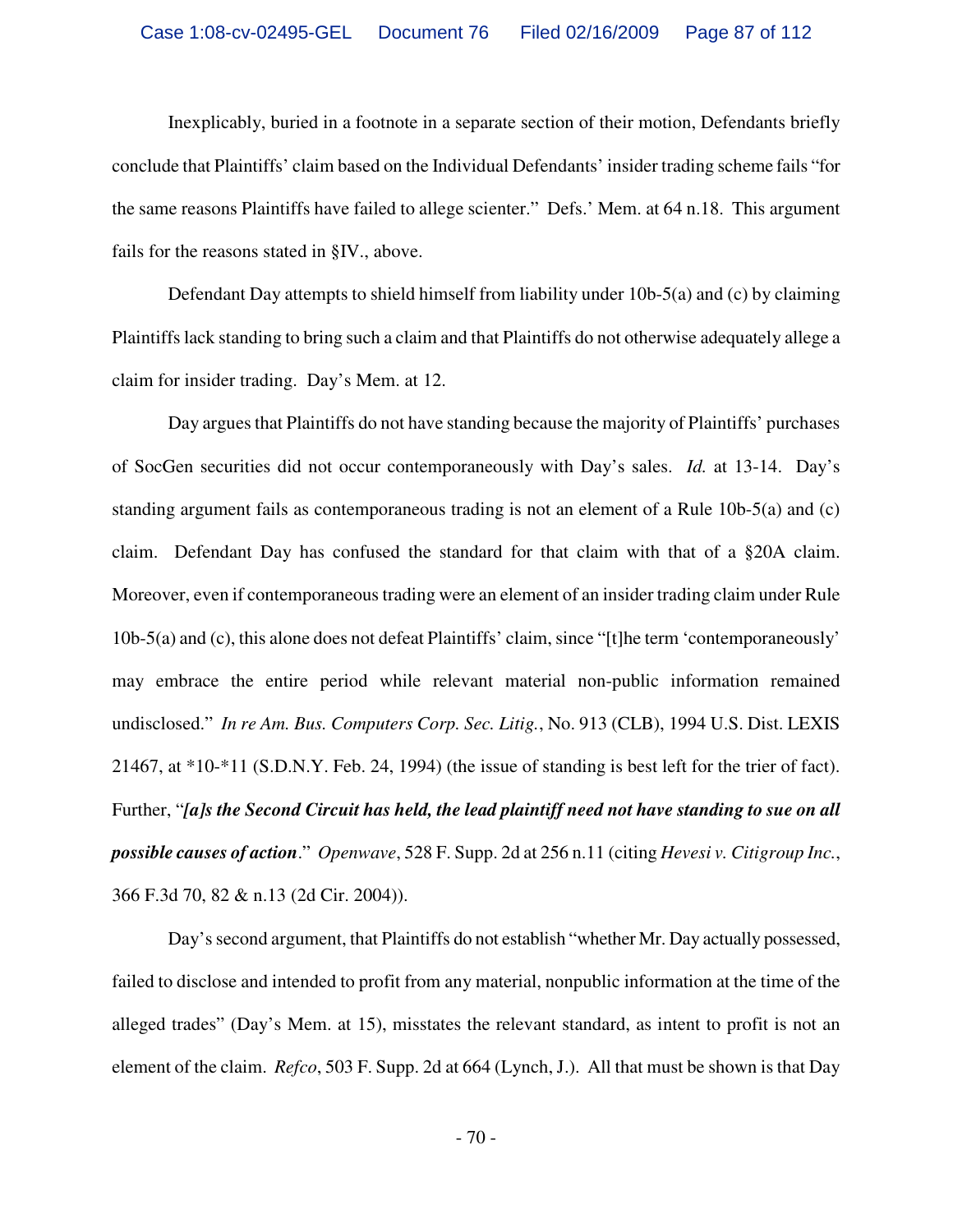Inexplicably, buried in a footnote in a separate section of their motion, Defendants briefly conclude that Plaintiffs' claim based on the Individual Defendants' insider trading scheme fails "for the same reasons Plaintiffs have failed to allege scienter." Defs.' Mem. at 64 n.18. This argument fails for the reasons stated in §IV., above.

Defendant Day attempts to shield himself from liability under 10b-5(a) and (c) by claiming Plaintiffs lack standing to bring such a claim and that Plaintiffs do not otherwise adequately allege a claim for insider trading. Day's Mem. at 12.

Day argues that Plaintiffs do not have standing because the majority of Plaintiffs' purchases of SocGen securities did not occur contemporaneously with Day's sales. *Id.* at 13-14. Day's standing argument fails as contemporaneous trading is not an element of a Rule 10b-5(a) and (c) claim. Defendant Day has confused the standard for that claim with that of a §20A claim. Moreover, even if contemporaneous trading were an element of an insider trading claim under Rule 10b-5(a) and (c), this alone does not defeat Plaintiffs' claim, since "[t]he term 'contemporaneously' may embrace the entire period while relevant material non-public information remained undisclosed." *In re Am. Bus. Computers Corp. Sec. Litig.*, No. 913 (CLB), 1994 U.S. Dist. LEXIS 21467, at *10-*11 (S.D.N.Y. Feb. 24, 1994) (the issue of standing is best left for the trier of fact). Further, "***[a]s the Second Circuit has held, the lead plaintiff need not have standing to sue on all possible causes of action***." *Openwave*, 528 F. Supp. 2d at 256 n.11 (citing *Hevesi v. Citigroup Inc.*, 366 F.3d 70, 82 & n.13 (2d Cir. 2004)).

Day's second argument, that Plaintiffs do not establish "whether Mr. Day actually possessed, failed to disclose and intended to profit from any material, nonpublic information at the time of the alleged trades" (Day's Mem. at 15), misstates the relevant standard, as intent to profit is not an element of the claim. *Refco*, 503 F. Supp. 2d at 664 (Lynch, J.). All that must be shown is that Day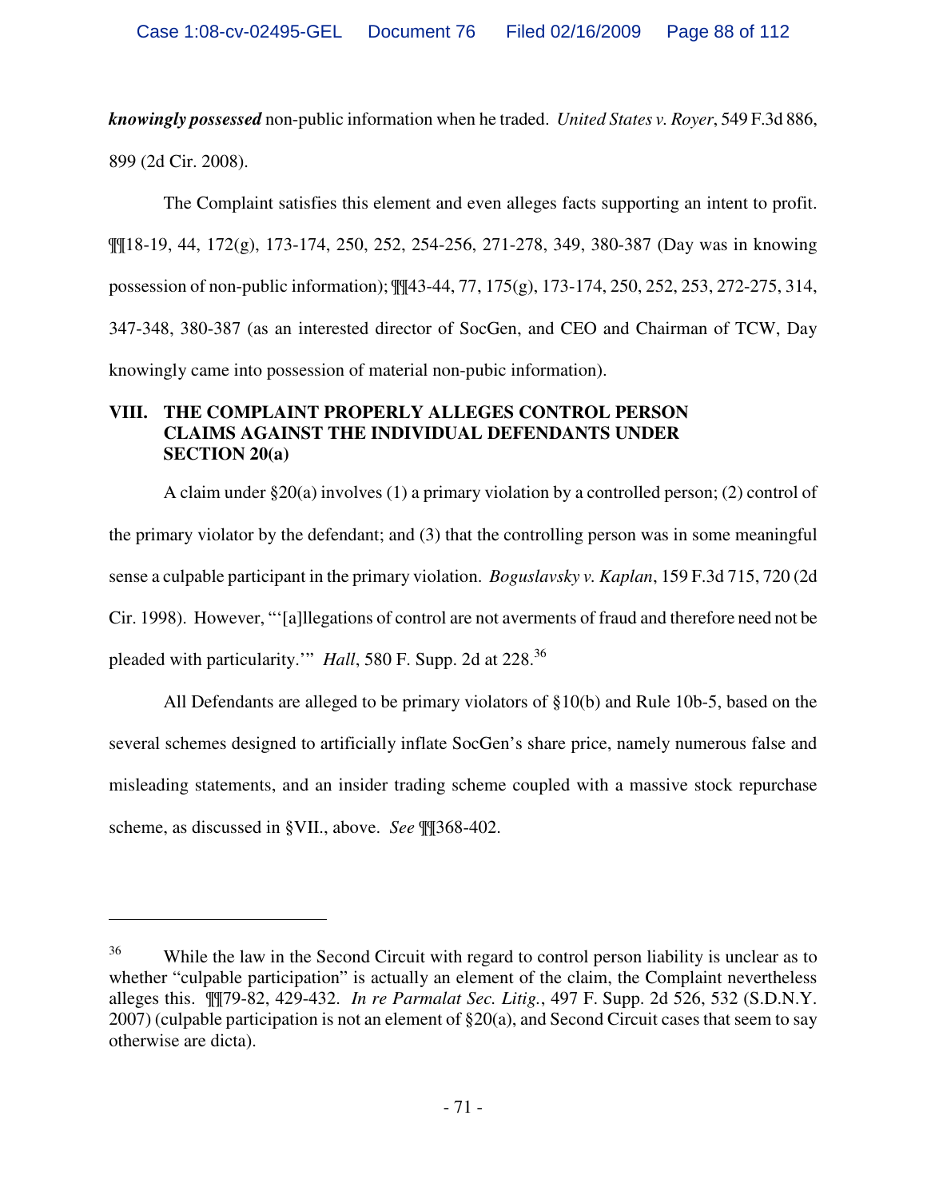***knowingly possessed*** non-public information when he traded. *United States v. Royer*, 549 F.3d 886, 899 (2d Cir. 2008).

The Complaint satisfies this element and even alleges facts supporting an intent to profit. ¶¶18-19, 44, 172(g), 173-174, 250, 252, 254-256, 271-278, 349, 380-387 (Day was in knowing possession of non-public information); ¶¶43-44, 77, 175(g), 173-174, 250, 252, 253, 272-275, 314, 347-348, 380-387 (as an interested director of SocGen, and CEO and Chairman of TCW, Day knowingly came into possession of material non-pubic information).

## VIII. THE COMPLAINT PROPERLY ALLEGES CONTROL PERSON CLAIMS AGAINST THE INDIVIDUAL DEFENDANTS UNDER SECTION 20(a)

A claim under §20(a) involves (1) a primary violation by a controlled person; (2) control of the primary violator by the defendant; and (3) that the controlling person was in some meaningful sense a culpable participant in the primary violation. *Boguslavsky v. Kaplan*, 159 F.3d 715, 720 (2d Cir. 1998). However, "'[a]llegations of control are not averments of fraud and therefore need not be pleaded with particularity.'" *Hall*, 580 F. Supp. 2d at 228.[36]

All Defendants are alleged to be primary violators of §10(b) and Rule 10b-5, based on the several schemes designed to artificially inflate SocGen's share price, namely numerous false and misleading statements, and an insider trading scheme coupled with a massive stock repurchase scheme, as discussed in §VII., above. *See* ¶¶368-402.

---

[36] While the law in the Second Circuit with regard to control person liability is unclear as to whether "culpable participation" is actually an element of the claim, the Complaint nevertheless alleges this. ¶¶79-82, 429-432. *In re Parmalat Sec. Litig.*, 497 F. Supp. 2d 526, 532 (S.D.N.Y. 2007) (culpable participation is not an element of §20(a), and Second Circuit cases that seem to say otherwise are dicta).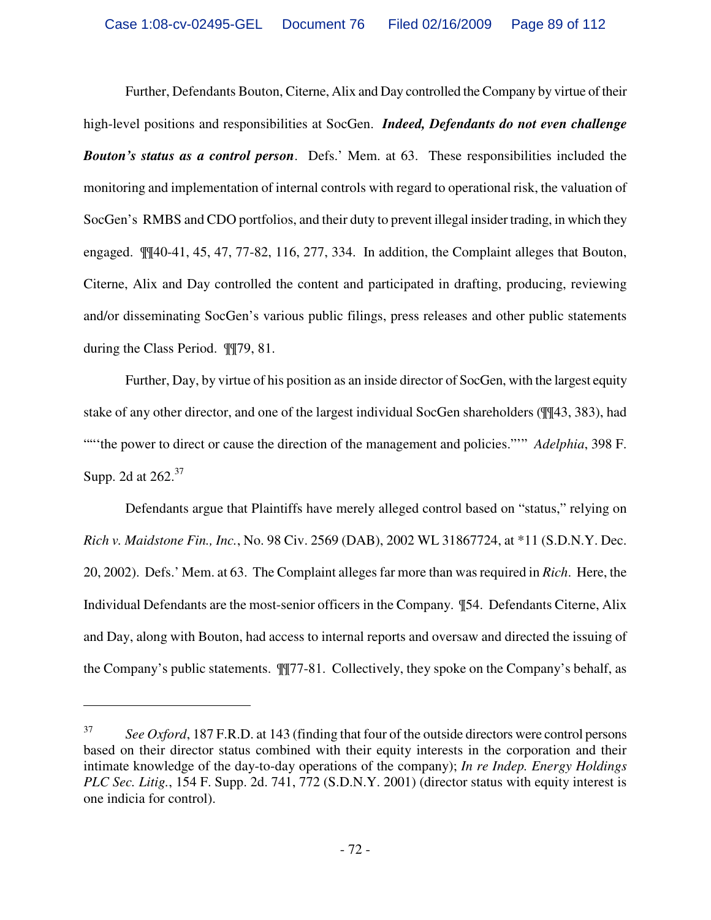Further, Defendants Bouton, Citerne, Alix and Day controlled the Company by virtue of their high-level positions and responsibilities at SocGen. ***Indeed, Defendants do not even challenge Bouton's status as a control person***. Defs.' Mem. at 63. These responsibilities included the monitoring and implementation of internal controls with regard to operational risk, the valuation of SocGen's RMBS and CDO portfolios, and their duty to prevent illegal insider trading, in which they engaged. ¶¶40-41, 45, 47, 77-82, 116, 277, 334. In addition, the Complaint alleges that Bouton, Citerne, Alix and Day controlled the content and participated in drafting, producing, reviewing and/or disseminating SocGen's various public filings, press releases and other public statements during the Class Period. ¶¶79, 81.

Further, Day, by virtue of his position as an inside director of SocGen, with the largest equity stake of any other director, and one of the largest individual SocGen shareholders (¶¶43, 383), had """the power to direct or cause the direction of the management and policies."""  *Adelphia*, 398 F. Supp. 2d at 262.[37]

Defendants argue that Plaintiffs have merely alleged control based on "status," relying on *Rich v. Maidstone Fin., Inc.*, No. 98 Civ. 2569 (DAB), 2002 WL 31867724, at *11 (S.D.N.Y. Dec. 20, 2002). Defs.' Mem. at 63. The Complaint alleges far more than was required in *Rich*. Here, the Individual Defendants are the most-senior officers in the Company. ¶54. Defendants Citerne, Alix and Day, along with Bouton, had access to internal reports and oversaw and directed the issuing of the Company's public statements. ¶¶77-81. Collectively, they spoke on the Company's behalf, as

---

[37] *See Oxford*, 187 F.R.D. at 143 (finding that four of the outside directors were control persons based on their director status combined with their equity interests in the corporation and their intimate knowledge of the day-to-day operations of the company); *In re Indep. Energy Holdings PLC Sec. Litig.*, 154 F. Supp. 2d. 741, 772 (S.D.N.Y. 2001) (director status with equity interest is one indicia for control).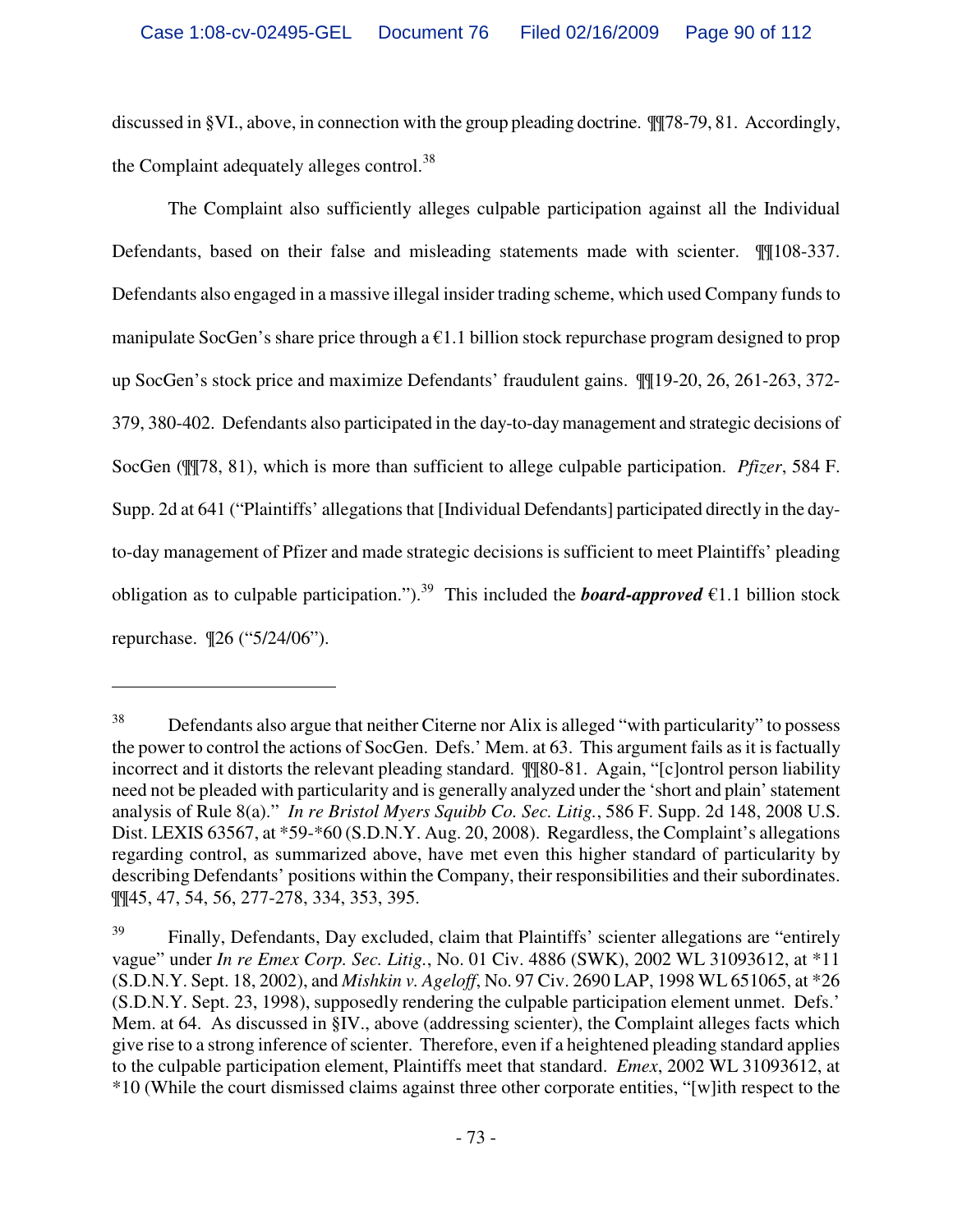discussed in §VI., above, in connection with the group pleading doctrine. ¶¶78-79, 81. Accordingly, the Complaint adequately alleges control.[38]

The Complaint also sufficiently alleges culpable participation against all the Individual Defendants, based on their false and misleading statements made with scienter. ¶¶108-337. Defendants also engaged in a massive illegal insider trading scheme, which used Company funds to manipulate SocGen's share price through a €1.1 billion stock repurchase program designed to prop up SocGen's stock price and maximize Defendants' fraudulent gains. ¶¶19-20, 26, 261-263, 372-379, 380-402. Defendants also participated in the day-to-day management and strategic decisions of SocGen (¶¶78, 81), which is more than sufficient to allege culpable participation. *Pfizer*, 584 F. Supp. 2d at 641 ("Plaintiffs' allegations that [Individual Defendants] participated directly in the day-to-day management of Pfizer and made strategic decisions is sufficient to meet Plaintiffs' pleading obligation as to culpable participation.").[39] This included the ***board-approved*** €1.1 billion stock repurchase. ¶26 ("5/24/06").

---

[38] Defendants also argue that neither Citerne nor Alix is alleged "with particularity" to possess the power to control the actions of SocGen. Defs.' Mem. at 63. This argument fails as it is factually incorrect and it distorts the relevant pleading standard. ¶¶80-81. Again, "[c]ontrol person liability need not be pleaded with particularity and is generally analyzed under the 'short and plain' statement analysis of Rule 8(a)." *In re Bristol Myers Squibb Co. Sec. Litig.*, 586 F. Supp. 2d 148, 2008 U.S. Dist. LEXIS 63567, at *59-*60 (S.D.N.Y. Aug. 20, 2008). Regardless, the Complaint's allegations regarding control, as summarized above, have met even this higher standard of particularity by describing Defendants' positions within the Company, their responsibilities and their subordinates. ¶¶45, 47, 54, 56, 277-278, 334, 353, 395.

[39] Finally, Defendants, Day excluded, claim that Plaintiffs' scienter allegations are "entirely vague" under *In re Emex Corp. Sec. Litig.*, No. 01 Civ. 4886 (SWK), 2002 WL 31093612, at *11 (S.D.N.Y. Sept. 18, 2002), and *Mishkin v. Ageloff*, No. 97 Civ. 2690 LAP, 1998 WL 651065, at *26 (S.D.N.Y. Sept. 23, 1998), supposedly rendering the culpable participation element unmet. Defs.' Mem. at 64. As discussed in §IV., above (addressing scienter), the Complaint alleges facts which give rise to a strong inference of scienter. Therefore, even if a heightened pleading standard applies to the culpable participation element, Plaintiffs meet that standard. *Emex*, 2002 WL 31093612, at *10 (While the court dismissed claims against three other corporate entities, "[w]ith respect to the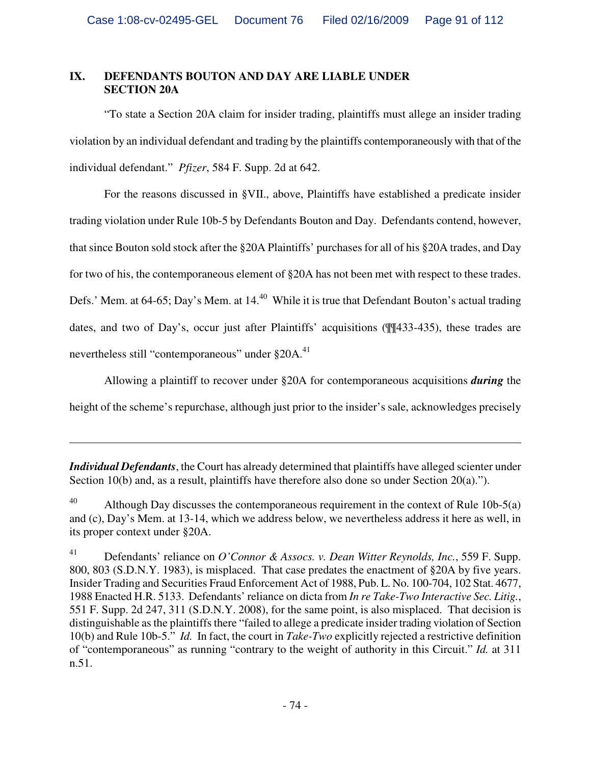## IX. DEFENDANTS BOUTON AND DAY ARE LIABLE UNDER SECTION 20A

"To state a Section 20A claim for insider trading, plaintiffs must allege an insider trading violation by an individual defendant and trading by the plaintiffs contemporaneously with that of the individual defendant." *Pfizer*, 584 F. Supp. 2d at 642.

For the reasons discussed in §VII., above, Plaintiffs have established a predicate insider trading violation under Rule 10b-5 by Defendants Bouton and Day. Defendants contend, however, that since Bouton sold stock after the §20A Plaintiffs' purchases for all of his §20A trades, and Day for two of his, the contemporaneous element of §20A has not been met with respect to these trades. Defs.' Mem. at 64-65; Day's Mem. at 14.[40] While it is true that Defendant Bouton's actual trading dates, and two of Day's, occur just after Plaintiffs' acquisitions (¶¶433-435), these trades are nevertheless still "contemporaneous" under §20A.[41]

Allowing a plaintiff to recover under §20A for contemporaneous acquisitions ***during*** the height of the scheme's repurchase, although just prior to the insider's sale, acknowledges precisely

---

***Individual Defendants***, the Court has already determined that plaintiffs have alleged scienter under Section 10(b) and, as a result, plaintiffs have therefore also done so under Section 20(a).").

[40] Although Day discusses the contemporaneous requirement in the context of Rule 10b-5(a) and (c), Day's Mem. at 13-14, which we address below, we nevertheless address it here as well, in its proper context under §20A.

[41] Defendants' reliance on *O'Connor & Assocs. v. Dean Witter Reynolds, Inc.*, 559 F. Supp. 800, 803 (S.D.N.Y. 1983), is misplaced. That case predates the enactment of §20A by five years. Insider Trading and Securities Fraud Enforcement Act of 1988, Pub. L. No. 100-704, 102 Stat. 4677, 1988 Enacted H.R. 5133. Defendants' reliance on dicta from *In re Take-Two Interactive Sec. Litig.*, 551 F. Supp. 2d 247, 311 (S.D.N.Y. 2008), for the same point, is also misplaced. That decision is distinguishable as the plaintiffs there "failed to allege a predicate insider trading violation of Section 10(b) and Rule 10b-5." *Id.* In fact, the court in *Take-Two* explicitly rejected a restrictive definition of "contemporaneous" as running "contrary to the weight of authority in this Circuit." *Id.* at 311 n.51.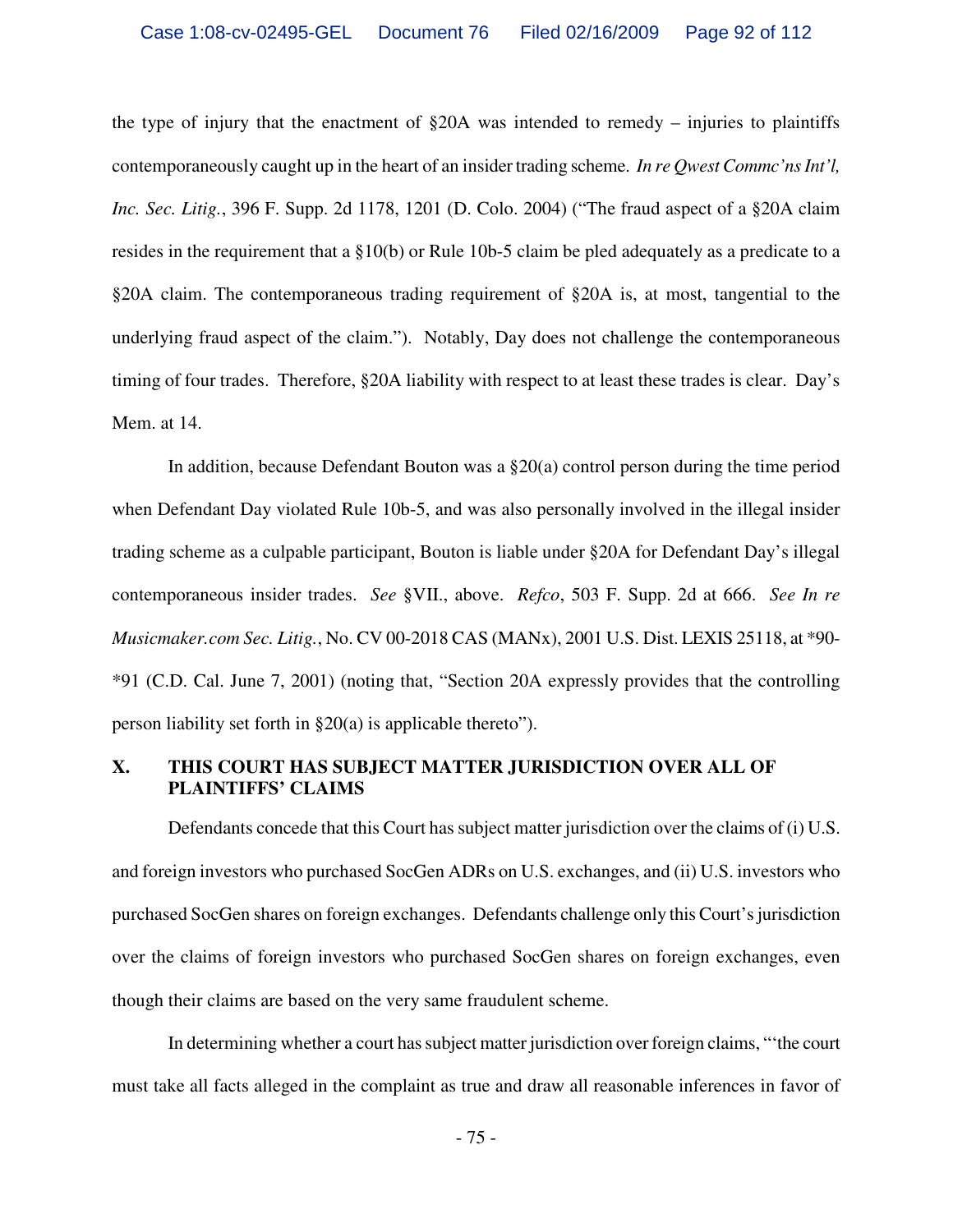the type of injury that the enactment of §20A was intended to remedy – injuries to plaintiffs contemporaneously caught up in the heart of an insider trading scheme. *In re Qwest Commc'ns Int'l, Inc. Sec. Litig.*, 396 F. Supp. 2d 1178, 1201 (D. Colo. 2004) ("The fraud aspect of a §20A claim resides in the requirement that a §10(b) or Rule 10b-5 claim be pled adequately as a predicate to a §20A claim. The contemporaneous trading requirement of §20A is, at most, tangential to the underlying fraud aspect of the claim."). Notably, Day does not challenge the contemporaneous timing of four trades. Therefore, §20A liability with respect to at least these trades is clear. Day's Mem. at 14.

In addition, because Defendant Bouton was a §20(a) control person during the time period when Defendant Day violated Rule 10b-5, and was also personally involved in the illegal insider trading scheme as a culpable participant, Bouton is liable under §20A for Defendant Day's illegal contemporaneous insider trades. *See* §VII., above. *Refco*, 503 F. Supp. 2d at 666. *See In re Musicmaker.com Sec. Litig.*, No. CV 00-2018 CAS (MANx), 2001 U.S. Dist. LEXIS 25118, at *90-*91 (C.D. Cal. June 7, 2001) (noting that, "Section 20A expressly provides that the controlling person liability set forth in §20(a) is applicable thereto").

## X. THIS COURT HAS SUBJECT MATTER JURISDICTION OVER ALL OF PLAINTIFFS' CLAIMS

Defendants concede that this Court has subject matter jurisdiction over the claims of (i) U.S. and foreign investors who purchased SocGen ADRs on U.S. exchanges, and (ii) U.S. investors who purchased SocGen shares on foreign exchanges. Defendants challenge only this Court's jurisdiction over the claims of foreign investors who purchased SocGen shares on foreign exchanges, even though their claims are based on the very same fraudulent scheme.

In determining whether a court has subject matter jurisdiction over foreign claims, "'the court must take all facts alleged in the complaint as true and draw all reasonable inferences in favor of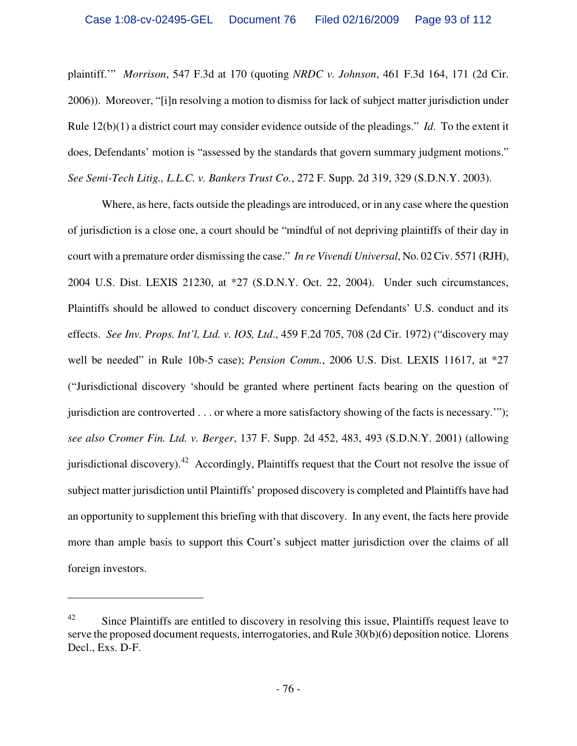plaintiff.'" *Morrison*, 547 F.3d at 170 (quoting *NRDC v. Johnson*, 461 F.3d 164, 171 (2d Cir. 2006)). Moreover, "[i]n resolving a motion to dismiss for lack of subject matter jurisdiction under Rule 12(b)(1) a district court may consider evidence outside of the pleadings." *Id*. To the extent it does, Defendants' motion is "assessed by the standards that govern summary judgment motions." *See Semi-Tech Litig., L.L.C. v. Bankers Trust Co.*, 272 F. Supp. 2d 319, 329 (S.D.N.Y. 2003).

Where, as here, facts outside the pleadings are introduced, or in any case where the question of jurisdiction is a close one, a court should be "mindful of not depriving plaintiffs of their day in court with a premature order dismissing the case." *In re Vivendi Universal*, No. 02 Civ. 5571 (RJH), 2004 U.S. Dist. LEXIS 21230, at *27 (S.D.N.Y. Oct. 22, 2004). Under such circumstances, Plaintiffs should be allowed to conduct discovery concerning Defendants' U.S. conduct and its effects. *See Inv. Props. Int'l, Ltd. v. IOS, Ltd.*, 459 F.2d 705, 708 (2d Cir. 1972) ("discovery may well be needed" in Rule 10b-5 case); *Pension Comm.*, 2006 U.S. Dist. LEXIS 11617, at *27 ("Jurisdictional discovery 'should be granted where pertinent facts bearing on the question of jurisdiction are controverted . . . or where a more satisfactory showing of the facts is necessary.'"); *see also Cromer Fin. Ltd. v. Berger*, 137 F. Supp. 2d 452, 483, 493 (S.D.N.Y. 2001) (allowing jurisdictional discovery).[42] Accordingly, Plaintiffs request that the Court not resolve the issue of subject matter jurisdiction until Plaintiffs' proposed discovery is completed and Plaintiffs have had an opportunity to supplement this briefing with that discovery. In any event, the facts here provide more than ample basis to support this Court's subject matter jurisdiction over the claims of all foreign investors.

---

[42] Since Plaintiffs are entitled to discovery in resolving this issue, Plaintiffs request leave to serve the proposed document requests, interrogatories, and Rule 30(b)(6) deposition notice. Llorens Decl., Exs. D-F.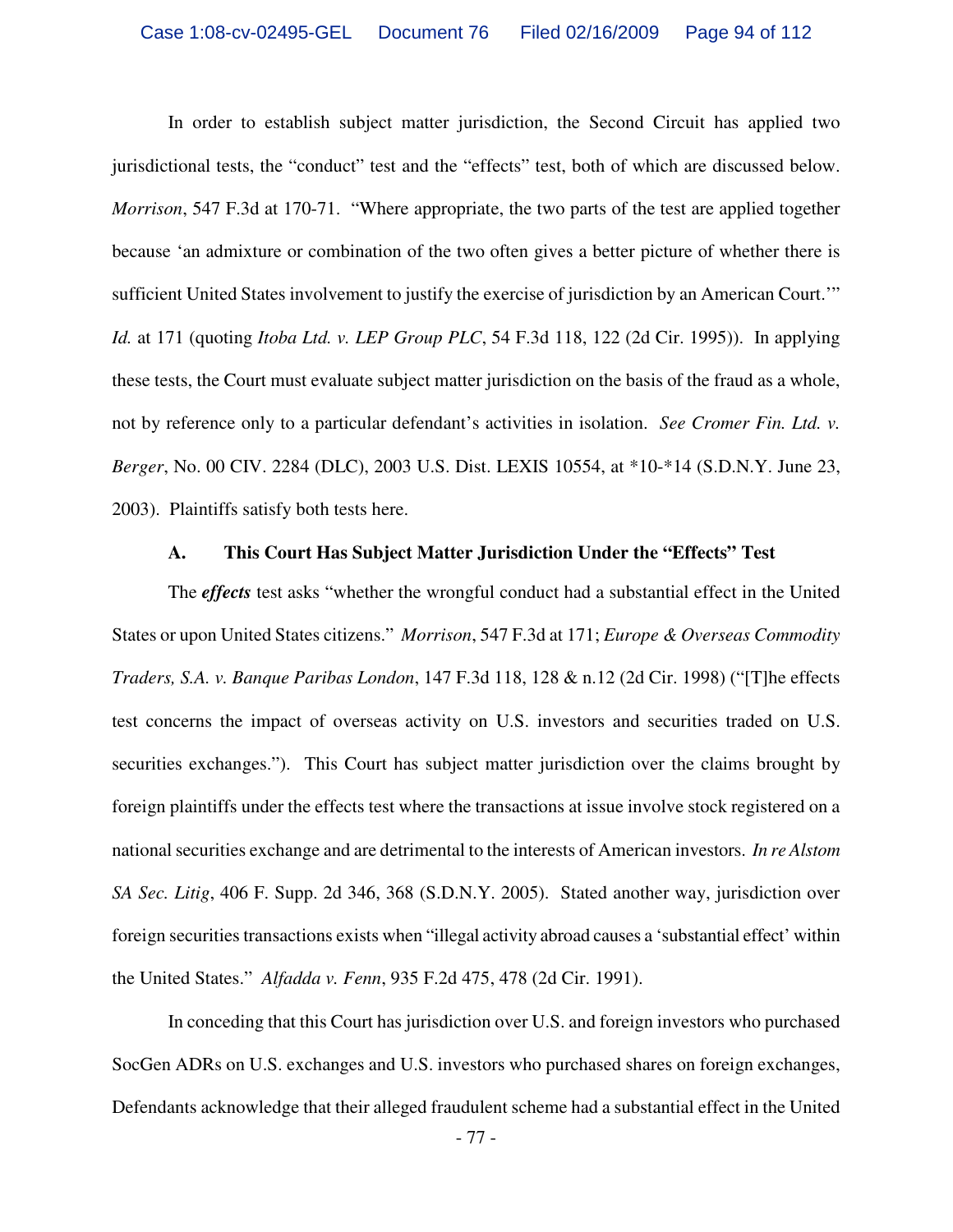In order to establish subject matter jurisdiction, the Second Circuit has applied two jurisdictional tests, the "conduct" test and the "effects" test, both of which are discussed below. *Morrison*, 547 F.3d at 170-71. "Where appropriate, the two parts of the test are applied together because 'an admixture or combination of the two often gives a better picture of whether there is sufficient United States involvement to justify the exercise of jurisdiction by an American Court.'" *Id.* at 171 (quoting *Itoba Ltd. v. LEP Group PLC*, 54 F.3d 118, 122 (2d Cir. 1995)). In applying these tests, the Court must evaluate subject matter jurisdiction on the basis of the fraud as a whole, not by reference only to a particular defendant's activities in isolation. *See Cromer Fin. Ltd. v. Berger*, No. 00 CIV. 2284 (DLC), 2003 U.S. Dist. LEXIS 10554, at *10-*14 (S.D.N.Y. June 23, 2003). Plaintiffs satisfy both tests here.

### A. This Court Has Subject Matter Jurisdiction Under the "Effects" Test

The ***effects*** test asks "whether the wrongful conduct had a substantial effect in the United States or upon United States citizens." *Morrison*, 547 F.3d at 171; *Europe & Overseas Commodity Traders, S.A. v. Banque Paribas London*, 147 F.3d 118, 128 & n.12 (2d Cir. 1998) ("[T]he effects test concerns the impact of overseas activity on U.S. investors and securities traded on U.S. securities exchanges."). This Court has subject matter jurisdiction over the claims brought by foreign plaintiffs under the effects test where the transactions at issue involve stock registered on a national securities exchange and are detrimental to the interests of American investors. *In re Alstom SA Sec. Litig*, 406 F. Supp. 2d 346, 368 (S.D.N.Y. 2005). Stated another way, jurisdiction over foreign securities transactions exists when "illegal activity abroad causes a 'substantial effect' within the United States." *Alfadda v. Fenn*, 935 F.2d 475, 478 (2d Cir. 1991).

In conceding that this Court has jurisdiction over U.S. and foreign investors who purchased SocGen ADRs on U.S. exchanges and U.S. investors who purchased shares on foreign exchanges, Defendants acknowledge that their alleged fraudulent scheme had a substantial effect in the United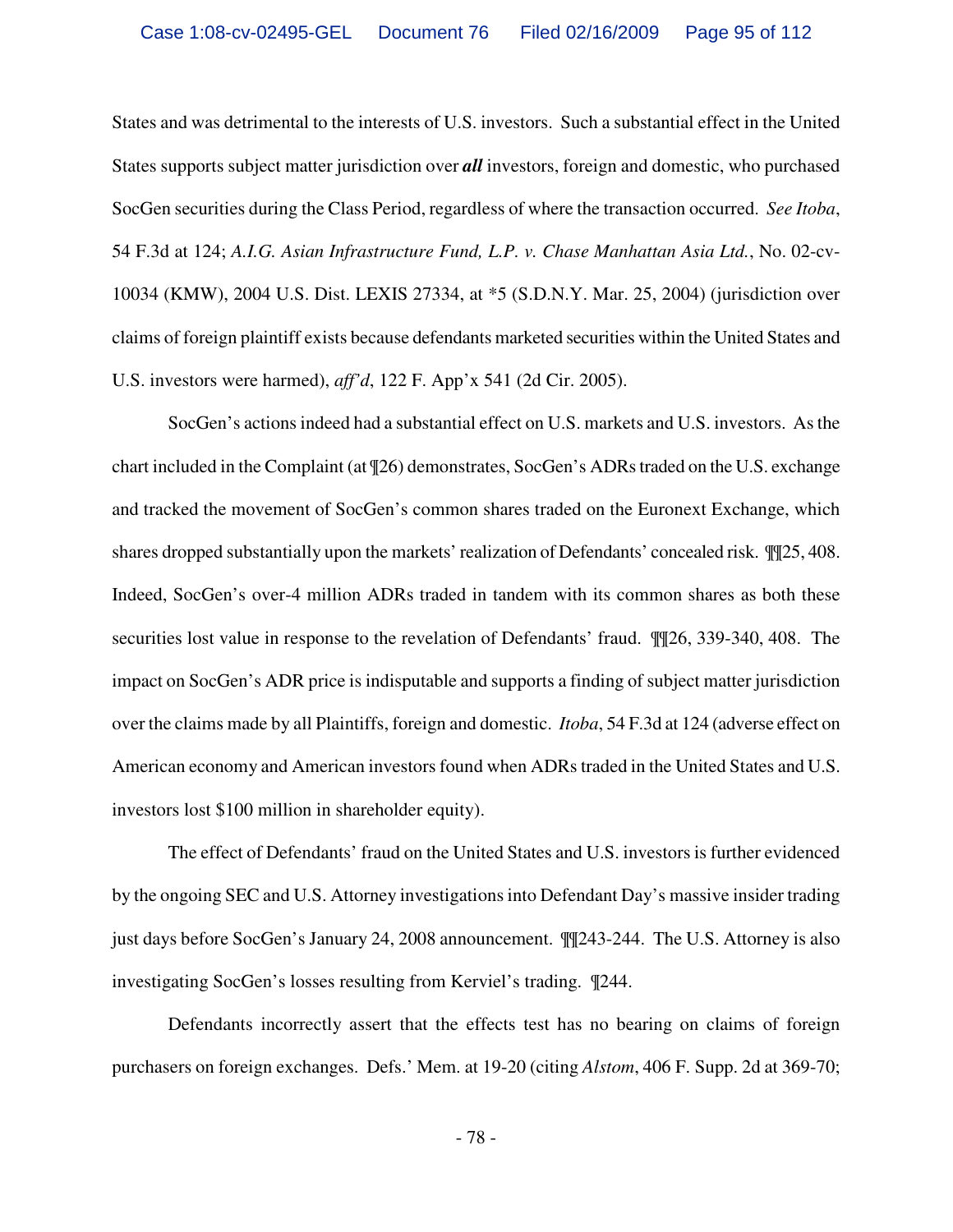States and was detrimental to the interests of U.S. investors. Such a substantial effect in the United States supports subject matter jurisdiction over ***all*** investors, foreign and domestic, who purchased SocGen securities during the Class Period, regardless of where the transaction occurred. *See Itoba*, 54 F.3d at 124; *A.I.G. Asian Infrastructure Fund, L.P. v. Chase Manhattan Asia Ltd.*, No. 02-cv-10034 (KMW), 2004 U.S. Dist. LEXIS 27334, at *5 (S.D.N.Y. Mar. 25, 2004) (jurisdiction over claims of foreign plaintiff exists because defendants marketed securities within the United States and U.S. investors were harmed), *aff'd*, 122 F. App'x 541 (2d Cir. 2005).

SocGen's actions indeed had a substantial effect on U.S. markets and U.S. investors. As the chart included in the Complaint (at ¶26) demonstrates, SocGen's ADRs traded on the U.S. exchange and tracked the movement of SocGen's common shares traded on the Euronext Exchange, which shares dropped substantially upon the markets' realization of Defendants' concealed risk. ¶¶25, 408. Indeed, SocGen's over-4 million ADRs traded in tandem with its common shares as both these securities lost value in response to the revelation of Defendants' fraud. ¶¶26, 339-340, 408. The impact on SocGen's ADR price is indisputable and supports a finding of subject matter jurisdiction over the claims made by all Plaintiffs, foreign and domestic. *Itoba*, 54 F.3d at 124 (adverse effect on American economy and American investors found when ADRs traded in the United States and U.S. investors lost $100 million in shareholder equity).

The effect of Defendants' fraud on the United States and U.S. investors is further evidenced by the ongoing SEC and U.S. Attorney investigations into Defendant Day's massive insider trading just days before SocGen's January 24, 2008 announcement. ¶¶243-244. The U.S. Attorney is also investigating SocGen's losses resulting from Kerviel's trading. ¶244.

Defendants incorrectly assert that the effects test has no bearing on claims of foreign purchasers on foreign exchanges. Defs.' Mem. at 19-20 (citing *Alstom*, 406 F. Supp. 2d at 369-70;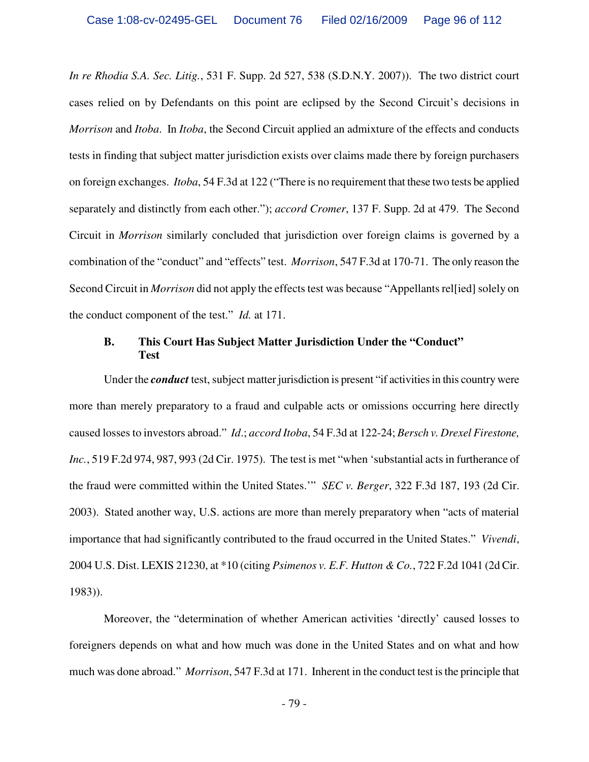*In re Rhodia S.A. Sec. Litig.*, 531 F. Supp. 2d 527, 538 (S.D.N.Y. 2007)). The two district court cases relied on by Defendants on this point are eclipsed by the Second Circuit's decisions in *Morrison* and *Itoba*. In *Itoba*, the Second Circuit applied an admixture of the effects and conducts tests in finding that subject matter jurisdiction exists over claims made there by foreign purchasers on foreign exchanges. *Itoba*, 54 F.3d at 122 ("There is no requirement that these two tests be applied separately and distinctly from each other."); *accord Cromer*, 137 F. Supp. 2d at 479. The Second Circuit in *Morrison* similarly concluded that jurisdiction over foreign claims is governed by a combination of the "conduct" and "effects" test. *Morrison*, 547 F.3d at 170-71. The only reason the Second Circuit in *Morrison* did not apply the effects test was because "Appellants rel[ied] solely on the conduct component of the test." *Id.* at 171.

### B. This Court Has Subject Matter Jurisdiction Under the "Conduct" Test

Under the ***conduct*** test, subject matter jurisdiction is present "if activities in this country were more than merely preparatory to a fraud and culpable acts or omissions occurring here directly caused losses to investors abroad." *Id*.; *accord Itoba*, 54 F.3d at 122-24; *Bersch v. Drexel Firestone, Inc.*, 519 F.2d 974, 987, 993 (2d Cir. 1975). The test is met "when 'substantial acts in furtherance of the fraud were committed within the United States.'" *SEC v. Berger*, 322 F.3d 187, 193 (2d Cir. 2003). Stated another way, U.S. actions are more than merely preparatory when "acts of material importance that had significantly contributed to the fraud occurred in the United States." *Vivendi*, 2004 U.S. Dist. LEXIS 21230, at *10 (citing *Psimenos v. E.F. Hutton & Co.*, 722 F.2d 1041 (2d Cir. 1983)).

Moreover, the "determination of whether American activities 'directly' caused losses to foreigners depends on what and how much was done in the United States and on what and how much was done abroad." *Morrison*, 547 F.3d at 171. Inherent in the conduct test is the principle that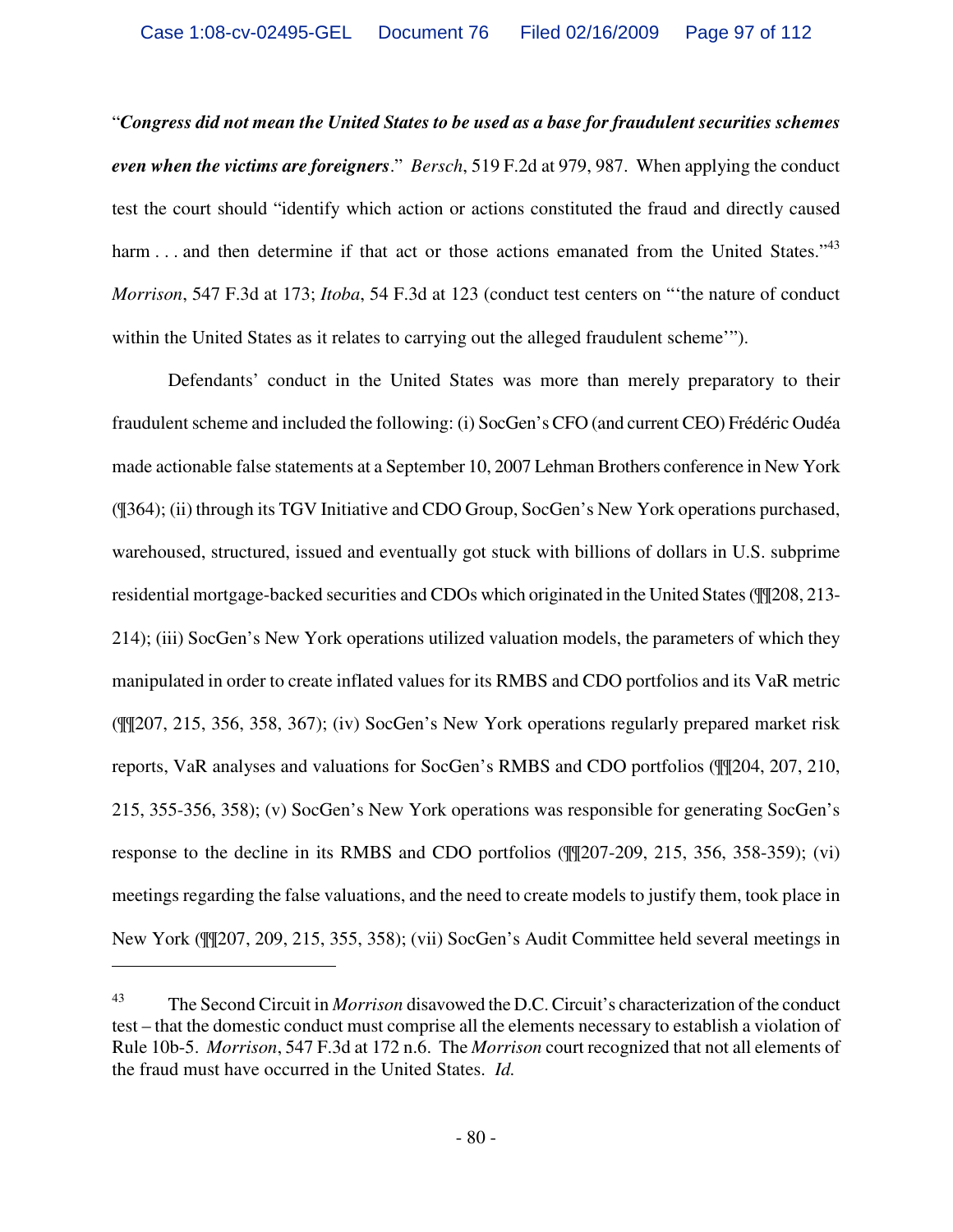"***Congress did not mean the United States to be used as a base for fraudulent securities schemes even when the victims are foreigners***." *Bersch*, 519 F.2d at 979, 987. When applying the conduct test the court should "identify which action or actions constituted the fraud and directly caused harm . . . and then determine if that act or those actions emanated from the United States."[43] *Morrison*, 547 F.3d at 173; *Itoba*, 54 F.3d at 123 (conduct test centers on "'the nature of conduct within the United States as it relates to carrying out the alleged fraudulent scheme'").

Defendants' conduct in the United States was more than merely preparatory to their fraudulent scheme and included the following: (i) SocGen's CFO (and current CEO) Frédéric Oudéa made actionable false statements at a September 10, 2007 Lehman Brothers conference in New York (¶364); (ii) through its TGV Initiative and CDO Group, SocGen's New York operations purchased, warehoused, structured, issued and eventually got stuck with billions of dollars in U.S. subprime residential mortgage-backed securities and CDOs which originated in the United States (¶¶208, 213-214); (iii) SocGen's New York operations utilized valuation models, the parameters of which they manipulated in order to create inflated values for its RMBS and CDO portfolios and its VaR metric (¶¶207, 215, 356, 358, 367); (iv) SocGen's New York operations regularly prepared market risk reports, VaR analyses and valuations for SocGen's RMBS and CDO portfolios (¶¶204, 207, 210, 215, 355-356, 358); (v) SocGen's New York operations was responsible for generating SocGen's response to the decline in its RMBS and CDO portfolios (¶¶207-209, 215, 356, 358-359); (vi) meetings regarding the false valuations, and the need to create models to justify them, took place in New York (¶¶207, 209, 215, 355, 358); (vii) SocGen's Audit Committee held several meetings in

---

[43] The Second Circuit in *Morrison* disavowed the D.C. Circuit's characterization of the conduct test – that the domestic conduct must comprise all the elements necessary to establish a violation of Rule 10b-5. *Morrison*, 547 F.3d at 172 n.6. The *Morrison* court recognized that not all elements of the fraud must have occurred in the United States. *Id.*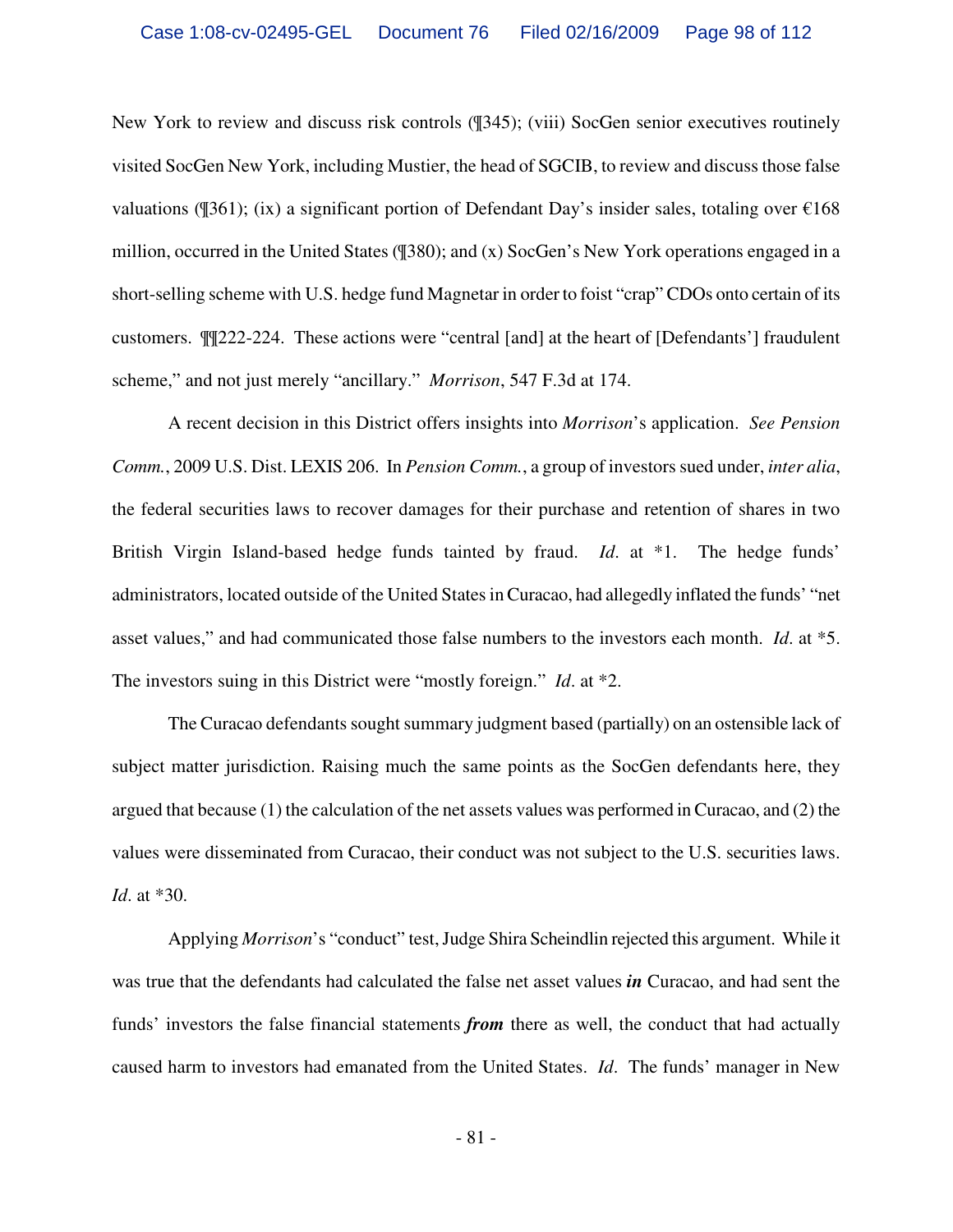New York to review and discuss risk controls (¶345); (viii) SocGen senior executives routinely visited SocGen New York, including Mustier, the head of SGCIB, to review and discuss those false valuations (¶361); (ix) a significant portion of Defendant Day's insider sales, totaling over €168 million, occurred in the United States (¶380); and (x) SocGen's New York operations engaged in a short-selling scheme with U.S. hedge fund Magnetar in order to foist "crap" CDOs onto certain of its customers. ¶¶222-224. These actions were "central [and] at the heart of [Defendants'] fraudulent scheme," and not just merely "ancillary." *Morrison*, 547 F.3d at 174.

A recent decision in this District offers insights into *Morrison*'s application. *See Pension Comm.*, 2009 U.S. Dist. LEXIS 206. In *Pension Comm.*, a group of investors sued under, *inter alia*, the federal securities laws to recover damages for their purchase and retention of shares in two British Virgin Island-based hedge funds tainted by fraud. *Id*. at *1. The hedge funds' administrators, located outside of the United States in Curacao, had allegedly inflated the funds' "net asset values," and had communicated those false numbers to the investors each month. *Id*. at *5. The investors suing in this District were "mostly foreign." *Id*. at *2.

The Curacao defendants sought summary judgment based (partially) on an ostensible lack of subject matter jurisdiction. Raising much the same points as the SocGen defendants here, they argued that because (1) the calculation of the net assets values was performed in Curacao, and (2) the values were disseminated from Curacao, their conduct was not subject to the U.S. securities laws. *Id*. at *30.

Applying *Morrison*'s "conduct" test, Judge Shira Scheindlin rejected this argument. While it was true that the defendants had calculated the false net asset values ***in*** Curacao, and had sent the funds' investors the false financial statements ***from*** there as well, the conduct that had actually caused harm to investors had emanated from the United States. *Id*. The funds' manager in New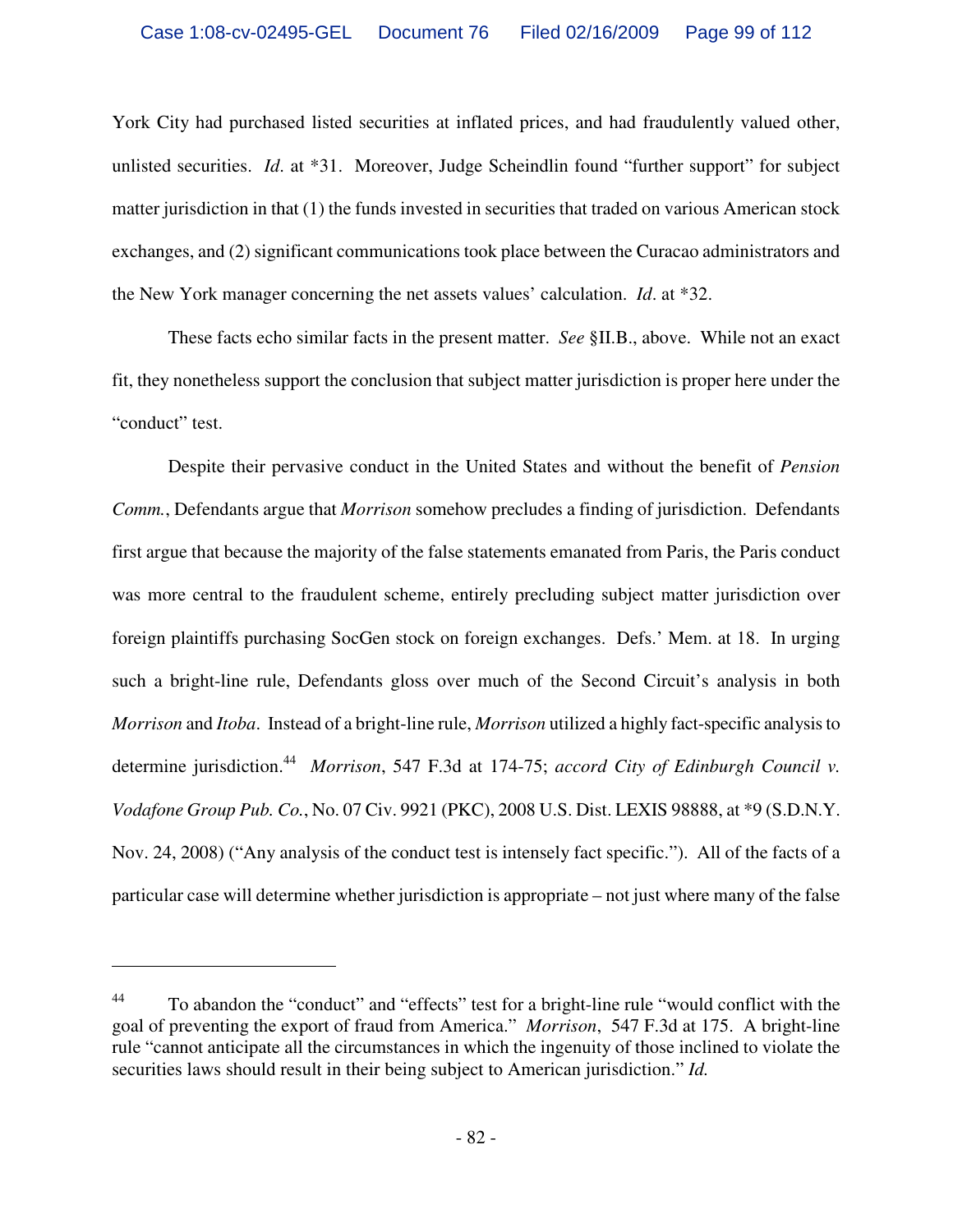York City had purchased listed securities at inflated prices, and had fraudulently valued other, unlisted securities. *Id*. at *31. Moreover, Judge Scheindlin found "further support" for subject matter jurisdiction in that (1) the funds invested in securities that traded on various American stock exchanges, and (2) significant communications took place between the Curacao administrators and the New York manager concerning the net assets values' calculation. *Id*. at *32.

These facts echo similar facts in the present matter. *See* §II.B., above. While not an exact fit, they nonetheless support the conclusion that subject matter jurisdiction is proper here under the "conduct" test.

Despite their pervasive conduct in the United States and without the benefit of *Pension Comm.*, Defendants argue that *Morrison* somehow precludes a finding of jurisdiction. Defendants first argue that because the majority of the false statements emanated from Paris, the Paris conduct was more central to the fraudulent scheme, entirely precluding subject matter jurisdiction over foreign plaintiffs purchasing SocGen stock on foreign exchanges. Defs.' Mem. at 18. In urging such a bright-line rule, Defendants gloss over much of the Second Circuit's analysis in both *Morrison* and *Itoba*. Instead of a bright-line rule, *Morrison* utilized a highly fact-specific analysis to determine jurisdiction.[44] *Morrison*, 547 F.3d at 174-75; *accord City of Edinburgh Council v. Vodafone Group Pub. Co.*, No. 07 Civ. 9921 (PKC), 2008 U.S. Dist. LEXIS 98888, at *9 (S.D.N.Y. Nov. 24, 2008) ("Any analysis of the conduct test is intensely fact specific."). All of the facts of a particular case will determine whether jurisdiction is appropriate – not just where many of the false

---

[44] To abandon the "conduct" and "effects" test for a bright-line rule "would conflict with the goal of preventing the export of fraud from America." *Morrison*, 547 F.3d at 175. A bright-line rule "cannot anticipate all the circumstances in which the ingenuity of those inclined to violate the securities laws should result in their being subject to American jurisdiction." *Id.*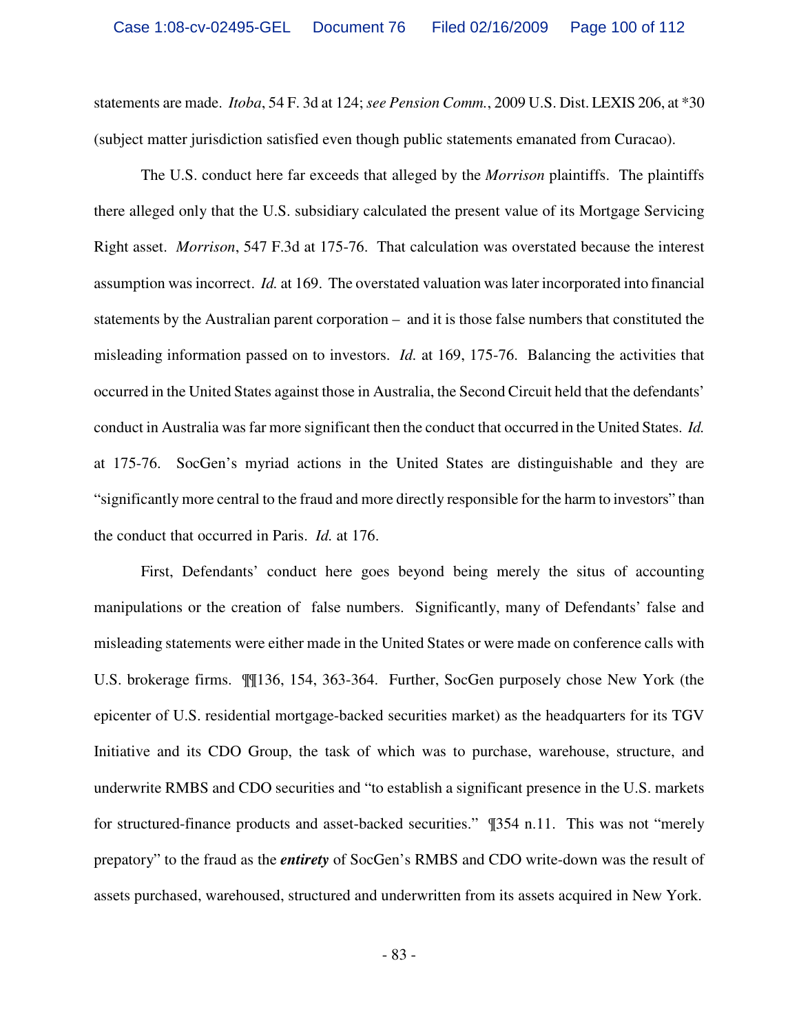statements are made. *Itoba*, 54 F. 3d at 124; *see Pension Comm.*, 2009 U.S. Dist. LEXIS 206, at *30 (subject matter jurisdiction satisfied even though public statements emanated from Curacao).

The U.S. conduct here far exceeds that alleged by the *Morrison* plaintiffs. The plaintiffs there alleged only that the U.S. subsidiary calculated the present value of its Mortgage Servicing Right asset. *Morrison*, 547 F.3d at 175-76. That calculation was overstated because the interest assumption was incorrect. *Id.* at 169. The overstated valuation was later incorporated into financial statements by the Australian parent corporation – and it is those false numbers that constituted the misleading information passed on to investors. *Id.* at 169, 175-76. Balancing the activities that occurred in the United States against those in Australia, the Second Circuit held that the defendants' conduct in Australia was far more significant then the conduct that occurred in the United States. *Id.* at 175-76. SocGen's myriad actions in the United States are distinguishable and they are "significantly more central to the fraud and more directly responsible for the harm to investors" than the conduct that occurred in Paris. *Id.* at 176.

First, Defendants' conduct here goes beyond being merely the situs of accounting manipulations or the creation of false numbers. Significantly, many of Defendants' false and misleading statements were either made in the United States or were made on conference calls with U.S. brokerage firms. ¶¶136, 154, 363-364. Further, SocGen purposely chose New York (the epicenter of U.S. residential mortgage-backed securities market) as the headquarters for its TGV Initiative and its CDO Group, the task of which was to purchase, warehouse, structure, and underwrite RMBS and CDO securities and "to establish a significant presence in the U.S. markets for structured-finance products and asset-backed securities." ¶354 n.11. This was not "merely prepatory" to the fraud as the ***entirety*** of SocGen's RMBS and CDO write-down was the result of assets purchased, warehoused, structured and underwritten from its assets acquired in New York.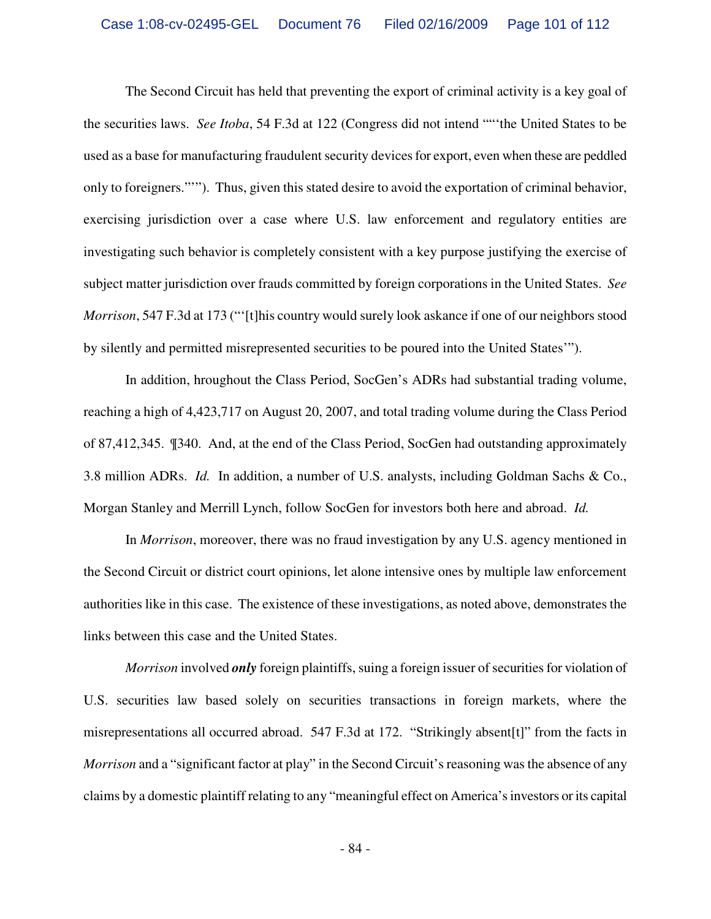The Second Circuit has held that preventing the export of criminal activity is a key goal of the securities laws. *See Itoba*, 54 F.3d at 122 (Congress did not intend "'"the United States to be used as a base for manufacturing fraudulent security devices for export, even when these are peddled only to foreigners."'"). Thus, given this stated desire to avoid the exportation of criminal behavior, exercising jurisdiction over a case where U.S. law enforcement and regulatory entities are investigating such behavior is completely consistent with a key purpose justifying the exercise of subject matter jurisdiction over frauds committed by foreign corporations in the United States. *See Morrison*, 547 F.3d at 173 ("'[t]his country would surely look askance if one of our neighbors stood by silently and permitted misrepresented securities to be poured into the United States'").

In addition, throughout the Class Period, SocGen's ADRs had substantial trading volume, reaching a high of 4,423,717 on August 20, 2007, and total trading volume during the Class Period of 87,412,345. ¶340. And, at the end of the Class Period, SocGen had outstanding approximately 3.8 million ADRs. *Id.* In addition, a number of U.S. analysts, including Goldman Sachs & Co., Morgan Stanley and Merrill Lynch, follow SocGen for investors both here and abroad. *Id.*

In *Morrison*, moreover, there was no fraud investigation by any U.S. agency mentioned in the Second Circuit or district court opinions, let alone intensive ones by multiple law enforcement authorities like in this case. The existence of these investigations, as noted above, demonstrates the links between this case and the United States.

*Morrison* involved ***only*** foreign plaintiffs, suing a foreign issuer of securities for violation of U.S. securities law based solely on securities transactions in foreign markets, where the misrepresentations all occurred abroad. 547 F.3d at 172. "Strikingly absent[t]" from the facts in *Morrison* and a "significant factor at play" in the Second Circuit's reasoning was the absence of any claims by a domestic plaintiff relating to any "meaningful effect on America's investors or its capital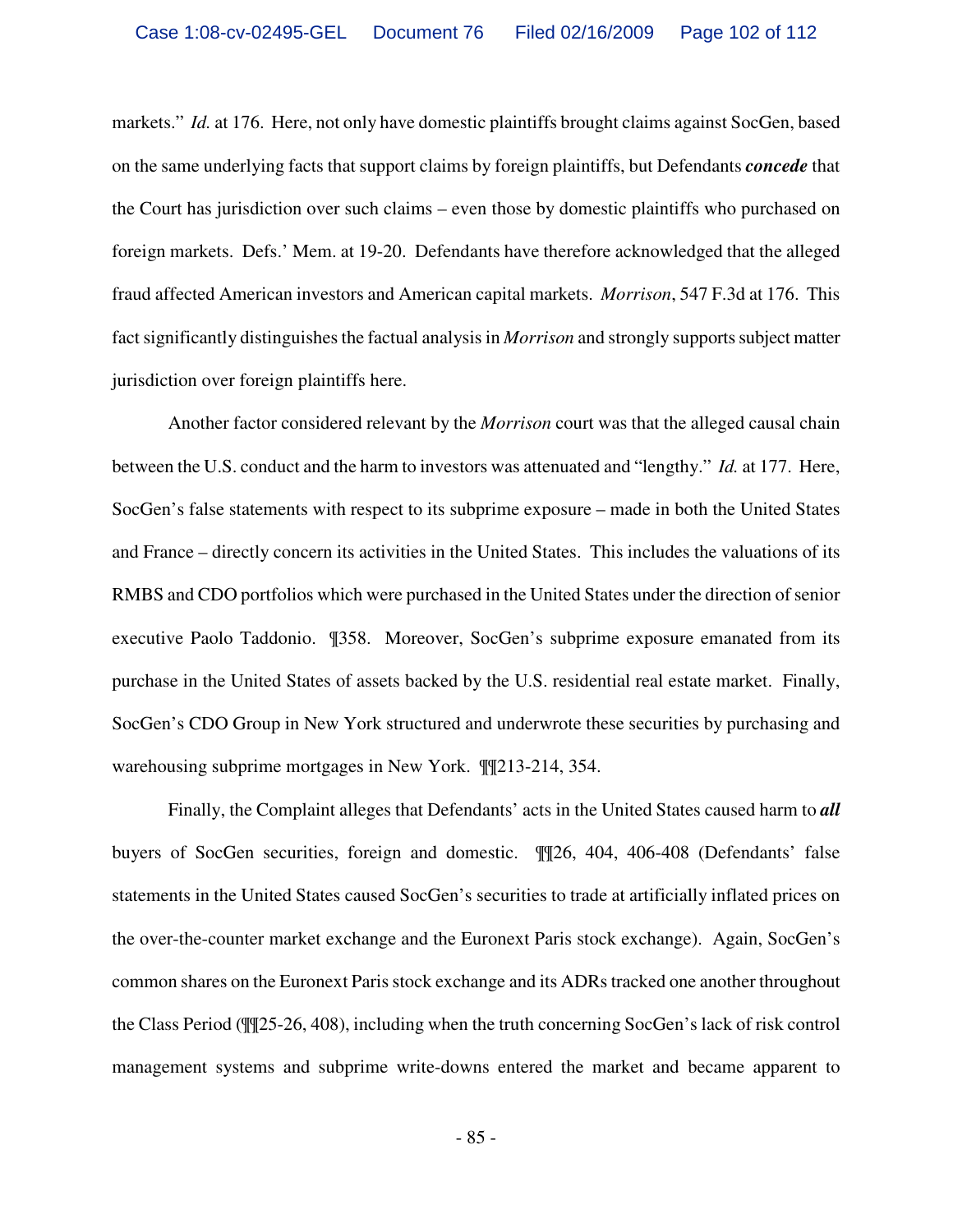markets." *Id.* at 176. Here, not only have domestic plaintiffs brought claims against SocGen, based on the same underlying facts that support claims by foreign plaintiffs, but Defendants ***concede*** that the Court has jurisdiction over such claims – even those by domestic plaintiffs who purchased on foreign markets. Defs.' Mem. at 19-20. Defendants have therefore acknowledged that the alleged fraud affected American investors and American capital markets. *Morrison*, 547 F.3d at 176. This fact significantly distinguishes the factual analysis in *Morrison* and strongly supports subject matter jurisdiction over foreign plaintiffs here.

Another factor considered relevant by the *Morrison* court was that the alleged causal chain between the U.S. conduct and the harm to investors was attenuated and "lengthy." *Id.* at 177. Here, SocGen's false statements with respect to its subprime exposure – made in both the United States and France – directly concern its activities in the United States. This includes the valuations of its RMBS and CDO portfolios which were purchased in the United States under the direction of senior executive Paolo Taddonio. ¶358. Moreover, SocGen's subprime exposure emanated from its purchase in the United States of assets backed by the U.S. residential real estate market. Finally, SocGen's CDO Group in New York structured and underwrote these securities by purchasing and warehousing subprime mortgages in New York. ¶¶213-214, 354.

Finally, the Complaint alleges that Defendants' acts in the United States caused harm to ***all*** buyers of SocGen securities, foreign and domestic. ¶¶26, 404, 406-408 (Defendants' false statements in the United States caused SocGen's securities to trade at artificially inflated prices on the over-the-counter market exchange and the Euronext Paris stock exchange). Again, SocGen's common shares on the Euronext Paris stock exchange and its ADRs tracked one another throughout the Class Period (¶¶25-26, 408), including when the truth concerning SocGen's lack of risk control management systems and subprime write-downs entered the market and became apparent to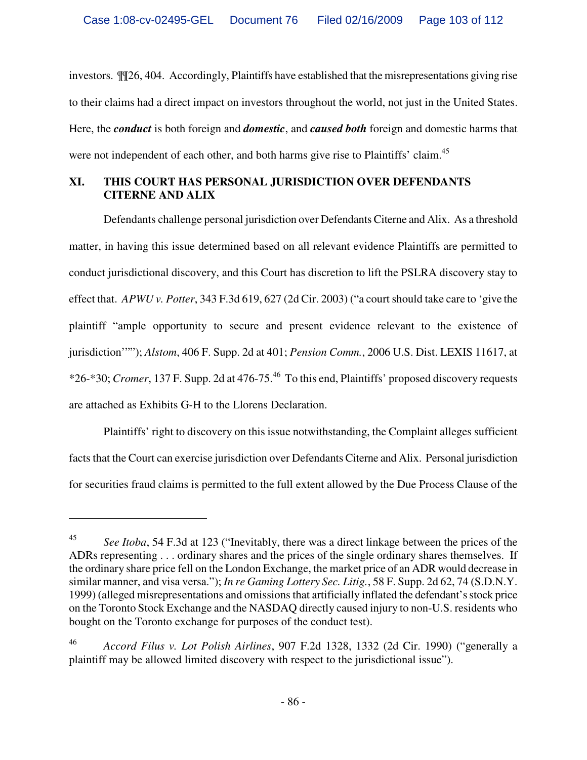investors. ¶¶26, 404. Accordingly, Plaintiffs have established that the misrepresentations giving rise to their claims had a direct impact on investors throughout the world, not just in the United States. Here, the ***conduct*** is both foreign and ***domestic***, and ***caused both*** foreign and domestic harms that were not independent of each other, and both harms give rise to Plaintiffs' claim.[45]

## XI. THIS COURT HAS PERSONAL JURISDICTION OVER DEFENDANTS CITERNE AND ALIX

Defendants challenge personal jurisdiction over Defendants Citerne and Alix. As a threshold matter, in having this issue determined based on all relevant evidence Plaintiffs are permitted to conduct jurisdictional discovery, and this Court has discretion to lift the PSLRA discovery stay to effect that. *APWU v. Potter*, 343 F.3d 619, 627 (2d Cir. 2003) ("a court should take care to 'give the plaintiff "ample opportunity to secure and present evidence relevant to the existence of jurisdiction'""); *Alstom*, 406 F. Supp. 2d at 401; *Pension Comm.*, 2006 U.S. Dist. LEXIS 11617, at *26-*30; *Cromer*, 137 F. Supp. 2d at 476-75.[46] To this end, Plaintiffs' proposed discovery requests are attached as Exhibits G-H to the Llorens Declaration.

Plaintiffs' right to discovery on this issue notwithstanding, the Complaint alleges sufficient facts that the Court can exercise jurisdiction over Defendants Citerne and Alix. Personal jurisdiction for securities fraud claims is permitted to the full extent allowed by the Due Process Clause of the

---

[45] *See Itoba*, 54 F.3d at 123 ("Inevitably, there was a direct linkage between the prices of the ADRs representing . . . ordinary shares and the prices of the single ordinary shares themselves. If the ordinary share price fell on the London Exchange, the market price of an ADR would decrease in similar manner, and visa versa."); *In re Gaming Lottery Sec. Litig.*, 58 F. Supp. 2d 62, 74 (S.D.N.Y. 1999) (alleged misrepresentations and omissions that artificially inflated the defendant's stock price on the Toronto Stock Exchange and the NASDAQ directly caused injury to non-U.S. residents who bought on the Toronto exchange for purposes of the conduct test).

[46] *Accord Filus v. Lot Polish Airlines*, 907 F.2d 1328, 1332 (2d Cir. 1990) ("generally a plaintiff may be allowed limited discovery with respect to the jurisdictional issue").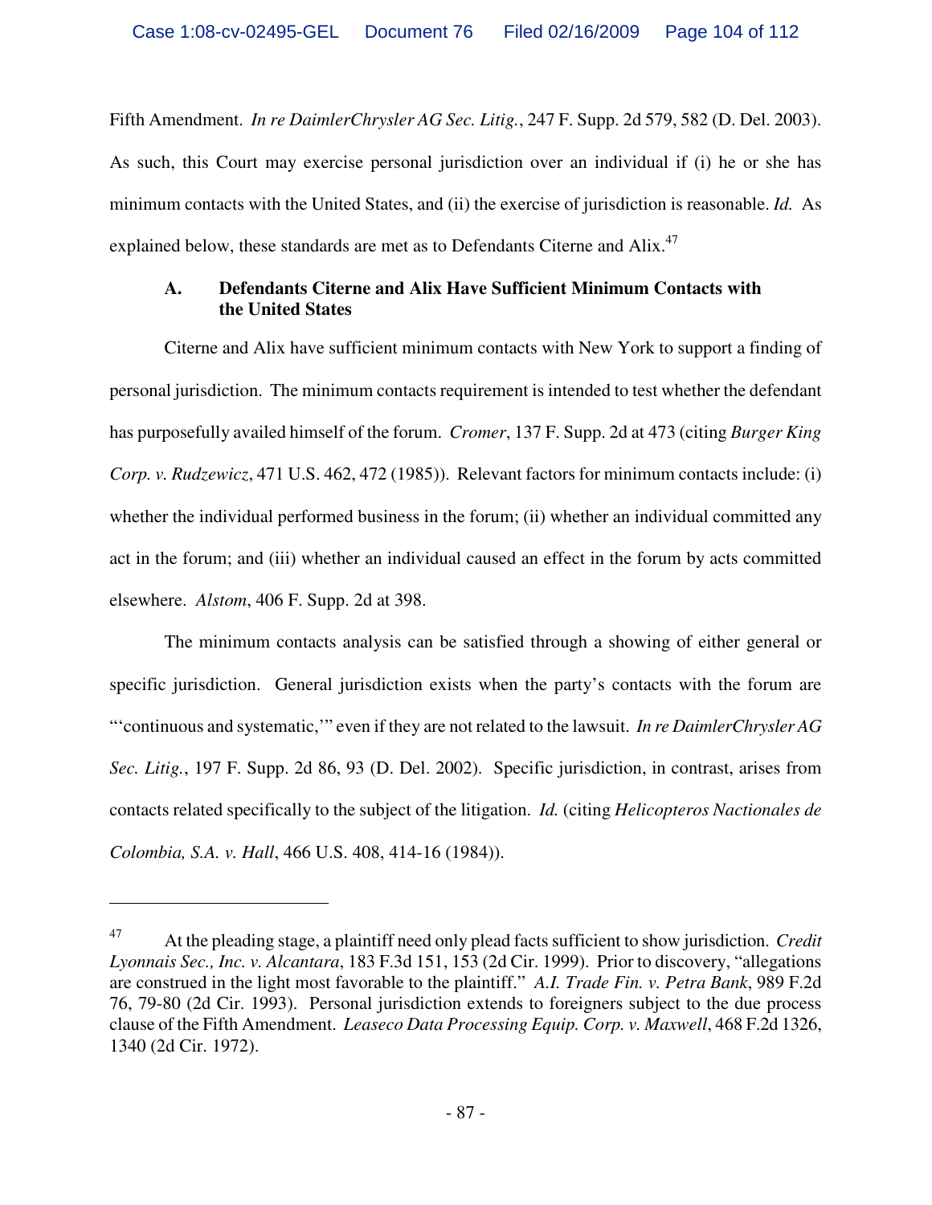Fifth Amendment. *In re DaimlerChrysler AG Sec. Litig.*, 247 F. Supp. 2d 579, 582 (D. Del. 2003). As such, this Court may exercise personal jurisdiction over an individual if (i) he or she has minimum contacts with the United States, and (ii) the exercise of jurisdiction is reasonable. *Id.* As explained below, these standards are met as to Defendants Citerne and Alix.[47]

### A. Defendants Citerne and Alix Have Sufficient Minimum Contacts with the United States

Citerne and Alix have sufficient minimum contacts with New York to support a finding of personal jurisdiction. The minimum contacts requirement is intended to test whether the defendant has purposefully availed himself of the forum. *Cromer*, 137 F. Supp. 2d at 473 (citing *Burger King Corp. v. Rudzewicz*, 471 U.S. 462, 472 (1985)). Relevant factors for minimum contacts include: (i) whether the individual performed business in the forum; (ii) whether an individual committed any act in the forum; and (iii) whether an individual caused an effect in the forum by acts committed elsewhere. *Alstom*, 406 F. Supp. 2d at 398.

The minimum contacts analysis can be satisfied through a showing of either general or specific jurisdiction. General jurisdiction exists when the party's contacts with the forum are "'continuous and systematic,'" even if they are not related to the lawsuit. *In re DaimlerChrysler AG Sec. Litig.*, 197 F. Supp. 2d 86, 93 (D. Del. 2002). Specific jurisdiction, in contrast, arises from contacts related specifically to the subject of the litigation. *Id.* (citing *Helicopteros Nationales de Colombia, S.A. v. Hall*, 466 U.S. 408, 414-16 (1984)).

---

[47] At the pleading stage, a plaintiff need only plead facts sufficient to show jurisdiction. *Credit Lyonnais Sec., Inc. v. Alcantara*, 183 F.3d 151, 153 (2d Cir. 1999). Prior to discovery, "allegations are construed in the light most favorable to the plaintiff." *A.I. Trade Fin. v. Petra Bank*, 989 F.2d 76, 79-80 (2d Cir. 1993). Personal jurisdiction extends to foreigners subject to the due process clause of the Fifth Amendment. *Leaseco Data Processing Equip. Corp. v. Maxwell*, 468 F.2d 1326, 1340 (2d Cir. 1972).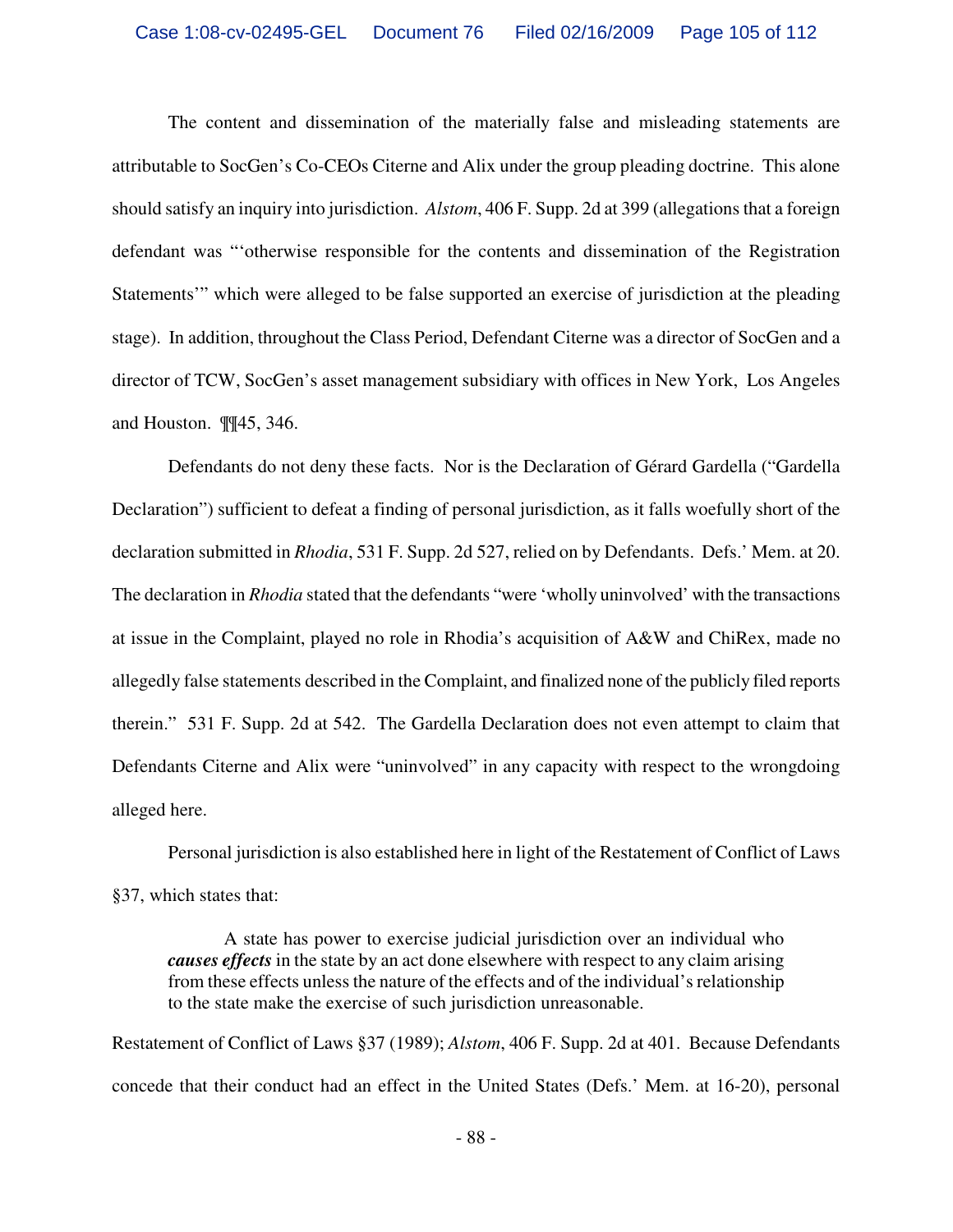The content and dissemination of the materially false and misleading statements are attributable to SocGen's Co-CEOs Citerne and Alix under the group pleading doctrine. This alone should satisfy an inquiry into jurisdiction. *Alstom*, 406 F. Supp. 2d at 399 (allegations that a foreign defendant was "'otherwise responsible for the contents and dissemination of the Registration Statements'" which were alleged to be false supported an exercise of jurisdiction at the pleading stage). In addition, throughout the Class Period, Defendant Citerne was a director of SocGen and a director of TCW, SocGen's asset management subsidiary with offices in New York, Los Angeles and Houston. ¶¶45, 346.

Defendants do not deny these facts. Nor is the Declaration of Gérard Gardella ("Gardella Declaration") sufficient to defeat a finding of personal jurisdiction, as it falls woefully short of the declaration submitted in *Rhodia*, 531 F. Supp. 2d 527, relied on by Defendants. Defs.' Mem. at 20. The declaration in *Rhodia* stated that the defendants "were 'wholly uninvolved' with the transactions at issue in the Complaint, played no role in Rhodia's acquisition of A&W and ChiRex, made no allegedly false statements described in the Complaint, and finalized none of the publicly filed reports therein." 531 F. Supp. 2d at 542. The Gardella Declaration does not even attempt to claim that Defendants Citerne and Alix were "uninvolved" in any capacity with respect to the wrongdoing alleged here.

Personal jurisdiction is also established here in light of the Restatement of Conflict of Laws §37, which states that:

> A state has power to exercise judicial jurisdiction over an individual who ***causes effects*** in the state by an act done elsewhere with respect to any claim arising from these effects unless the nature of the effects and of the individual's relationship to the state make the exercise of such jurisdiction unreasonable.

Restatement of Conflict of Laws §37 (1989); *Alstom*, 406 F. Supp. 2d at 401. Because Defendants concede that their conduct had an effect in the United States (Defs.' Mem. at 16-20), personal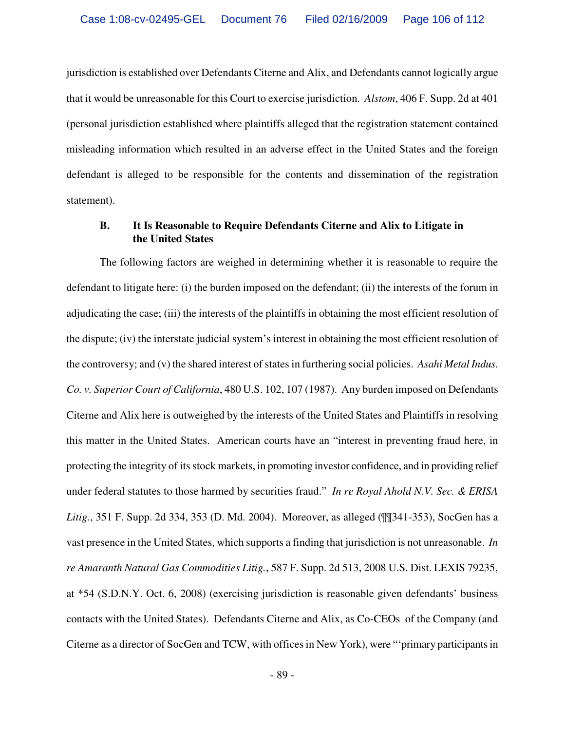jurisdiction is established over Defendants Citerne and Alix, and Defendants cannot logically argue that it would be unreasonable for this Court to exercise jurisdiction. *Alstom*, 406 F. Supp. 2d at 401 (personal jurisdiction established where plaintiffs alleged that the registration statement contained misleading information which resulted in an adverse effect in the United States and the foreign defendant is alleged to be responsible for the contents and dissemination of the registration statement).

### B. It Is Reasonable to Require Defendants Citerne and Alix to Litigate in the United States

The following factors are weighed in determining whether it is reasonable to require the defendant to litigate here: (i) the burden imposed on the defendant; (ii) the interests of the forum in adjudicating the case; (iii) the interests of the plaintiffs in obtaining the most efficient resolution of the dispute; (iv) the interstate judicial system's interest in obtaining the most efficient resolution of the controversy; and (v) the shared interest of states in furthering social policies. *Asahi Metal Indus. Co. v. Superior Court of California*, 480 U.S. 102, 107 (1987). Any burden imposed on Defendants Citerne and Alix here is outweighed by the interests of the United States and Plaintiffs in resolving this matter in the United States. American courts have an "interest in preventing fraud here, in protecting the integrity of its stock markets, in promoting investor confidence, and in providing relief under federal statutes to those harmed by securities fraud." *In re Royal Ahold N.V. Sec. & ERISA Litig.*, 351 F. Supp. 2d 334, 353 (D. Md. 2004). Moreover, as alleged (¶¶341-353), SocGen has a vast presence in the United States, which supports a finding that jurisdiction is not unreasonable. *In re Amaranth Natural Gas Commodities Litig.*, 587 F. Supp. 2d 513, 2008 U.S. Dist. LEXIS 79235, at *54 (S.D.N.Y. Oct. 6, 2008) (exercising jurisdiction is reasonable given defendants' business contacts with the United States). Defendants Citerne and Alix, as Co-CEOs of the Company (and Citerne as a director of SocGen and TCW, with offices in New York), were "'primary participants in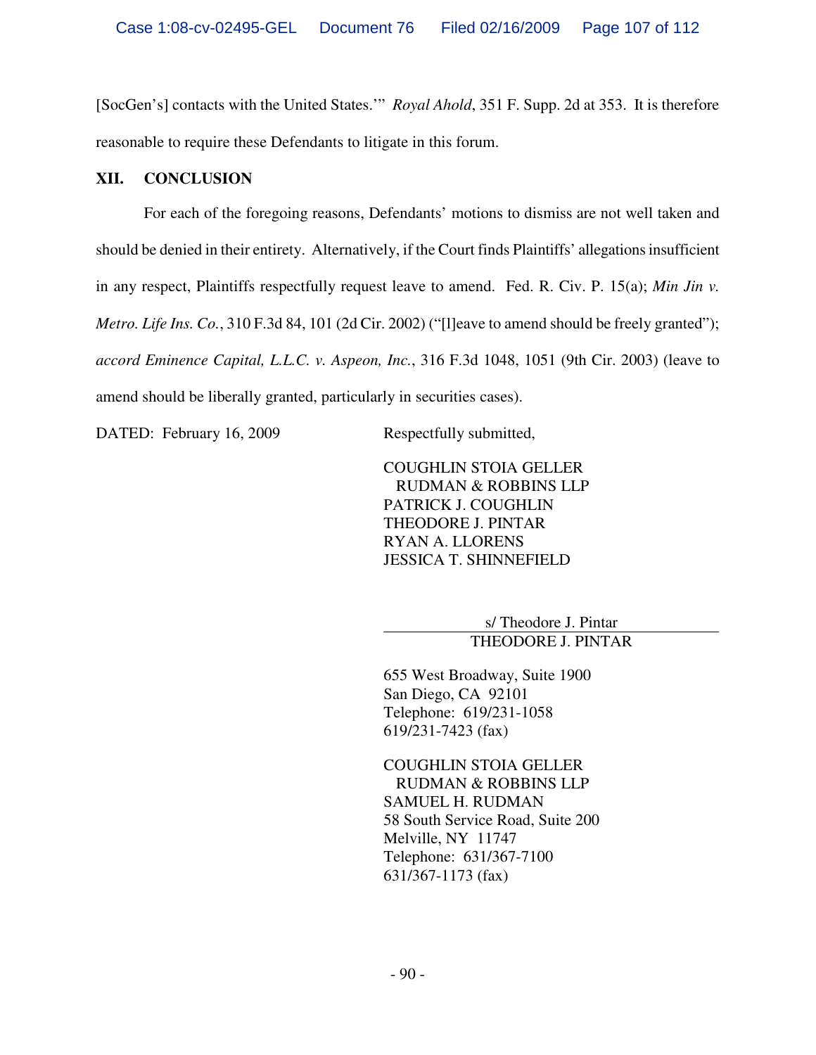[SocGen's] contacts with the United States.'" *Royal Ahold*, 351 F. Supp. 2d at 353. It is therefore reasonable to require these Defendants to litigate in this forum.

## XII. CONCLUSION

For each of the foregoing reasons, Defendants' motions to dismiss are not well taken and should be denied in their entirety. Alternatively, if the Court finds Plaintiffs' allegations insufficient in any respect, Plaintiffs respectfully request leave to amend. Fed. R. Civ. P. 15(a); *Min Jin v. Metro. Life Ins. Co.*, 310 F.3d 84, 101 (2d Cir. 2002) ("[l]eave to amend should be freely granted"); *accord Eminence Capital, L.L.C. v. Aspeon, Inc.*, 316 F.3d 1048, 1051 (9th Cir. 2003) (leave to amend should be liberally granted, particularly in securities cases).

DATED: February 16, 2009

Respectfully submitted,

COUGHLIN STOIA GELLER
RUDMAN & ROBBINS LLP
PATRICK J. COUGHLIN
THEODORE J. PINTAR
RYAN A. LLORENS
JESSICA T. SHINNEFIELD

s/ Theodore J. Pintar
THEODORE J. PINTAR

655 West Broadway, Suite 1900
San Diego, CA 92101
Telephone: 619/231-1058
619/231-7423 (fax)

COUGHLIN STOIA GELLER
RUDMAN & ROBBINS LLP
SAMUEL H. RUDMAN
58 South Service Road, Suite 200
Melville, NY 11747
Telephone: 631/367-7100
631/367-1173 (fax)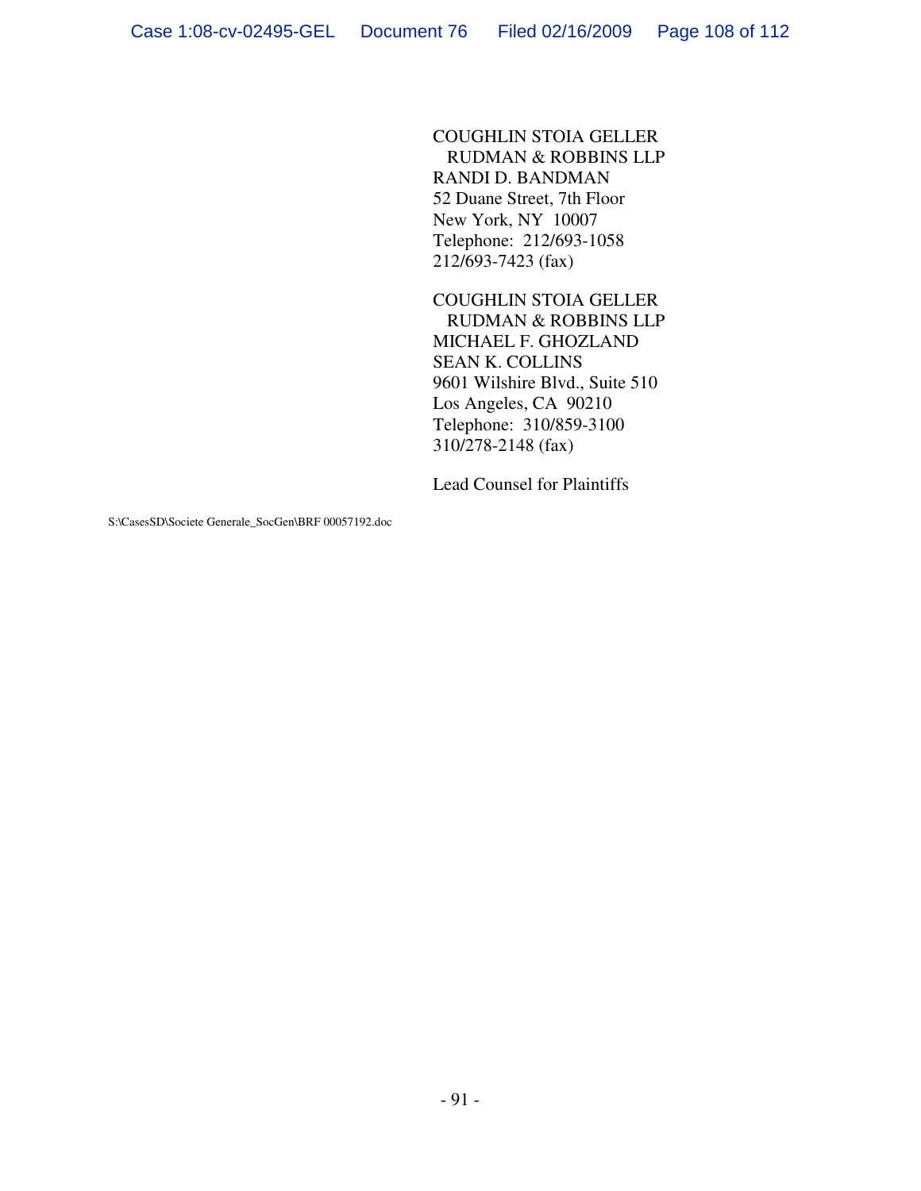COUGHLIN STOIA GELLER
RUDMAN & ROBBINS LLP
RANDI D. BANDMAN
52 Duane Street, 7th Floor
New York, NY 10007
Telephone: 212/693-1058
212/693-7423 (fax)

COUGHLIN STOIA GELLER
RUDMAN & ROBBINS LLP
MICHAEL F. GHOZLAND
SEAN K. COLLINS
9601 Wilshire Blvd., Suite 510
Los Angeles, CA 90210
Telephone: 310/859-3100
310/278-2148 (fax)

Lead Counsel for Plaintiffs

S:\CasesSD\Societe Generale_SocGen\BRF 00057192.doc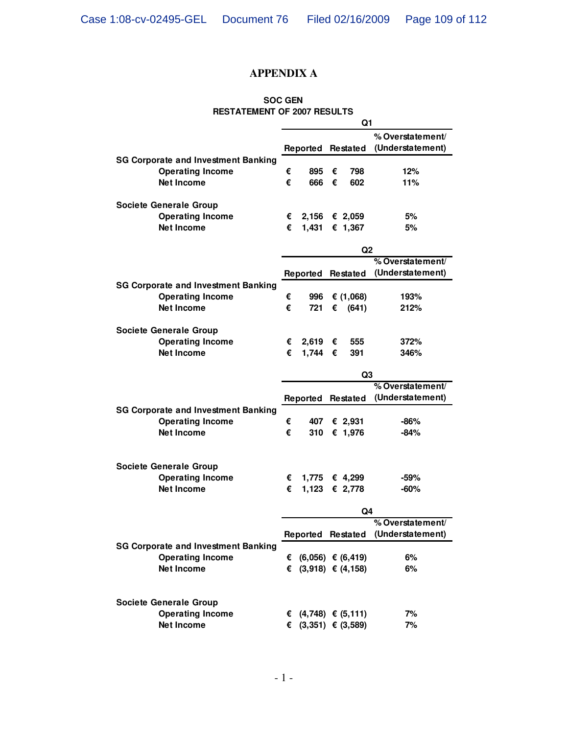# APPENDIX A

**SOC GEN**
**RESTATEMENT OF 2007 RESULTS**

| | Q1 | | |
|---|---|---|---|
| | Reported | Restated | % Overstatement/ (Understatement) |
| **SG Corporate and Investment Banking** | | | |
| Operating Income | € 895 | € 798 | 12% |
| Net Income | € 666 | € 602 | 11% |
| **Societe Generale Group** | | | |
| Operating Income | € 2,156 | € 2,059 | 5% |
| Net Income | € 1,431 | € 1,367 | 5% |

| | Q2 | | |
|---|---|---|---|
| | Reported | Restated | % Overstatement/ (Understatement) |
| **SG Corporate and Investment Banking** | | | |
| Operating Income | € 996 | € (1,068) | 193% |
| Net Income | € 721 | € (641) | 212% |
| **Societe Generale Group** | | | |
| Operating Income | € 2,619 | € 555 | 372% |
| Net Income | € 1,744 | € 391 | 346% |

| | Q3 | | |
|---|---|---|---|
| | Reported | Restated | % Overstatement/ (Understatement) |
| **SG Corporate and Investment Banking** | | | |
| Operating Income | € 407 | € 2,931 | -86% |
| Net Income | € 310 | € 1,976 | -84% |
| **Societe Generale Group** | | | |
| Operating Income | € 1,775 | € 4,299 | -59% |
| Net Income | € 1,123 | € 2,778 | -60% |

| | Q4 | | |
|---|---|---|---|
| | Reported | Restated | % Overstatement/ (Understatement) |
| **SG Corporate and Investment Banking** | | | |
| Operating Income | € (6,056) | € (6,419) | 6% |
| Net Income | € (3,918) | € (4,158) | 6% |
| **Societe Generale Group** | | | |
| Operating Income | € (4,748) | € (5,111) | 7% |
| Net Income | € (3,351) | € (3,589) | 7% |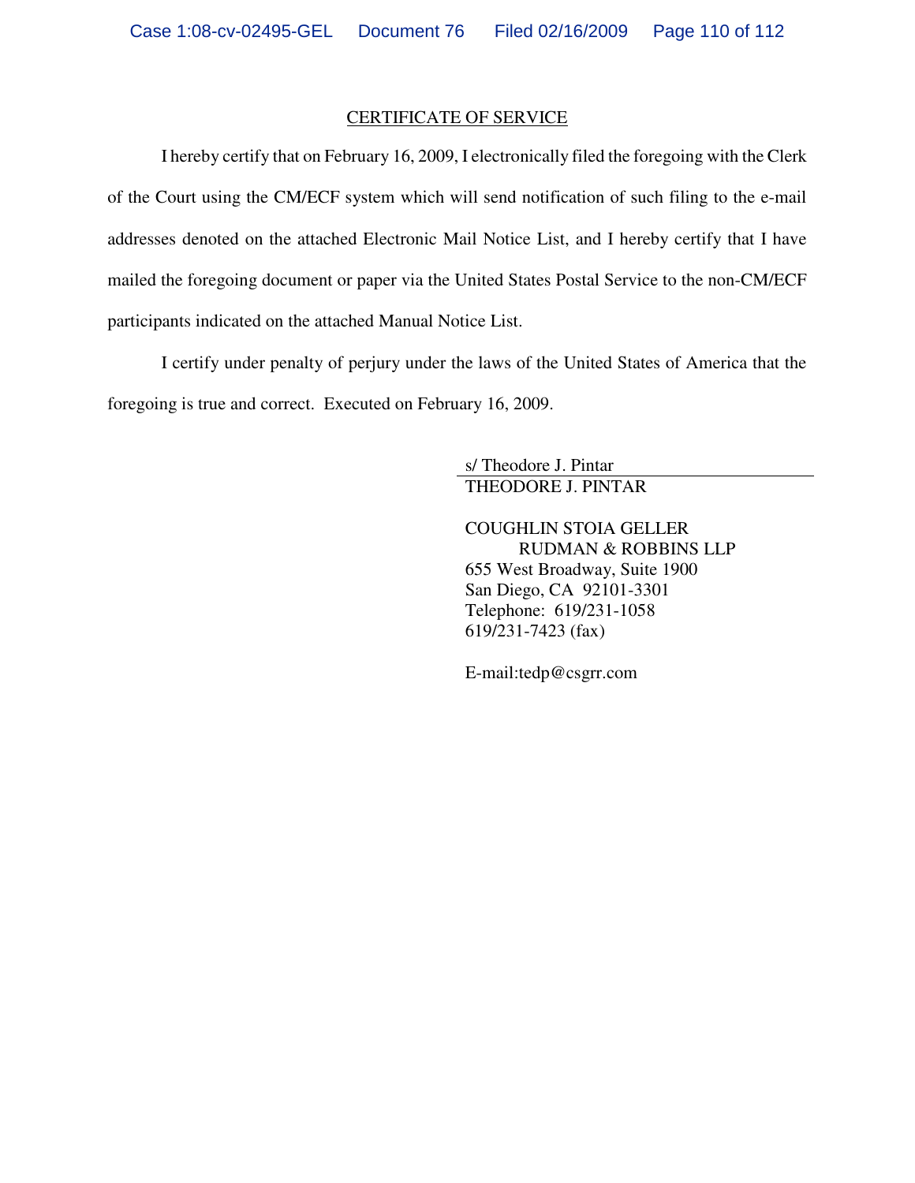## CERTIFICATE OF SERVICE

I hereby certify that on February 16, 2009, I electronically filed the foregoing with the Clerk of the Court using the CM/ECF system which will send notification of such filing to the e-mail addresses denoted on the attached Electronic Mail Notice List, and I hereby certify that I have mailed the foregoing document or paper via the United States Postal Service to the non-CM/ECF participants indicated on the attached Manual Notice List.

I certify under penalty of perjury under the laws of the United States of America that the foregoing is true and correct. Executed on February 16, 2009.

s/ Theodore J. Pintar
THEODORE J. PINTAR

COUGHLIN STOIA GELLER
RUDMAN & ROBBINS LLP
655 West Broadway, Suite 1900
San Diego, CA 92101-3301
Telephone: 619/231-1058
619/231-7423 (fax)

E-mail:tedp@csgrr.com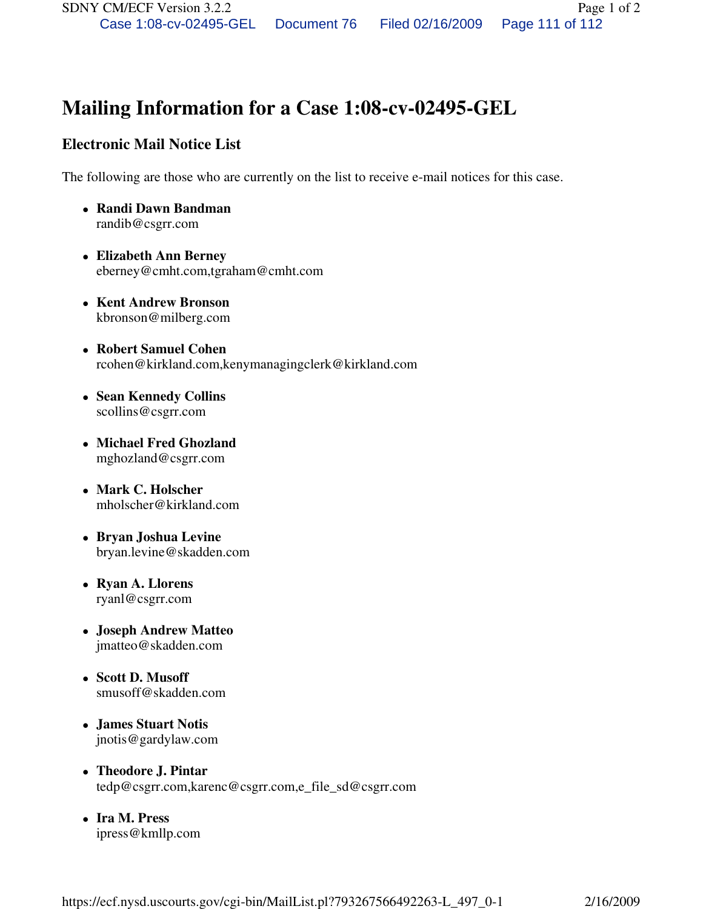# Mailing Information for a Case 1:08-cv-02495-GEL

## Electronic Mail Notice List

The following are those who are currently on the list to receive e-mail notices for this case.

- **Randi Dawn Bandman**
  randib@csgrr.com
- **Elizabeth Ann Berney**
  eberney@cmht.com,tgraham@cmht.com
- **Kent Andrew Bronson**
  kbronson@milberg.com
- **Robert Samuel Cohen**
  rcohen@kirkland.com,kenymanagingclerk@kirkland.com
- **Sean Kennedy Collins**
  scollins@csgrr.com
- **Michael Fred Ghozland**
  mghozland@csgrr.com
- **Mark C. Holscher**
  mholscher@kirkland.com
- **Bryan Joshua Levine**
  bryan.levine@skadden.com
- **Ryan A. Llorens**
  ryanl@csgrr.com
- **Joseph Andrew Matteo**
  jmatteo@skadden.com
- **Scott D. Musoff**
  smusoff@skadden.com
- **James Stuart Notis**
  jnotis@gardylaw.com
- **Theodore J. Pintar**
  tedp@csgrr.com,karenc@csgrr.com,e_file_sd@csgrr.com
- **Ira M. Press**
  ipress@kmllp.com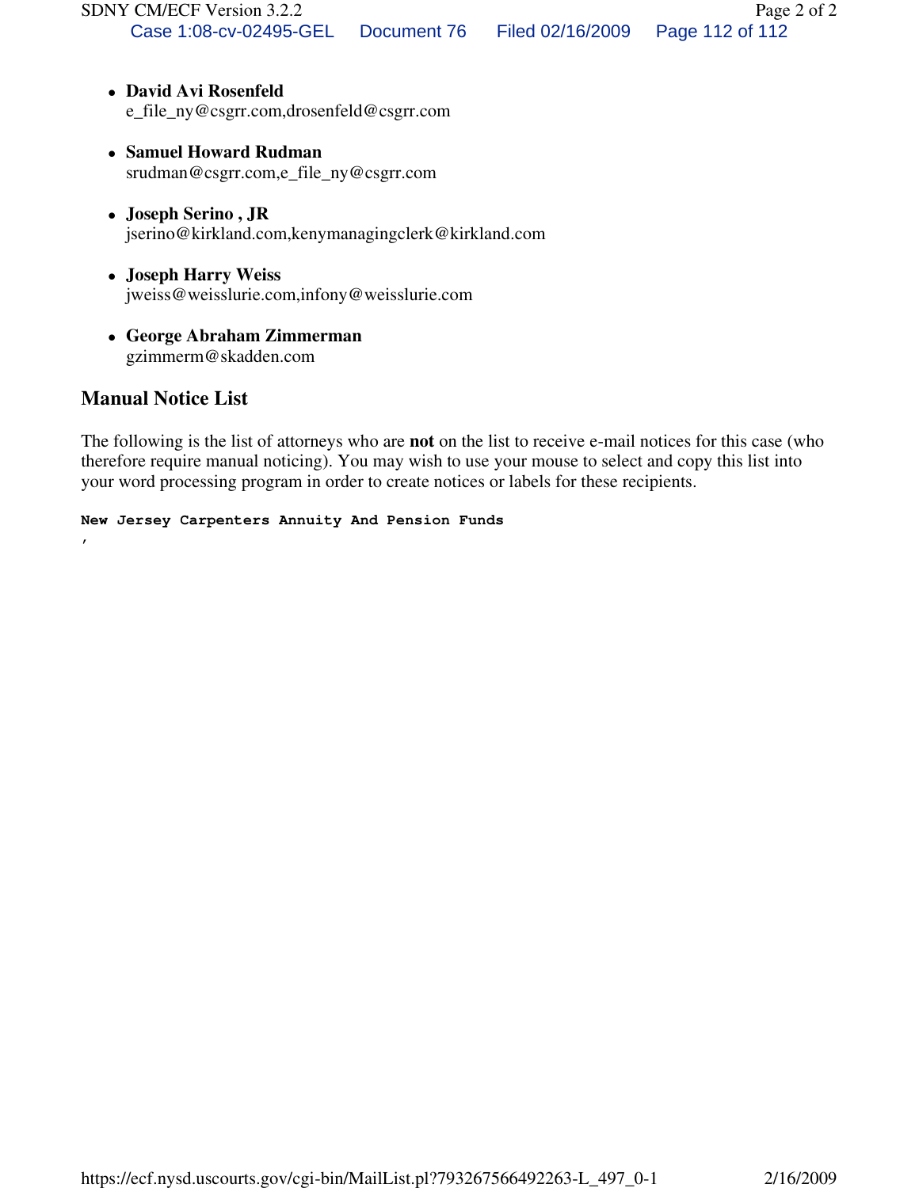- **David Avi Rosenfeld**
  e_file_ny@csgrr.com,drosenfeld@csgrr.com

- **Samuel Howard Rudman**
  srudman@csgrr.com,e_file_ny@csgrr.com

- **Joseph Serino , JR**
  jserino@kirkland.com,kenymanagingclerk@kirkland.com

- **Joseph Harry Weiss**
  jweiss@weisslurie.com,infony@weisslurie.com

- **George Abraham Zimmerman**
  gzimmerm@skadden.com

## Manual Notice List

The following is the list of attorneys who are **not** on the list to receive e-mail notices for this case (who therefore require manual noticing). You may wish to use your mouse to select and copy this list into your word processing program in order to create notices or labels for these recipients.

**New Jersey Carpenters Annuity And Pension Funds**
,